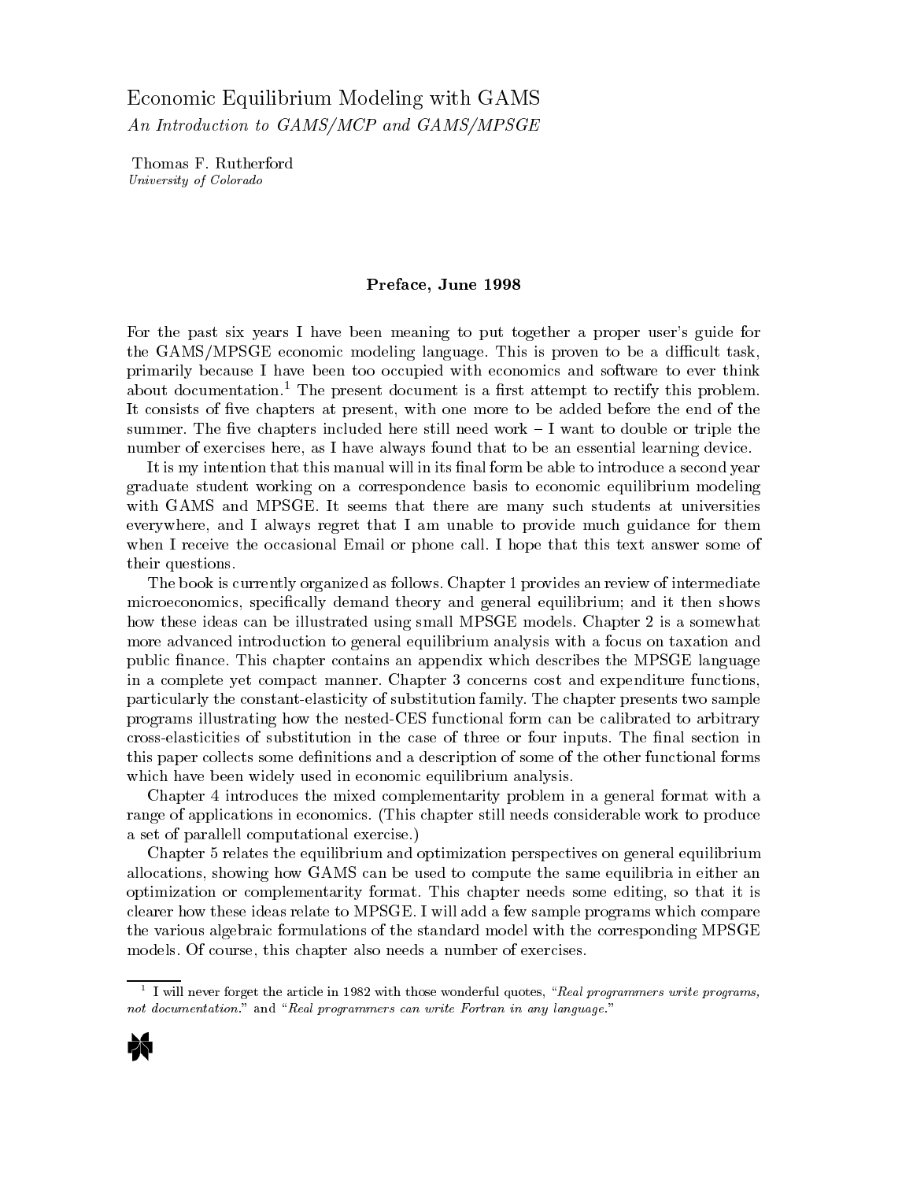# Economic Equilibrium Modeling with GAMS

*An Introduction to GAMS/MCP and GAMS/MPSGE*

Thomas F. Rutherford
*University of Colorado*

## Preface, June 1998

For the past six years I have been meaning to put together a proper user's guide for the GAMS/MPSGE economic modeling language. This is proven to be a difficult task, primarily because I have been too occupied with economics and software to ever think about documentation.[1] The present document is a first attempt to rectify this problem. It consists of five chapters at present, with one more to be added before the end of the summer. The five chapters included here still need work – I want to double or triple the number of exercises here, as I have always found that to be an essential learning device.

It is my intention that this manual will in its final form be able to introduce a second year graduate student working on a correspondence basis to economic equilibrium modeling with GAMS and MPSGE. It seems that there are many such students at universities everywhere, and I always regret that I am unable to provide much guidance for them when I receive the occasional Email or phone call. I hope that this text answer some of their questions.

The book is currently organized as follows. Chapter 1 provides an review of intermediate microeconomics, specifically demand theory and general equilibrium; and it then shows how these ideas can be illustrated using small MPSGE models. Chapter 2 is a somewhat more advanced introduction to general equilibrium analysis with a focus on taxation and public finance. This chapter contains an appendix which describes the MPSGE language in a complete yet compact manner. Chapter 3 concerns cost and expenditure functions, particularly the constant-elasticity of substitution family. The chapter presents two sample programs illustrating how the nested-CES functional form can be calibrated to arbitrary cross-elasticities of substitution in the case of three or four inputs. The final section in this paper collects some definitions and a description of some of the other functional forms which have been widely used in economic equilibrium analysis.

Chapter 4 introduces the mixed complementarity problem in a general format with a range of applications in economics. (This chapter still needs considerable work to produce a set of parallell computational exercise.)

Chapter 5 relates the equilibrium and optimization perspectives on general equilibrium allocations, showing how GAMS can be used to compute the same equilibria in either an optimization or complementarity format. This chapter needs some editing, so that it is clearer how these ideas relate to MPSGE. I will add a few sample programs which compare the various algebraic formulations of the standard model with the corresponding MPSGE models. Of course, this chapter also needs a number of exercises.

---

[1] I will never forget the article in 1982 with those wonderful quotes, "*Real programmers write programs, not documentation.*" and "*Real programmers can write Fortran in any language.*"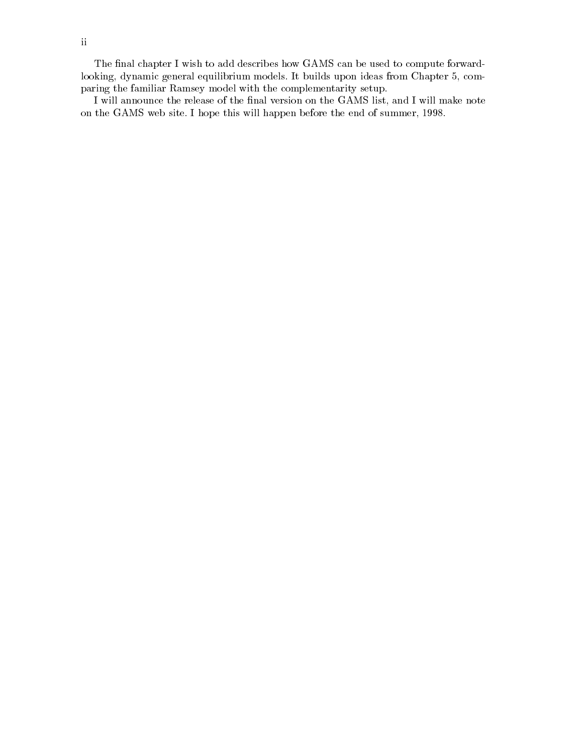The final chapter I wish to add describes how GAMS can be used to compute forward-looking, dynamic general equilibrium models. It builds upon ideas from Chapter 5, comparing the familiar Ramsey model with the complementarity setup.

I will announce the release of the final version on the GAMS list, and I will make note on the GAMS web site. I hope this will happen before the end of summer, 1998.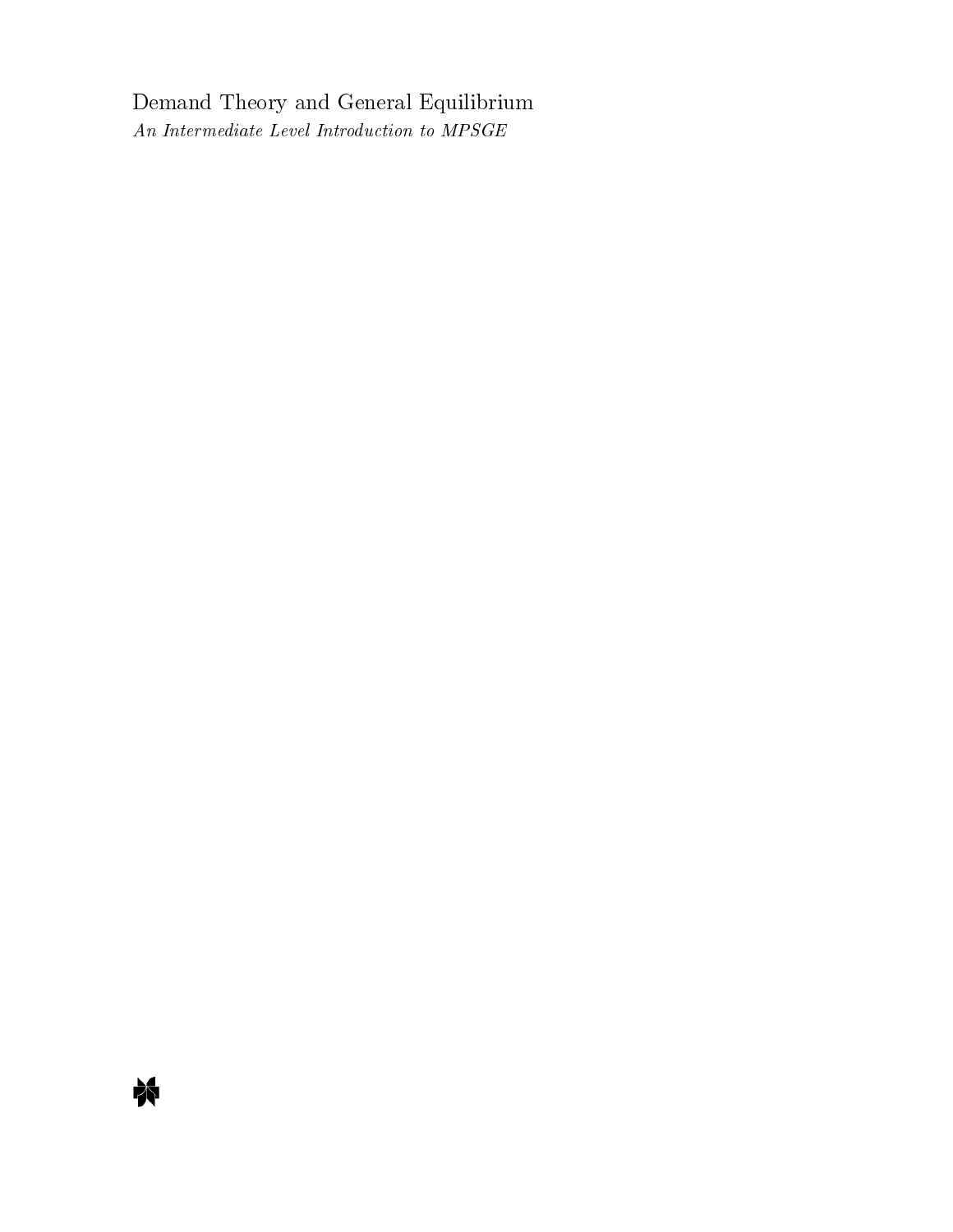Demand Theory and General Equilibrium

*An Intermediate Level Introduction to MPSGE*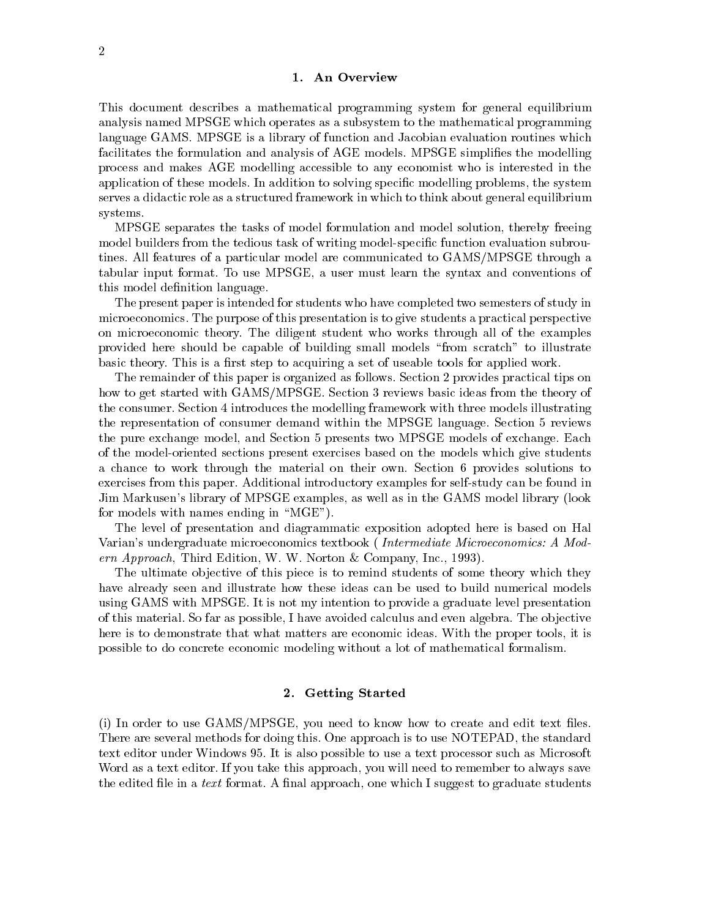## 1. An Overview

This document describes a mathematical programming system for general equilibrium analysis named MPSGE which operates as a subsystem to the mathematical programming language GAMS. MPSGE is a library of function and Jacobian evaluation routines which facilitates the formulation and analysis of AGE models. MPSGE simplifies the modelling process and makes AGE modelling accessible to any economist who is interested in the application of these models. In addition to solving specific modelling problems, the system serves a didactic role as a structured framework in which to think about general equilibrium systems.

MPSGE separates the tasks of model formulation and model solution, thereby freeing model builders from the tedious task of writing model-specific function evaluation subroutines. All features of a particular model are communicated to GAMS/MPSGE through a tabular input format. To use MPSGE, a user must learn the syntax and conventions of this model definition language.

The present paper is intended for students who have completed two semesters of study in microeconomics. The purpose of this presentation is to give students a practical perspective on microeconomic theory. The diligent student who works through all of the examples provided here should be capable of building small models "from scratch" to illustrate basic theory. This is a first step to acquiring a set of useable tools for applied work.

The remainder of this paper is organized as follows. Section 2 provides practical tips on how to get started with GAMS/MPSGE. Section 3 reviews basic ideas from the theory of the consumer. Section 4 introduces the modelling framework with three models illustrating the representation of consumer demand within the MPSGE language. Section 5 reviews the pure exchange model, and Section 5 presents two MPSGE models of exchange. Each of the model-oriented sections present exercises based on the models which give students a chance to work through the material on their own. Section 6 provides solutions to exercises from this paper. Additional introductory examples for self-study can be found in Jim Markusen's library of MPSGE examples, as well as in the GAMS model library (look for models with names ending in "MGE").

The level of presentation and diagrammatic exposition adopted here is based on Hal Varian's undergraduate microeconomics textbook ( *Intermediate Microeconomics: A Modern Approach*, Third Edition, W. W. Norton & Company, Inc., 1993).

The ultimate objective of this piece is to remind students of some theory which they have already seen and illustrate how these ideas can be used to build numerical models using GAMS with MPSGE. It is not my intention to provide a graduate level presentation of this material. So far as possible, I have avoided calculus and even algebra. The objective here is to demonstrate that what matters are economic ideas. With the proper tools, it is possible to do concrete economic modeling without a lot of mathematical formalism.

## 2. Getting Started

(i) In order to use GAMS/MPSGE, you need to know how to create and edit text files. There are several methods for doing this. One approach is to use NOTEPAD, the standard text editor under Windows 95. It is also possible to use a text processor such as Microsoft Word as a text editor. If you take this approach, you will need to remember to always save the edited file in a *text* format. A final approach, one which I suggest to graduate students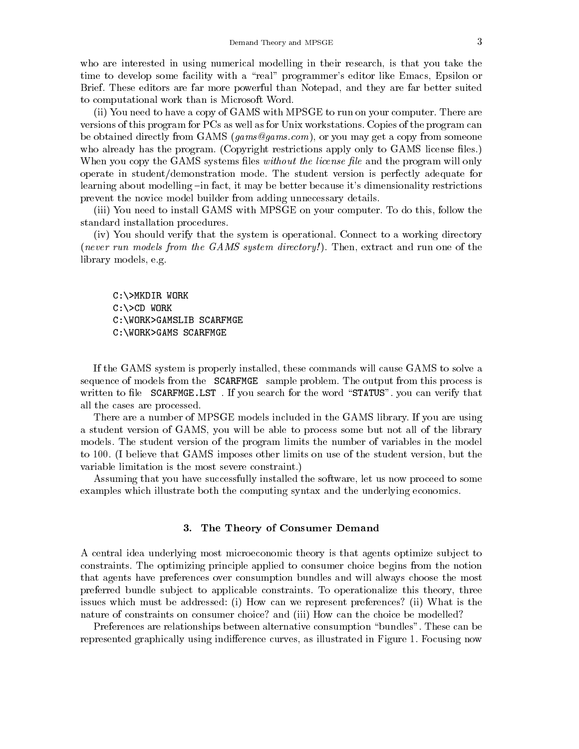who are interested in using numerical modelling in their research, is that you take the time to develop some facility with a "real" programmer's editor like Emacs, Epsilon or Brief. These editors are far more powerful than Notepad, and they are far better suited to computational work than is Microsoft Word.

(ii) You need to have a copy of GAMS with MPSGE to run on your computer. There are versions of this program for PCs as well as for Unix workstations. Copies of the program can be obtained directly from GAMS (*gams@gams.com*), or you may get a copy from someone who already has the program. (Copyright restrictions apply only to GAMS license files.) When you copy the GAMS systems files *without the license file* and the program will only operate in student/demonstration mode. The student version is perfectly adequate for learning about modelling –in fact, it may be better because it's dimensionality restrictions prevent the novice model builder from adding unnecessary details.

(iii) You need to install GAMS with MPSGE on your computer. To do this, follow the standard installation procedures.

(iv) You should verify that the system is operational. Connect to a working directory (*never run models from the GAMS system directory!*). Then, extract and run one of the library models, e.g.

```
C:\>MKDIR WORK
C:\>CD WORK
C:\WORK>GAMSLIB SCARFMGE
C:\WORK>GAMS SCARFMGE
```

If the GAMS system is properly installed, these commands will cause GAMS to solve a sequence of models from the `SCARFMGE` sample problem. The output from this process is written to file `SCARFMGE.LST` . If you search for the word "`STATUS`". you can verify that all the cases are processed.

There are a number of MPSGE models included in the GAMS library. If you are using a student version of GAMS, you will be able to process some but not all of the library models. The student version of the program limits the number of variables in the model to 100. (I believe that GAMS imposes other limits on use of the student version, but the variable limitation is the most severe constraint.)

Assuming that you have successfully installed the software, let us now proceed to some examples which illustrate both the computing syntax and the underlying economics.

## 3. The Theory of Consumer Demand

A central idea underlying most microeconomic theory is that agents optimize subject to constraints. The optimizing principle applied to consumer choice begins from the notion that agents have preferences over consumption bundles and will always choose the most preferred bundle subject to applicable constraints. To operationalize this theory, three issues which must be addressed: (i) How can we represent preferences? (ii) What is the nature of constraints on consumer choice? and (iii) How can the choice be modelled?

Preferences are relationships between alternative consumption "bundles". These can be represented graphically using indifference curves, as illustrated in Figure 1. Focusing now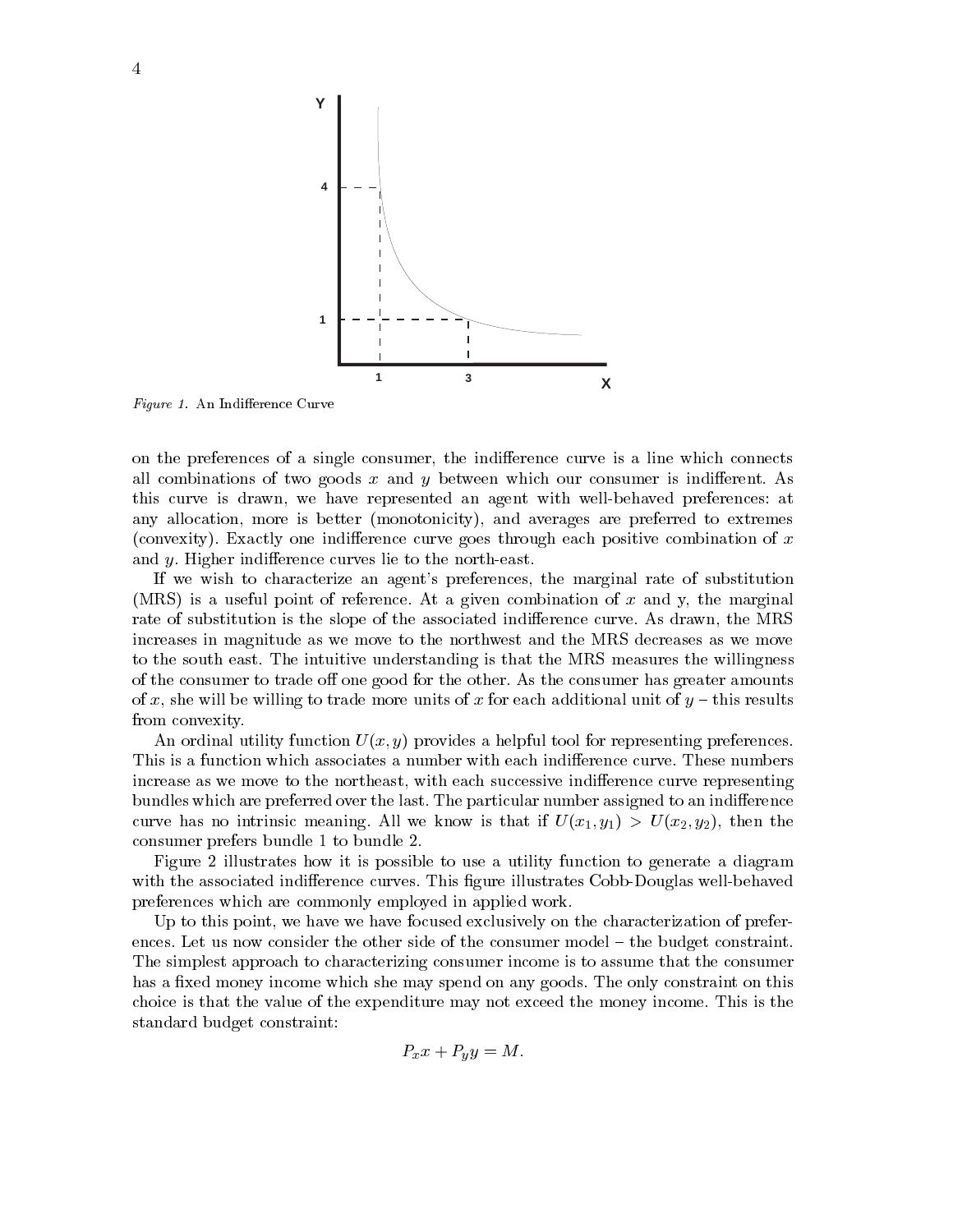*Figure 1.* An Indifference Curve

on the preferences of a single consumer, the indifference curve is a line which connects all combinations of two goods $x$ and $y$ between which our consumer is indifferent. As this curve is drawn, we have represented an agent with well-behaved preferences: at any allocation, more is better (monotonicity), and averages are preferred to extremes (convexity). Exactly one indifference curve goes through each positive combination of $x$ and $y$. Higher indifference curves lie to the north-east.

If we wish to characterize an agent's preferences, the marginal rate of substitution (MRS) is a useful point of reference. At a given combination of $x$ and y, the marginal rate of substitution is the slope of the associated indifference curve. As drawn, the MRS increases in magnitude as we move to the northwest and the MRS decreases as we move to the south east. The intuitive understanding is that the MRS measures the willingness of the consumer to trade off one good for the other. As the consumer has greater amounts of $x$, she will be willing to trade more units of $x$ for each additional unit of $y$ – this results from convexity.

An ordinal utility function $U(x, y)$ provides a helpful tool for representing preferences. This is a function which associates a number with each indifference curve. These numbers increase as we move to the northeast, with each successive indifference curve representing bundles which are preferred over the last. The particular number assigned to an indifference curve has no intrinsic meaning. All we know is that if $U(x_1, y_1) > U(x_2, y_2)$, then the consumer prefers bundle 1 to bundle 2.

Figure 2 illustrates how it is possible to use a utility function to generate a diagram with the associated indifference curves. This figure illustrates Cobb-Douglas well-behaved preferences which are commonly employed in applied work.

Up to this point, we have we have focused exclusively on the characterization of preferences. Let us now consider the other side of the consumer model – the budget constraint. The simplest approach to characterizing consumer income is to assume that the consumer has a fixed money income which she may spend on any goods. The only constraint on this choice is that the value of the expenditure may not exceed the money income. This is the standard budget constraint:

$$P_x x + P_y y = M.$$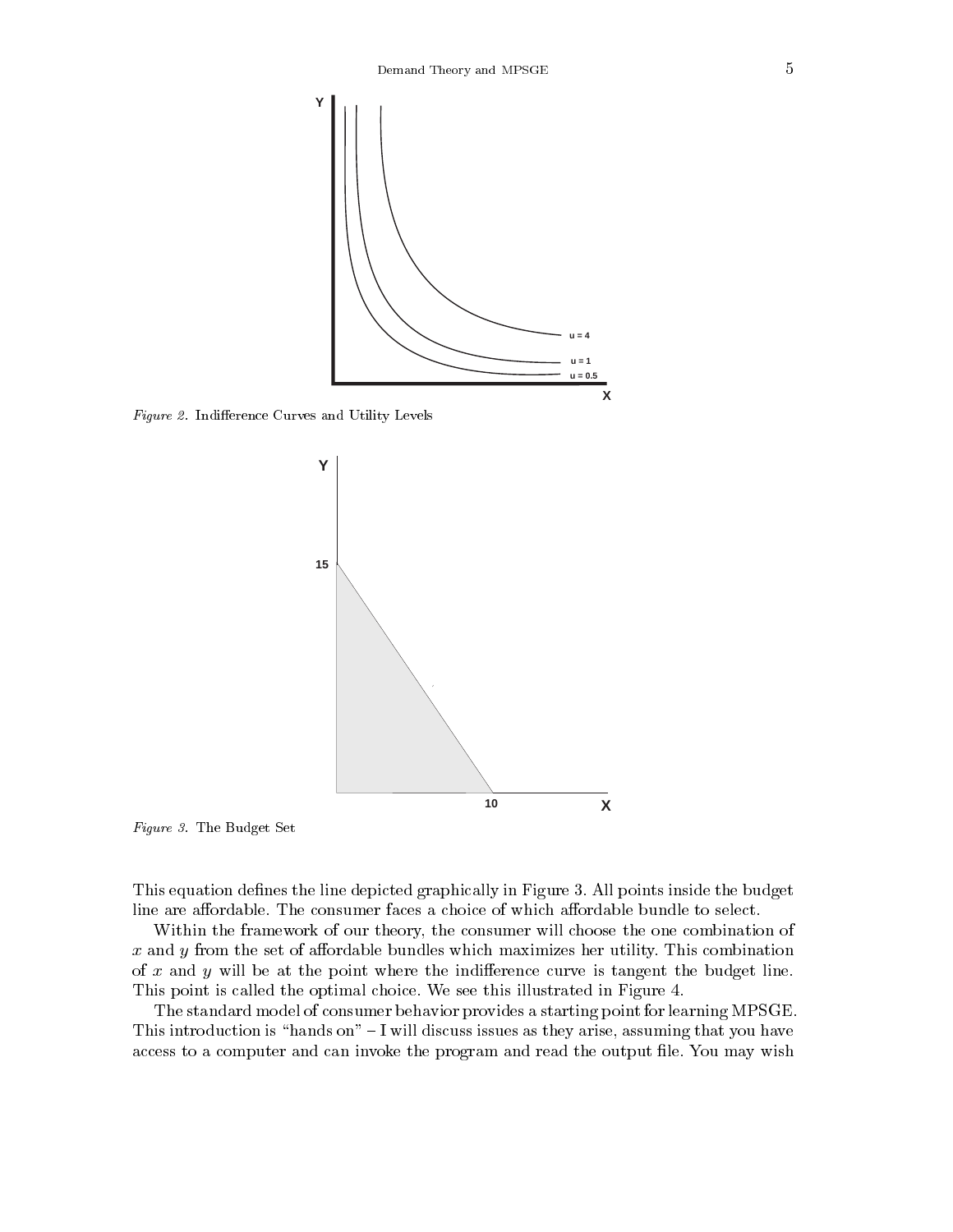*Figure 2.* Indifference Curves and Utility Levels

*Figure 3.* The Budget Set

This equation defines the line depicted graphically in Figure 3. All points inside the budget line are affordable. The consumer faces a choice of which affordable bundle to select.

Within the framework of our theory, the consumer will choose the one combination of $x$ and $y$ from the set of affordable bundles which maximizes her utility. This combination of $x$ and $y$ will be at the point where the indifference curve is tangent the budget line. This point is called the optimal choice. We see this illustrated in Figure 4.

The standard model of consumer behavior provides a starting point for learning MPSGE. This introduction is "hands on" – I will discuss issues as they arise, assuming that you have access to a computer and can invoke the program and read the output file. You may wish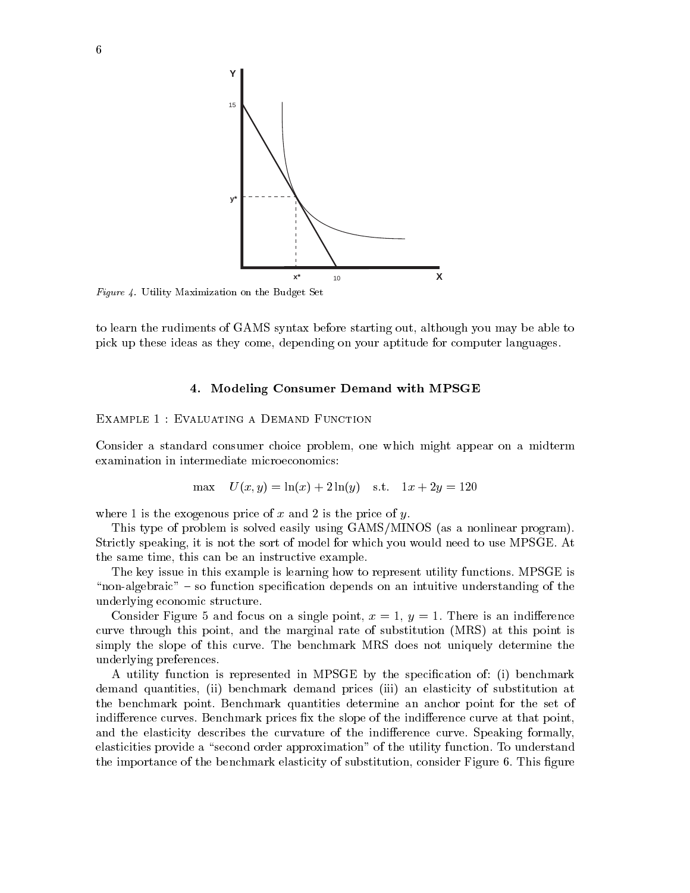Figure 4. Utility Maximization on the Budget Set

to learn the rudiments of GAMS syntax before starting out, although you may be able to pick up these ideas as they come, depending on your aptitude for computer languages.

## 4. Modeling Consumer Demand with MPSGE

### Example 1 : Evaluating a Demand Function

Consider a standard consumer choice problem, one which might appear on a midterm examination in intermediate microeconomics:

$$\max \quad U(x, y) = \ln(x) + 2\ln(y) \quad \text{s.t.} \quad 1x + 2y = 120$$

where 1 is the exogenous price of $x$ and 2 is the price of $y$.

This type of problem is solved easily using GAMS/MINOS (as a nonlinear program). Strictly speaking, it is not the sort of model for which you would need to use MPSGE. At the same time, this can be an instructive example.

The key issue in this example is learning how to represent utility functions. MPSGE is "non-algebraic" – so function specification depends on an intuitive understanding of the underlying economic structure.

Consider Figure 5 and focus on a single point, $x = 1$, $y = 1$. There is an indifference curve through this point, and the marginal rate of substitution (MRS) at this point is simply the slope of this curve. The benchmark MRS does not uniquely determine the underlying preferences.

A utility function is represented in MPSGE by the specification of: (i) benchmark demand quantities, (ii) benchmark demand prices (iii) an elasticity of substitution at the benchmark point. Benchmark quantities determine an anchor point for the set of indifference curves. Benchmark prices fix the slope of the indifference curve at that point, and the elasticity describes the curvature of the indifference curve. Speaking formally, elasticities provide a "second order approximation" of the utility function. To understand the importance of the benchmark elasticity of substitution, consider Figure 6. This figure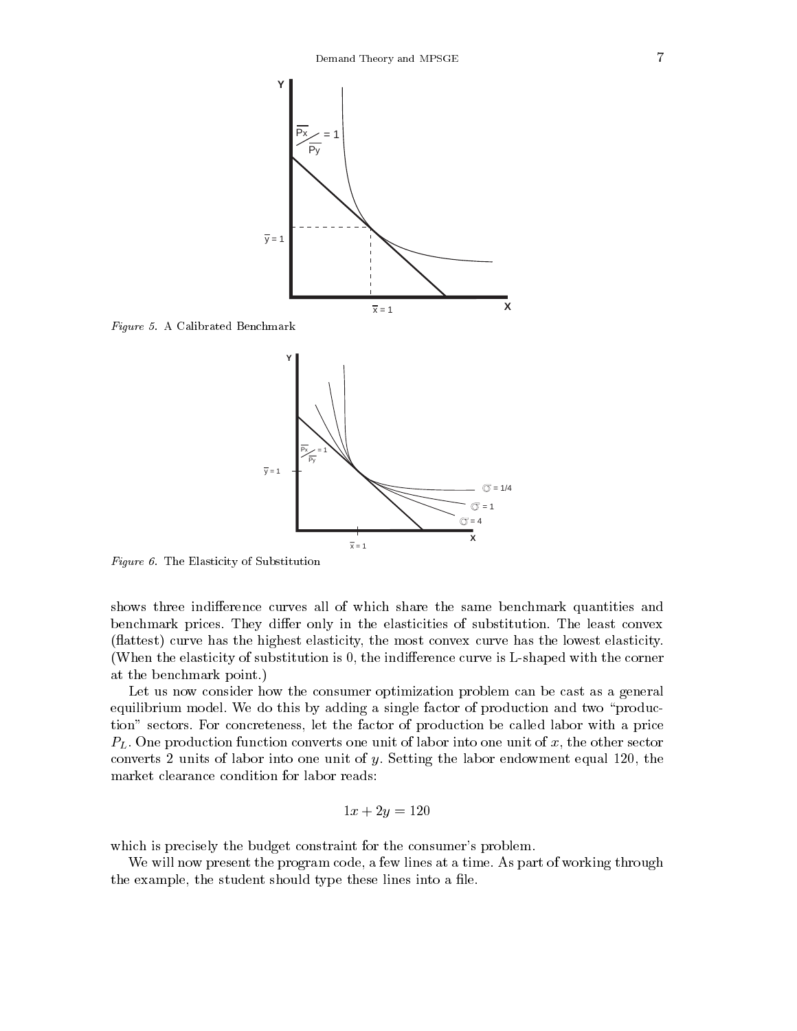*Figure 5.* A Calibrated Benchmark

*Figure 6.* The Elasticity of Substitution

shows three indifference curves all of which share the same benchmark quantities and benchmark prices. They differ only in the elasticities of substitution. The least convex (flattest) curve has the highest elasticity, the most convex curve has the lowest elasticity. (When the elasticity of substitution is 0, the indifference curve is L-shaped with the corner at the benchmark point.)

Let us now consider how the consumer optimization problem can be cast as a general equilibrium model. We do this by adding a single factor of production and two "production" sectors. For concreteness, let the factor of production be called labor with a price $P_L$. One production function converts one unit of labor into one unit of $x$, the other sector converts 2 units of labor into one unit of $y$. Setting the labor endowment equal 120, the market clearance condition for labor reads:

$$1x + 2y = 120$$

which is precisely the budget constraint for the consumer's problem.

We will now present the program code, a few lines at a time. As part of working through the example, the student should type these lines into a file.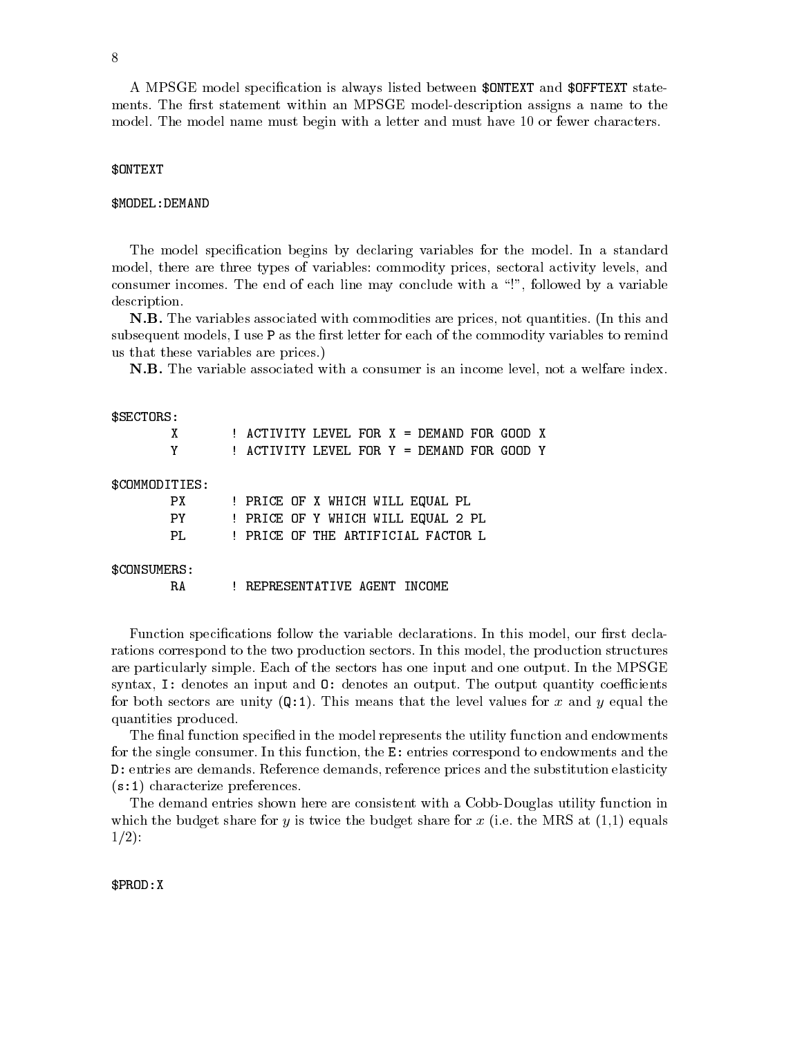A MPSGE model specification is always listed between `$ONTEXT` and `$OFFTEXT` statements. The first statement within an MPSGE model-description assigns a name to the model. The model name must begin with a letter and must have 10 or fewer characters.

```
$ONTEXT

$MODEL:DEMAND
```

The model specification begins by declaring variables for the model. In a standard model, there are three types of variables: commodity prices, sectoral activity levels, and consumer incomes. The end of each line may conclude with a "!", followed by a variable description.

**N.B.** The variables associated with commodities are prices, not quantities. (In this and subsequent models, I use `P` as the first letter for each of the commodity variables to remind us that these variables are prices.)

**N.B.** The variable associated with a consumer is an income level, not a welfare index.

```
$SECTORS:
        X       ! ACTIVITY LEVEL FOR X = DEMAND FOR GOOD X
        Y       ! ACTIVITY LEVEL FOR Y = DEMAND FOR GOOD Y

$COMMODITIES:
        PX      ! PRICE OF X WHICH WILL EQUAL PL
        PY      ! PRICE OF Y WHICH WILL EQUAL 2 PL
        PL      ! PRICE OF THE ARTIFICIAL FACTOR L

$CONSUMERS:
        RA      ! REPRESENTATIVE AGENT INCOME
```

Function specifications follow the variable declarations. In this model, our first declarations correspond to the two production sectors. In this model, the production structures are particularly simple. Each of the sectors has one input and one output. In the MPSGE syntax, `I:` denotes an input and `O:` denotes an output. The output quantity coefficients for both sectors are unity (`Q:1`). This means that the level values for $x$ and $y$ equal the quantities produced.

The final function specified in the model represents the utility function and endowments for the single consumer. In this function, the `E:` entries correspond to endowments and the `D:` entries are demands. Reference demands, reference prices and the substitution elasticity (`s:1`) characterize preferences.

The demand entries shown here are consistent with a Cobb-Douglas utility function in which the budget share for $y$ is twice the budget share for $x$ (i.e. the MRS at (1,1) equals 1/2):

```
$PROD:X
```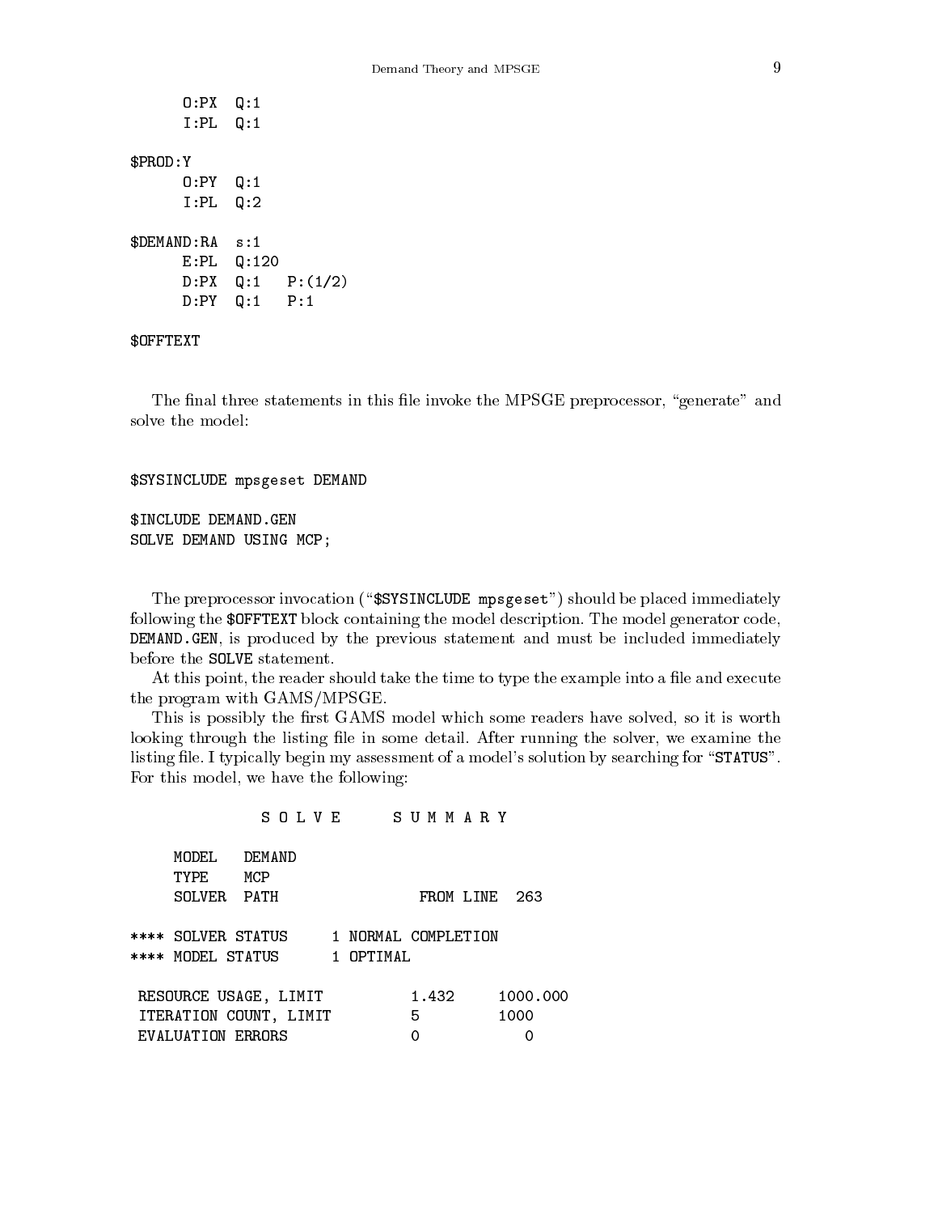```
      O:PX  Q:1
      I:PL  Q:1

$PROD:Y
      O:PY  Q:1
      I:PL  Q:2

$DEMAND:RA  s:1
      E:PL  Q:120
      D:PX  Q:1   P:(1/2)
      D:PY  Q:1   P:1

$OFFTEXT
```

The final three statements in this file invoke the MPSGE preprocessor, "generate" and solve the model:

```
$SYSINCLUDE mpsgeset DEMAND

$INCLUDE DEMAND.GEN
SOLVE DEMAND USING MCP;
```

The preprocessor invocation ("`$SYSINCLUDE mpsgeset`") should be placed immediately following the `$OFFTEXT` block containing the model description. The model generator code, `DEMAND.GEN`, is produced by the previous statement and must be included immediately before the `SOLVE` statement.

At this point, the reader should take the time to type the example into a file and execute the program with GAMS/MPSGE.

This is possibly the first GAMS model which some readers have solved, so it is worth looking through the listing file in some detail. After running the solver, we examine the listing file. I typically begin my assessment of a model's solution by searching for "`STATUS`". For this model, we have the following:

```
               S O L V E      S U M M A R Y

     MODEL   DEMAND
     TYPE    MCP
     SOLVER  PATH                FROM LINE  263

**** SOLVER STATUS     1 NORMAL COMPLETION
**** MODEL STATUS      1 OPTIMAL

 RESOURCE USAGE, LIMIT          1.432     1000.000
 ITERATION COUNT, LIMIT         5         1000
 EVALUATION ERRORS              0            0
```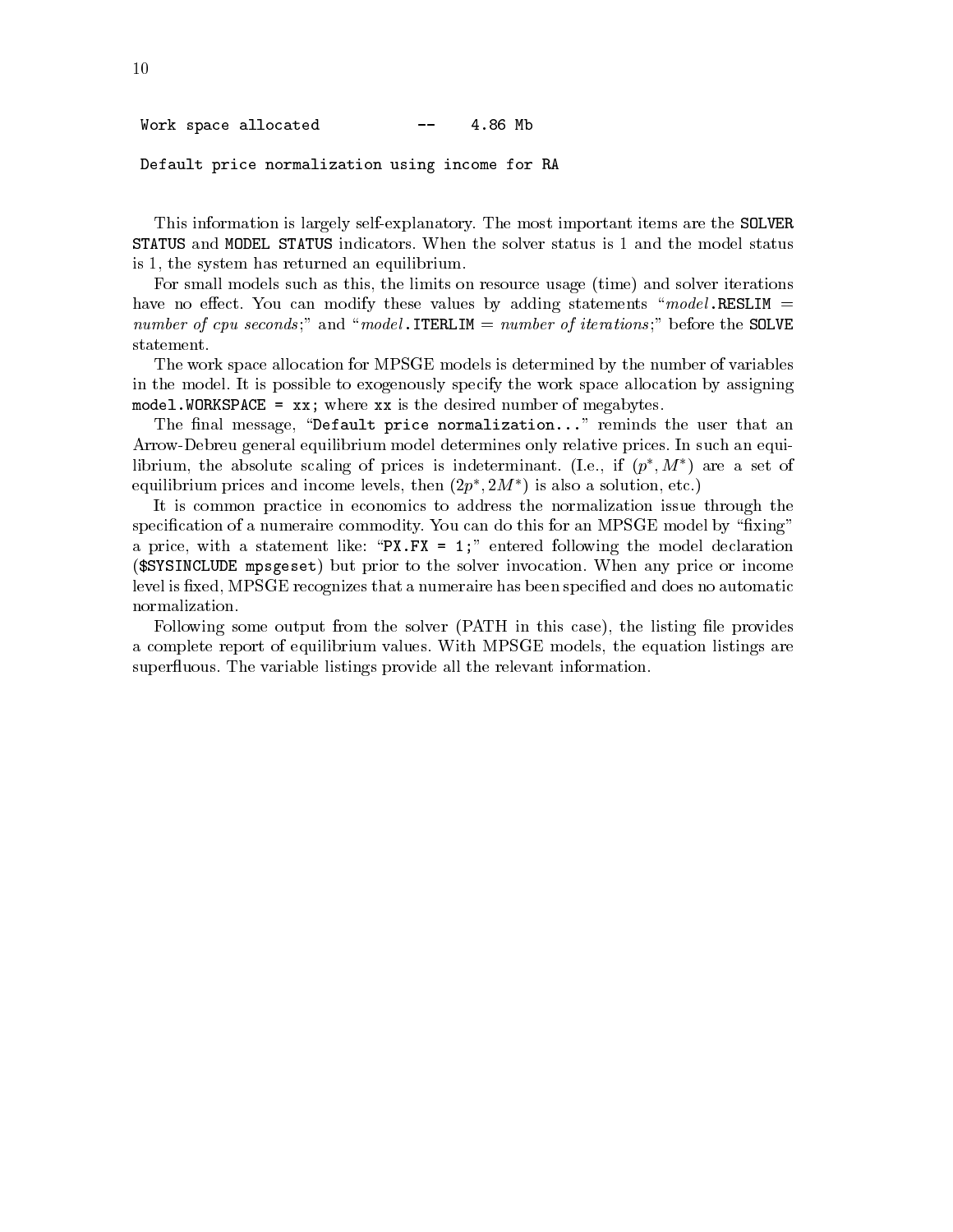```
 Work space allocated           --    4.86 Mb

 Default price normalization using income for RA
```

This information is largely self-explanatory. The most important items are the `SOLVER STATUS` and `MODEL STATUS` indicators. When the solver status is 1 and the model status is 1, the system has returned an equilibrium.

For small models such as this, the limits on resource usage (time) and solver iterations have no effect. You can modify these values by adding statements "*model*`.RESLIM` = *number of cpu seconds*;" and "*model*`.ITERLIM` = *number of iterations*;" before the `SOLVE` statement.

The work space allocation for MPSGE models is determined by the number of variables in the model. It is possible to exogenously specify the work space allocation by assigning `model.WORKSPACE = xx;` where `xx` is the desired number of megabytes.

The final message, "`Default price normalization...`" reminds the user that an Arrow-Debreu general equilibrium model determines only relative prices. In such an equilibrium, the absolute scaling of prices is indeterminant. (I.e., if $(p^*, M^*)$ are a set of equilibrium prices and income levels, then $(2p^*, 2M^*)$ is also a solution, etc.)

It is common practice in economics to address the normalization issue through the specification of a numeraire commodity. You can do this for an MPSGE model by "fixing" a price, with a statement like: "`PX.FX = 1;`" entered following the model declaration (`$SYSINCLUDE mpsgeset`) but prior to the solver invocation. When any price or income level is fixed, MPSGE recognizes that a numeraire has been specified and does no automatic normalization.

Following some output from the solver (PATH in this case), the listing file provides a complete report of equilibrium values. With MPSGE models, the equation listings are superfluous. The variable listings provide all the relevant information.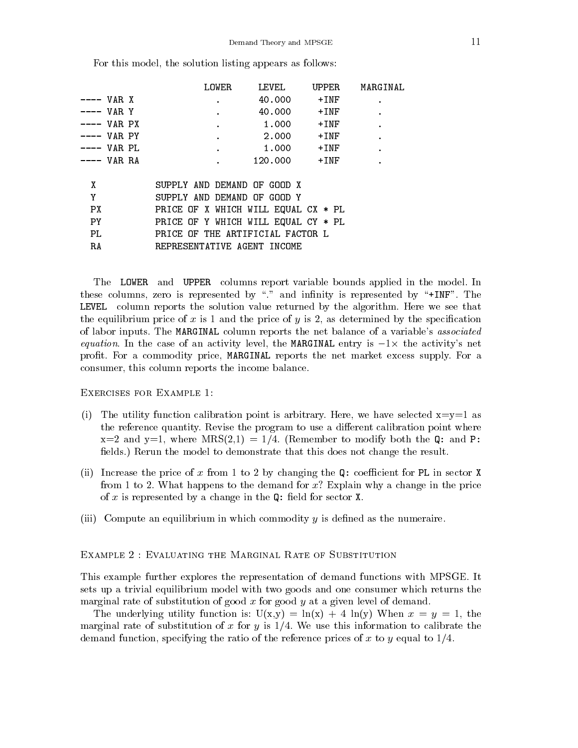For this model, the solution listing appears as follows:

```
                       LOWER     LEVEL     UPPER    MARGINAL
---- VAR X               .       40.000     +INF        .
---- VAR Y               .       40.000     +INF        .
---- VAR PX              .        1.000     +INF        .
---- VAR PY              .        2.000     +INF        .
---- VAR PL              .        1.000     +INF        .
---- VAR RA              .      120.000     +INF        .

  X           SUPPLY AND DEMAND OF GOOD X
  Y           SUPPLY AND DEMAND OF GOOD Y
  PX          PRICE OF X WHICH WILL EQUAL CX * PL
  PY          PRICE OF Y WHICH WILL EQUAL CY * PL
  PL          PRICE OF THE ARTIFICIAL FACTOR L
  RA          REPRESENTATIVE AGENT INCOME
```

The `LOWER` and `UPPER` columns report variable bounds applied in the model. In these columns, zero is represented by "." and infinity is represented by "+INF". The `LEVEL` column reports the solution value returned by the algorithm. Here we see that the equilibrium price of $x$ is 1 and the price of $y$ is 2, as determined by the specification of labor inputs. The `MARGINAL` column reports the net balance of a variable's *associated equation*. In the case of an activity level, the `MARGINAL` entry is $-1\times$ the activity's net profit. For a commodity price, `MARGINAL` reports the net market excess supply. For a consumer, this column reports the income balance.

Exercises for Example 1:

(i) The utility function calibration point is arbitrary. Here, we have selected x=y=1 as the reference quantity. Revise the program to use a different calibration point where x=2 and y=1, where MRS(2,1) = 1/4. (Remember to modify both the `Q:` and `P:` fields.) Rerun the model to demonstrate that this does not change the result.

(ii) Increase the price of $x$ from 1 to 2 by changing the `Q:` coefficient for `PL` in sector `X` from 1 to 2. What happens to the demand for $x$? Explain why a change in the price of $x$ is represented by a change in the `Q:` field for sector `X`.

(iii) Compute an equilibrium in which commodity $y$ is defined as the numeraire.

## Example 2 : Evaluating the Marginal Rate of Substitution

This example further explores the representation of demand functions with MPSGE. It sets up a trivial equilibrium model with two goods and one consumer which returns the marginal rate of substitution of good $x$ for good $y$ at a given level of demand.

The underlying utility function is: U(x,y) = ln(x) + 4 ln(y) When $x = y = 1$, the marginal rate of substitution of $x$ for $y$ is 1/4. We use this information to calibrate the demand function, specifying the ratio of the reference prices of $x$ to $y$ equal to 1/4.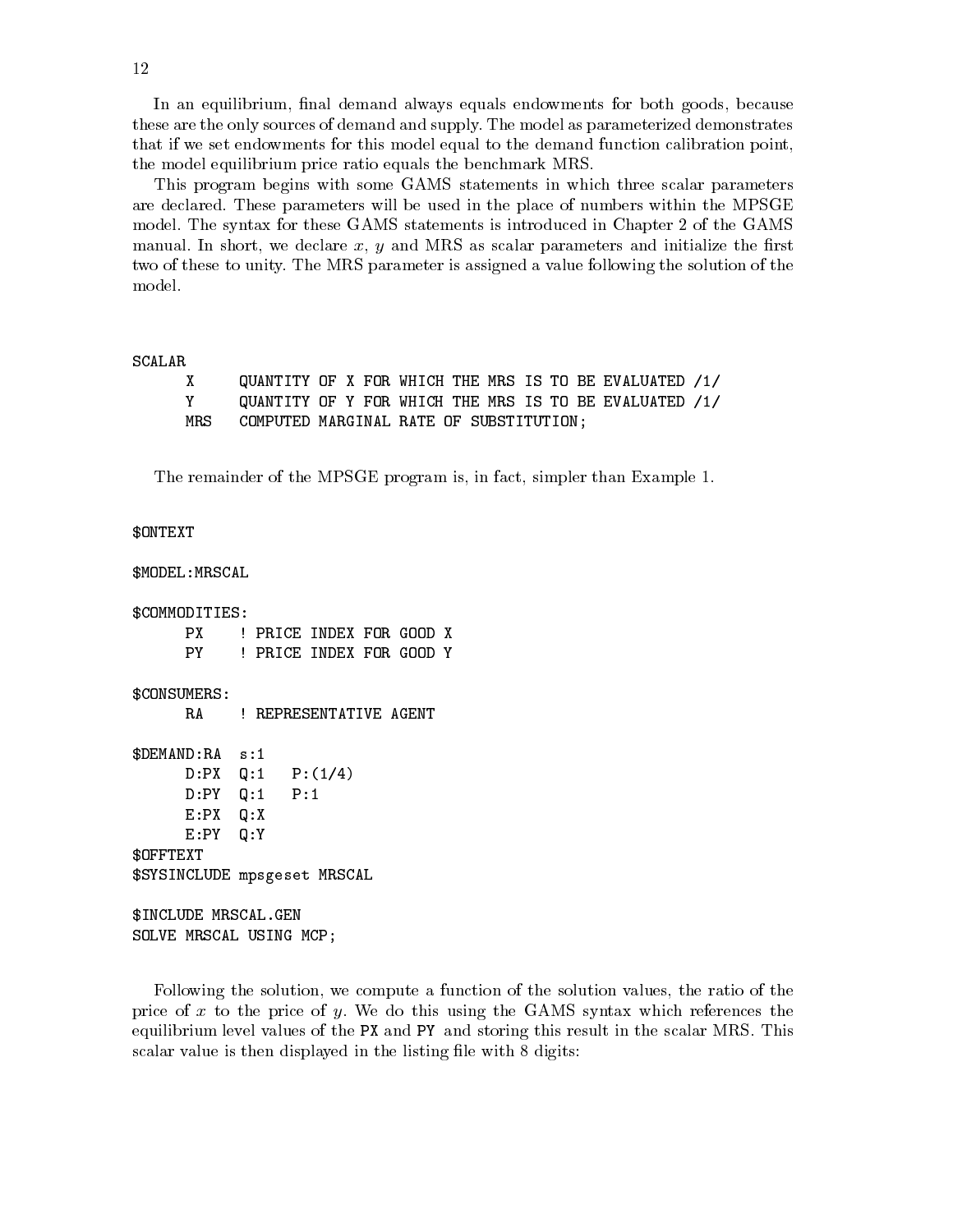In an equilibrium, final demand always equals endowments for both goods, because these are the only sources of demand and supply. The model as parameterized demonstrates that if we set endowments for this model equal to the demand function calibration point, the model equilibrium price ratio equals the benchmark MRS.

This program begins with some GAMS statements in which three scalar parameters are declared. These parameters will be used in the place of numbers within the MPSGE model. The syntax for these GAMS statements is introduced in Chapter 2 of the GAMS manual. In short, we declare $x$, $y$ and MRS as scalar parameters and initialize the first two of these to unity. The MRS parameter is assigned a value following the solution of the model.

```
SCALAR
     X      QUANTITY OF X FOR WHICH THE MRS IS TO BE EVALUATED /1/
     Y      QUANTITY OF Y FOR WHICH THE MRS IS TO BE EVALUATED /1/
     MRS    COMPUTED MARGINAL RATE OF SUBSTITUTION;
```

The remainder of the MPSGE program is, in fact, simpler than Example 1.

```
$ONTEXT

$MODEL:MRSCAL

$COMMODITIES:
     PX    ! PRICE INDEX FOR GOOD X
     PY    ! PRICE INDEX FOR GOOD Y

$CONSUMERS:
     RA    ! REPRESENTATIVE AGENT

$DEMAND:RA  s:1
     D:PX  Q:1   P:(1/4)
     D:PY  Q:1   P:1
     E:PX  Q:X
     E:PY  Q:Y
$OFFTEXT
$SYSINCLUDE mpsgeset MRSCAL

$INCLUDE MRSCAL.GEN
SOLVE MRSCAL USING MCP;
```

Following the solution, we compute a function of the solution values, the ratio of the price of $x$ to the price of $y$. We do this using the GAMS syntax which references the equilibrium level values of the PX and PY and storing this result in the scalar MRS. This scalar value is then displayed in the listing file with 8 digits: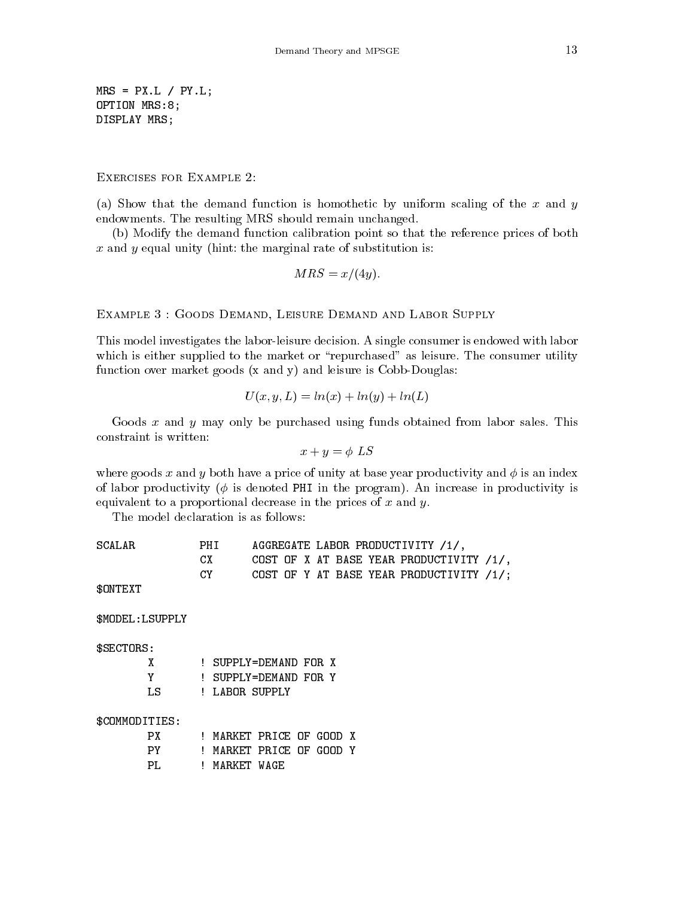```
MRS = PX.L / PY.L;
OPTION MRS:8;
DISPLAY MRS;
```

EXERCISES FOR EXAMPLE 2:

(a) Show that the demand function is homothetic by uniform scaling of the $x$ and $y$ endowments. The resulting MRS should remain unchanged.

(b) Modify the demand function calibration point so that the reference prices of both $x$ and $y$ equal unity (hint: the marginal rate of substitution is:

$$MRS = x/(4y).$$

## EXAMPLE 3 : GOODS DEMAND, LEISURE DEMAND AND LABOR SUPPLY

This model investigates the labor-leisure decision. A single consumer is endowed with labor which is either supplied to the market or "repurchased" as leisure. The consumer utility function over market goods (x and y) and leisure is Cobb-Douglas:

$$U(x, y, L) = ln(x) + ln(y) + ln(L)$$

Goods $x$ and $y$ may only be purchased using funds obtained from labor sales. This constraint is written:

$$x + y = \phi \ LS$$

where goods $x$ and $y$ both have a price of unity at base year productivity and $\phi$ is an index of labor productivity ($\phi$ is denoted PHI in the program). An increase in productivity is equivalent to a proportional decrease in the prices of $x$ and $y$.

The model declaration is as follows:

```
SCALAR          PHI     AGGREGATE LABOR PRODUCTIVITY /1/,
                CX      COST OF X AT BASE YEAR PRODUCTIVITY /1/,
                CY      COST OF Y AT BASE YEAR PRODUCTIVITY /1/;
$ONTEXT

$MODEL:LSUPPLY

$SECTORS:
        X       ! SUPPLY=DEMAND FOR X
        Y       ! SUPPLY=DEMAND FOR Y
        LS      ! LABOR SUPPLY

$COMMODITIES:
        PX      ! MARKET PRICE OF GOOD X
        PY      ! MARKET PRICE OF GOOD Y
        PL      ! MARKET WAGE
```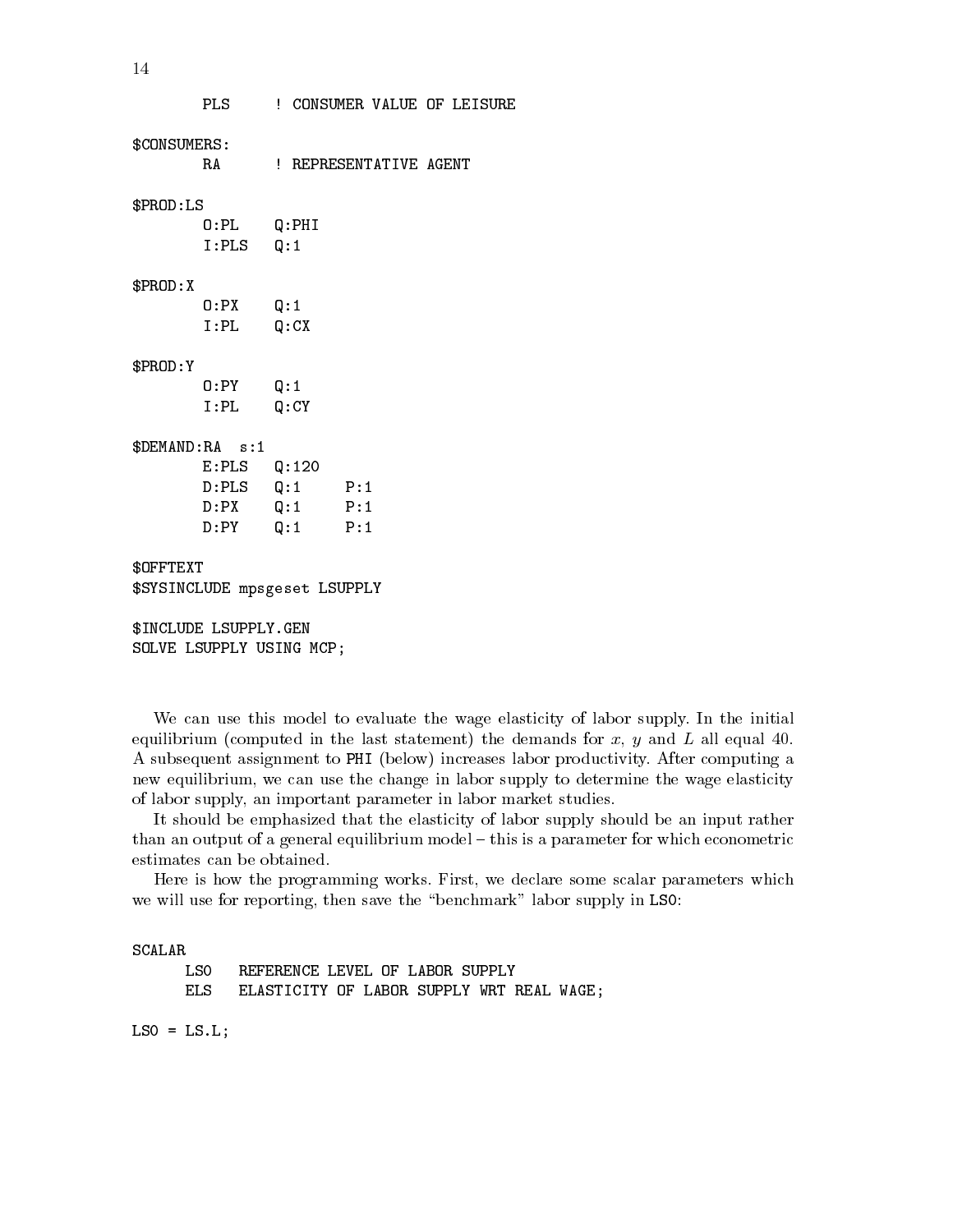```
        PLS     ! CONSUMER VALUE OF LEISURE

$CONSUMERS:
        RA      ! REPRESENTATIVE AGENT

$PROD:LS
        O:PL    Q:PHI
        I:PLS   Q:1

$PROD:X
        O:PX    Q:1
        I:PL    Q:CX

$PROD:Y
        O:PY    Q:1
        I:PL    Q:CY

$DEMAND:RA  s:1
        E:PLS   Q:120
        D:PLS   Q:1     P:1
        D:PX    Q:1     P:1
        D:PY    Q:1     P:1

$OFFTEXT
$SYSINCLUDE mpsgeset LSUPPLY

$INCLUDE LSUPPLY.GEN
SOLVE LSUPPLY USING MCP;
```

We can use this model to evaluate the wage elasticity of labor supply. In the initial equilibrium (computed in the last statement) the demands for $x$, $y$ and $L$ all equal 40. A subsequent assignment to PHI (below) increases labor productivity. After computing a new equilibrium, we can use the change in labor supply to determine the wage elasticity of labor supply, an important parameter in labor market studies.

It should be emphasized that the elasticity of labor supply should be an input rather than an output of a general equilibrium model – this is a parameter for which econometric estimates can be obtained.

Here is how the programming works. First, we declare some scalar parameters which we will use for reporting, then save the "benchmark" labor supply in LS0:

```
SCALAR
      LS0   REFERENCE LEVEL OF LABOR SUPPLY
      ELS   ELASTICITY OF LABOR SUPPLY WRT REAL WAGE;

LS0 = LS.L;
```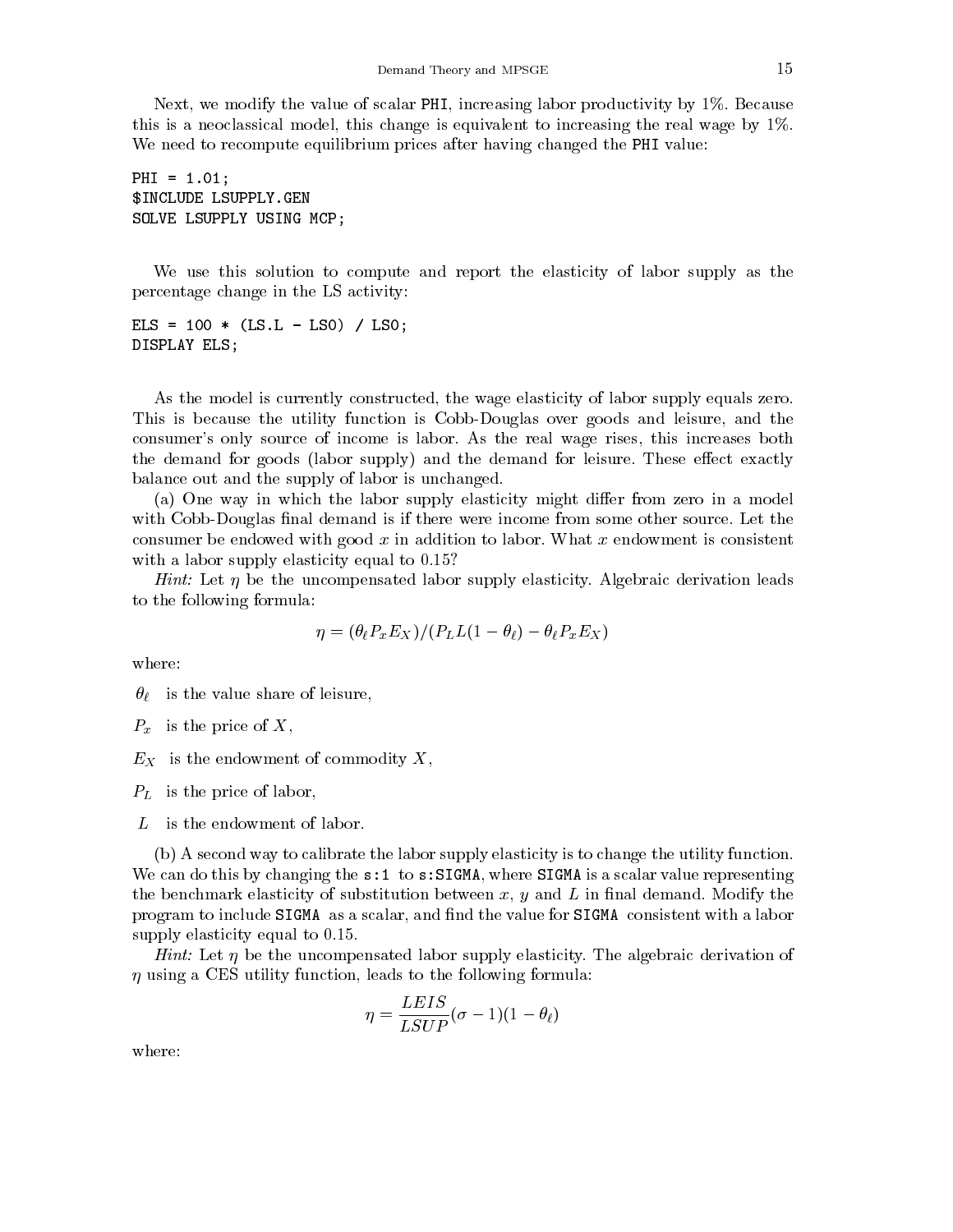Next, we modify the value of scalar PHI, increasing labor productivity by 1%. Because this is a neoclassical model, this change is equivalent to increasing the real wage by 1%. We need to recompute equilibrium prices after having changed the PHI value:

```
PHI = 1.01;
$INCLUDE LSUPPLY.GEN
SOLVE LSUPPLY USING MCP;
```

We use this solution to compute and report the elasticity of labor supply as the percentage change in the LS activity:

```
ELS = 100 * (LS.L - LS0) / LS0;
DISPLAY ELS;
```

As the model is currently constructed, the wage elasticity of labor supply equals zero. This is because the utility function is Cobb-Douglas over goods and leisure, and the consumer's only source of income is labor. As the real wage rises, this increases both the demand for goods (labor supply) and the demand for leisure. These effect exactly balance out and the supply of labor is unchanged.

(a) One way in which the labor supply elasticity might differ from zero in a model with Cobb-Douglas final demand is if there were income from some other source. Let the consumer be endowed with good $x$ in addition to labor. What $x$ endowment is consistent with a labor supply elasticity equal to 0.15?

*Hint:* Let $\eta$ be the uncompensated labor supply elasticity. Algebraic derivation leads to the following formula:

$$\eta = (\theta_\ell P_x E_X)/(P_L L(1-\theta_\ell) - \theta_\ell P_x E_X)$$

where:

$\theta_\ell$ is the value share of leisure,

$P_x$ is the price of $X$,

$E_X$ is the endowment of commodity $X$,

$P_L$ is the price of labor,

$L$ is the endowment of labor.

(b) A second way to calibrate the labor supply elasticity is to change the utility function. We can do this by changing the `s:1` to `s:SIGMA`, where `SIGMA` is a scalar value representing the benchmark elasticity of substitution between $x$, $y$ and $L$ in final demand. Modify the program to include `SIGMA` as a scalar, and find the value for `SIGMA` consistent with a labor supply elasticity equal to 0.15.

*Hint:* Let $\eta$ be the uncompensated labor supply elasticity. The algebraic derivation of $\eta$ using a CES utility function, leads to the following formula:

$$\eta = \frac{LEIS}{LSUP}(\sigma - 1)(1 - \theta_\ell)$$

where: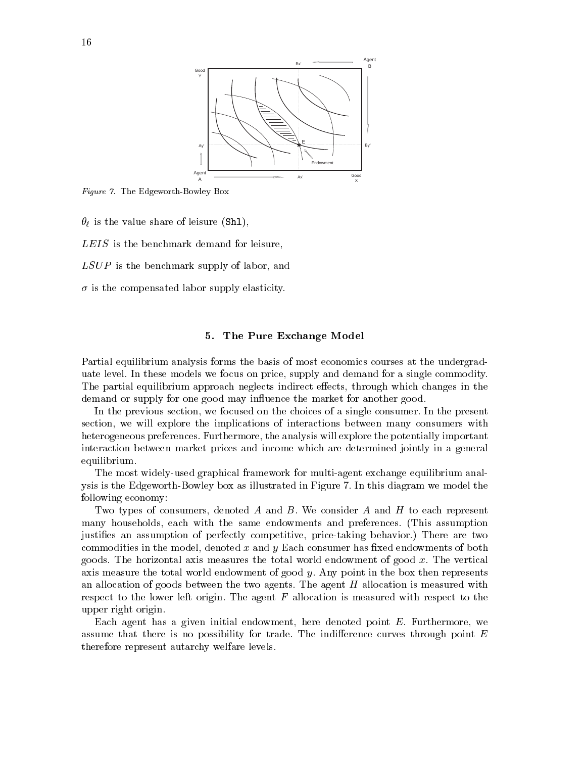*Figure 7.* The Edgeworth-Bowley Box

$\theta_\ell$ is the value share of leisure (`Shl`),

$LEIS$ is the benchmark demand for leisure,

$LSUP$ is the benchmark supply of labor, and

$\sigma$ is the compensated labor supply elasticity.

## 5. The Pure Exchange Model

Partial equilibrium analysis forms the basis of most economics courses at the undergraduate level. In these models we focus on price, supply and demand for a single commodity. The partial equilibrium approach neglects indirect effects, through which changes in the demand or supply for one good may influence the market for another good.

In the previous section, we focused on the choices of a single consumer. In the present section, we will explore the implications of interactions between many consumers with heterogeneous preferences. Furthermore, the analysis will explore the potentially important interaction between market prices and income which are determined jointly in a general equilibrium.

The most widely-used graphical framework for multi-agent exchange equilibrium analysis is the Edgeworth-Bowley box as illustrated in Figure 7. In this diagram we model the following economy:

Two types of consumers, denoted $A$ and $B$. We consider $A$ and $H$ to each represent many households, each with the same endowments and preferences. (This assumption justifies an assumption of perfectly competitive, price-taking behavior.) There are two commodities in the model, denoted $x$ and $y$ Each consumer has fixed endowments of both goods. The horizontal axis measures the total world endowment of good $x$. The vertical axis measure the total world endowment of good $y$. Any point in the box then represents an allocation of goods between the two agents. The agent $H$ allocation is measured with respect to the lower left origin. The agent $F$ allocation is measured with respect to the upper right origin.

Each agent has a given initial endowment, here denoted point $E$. Furthermore, we assume that there is no possibility for trade. The indifference curves through point $E$ therefore represent autarchy welfare levels.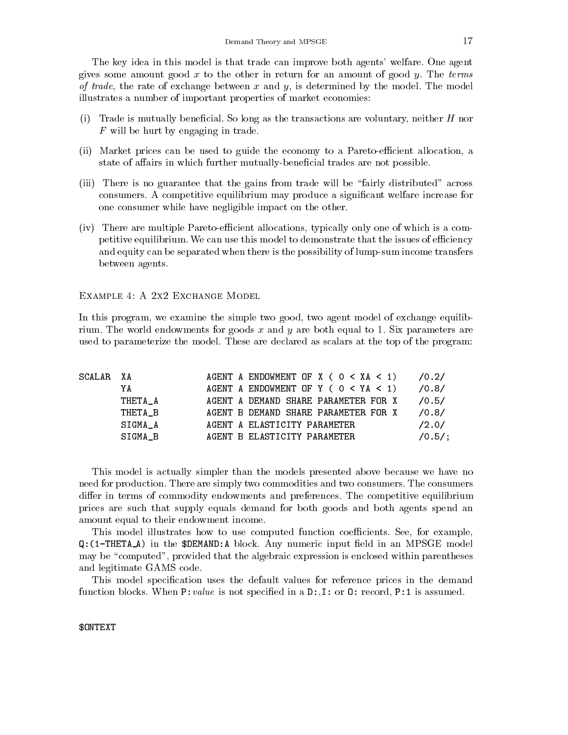The key idea in this model is that trade can improve both agents' welfare. One agent gives some amount good $x$ to the other in return for an amount of good $y$. The *terms of trade*, the rate of exchange between $x$ and $y$, is determined by the model. The model illustrates a number of important properties of market economies:

(i) Trade is mutually beneficial. So long as the transactions are voluntary, neither $H$ nor $F$ will be hurt by engaging in trade.

(ii) Market prices can be used to guide the economy to a Pareto-efficient allocation, a state of affairs in which further mutually-beneficial trades are not possible.

(iii) There is no guarantee that the gains from trade will be "fairly distributed" across consumers. A competitive equilibrium may produce a significant welfare increase for one consumer while have negligible impact on the other.

(iv) There are multiple Pareto-efficient allocations, typically only one of which is a competitive equilibrium. We can use this model to demonstrate that the issues of efficiency and equity can be separated when there is the possibility of lump-sum income transfers between agents.

### Example 4: A 2x2 Exchange Model

In this program, we examine the simple two good, two agent model of exchange equilibrium. The world endowments for goods $x$ and $y$ are both equal to 1. Six parameters are used to parameterize the model. These are declared as scalars at the top of the program:

```
SCALAR  XA          AGENT A ENDOWMENT OF X ( 0 < XA < 1)    /0.2/
        YA          AGENT A ENDOWMENT OF Y ( 0 < YA < 1)    /0.8/
        THETA_A     AGENT A DEMAND SHARE PARAMETER FOR X    /0.5/
        THETA_B     AGENT B DEMAND SHARE PARAMETER FOR X    /0.8/
        SIGMA_A     AGENT A ELASTICITY PARAMETER            /2.0/
        SIGMA_B     AGENT B ELASTICITY PARAMETER            /0.5/;
```

This model is actually simpler than the models presented above because we have no need for production. There are simply two commodities and two consumers. The consumers differ in terms of commodity endowments and preferences. The competitive equilibrium prices are such that supply equals demand for both goods and both agents spend an amount equal to their endowment income.

This model illustrates how to use computed function coefficients. See, for example, `Q:(1-THETA_A)` in the `$DEMAND:A` block. Any numeric input field in an MPSGE model may be "computed", provided that the algebraic expression is enclosed within parentheses and legitimate GAMS code.

This model specification uses the default values for reference prices in the demand function blocks. When `P:`*value* is not specified in a `D:`,`I:` or `O:` record, `P:1` is assumed.

```
$ONTEXT
```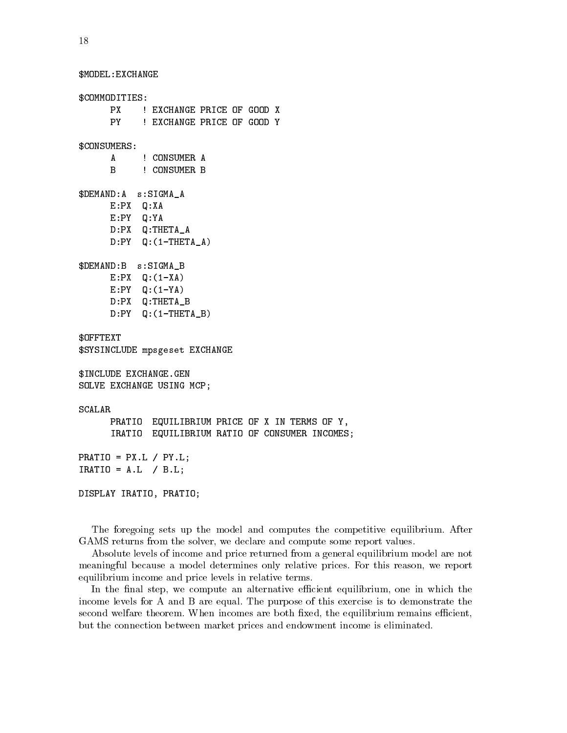```
$MODEL:EXCHANGE

$COMMODITIES:
      PX    ! EXCHANGE PRICE OF GOOD X
      PY    ! EXCHANGE PRICE OF GOOD Y

$CONSUMERS:
      A     ! CONSUMER A
      B     ! CONSUMER B

$DEMAND:A  s:SIGMA_A
      E:PX  Q:XA
      E:PY  Q:YA
      D:PX  Q:THETA_A
      D:PY  Q:(1-THETA_A)

$DEMAND:B  s:SIGMA_B
      E:PX  Q:(1-XA)
      E:PY  Q:(1-YA)
      D:PX  Q:THETA_B
      D:PY  Q:(1-THETA_B)

$OFFTEXT
$SYSINCLUDE mpsgeset EXCHANGE

$INCLUDE EXCHANGE.GEN
SOLVE EXCHANGE USING MCP;

SCALAR
      PRATIO  EQUILIBRIUM PRICE OF X IN TERMS OF Y,
      IRATIO  EQUILIBRIUM RATIO OF CONSUMER INCOMES;

PRATIO = PX.L / PY.L;
IRATIO = A.L  / B.L;

DISPLAY IRATIO, PRATIO;
```

The foregoing sets up the model and computes the competitive equilibrium. After GAMS returns from the solver, we declare and compute some report values.

Absolute levels of income and price returned from a general equilibrium model are not meaningful because a model determines only relative prices. For this reason, we report equilibrium income and price levels in relative terms.

In the final step, we compute an alternative efficient equilibrium, one in which the income levels for A and B are equal. The purpose of this exercise is to demonstrate the second welfare theorem. When incomes are both fixed, the equilibrium remains efficient, but the connection between market prices and endowment income is eliminated.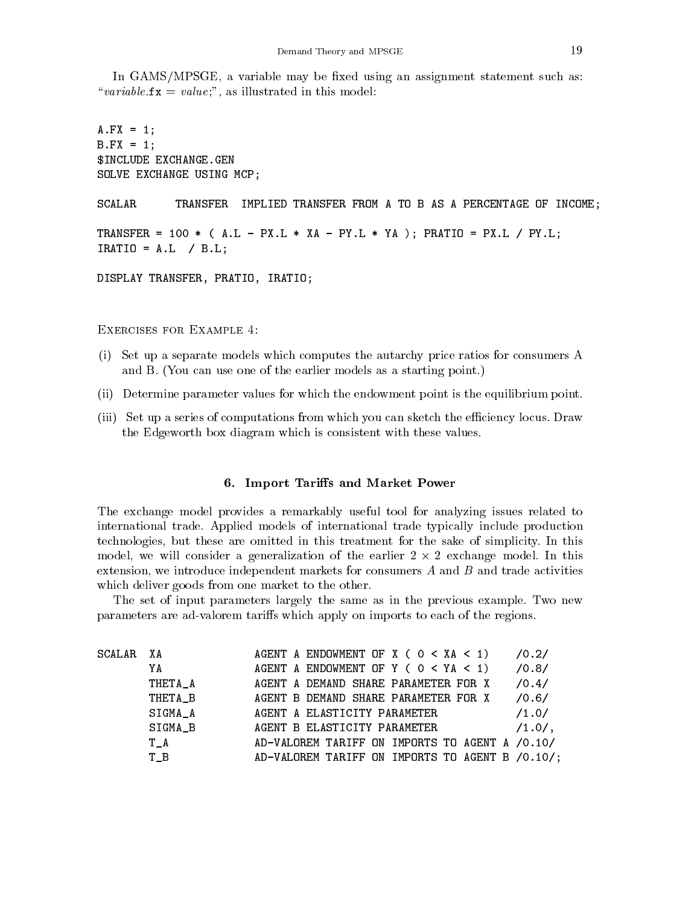In GAMS/MPSGE, a variable may be fixed using an assignment statement such as: "*variable*.fx = *value*;", as illustrated in this model:

```
A.FX = 1;
B.FX = 1;
$INCLUDE EXCHANGE.GEN
SOLVE EXCHANGE USING MCP;

SCALAR      TRANSFER  IMPLIED TRANSFER FROM A TO B AS A PERCENTAGE OF INCOME;

TRANSFER = 100 * ( A.L - PX.L * XA - PY.L * YA ); PRATIO = PX.L / PY.L;
IRATIO = A.L  / B.L;

DISPLAY TRANSFER, PRATIO, IRATIO;
```

Exercises for Example 4:

(i) Set up a separate models which computes the autarchy price ratios for consumers A and B. (You can use one of the earlier models as a starting point.)

(ii) Determine parameter values for which the endowment point is the equilibrium point.

(iii) Set up a series of computations from which you can sketch the efficiency locus. Draw the Edgeworth box diagram which is consistent with these values.

## 6. Import Tariffs and Market Power

The exchange model provides a remarkably useful tool for analyzing issues related to international trade. Applied models of international trade typically include production technologies, but these are omitted in this treatment for the sake of simplicity. In this model, we will consider a generalization of the earlier $2 \times 2$ exchange model. In this extension, we introduce independent markets for consumers $A$ and $B$ and trade activities which deliver goods from one market to the other.

The set of input parameters largely the same as in the previous example. Two new parameters are ad-valorem tariffs which apply on imports to each of the regions.

```
SCALAR  XA             AGENT A ENDOWMENT OF X ( 0 < XA < 1)    /0.2/
        YA             AGENT A ENDOWMENT OF Y ( 0 < YA < 1)    /0.8/
        THETA_A        AGENT A DEMAND SHARE PARAMETER FOR X    /0.4/
        THETA_B        AGENT B DEMAND SHARE PARAMETER FOR X    /0.6/
        SIGMA_A        AGENT A ELASTICITY PARAMETER            /1.0/
        SIGMA_B        AGENT B ELASTICITY PARAMETER            /1.0/,
        T_A            AD-VALOREM TARIFF ON IMPORTS TO AGENT A /0.10/
        T_B            AD-VALOREM TARIFF ON IMPORTS TO AGENT B /0.10/;
```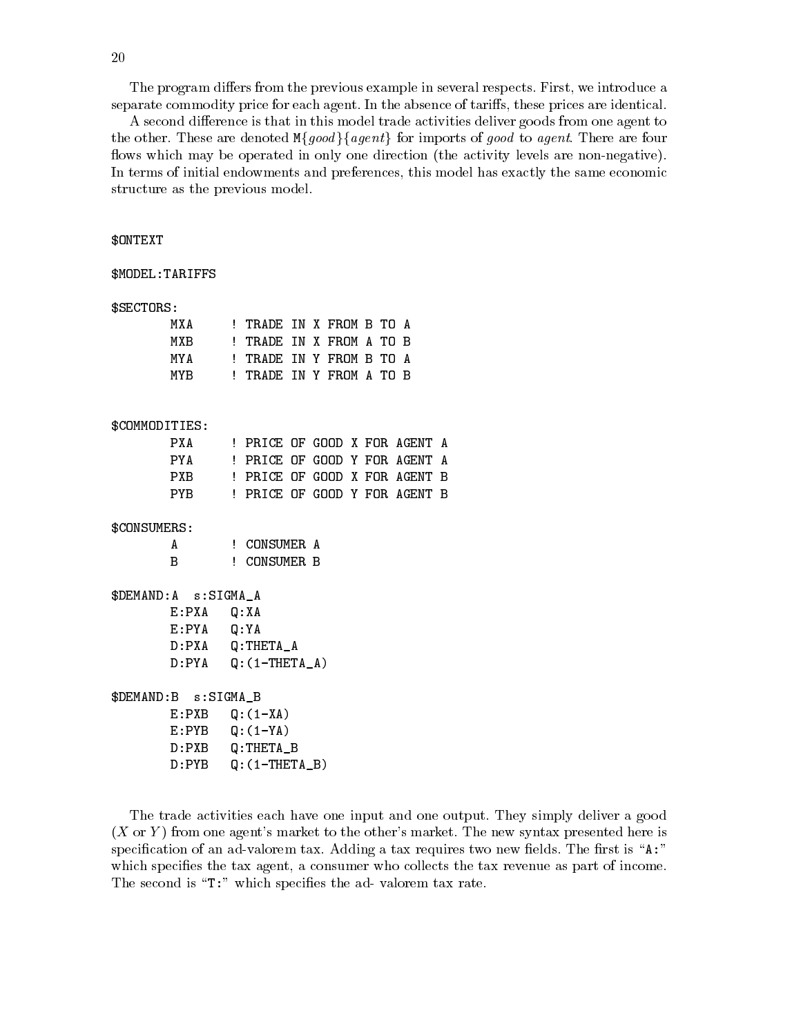The program differs from the previous example in several respects. First, we introduce a separate commodity price for each agent. In the absence of tariffs, these prices are identical.

A second difference is that in this model trade activities deliver goods from one agent to the other. These are denoted `M`{*good*}{*agent*} for imports of *good* to *agent*. There are four flows which may be operated in only one direction (the activity levels are non-negative). In terms of initial endowments and preferences, this model has exactly the same economic structure as the previous model.

```
$ONTEXT

$MODEL:TARIFFS

$SECTORS:
        MXA     ! TRADE IN X FROM B TO A
        MXB     ! TRADE IN X FROM A TO B
        MYA     ! TRADE IN Y FROM B TO A
        MYB     ! TRADE IN Y FROM A TO B


$COMMODITIES:
        PXA     ! PRICE OF GOOD X FOR AGENT A
        PYA     ! PRICE OF GOOD Y FOR AGENT A
        PXB     ! PRICE OF GOOD X FOR AGENT B
        PYB     ! PRICE OF GOOD Y FOR AGENT B

$CONSUMERS:
        A       ! CONSUMER A
        B       ! CONSUMER B

$DEMAND:A  s:SIGMA_A
        E:PXA   Q:XA
        E:PYA   Q:YA
        D:PXA   Q:THETA_A
        D:PYA   Q:(1-THETA_A)

$DEMAND:B  s:SIGMA_B
        E:PXB   Q:(1-XA)
        E:PYB   Q:(1-YA)
        D:PXB   Q:THETA_B
        D:PYB   Q:(1-THETA_B)
```

The trade activities each have one input and one output. They simply deliver a good ($X$ or $Y$) from one agent's market to the other's market. The new syntax presented here is specification of an ad-valorem tax. Adding a tax requires two new fields. The first is "`A:`" which specifies the tax agent, a consumer who collects the tax revenue as part of income. The second is "`T:`" which specifies the ad- valorem tax rate.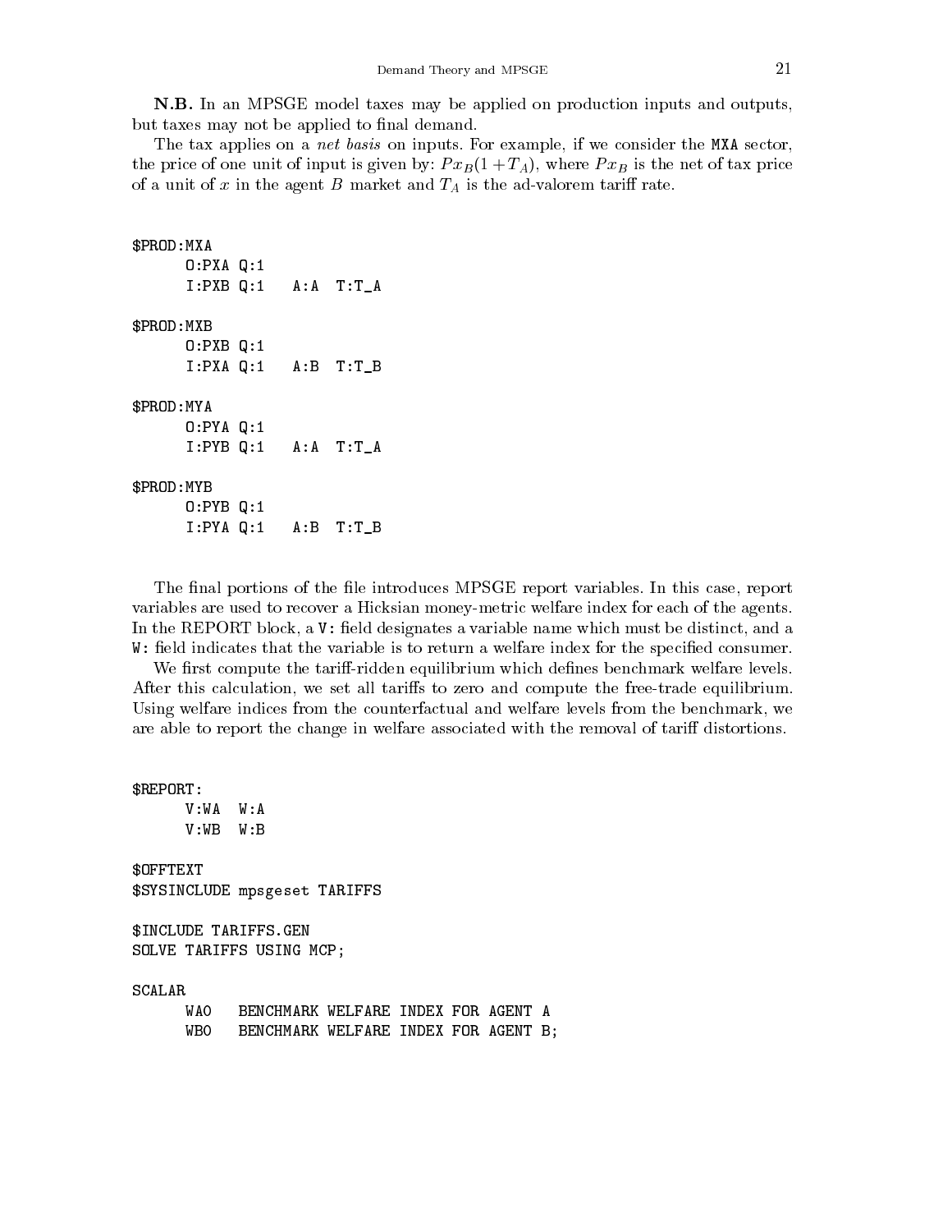**N.B.** In an MPSGE model taxes may be applied on production inputs and outputs, but taxes may not be applied to final demand.

The tax applies on a *net basis* on inputs. For example, if we consider the MXA sector, the price of one unit of input is given by: $Px_B(1+T_A)$, where $Px_B$ is the net of tax price of a unit of $x$ in the agent $B$ market and $T_A$ is the ad-valorem tariff rate.

```
$PROD:MXA
      O:PXA Q:1
      I:PXB Q:1   A:A  T:T_A

$PROD:MXB
      O:PXB Q:1
      I:PXA Q:1   A:B  T:T_B

$PROD:MYA
      O:PYA Q:1
      I:PYB Q:1   A:A  T:T_A

$PROD:MYB
      O:PYB Q:1
      I:PYA Q:1   A:B  T:T_B
```

The final portions of the file introduces MPSGE report variables. In this case, report variables are used to recover a Hicksian money-metric welfare index for each of the agents. In the REPORT block, a V: field designates a variable name which must be distinct, and a W: field indicates that the variable is to return a welfare index for the specified consumer.

We first compute the tariff-ridden equilibrium which defines benchmark welfare levels. After this calculation, we set all tariffs to zero and compute the free-trade equilibrium. Using welfare indices from the counterfactual and welfare levels from the benchmark, we are able to report the change in welfare associated with the removal of tariff distortions.

```
$REPORT:
      V:WA  W:A
      V:WB  W:B

$OFFTEXT
$SYSINCLUDE mpsgeset TARIFFS

$INCLUDE TARIFFS.GEN
SOLVE TARIFFS USING MCP;

SCALAR
      WA0   BENCHMARK WELFARE INDEX FOR AGENT A
      WB0   BENCHMARK WELFARE INDEX FOR AGENT B;
```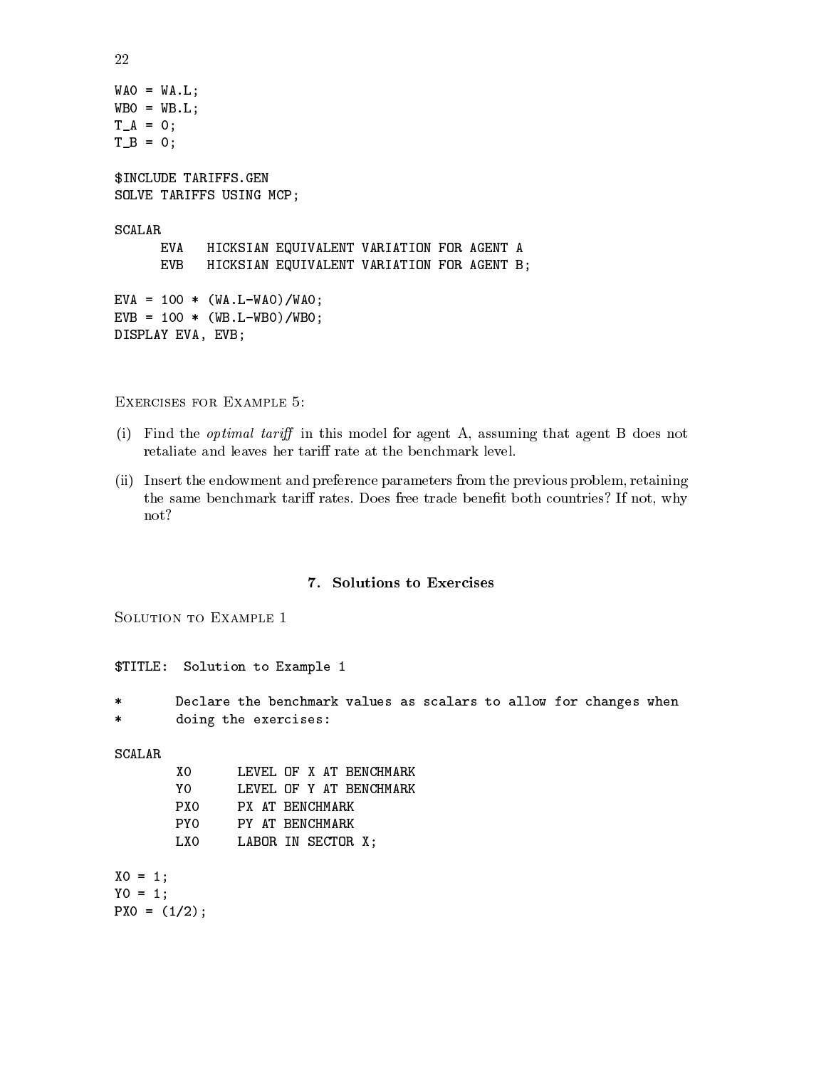```
WA0 = WA.L;
WB0 = WB.L;
T_A = 0;
T_B = 0;

$INCLUDE TARIFFS.GEN
SOLVE TARIFFS USING MCP;

SCALAR
      EVA   HICKSIAN EQUIVALENT VARIATION FOR AGENT A
      EVB   HICKSIAN EQUIVALENT VARIATION FOR AGENT B;

EVA = 100 * (WA.L-WA0)/WA0;
EVB = 100 * (WB.L-WB0)/WB0;
DISPLAY EVA, EVB;
```

Exercises for Example 5:

(i) Find the *optimal tariff* in this model for agent A, assuming that agent B does not retaliate and leaves her tariff rate at the benchmark level.

(ii) Insert the endowment and preference parameters from the previous problem, retaining the same benchmark tariff rates. Does free trade benefit both countries? If not, why not?

## 7. Solutions to Exercises

Solution to Example 1

```
$TITLE:  Solution to Example 1

*       Declare the benchmark values as scalars to allow for changes when
*       doing the exercises:

SCALAR
        X0      LEVEL OF X AT BENCHMARK
        Y0      LEVEL OF Y AT BENCHMARK
        PX0     PX AT BENCHMARK
        PY0     PY AT BENCHMARK
        LX0     LABOR IN SECTOR X;

X0 = 1;
Y0 = 1;
PX0 = (1/2);
```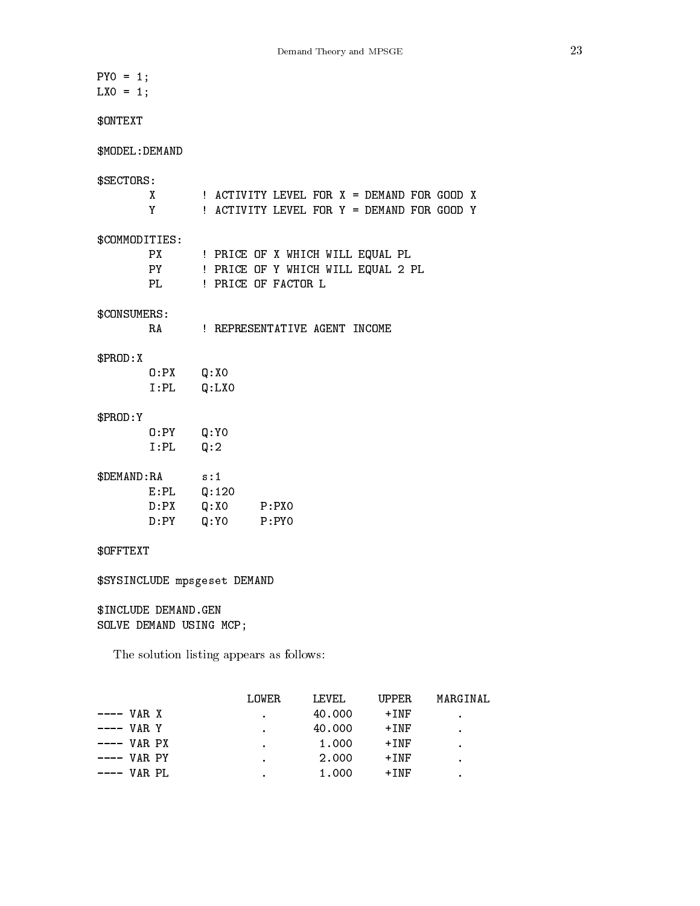```
PY0 = 1;
LX0 = 1;

$ONTEXT

$MODEL:DEMAND

$SECTORS:
        X       ! ACTIVITY LEVEL FOR X = DEMAND FOR GOOD X
        Y       ! ACTIVITY LEVEL FOR Y = DEMAND FOR GOOD Y

$COMMODITIES:
        PX      ! PRICE OF X WHICH WILL EQUAL PL
        PY      ! PRICE OF Y WHICH WILL EQUAL 2 PL
        PL      ! PRICE OF FACTOR L

$CONSUMERS:
        RA      ! REPRESENTATIVE AGENT INCOME

$PROD:X
        O:PX    Q:X0
        I:PL    Q:LX0

$PROD:Y
        O:PY    Q:Y0
        I:PL    Q:2

$DEMAND:RA      s:1
        E:PL    Q:120
        D:PX    Q:X0     P:PX0
        D:PY    Q:Y0     P:PY0

$OFFTEXT

$SYSINCLUDE mpsgeset DEMAND

$INCLUDE DEMAND.GEN
SOLVE DEMAND USING MCP;
```

The solution listing appears as follows:

```
                      LOWER     LEVEL     UPPER    MARGINAL
---- VAR X              .       40.000     +INF       .
---- VAR Y              .       40.000     +INF       .
---- VAR PX             .        1.000     +INF       .
---- VAR PY             .        2.000     +INF       .
---- VAR PL             .        1.000     +INF       .
```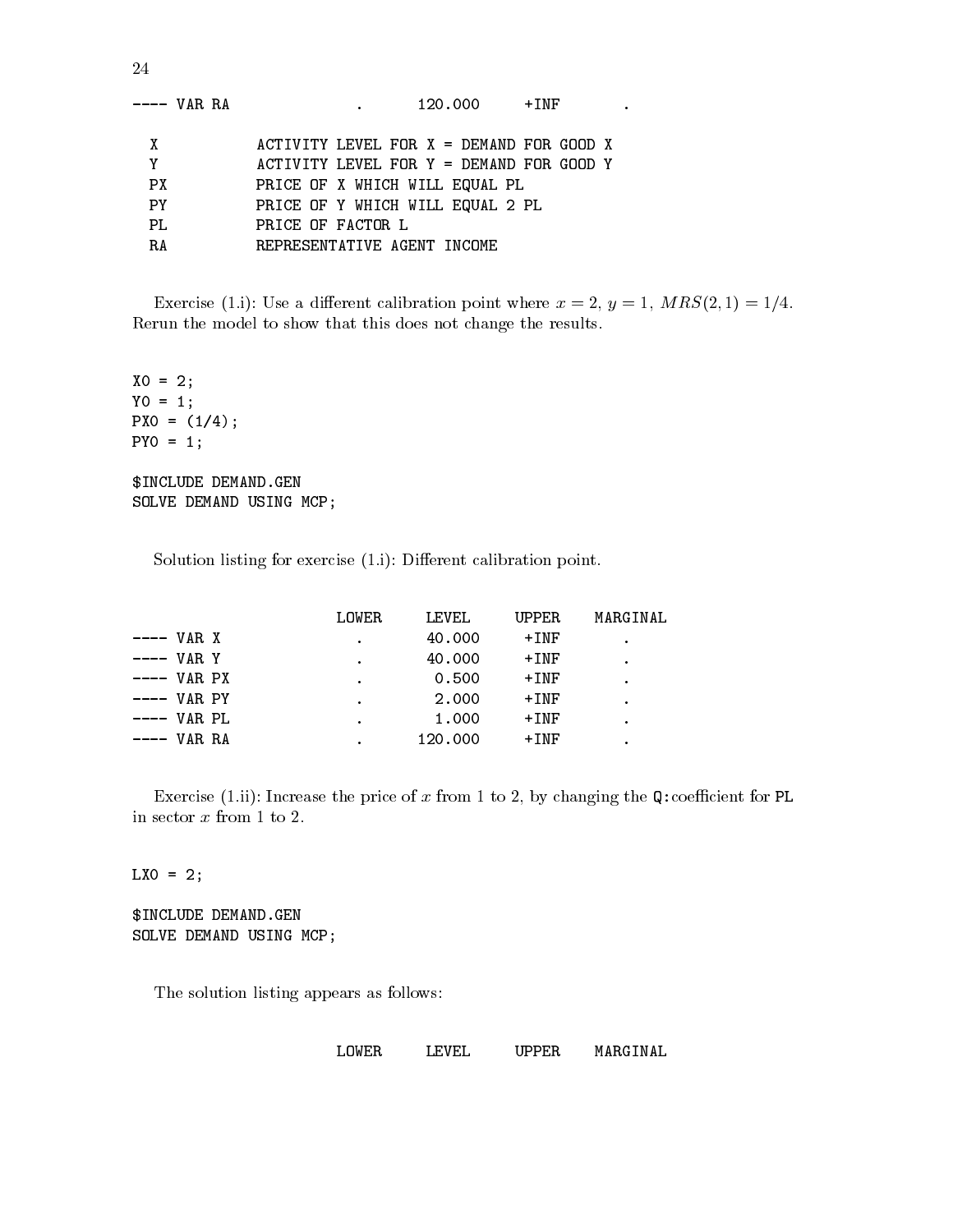```
---- VAR RA              .       120.000     +INF        .

  X           ACTIVITY LEVEL FOR X = DEMAND FOR GOOD X
  Y           ACTIVITY LEVEL FOR Y = DEMAND FOR GOOD Y
  PX          PRICE OF X WHICH WILL EQUAL PL
  PY          PRICE OF Y WHICH WILL EQUAL 2 PL
  PL          PRICE OF FACTOR L
  RA          REPRESENTATIVE AGENT INCOME
```

Exercise (1.i): Use a different calibration point where $x = 2$, $y = 1$, $MRS(2, 1) = 1/4$. Rerun the model to show that this does not change the results.

```
X0 = 2;
Y0 = 1;
PX0 = (1/4);
PY0 = 1;

$INCLUDE DEMAND.GEN
SOLVE DEMAND USING MCP;
```

Solution listing for exercise (1.i): Different calibration point.

```
                    LOWER     LEVEL     UPPER    MARGINAL
---- VAR X            .        40.000    +INF        .
---- VAR Y            .        40.000    +INF        .
---- VAR PX           .         0.500    +INF        .
---- VAR PY           .         2.000    +INF        .
---- VAR PL           .         1.000    +INF        .
---- VAR RA           .       120.000    +INF        .
```

Exercise (1.ii): Increase the price of $x$ from 1 to 2, by changing the `Q:`coefficient for `PL` in sector $x$ from 1 to 2.

```
LX0 = 2;

$INCLUDE DEMAND.GEN
SOLVE DEMAND USING MCP;
```

The solution listing appears as follows:

```
                    LOWER     LEVEL     UPPER    MARGINAL
```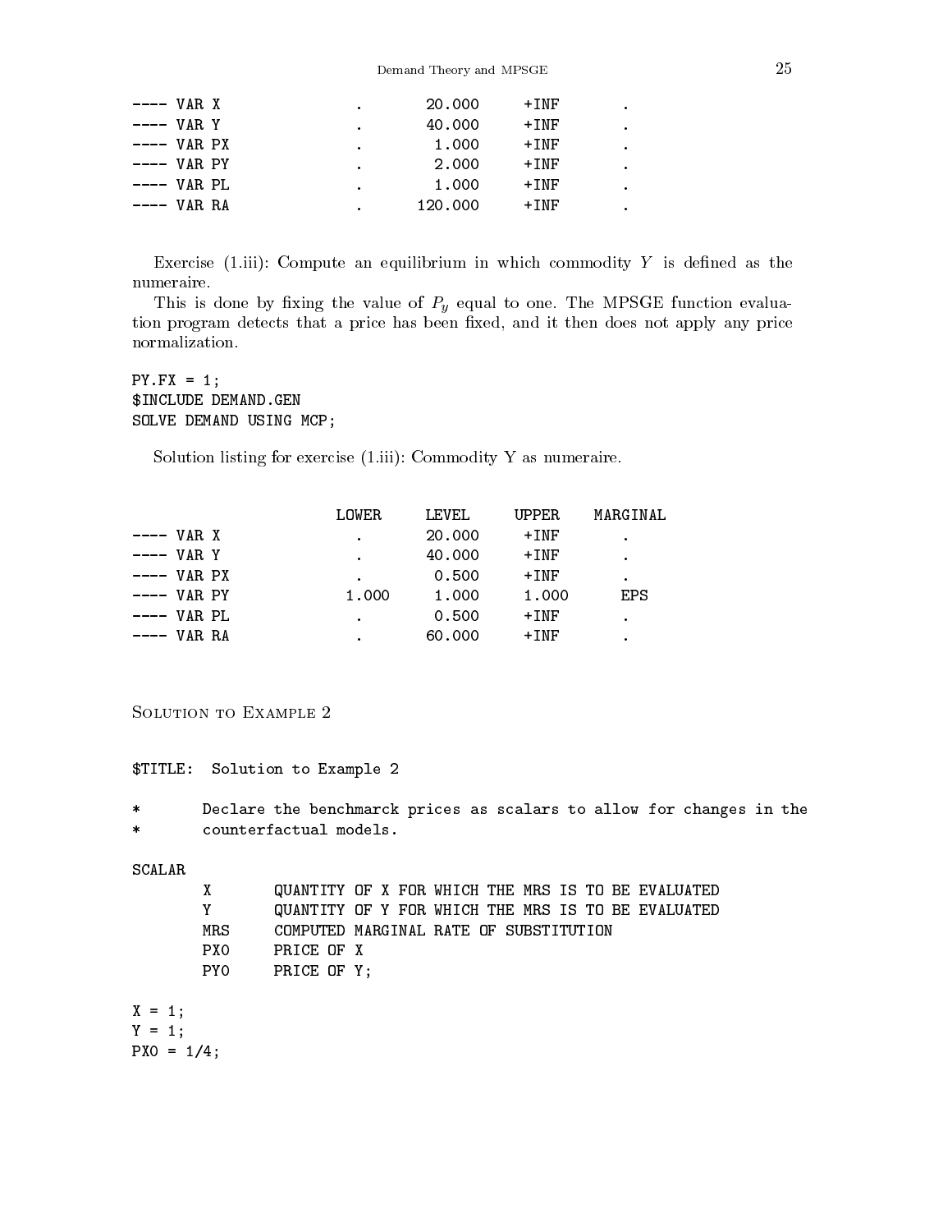```
---- VAR X                 .        20.000      +INF        .
---- VAR Y                 .        40.000      +INF        .
---- VAR PX                .         1.000      +INF        .
---- VAR PY                .         2.000      +INF        .
---- VAR PL                .         1.000      +INF        .
---- VAR RA                .       120.000      +INF        .
```

Exercise (1.iii): Compute an equilibrium in which commodity $Y$ is defined as the numeraire.

This is done by fixing the value of $P_y$ equal to one. The MPSGE function evaluation program detects that a price has been fixed, and it then does not apply any price normalization.

```
PY.FX = 1;
$INCLUDE DEMAND.GEN
SOLVE DEMAND USING MCP;
```

Solution listing for exercise (1.iii): Commodity Y as numeraire.

```
                         LOWER      LEVEL      UPPER     MARGINAL
---- VAR X                 .        20.000      +INF        .
---- VAR Y                 .        40.000      +INF        .
---- VAR PX                .         0.500      +INF        .
---- VAR PY              1.000       1.000      1.000      EPS
---- VAR PL                .         0.500      +INF        .
---- VAR RA                .        60.000      +INF        .
```

## Solution to Example 2

```
$TITLE:  Solution to Example 2

*       Declare the benchmarck prices as scalars to allow for changes in the
*       counterfactual models.

SCALAR
        X       QUANTITY OF X FOR WHICH THE MRS IS TO BE EVALUATED
        Y       QUANTITY OF Y FOR WHICH THE MRS IS TO BE EVALUATED
        MRS     COMPUTED MARGINAL RATE OF SUBSTITUTION
        PX0     PRICE OF X
        PY0     PRICE OF Y;

X = 1;
Y = 1;
PX0 = 1/4;
```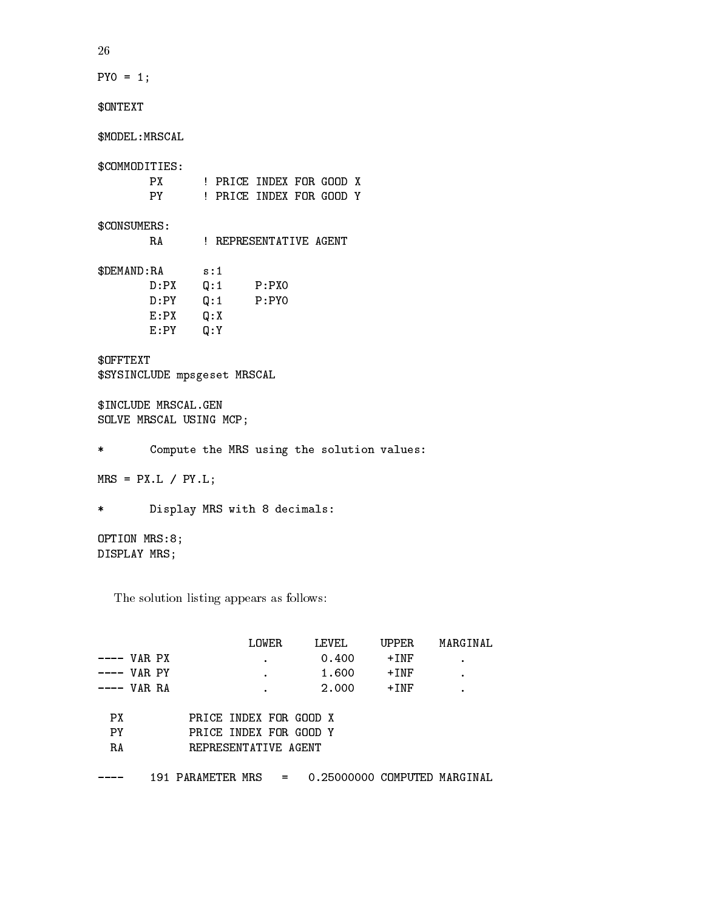```
PY0 = 1;

$ONTEXT

$MODEL:MRSCAL

$COMMODITIES:
        PX      ! PRICE INDEX FOR GOOD X
        PY      ! PRICE INDEX FOR GOOD Y

$CONSUMERS:
        RA      ! REPRESENTATIVE AGENT

$DEMAND:RA      s:1
        D:PX    Q:1     P:PX0
        D:PY    Q:1     P:PY0
        E:PX    Q:X
        E:PY    Q:Y

$OFFTEXT
$SYSINCLUDE mpsgeset MRSCAL

$INCLUDE MRSCAL.GEN
SOLVE MRSCAL USING MCP;

*       Compute the MRS using the solution values:

MRS = PX.L / PY.L;

*       Display MRS with 8 decimals:

OPTION MRS:8;
DISPLAY MRS;
```

The solution listing appears as follows:

```
                       LOWER     LEVEL     UPPER    MARGINAL
---- VAR PX              .        0.400     +INF       .
---- VAR PY              .        1.600     +INF       .
---- VAR RA              .        2.000     +INF       .

  PX         PRICE INDEX FOR GOOD X
  PY         PRICE INDEX FOR GOOD Y
  RA         REPRESENTATIVE AGENT

----     191 PARAMETER MRS    =    0.25000000 COMPUTED MARGINAL
```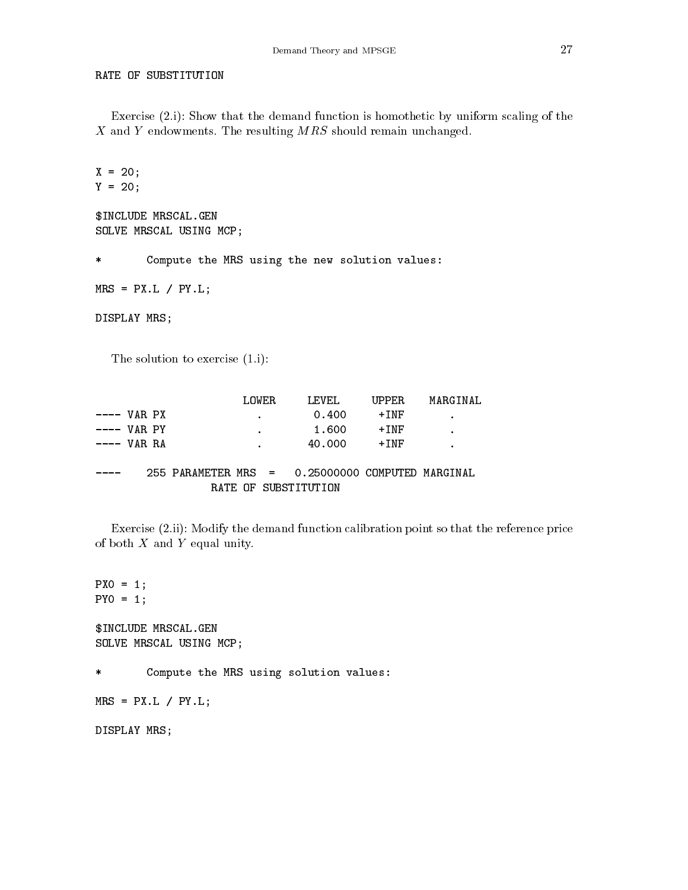RATE OF SUBSTITUTION

Exercise (2.i): Show that the demand function is homothetic by uniform scaling of the $X$ and $Y$ endowments. The resulting $MRS$ should remain unchanged.

```
X = 20;
Y = 20;

$INCLUDE MRSCAL.GEN
SOLVE MRSCAL USING MCP;

*       Compute the MRS using the new solution values:

MRS = PX.L / PY.L;

DISPLAY MRS;
```

The solution to exercise (1.i):

```
                      LOWER     LEVEL     UPPER    MARGINAL
---- VAR PX             .        0.400     +INF       .
---- VAR PY             .        1.600     +INF       .
---- VAR RA             .       40.000     +INF       .

----     255 PARAMETER MRS  =   0.25000000 COMPUTED MARGINAL
                  RATE OF SUBSTITUTION
```

Exercise (2.ii): Modify the demand function calibration point so that the reference price of both $X$ and $Y$ equal unity.

```
PX0 = 1;
PY0 = 1;

$INCLUDE MRSCAL.GEN
SOLVE MRSCAL USING MCP;

*       Compute the MRS using solution values:

MRS = PX.L / PY.L;

DISPLAY MRS;
```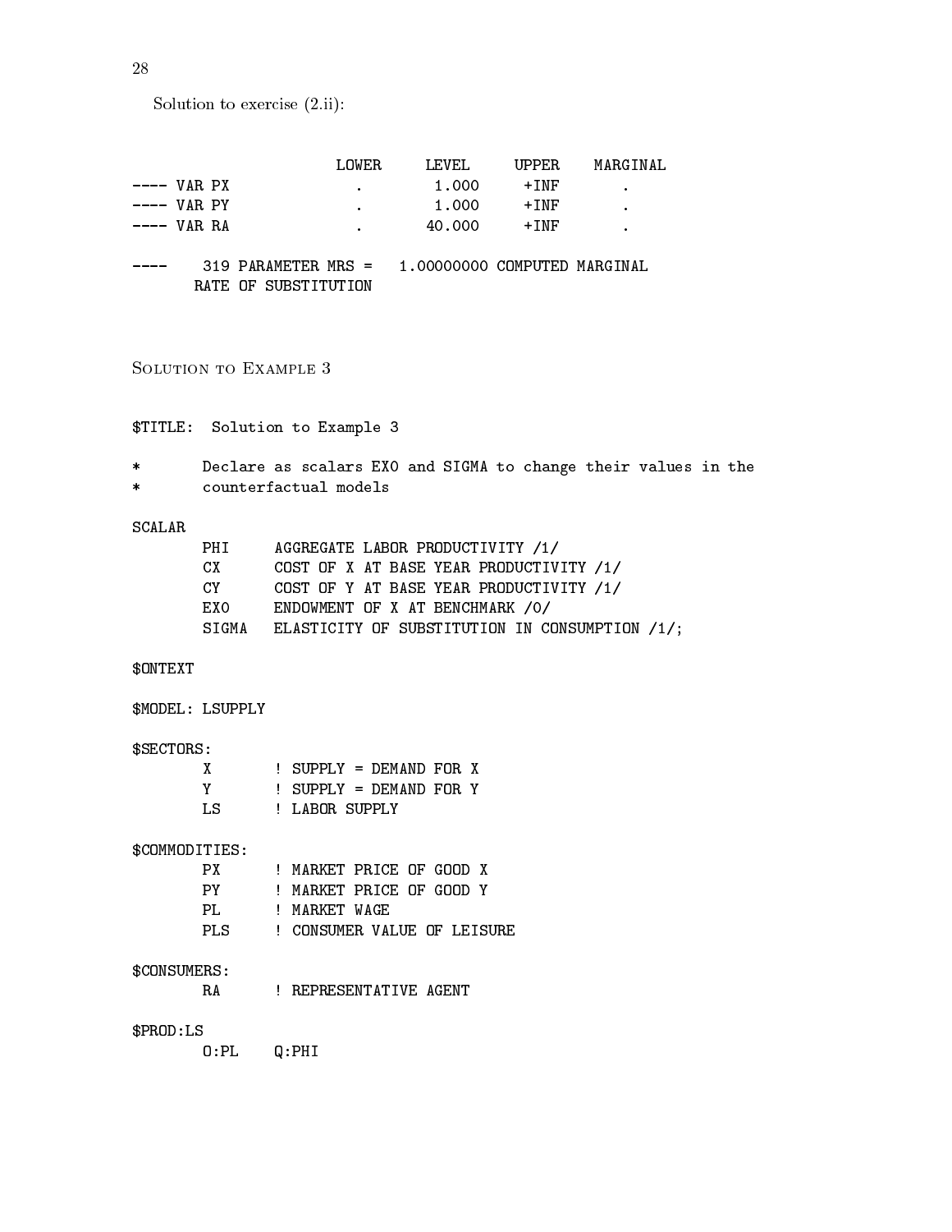Solution to exercise (2.ii):

```
                      LOWER     LEVEL     UPPER    MARGINAL
---- VAR PX             .        1.000     +INF       .
---- VAR PY             .        1.000     +INF       .
---- VAR RA             .       40.000     +INF       .

----    319 PARAMETER MRS =   1.00000000 COMPUTED MARGINAL
       RATE OF SUBSTITUTION
```

## Solution to Example 3

```
$TITLE:  Solution to Example 3

*       Declare as scalars EX0 and SIGMA to change their values in the
*       counterfactual models

SCALAR
        PHI     AGGREGATE LABOR PRODUCTIVITY /1/
        CX      COST OF X AT BASE YEAR PRODUCTIVITY /1/
        CY      COST OF Y AT BASE YEAR PRODUCTIVITY /1/
        EX0     ENDOWMENT OF X AT BENCHMARK /0/
        SIGMA   ELASTICITY OF SUBSTITUTION IN CONSUMPTION /1/;

$ONTEXT

$MODEL: LSUPPLY

$SECTORS:
        X       ! SUPPLY = DEMAND FOR X
        Y       ! SUPPLY = DEMAND FOR Y
        LS      ! LABOR SUPPLY

$COMMODITIES:
        PX      ! MARKET PRICE OF GOOD X
        PY      ! MARKET PRICE OF GOOD Y
        PL      ! MARKET WAGE
        PLS     ! CONSUMER VALUE OF LEISURE

$CONSUMERS:
        RA      ! REPRESENTATIVE AGENT

$PROD:LS
        O:PL    Q:PHI
```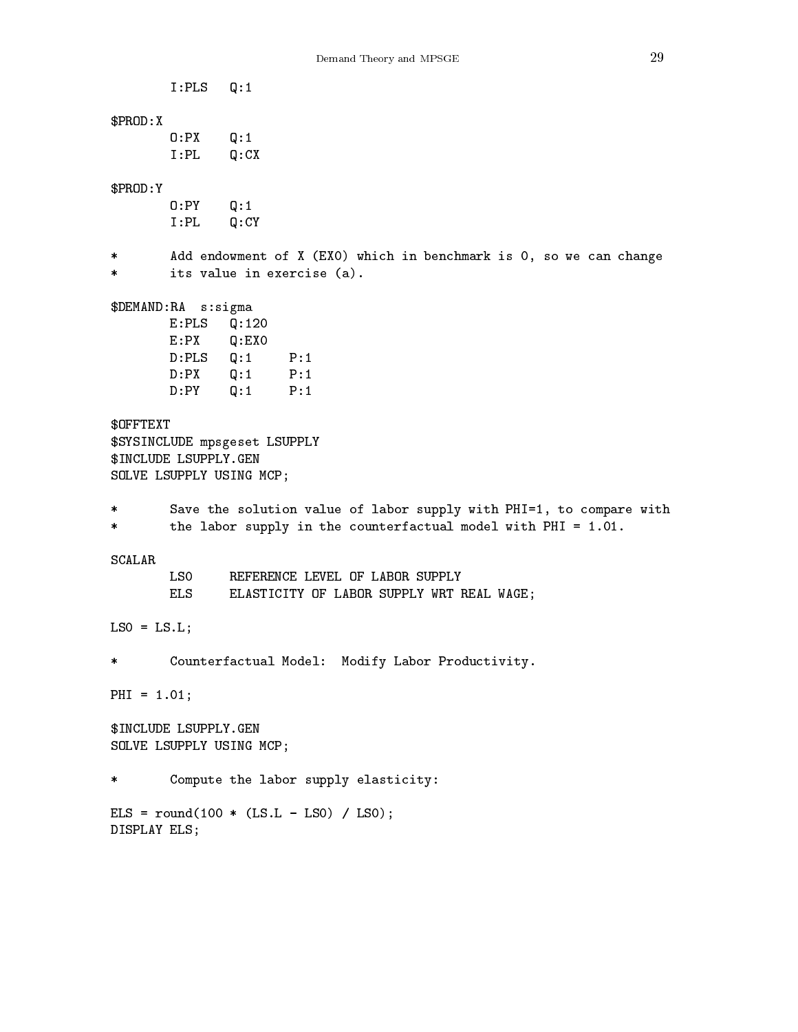```
        I:PLS   Q:1

$PROD:X
        O:PX    Q:1
        I:PL    Q:CX

$PROD:Y
        O:PY    Q:1
        I:PL    Q:CY

*       Add endowment of X (EX0) which in benchmark is 0, so we can change
*       its value in exercise (a).

$DEMAND:RA  s:sigma
        E:PLS   Q:120
        E:PX    Q:EX0
        D:PLS   Q:1     P:1
        D:PX    Q:1     P:1
        D:PY    Q:1     P:1

$OFFTEXT
$SYSINCLUDE mpsgeset LSUPPLY
$INCLUDE LSUPPLY.GEN
SOLVE LSUPPLY USING MCP;

*       Save the solution value of labor supply with PHI=1, to compare with
*       the labor supply in the counterfactual model with PHI = 1.01.

SCALAR
        LS0     REFERENCE LEVEL OF LABOR SUPPLY
        ELS     ELASTICITY OF LABOR SUPPLY WRT REAL WAGE;

LS0 = LS.L;

*       Counterfactual Model:  Modify Labor Productivity.

PHI = 1.01;

$INCLUDE LSUPPLY.GEN
SOLVE LSUPPLY USING MCP;

*       Compute the labor supply elasticity:

ELS = round(100 * (LS.L - LS0) / LS0);
DISPLAY ELS;
```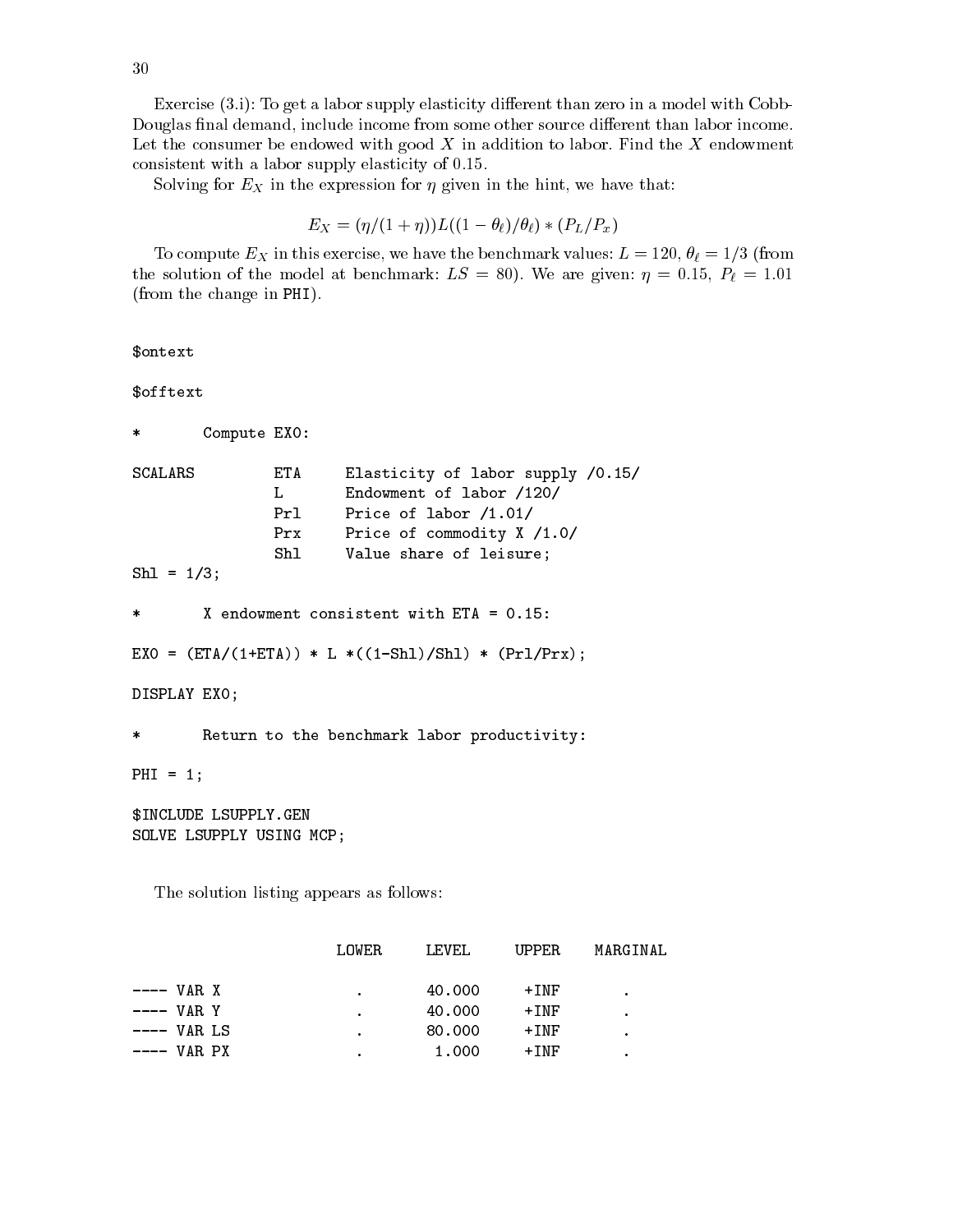Exercise (3.i): To get a labor supply elasticity different than zero in a model with Cobb-Douglas final demand, include income from some other source different than labor income. Let the consumer be endowed with good $X$ in addition to labor. Find the $X$ endowment consistent with a labor supply elasticity of 0.15.

Solving for $E_X$ in the expression for $\eta$ given in the hint, we have that:

$$E_X = (\eta/(1+\eta))L((1-\theta_\ell)/\theta_\ell) * (P_L/P_x)$$

To compute $E_X$ in this exercise, we have the benchmark values: $L = 120$, $\theta_\ell = 1/3$ (from the solution of the model at benchmark: $LS = 80$). We are given: $\eta = 0.15$, $P_\ell = 1.01$ (from the change in PHI).

```
$ontext

$offtext

*       Compute EX0:

SCALARS         ETA     Elasticity of labor supply /0.15/
                L       Endowment of labor /120/
                Prl     Price of labor /1.01/
                Prx     Price of commodity X /1.0/
                Shl     Value share of leisure;
Shl = 1/3;

*       X endowment consistent with ETA = 0.15:

EX0 = (ETA/(1+ETA)) * L *((1-Shl)/Shl) * (Prl/Prx);

DISPLAY EX0;

*       Return to the benchmark labor productivity:

PHI = 1;

$INCLUDE LSUPPLY.GEN
SOLVE LSUPPLY USING MCP;
```

The solution listing appears as follows:

```
                    LOWER     LEVEL     UPPER    MARGINAL

---- VAR X            .       40.000     +INF       .
---- VAR Y            .       40.000     +INF       .
---- VAR LS           .       80.000     +INF       .
---- VAR PX           .        1.000     +INF       .
```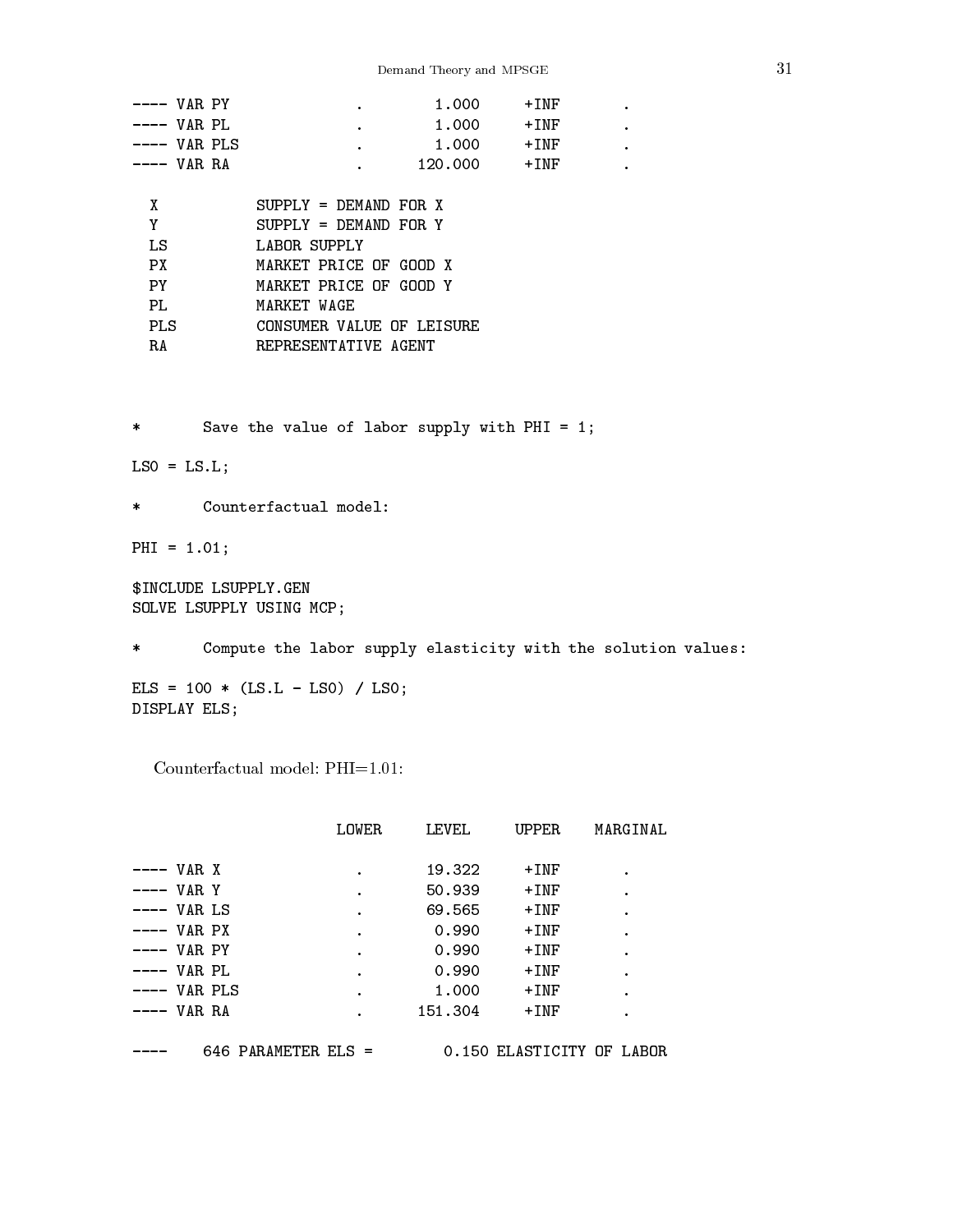```
---- VAR PY              .        1.000     +INF       .
---- VAR PL              .        1.000     +INF       .
---- VAR PLS             .        1.000     +INF       .
---- VAR RA              .      120.000     +INF       .

  X           SUPPLY = DEMAND FOR X
  Y           SUPPLY = DEMAND FOR Y
  LS          LABOR SUPPLY
  PX          MARKET PRICE OF GOOD X
  PY          MARKET PRICE OF GOOD Y
  PL          MARKET WAGE
  PLS         CONSUMER VALUE OF LEISURE
  RA          REPRESENTATIVE AGENT
```

```
*       Save the value of labor supply with PHI = 1;

LS0 = LS.L;

*       Counterfactual model:

PHI = 1.01;

$INCLUDE LSUPPLY.GEN
SOLVE LSUPPLY USING MCP;

*       Compute the labor supply elasticity with the solution values:

ELS = 100 * (LS.L - LS0) / LS0;
DISPLAY ELS;
```

Counterfactual model: PHI=1.01:

```
                      LOWER     LEVEL     UPPER    MARGINAL

---- VAR X              .       19.322     +INF       .
---- VAR Y              .       50.939     +INF       .
---- VAR LS             .       69.565     +INF       .
---- VAR PX             .        0.990     +INF       .
---- VAR PY             .        0.990     +INF       .
---- VAR PL             .        0.990     +INF       .
---- VAR PLS            .        1.000     +INF       .
---- VAR RA             .      151.304     +INF       .

----    646 PARAMETER ELS =        0.150 ELASTICITY OF LABOR
```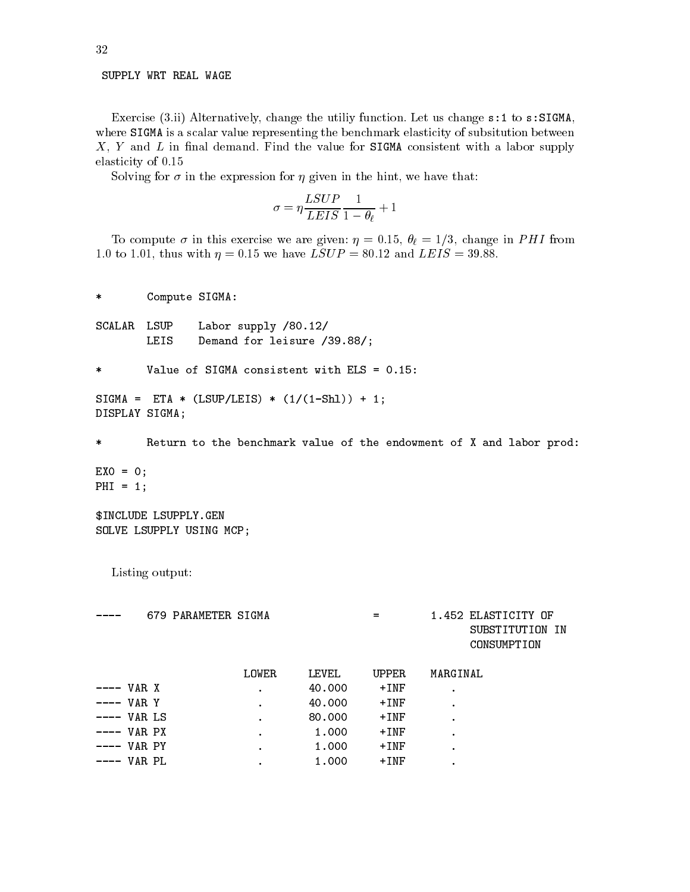SUPPLY WRT REAL WAGE

Exercise (3.ii) Alternatively, change the utiliy function. Let us change `s:1` to `s:SIGMA`, where `SIGMA` is a scalar value representing the benchmark elasticity of subsitution between $X$, $Y$ and $L$ in final demand. Find the value for `SIGMA` consistent with a labor supply elasticity of 0.15

Solving for $\sigma$ in the expression for $\eta$ given in the hint, we have that:

$$\sigma = \eta \frac{LSUP}{LEIS} \frac{1}{1-\theta_\ell} + 1$$

To compute $\sigma$ in this exercise we are given: $\eta = 0.15$, $\theta_\ell = 1/3$, change in $PHI$ from 1.0 to 1.01, thus with $\eta = 0.15$ we have $LSUP = 80.12$ and $LEIS = 39.88$.

```
*       Compute SIGMA:

SCALAR  LSUP    Labor supply /80.12/
        LEIS    Demand for leisure /39.88/;

*       Value of SIGMA consistent with ELS = 0.15:

SIGMA =  ETA * (LSUP/LEIS) * (1/(1-Shl)) + 1;
DISPLAY SIGMA;

*       Return to the benchmark value of the endowment of X and labor prod:

EX0 = 0;
PHI = 1;

$INCLUDE LSUPPLY.GEN
SOLVE LSUPPLY USING MCP;
```

Listing output:

```
----     679 PARAMETER SIGMA                =        1.452 ELASTICITY OF
                                                           SUBSTITUTION IN
                                                           CONSUMPTION

                      LOWER      LEVEL     UPPER    MARGINAL
---- VAR X              .       40.000     +INF        .
---- VAR Y              .       40.000     +INF        .
---- VAR LS             .       80.000     +INF        .
---- VAR PX             .        1.000     +INF        .
---- VAR PY             .        1.000     +INF        .
---- VAR PL             .        1.000     +INF        .
```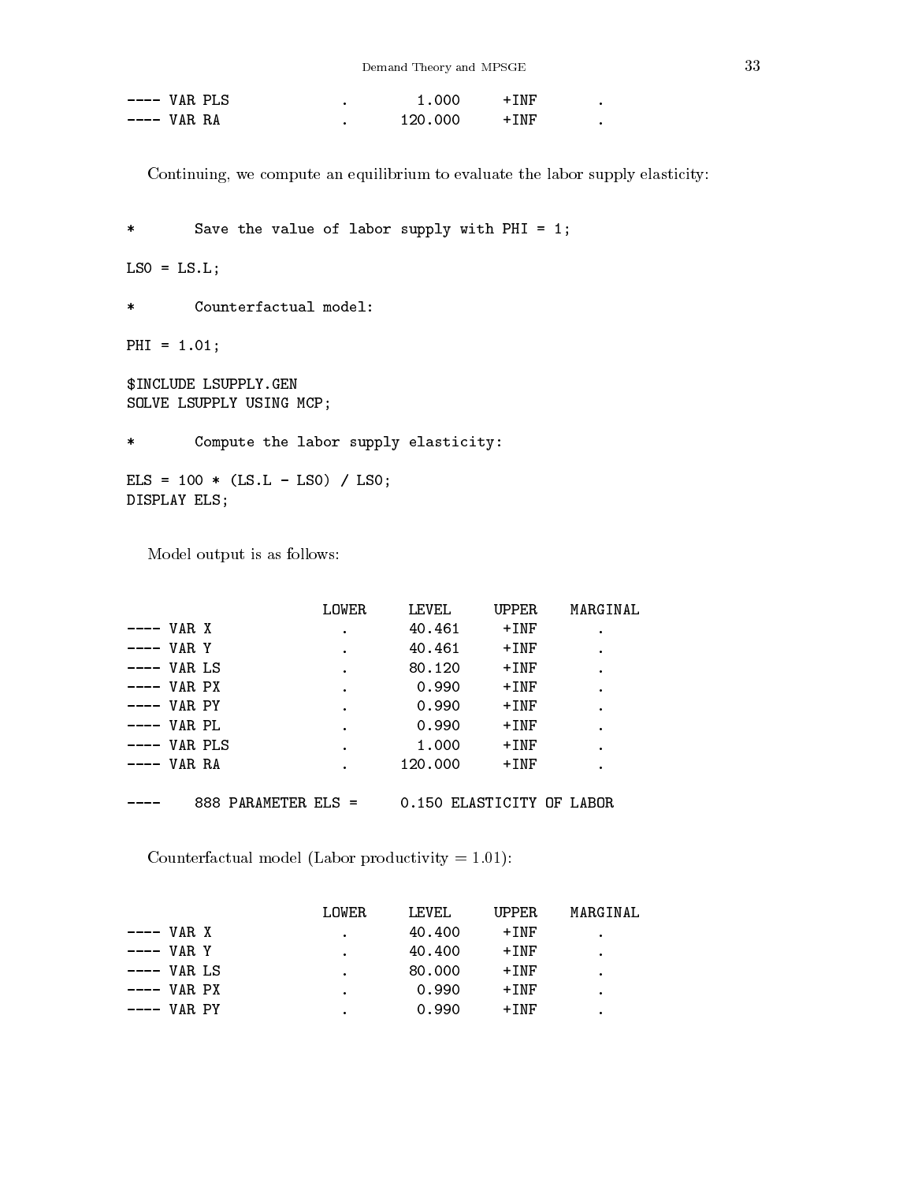```
---- VAR PLS              .         1.000     +INF       .
---- VAR RA               .       120.000     +INF       .
```

Continuing, we compute an equilibrium to evaluate the labor supply elasticity:

```
*       Save the value of labor supply with PHI = 1;

LS0 = LS.L;

*       Counterfactual model:

PHI = 1.01;

$INCLUDE LSUPPLY.GEN
SOLVE LSUPPLY USING MCP;

*       Compute the labor supply elasticity:

ELS = 100 * (LS.L - LS0) / LS0;
DISPLAY ELS;
```

Model output is as follows:

```
                     LOWER     LEVEL     UPPER    MARGINAL
---- VAR X             .        40.461     +INF       .
---- VAR Y             .        40.461     +INF       .
---- VAR LS            .        80.120     +INF       .
---- VAR PX            .         0.990     +INF       .
---- VAR PY            .         0.990     +INF       .
---- VAR PL            .         0.990     +INF       .
---- VAR PLS           .         1.000     +INF       .
---- VAR RA            .       120.000     +INF       .

----     888 PARAMETER ELS =     0.150 ELASTICITY OF LABOR
```

Counterfactual model (Labor productivity = 1.01):

```
                     LOWER     LEVEL     UPPER    MARGINAL
---- VAR X             .        40.400     +INF       .
---- VAR Y             .        40.400     +INF       .
---- VAR LS            .        80.000     +INF       .
---- VAR PX            .         0.990     +INF       .
---- VAR PY            .         0.990     +INF       .
```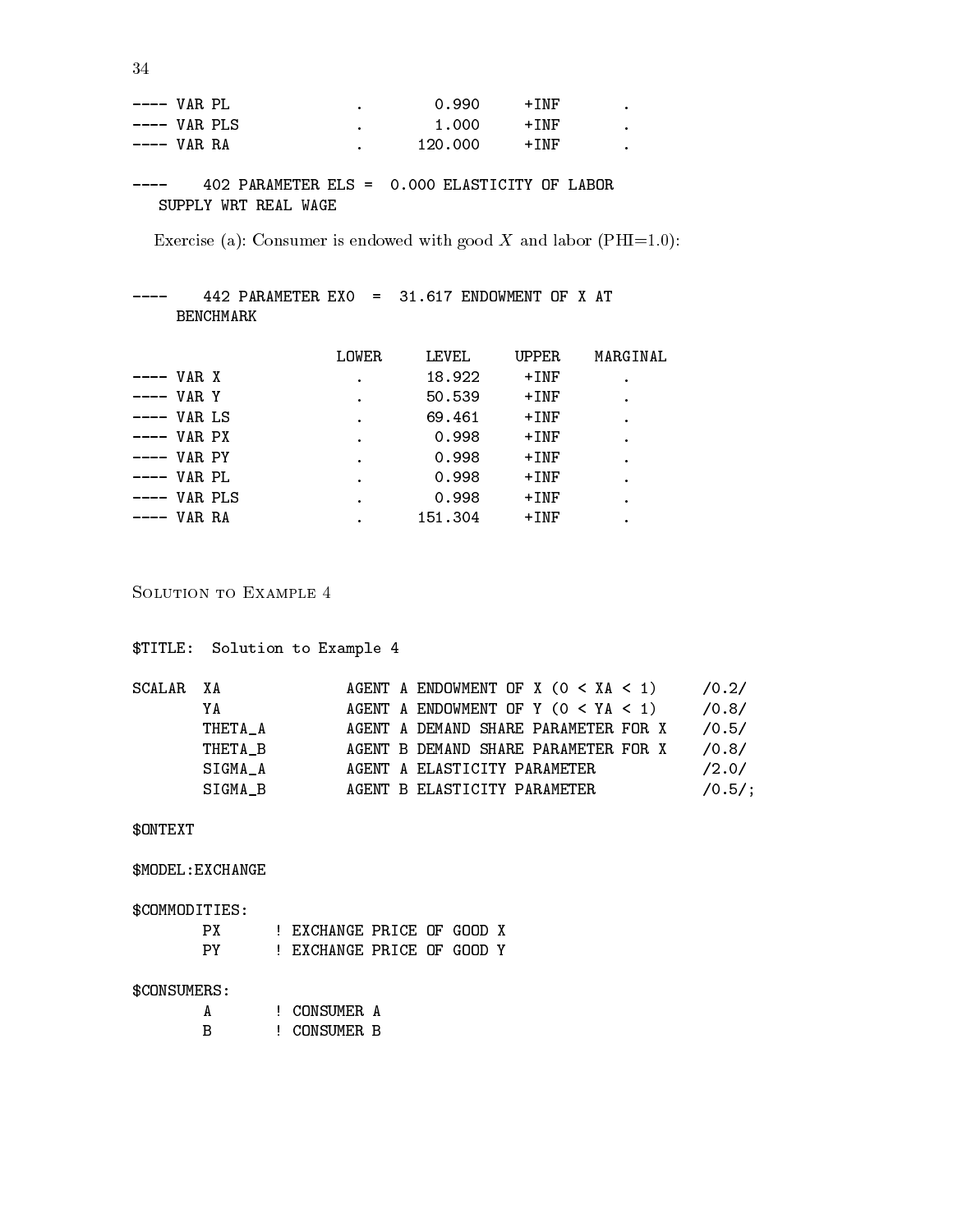```
---- VAR PL                 .        0.990      +INF        .
---- VAR PLS                .        1.000      +INF        .
---- VAR RA                 .      120.000      +INF        .

----     402 PARAMETER ELS =  0.000 ELASTICITY OF LABOR
   SUPPLY WRT REAL WAGE
```

Exercise (a): Consumer is endowed with good $X$ and labor (PHI=1.0):

```
----     442 PARAMETER EX0  =  31.617 ENDOWMENT OF X AT
     BENCHMARK

                     LOWER     LEVEL     UPPER    MARGINAL
---- VAR X             .       18.922     +INF       .
---- VAR Y             .       50.539     +INF       .
---- VAR LS            .       69.461     +INF       .
---- VAR PX            .        0.998     +INF       .
---- VAR PY            .        0.998     +INF       .
---- VAR PL            .        0.998     +INF       .
---- VAR PLS           .        0.998     +INF       .
---- VAR RA            .      151.304     +INF       .
```

## Solution to Example 4

```
$TITLE:  Solution to Example 4

SCALAR  XA              AGENT A ENDOWMENT OF X (0 < XA < 1)     /0.2/
        YA              AGENT A ENDOWMENT OF Y (0 < YA < 1)     /0.8/
        THETA_A         AGENT A DEMAND SHARE PARAMETER FOR X    /0.5/
        THETA_B         AGENT B DEMAND SHARE PARAMETER FOR X    /0.8/
        SIGMA_A         AGENT A ELASTICITY PARAMETER            /2.0/
        SIGMA_B         AGENT B ELASTICITY PARAMETER            /0.5/;

$ONTEXT

$MODEL:EXCHANGE

$COMMODITIES:
        PX      ! EXCHANGE PRICE OF GOOD X
        PY      ! EXCHANGE PRICE OF GOOD Y

$CONSUMERS:
        A       ! CONSUMER A
        B       ! CONSUMER B
```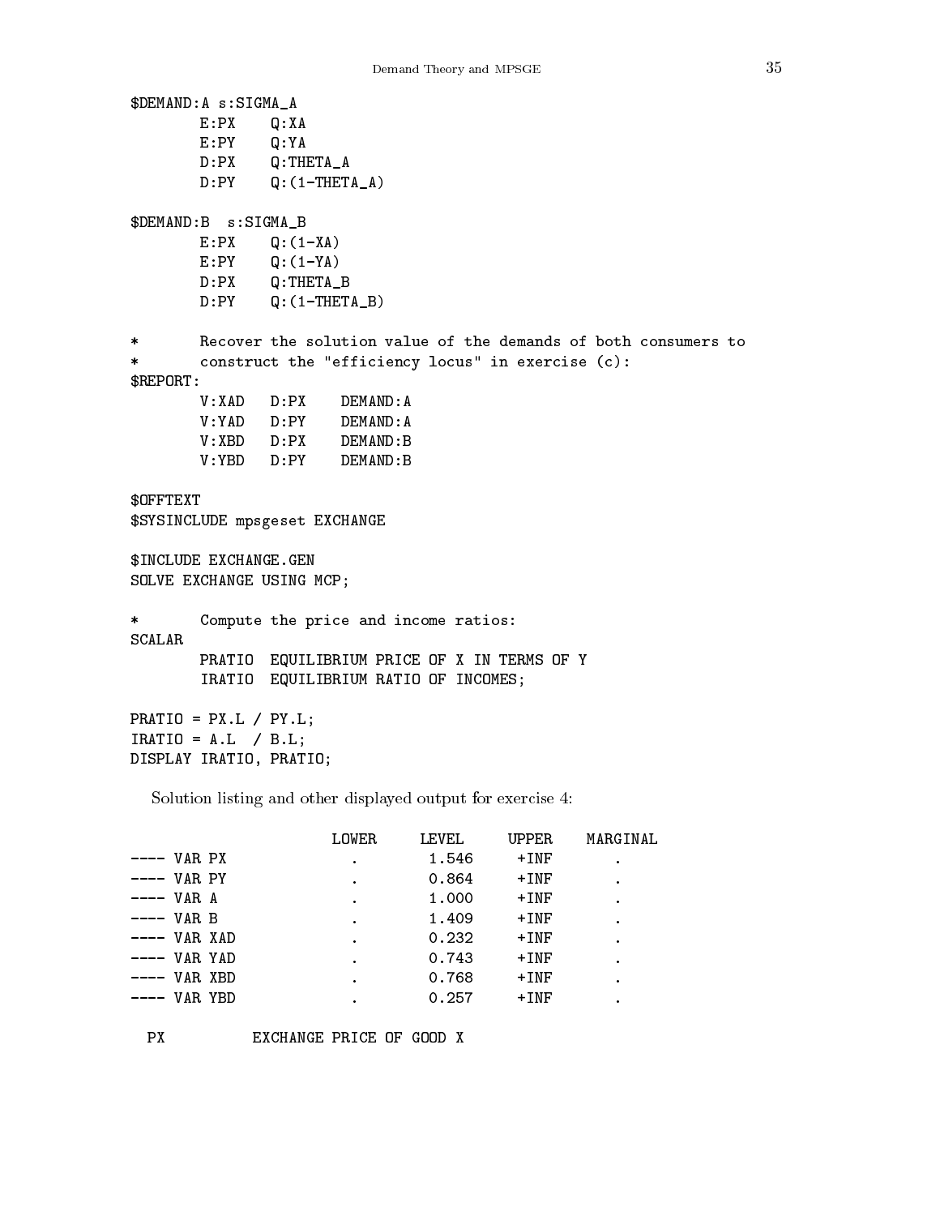```
$DEMAND:A s:SIGMA_A
        E:PX    Q:XA
        E:PY    Q:YA
        D:PX    Q:THETA_A
        D:PY    Q:(1-THETA_A)

$DEMAND:B  s:SIGMA_B
        E:PX    Q:(1-XA)
        E:PY    Q:(1-YA)
        D:PX    Q:THETA_B
        D:PY    Q:(1-THETA_B)

*       Recover the solution value of the demands of both consumers to
*       construct the "efficiency locus" in exercise (c):
$REPORT:
        V:XAD   D:PX    DEMAND:A
        V:YAD   D:PY    DEMAND:A
        V:XBD   D:PX    DEMAND:B
        V:YBD   D:PY    DEMAND:B

$OFFTEXT
$SYSINCLUDE mpsgeset EXCHANGE

$INCLUDE EXCHANGE.GEN
SOLVE EXCHANGE USING MCP;

*       Compute the price and income ratios:
SCALAR
        PRATIO  EQUILIBRIUM PRICE OF X IN TERMS OF Y
        IRATIO  EQUILIBRIUM RATIO OF INCOMES;

PRATIO = PX.L / PY.L;
IRATIO = A.L  / B.L;
DISPLAY IRATIO, PRATIO;
```

Solution listing and other displayed output for exercise 4:

```
                      LOWER     LEVEL     UPPER    MARGINAL
---- VAR PX             .        1.546     +INF       .
---- VAR PY             .        0.864     +INF       .
---- VAR A              .        1.000     +INF       .
---- VAR B              .        1.409     +INF       .
---- VAR XAD            .        0.232     +INF       .
---- VAR YAD            .        0.743     +INF       .
---- VAR XBD            .        0.768     +INF       .
---- VAR YBD            .        0.257     +INF       .

  PX          EXCHANGE PRICE OF GOOD X
```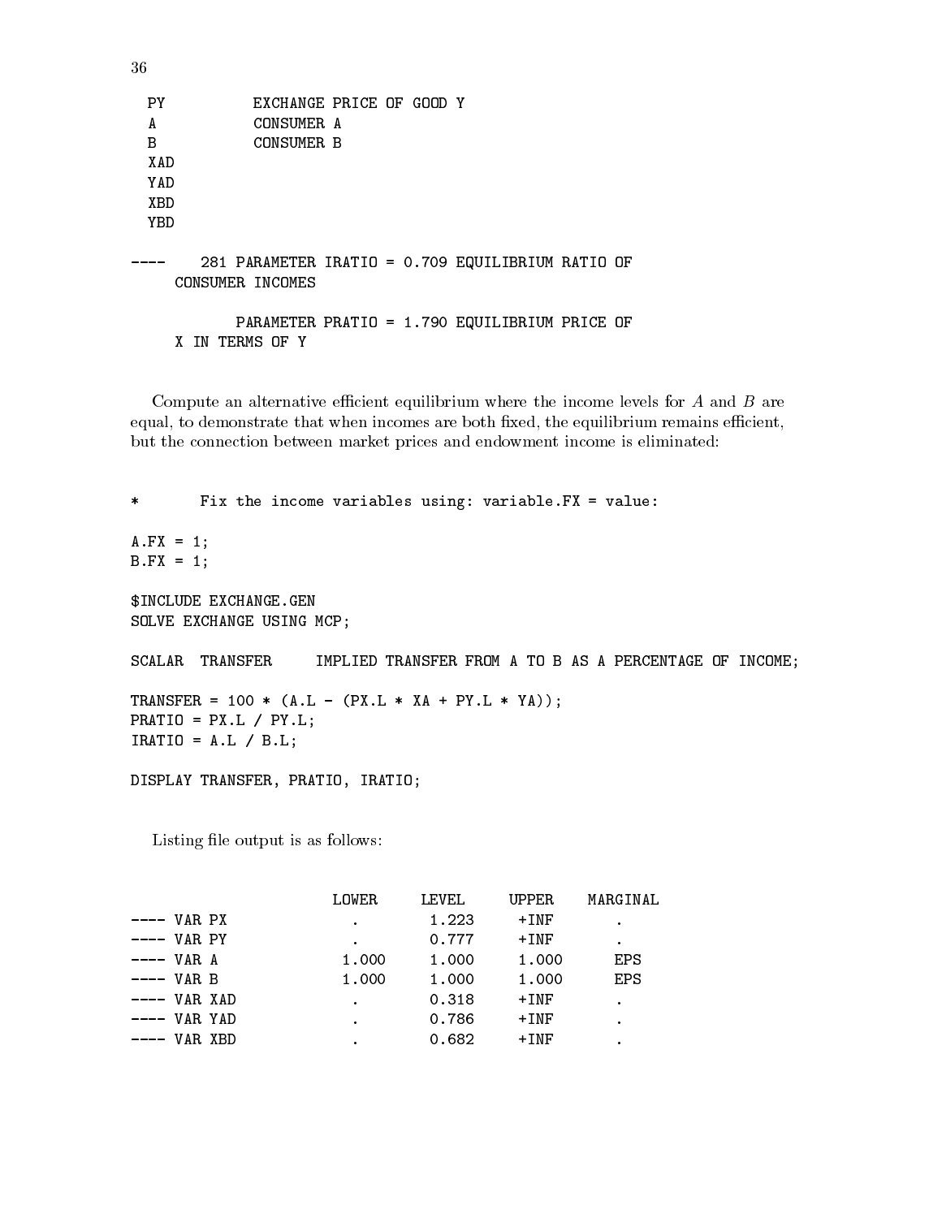```
  PY          EXCHANGE PRICE OF GOOD Y
  A           CONSUMER A
  B           CONSUMER B
  XAD
  YAD
  XBD
  YBD

----    281 PARAMETER IRATIO = 0.709 EQUILIBRIUM RATIO OF
     CONSUMER INCOMES

            PARAMETER PRATIO = 1.790 EQUILIBRIUM PRICE OF
     X IN TERMS OF Y
```

Compute an alternative efficient equilibrium where the income levels for $A$ and $B$ are equal, to demonstrate that when incomes are both fixed, the equilibrium remains efficient, but the connection between market prices and endowment income is eliminated:

```
*       Fix the income variables using: variable.FX = value:

A.FX = 1;
B.FX = 1;

$INCLUDE EXCHANGE.GEN
SOLVE EXCHANGE USING MCP;

SCALAR  TRANSFER     IMPLIED TRANSFER FROM A TO B AS A PERCENTAGE OF INCOME;

TRANSFER = 100 * (A.L - (PX.L * XA + PY.L * YA));
PRATIO = PX.L / PY.L;
IRATIO = A.L / B.L;

DISPLAY TRANSFER, PRATIO, IRATIO;
```

Listing file output is as follows:

```
                     LOWER     LEVEL     UPPER    MARGINAL
---- VAR PX            .        1.223     +INF       .
---- VAR PY            .        0.777     +INF       .
---- VAR A           1.000      1.000     1.000     EPS
---- VAR B           1.000      1.000     1.000     EPS
---- VAR XAD           .        0.318     +INF       .
---- VAR YAD           .        0.786     +INF       .
---- VAR XBD           .        0.682     +INF       .
```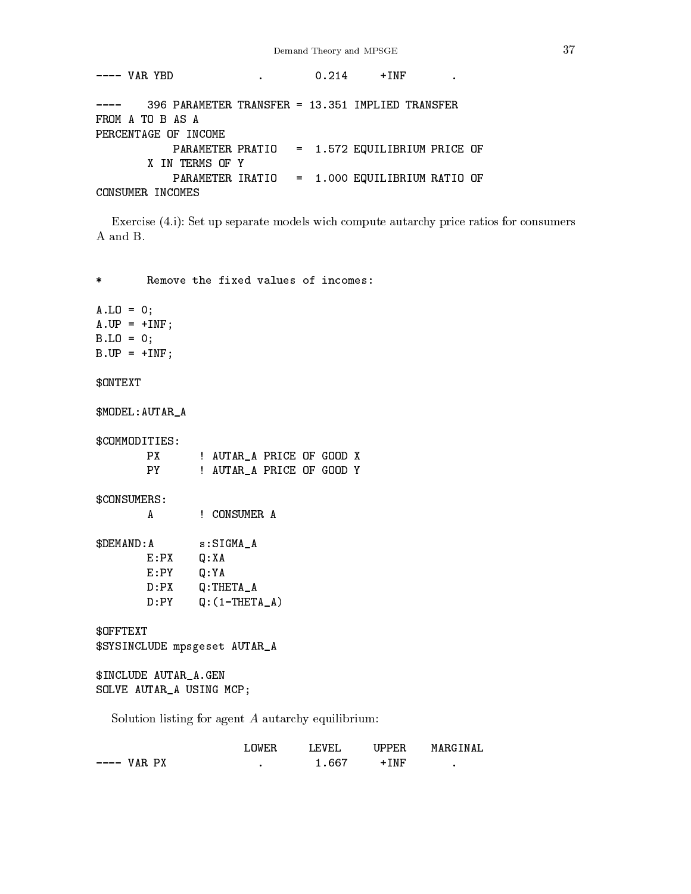```
---- VAR YBD              .         0.214      +INF        .

----     396 PARAMETER TRANSFER = 13.351 IMPLIED TRANSFER
FROM A TO B AS A
PERCENTAGE OF INCOME
            PARAMETER PRATIO    =  1.572 EQUILIBRIUM PRICE OF
        X IN TERMS OF Y
            PARAMETER IRATIO    =  1.000 EQUILIBRIUM RATIO OF
CONSUMER INCOMES
```

Exercise (4.i): Set up separate models wich compute autarchy price ratios for consumers A and B.

```
*       Remove the fixed values of incomes:

A.LO = 0;
A.UP = +INF;
B.LO = 0;
B.UP = +INF;

$ONTEXT

$MODEL:AUTAR_A

$COMMODITIES:
        PX      ! AUTAR_A PRICE OF GOOD X
        PY      ! AUTAR_A PRICE OF GOOD Y

$CONSUMERS:
        A       ! CONSUMER A

$DEMAND:A       s:SIGMA_A
        E:PX    Q:XA
        E:PY    Q:YA
        D:PX    Q:THETA_A
        D:PY    Q:(1-THETA_A)

$OFFTEXT
$SYSINCLUDE mpsgeset AUTAR_A

$INCLUDE AUTAR_A.GEN
SOLVE AUTAR_A USING MCP;
```

Solution listing for agent $A$ autarchy equilibrium:

```
                       LOWER     LEVEL     UPPER    MARGINAL
---- VAR PX              .        1.667     +INF        .
```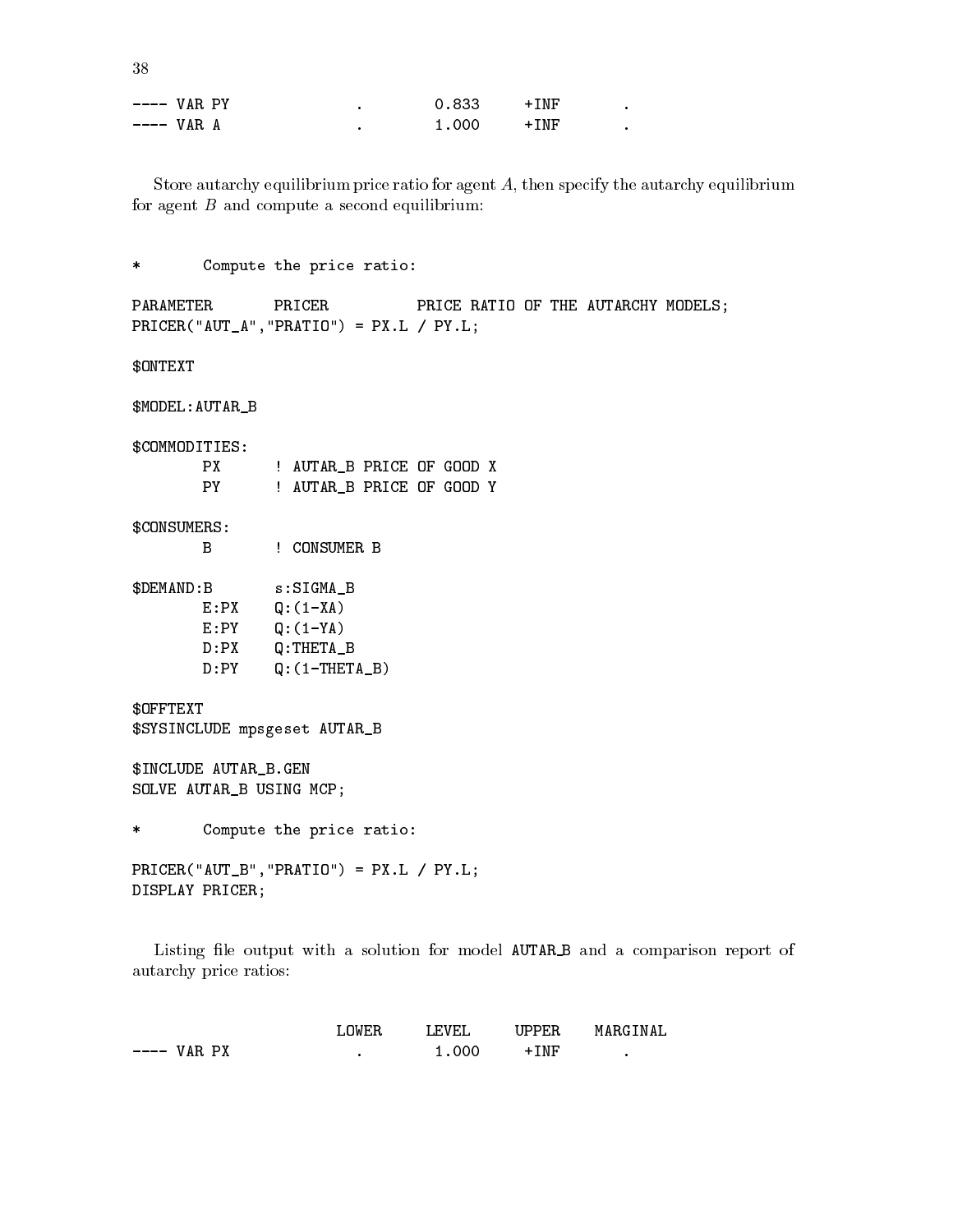```
---- VAR PY              .        0.833     +INF       .
---- VAR A               .        1.000     +INF       .
```

Store autarchy equilibrium price ratio for agent $A$, then specify the autarchy equilibrium for agent $B$ and compute a second equilibrium:

```
*       Compute the price ratio:

PARAMETER       PRICER          PRICE RATIO OF THE AUTARCHY MODELS;
PRICER("AUT_A","PRATIO") = PX.L / PY.L;

$ONTEXT

$MODEL:AUTAR_B

$COMMODITIES:
        PX      ! AUTAR_B PRICE OF GOOD X
        PY      ! AUTAR_B PRICE OF GOOD Y

$CONSUMERS:
        B       ! CONSUMER B

$DEMAND:B       s:SIGMA_B
        E:PX    Q:(1-XA)
        E:PY    Q:(1-YA)
        D:PX    Q:THETA_B
        D:PY    Q:(1-THETA_B)

$OFFTEXT
$SYSINCLUDE mpsgeset AUTAR_B

$INCLUDE AUTAR_B.GEN
SOLVE AUTAR_B USING MCP;

*       Compute the price ratio:

PRICER("AUT_B","PRATIO") = PX.L / PY.L;
DISPLAY PRICER;
```

Listing file output with a solution for model `AUTAR_B` and a comparison report of autarchy price ratios:

```
                        LOWER     LEVEL     UPPER    MARGINAL
---- VAR PX              .        1.000     +INF       .
```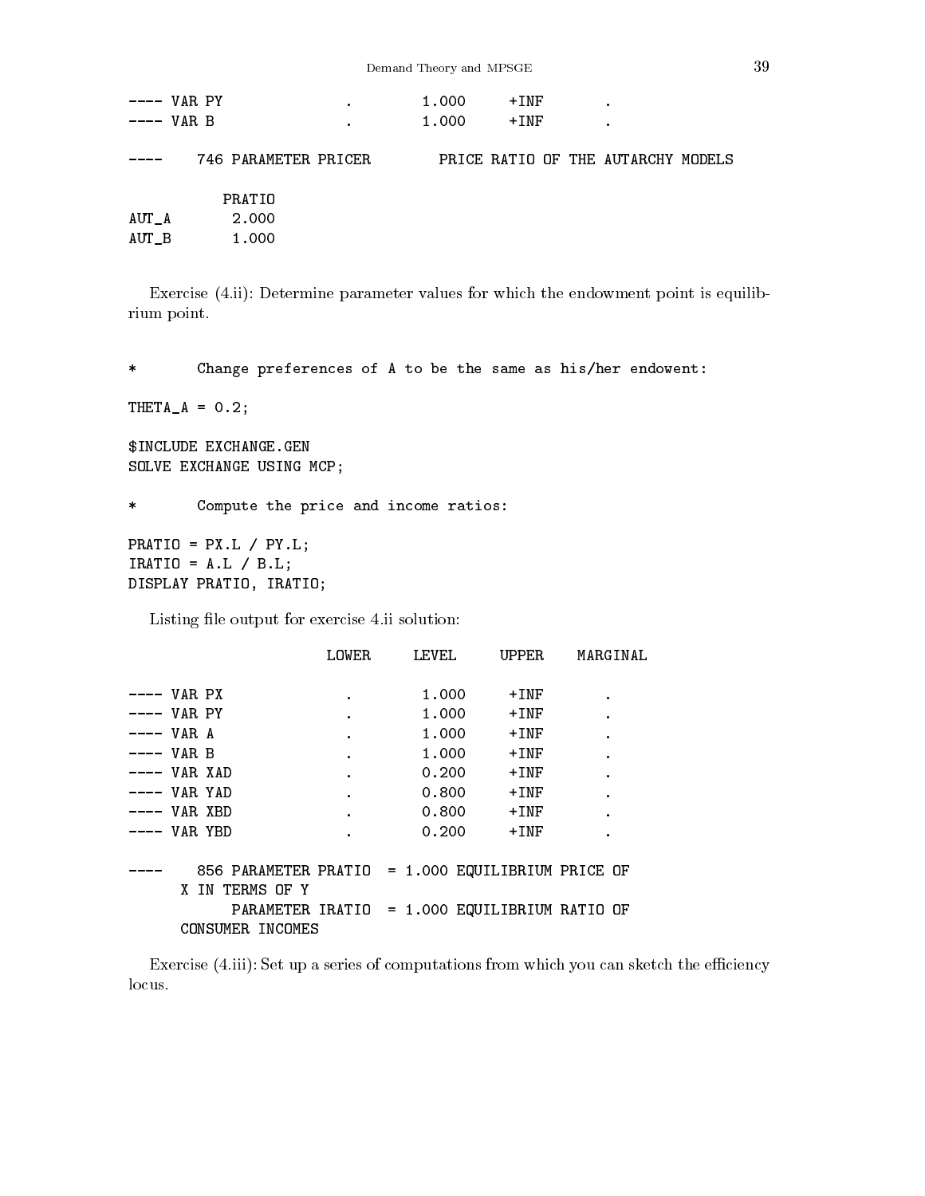```
---- VAR PY              .        1.000     +INF       .
---- VAR B               .        1.000     +INF       .

----     746 PARAMETER PRICER        PRICE RATIO OF THE AUTARCHY MODELS

           PRATIO
AUT_A       2.000
AUT_B       1.000
```

Exercise (4.ii): Determine parameter values for which the endowment point is equilibrium point.

```
*       Change preferences of A to be the same as his/her endowent:

THETA_A = 0.2;

$INCLUDE EXCHANGE.GEN
SOLVE EXCHANGE USING MCP;

*       Compute the price and income ratios:

PRATIO = PX.L / PY.L;
IRATIO = A.L / B.L;
DISPLAY PRATIO, IRATIO;
```

Listing file output for exercise 4.ii solution:

```
                     LOWER     LEVEL     UPPER    MARGINAL

---- VAR PX              .        1.000     +INF       .
---- VAR PY              .        1.000     +INF       .
---- VAR A               .        1.000     +INF       .
---- VAR B               .        1.000     +INF       .
---- VAR XAD             .        0.200     +INF       .
---- VAR YAD             .        0.800     +INF       .
---- VAR XBD             .        0.800     +INF       .
---- VAR YBD             .        0.200     +INF       .

----     856 PARAMETER PRATIO  = 1.000 EQUILIBRIUM PRICE OF
     X IN TERMS OF Y
           PARAMETER IRATIO  = 1.000 EQUILIBRIUM RATIO OF
     CONSUMER INCOMES
```

Exercise (4.iii): Set up a series of computations from which you can sketch the efficiency locus.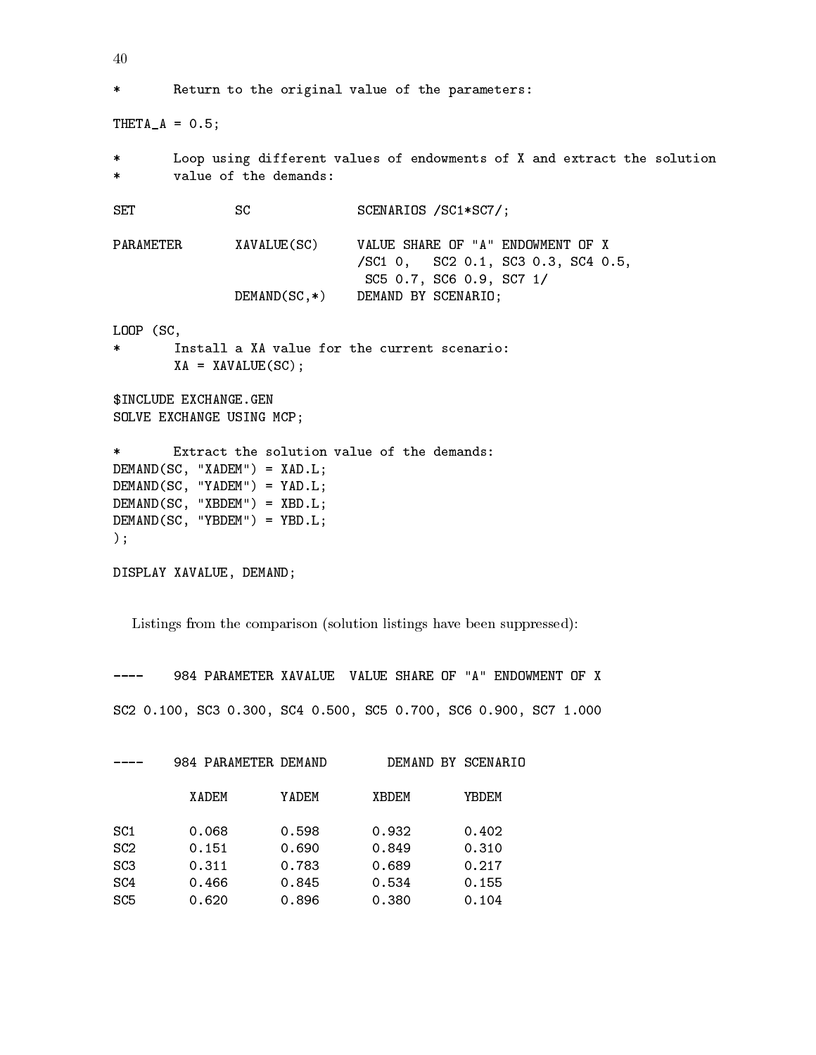```
*       Return to the original value of the parameters:

THETA_A = 0.5;

*       Loop using different values of endowments of X and extract the solution
*       value of the demands:

SET             SC              SCENARIOS /SC1*SC7/;

PARAMETER       XAVALUE(SC)     VALUE SHARE OF "A" ENDOWMENT OF X
                                /SC1 0,   SC2 0.1, SC3 0.3, SC4 0.5,
                                 SC5 0.7, SC6 0.9, SC7 1/
                DEMAND(SC,*)    DEMAND BY SCENARIO;

LOOP (SC,
*       Install a XA value for the current scenario:
        XA = XAVALUE(SC);

$INCLUDE EXCHANGE.GEN
SOLVE EXCHANGE USING MCP;

*       Extract the solution value of the demands:
DEMAND(SC, "XADEM") = XAD.L;
DEMAND(SC, "YADEM") = YAD.L;
DEMAND(SC, "XBDEM") = XBD.L;
DEMAND(SC, "YBDEM") = YBD.L;
);

DISPLAY XAVALUE, DEMAND;
```

Listings from the comparison (solution listings have been suppressed):

```
----    984 PARAMETER XAVALUE  VALUE SHARE OF "A" ENDOWMENT OF X

SC2 0.100, SC3 0.300, SC4 0.500, SC5 0.700, SC6 0.900, SC7 1.000


----    984 PARAMETER DEMAND        DEMAND BY SCENARIO

          XADEM       YADEM       XBDEM       YBDEM

SC1       0.068       0.598       0.932       0.402
SC2       0.151       0.690       0.849       0.310
SC3       0.311       0.783       0.689       0.217
SC4       0.466       0.845       0.534       0.155
SC5       0.620       0.896       0.380       0.104
```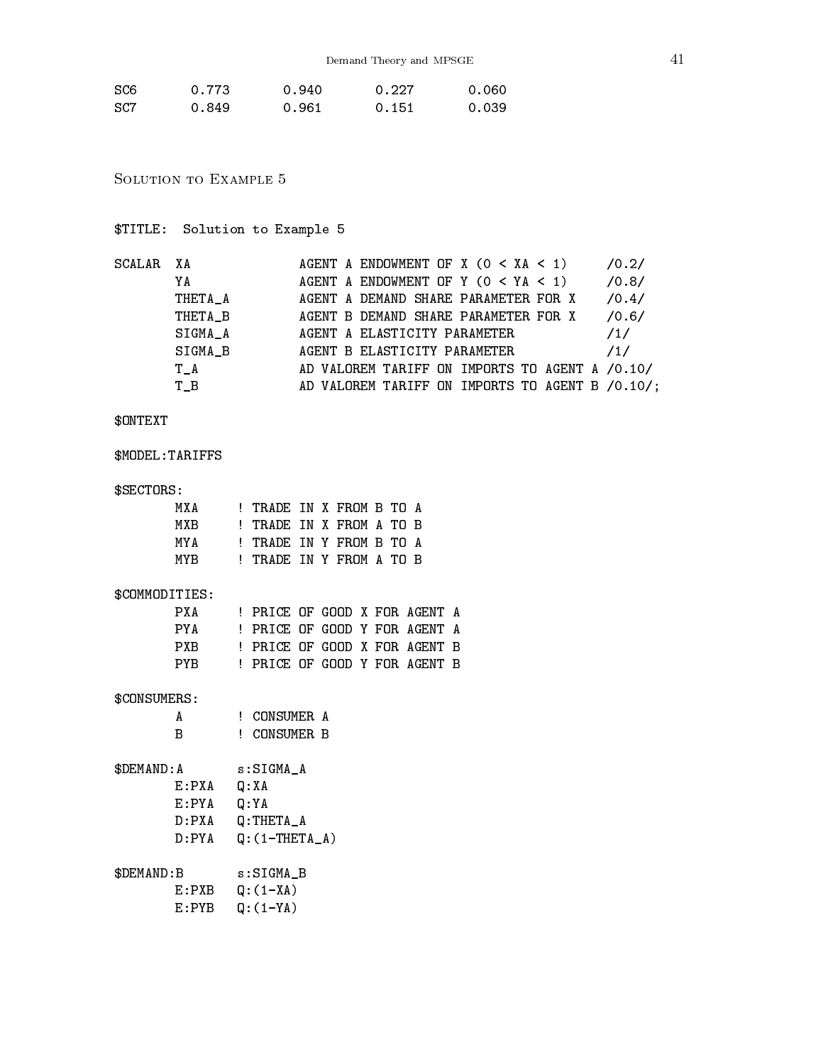| SC6 | 0.773 | 0.940 | 0.227 | 0.060 |
|---|---|---|---|---|
| SC7 | 0.849 | 0.961 | 0.151 | 0.039 |

## Solution to Example 5

```
$TITLE:  Solution to Example 5

SCALAR  XA              AGENT A ENDOWMENT OF X (0 < XA < 1)     /0.2/
        YA              AGENT A ENDOWMENT OF Y (0 < YA < 1)     /0.8/
        THETA_A         AGENT A DEMAND SHARE PARAMETER FOR X    /0.4/
        THETA_B         AGENT B DEMAND SHARE PARAMETER FOR X    /0.6/
        SIGMA_A         AGENT A ELASTICITY PARAMETER            /1/
        SIGMA_B         AGENT B ELASTICITY PARAMETER            /1/
        T_A             AD VALOREM TARIFF ON IMPORTS TO AGENT A /0.10/
        T_B             AD VALOREM TARIFF ON IMPORTS TO AGENT B /0.10/;

$ONTEXT

$MODEL:TARIFFS

$SECTORS:
        MXA     ! TRADE IN X FROM B TO A
        MXB     ! TRADE IN X FROM A TO B
        MYA     ! TRADE IN Y FROM B TO A
        MYB     ! TRADE IN Y FROM A TO B

$COMMODITIES:
        PXA     ! PRICE OF GOOD X FOR AGENT A
        PYA     ! PRICE OF GOOD Y FOR AGENT A
        PXB     ! PRICE OF GOOD X FOR AGENT B
        PYB     ! PRICE OF GOOD Y FOR AGENT B

$CONSUMERS:
        A       ! CONSUMER A
        B       ! CONSUMER B

$DEMAND:A       s:SIGMA_A
        E:PXA   Q:XA
        E:PYA   Q:YA
        D:PXA   Q:THETA_A
        D:PYA   Q:(1-THETA_A)

$DEMAND:B       s:SIGMA_B
        E:PXB   Q:(1-XA)
        E:PYB   Q:(1-YA)
```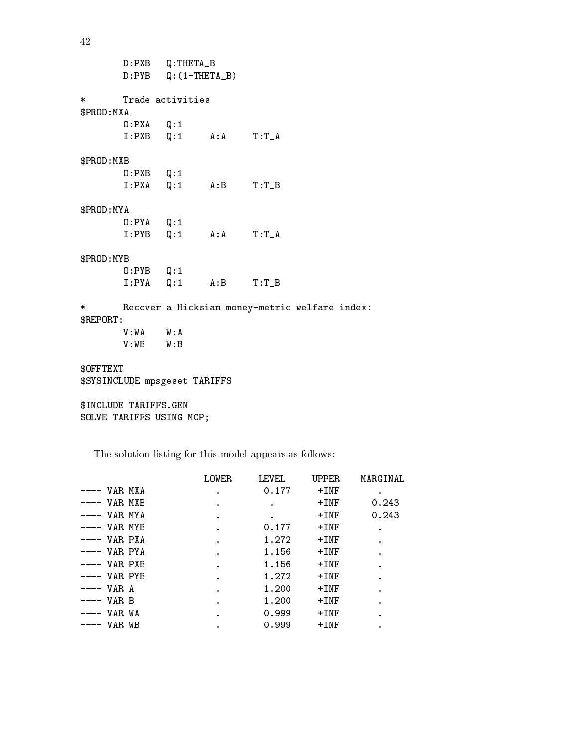```
        D:PXB   Q:THETA_B
        D:PYB   Q:(1-THETA_B)

*       Trade activities
$PROD:MXA
        O:PXA   Q:1
        I:PXB   Q:1     A:A     T:T_A

$PROD:MXB
        O:PXB   Q:1
        I:PXA   Q:1     A:B     T:T_B

$PROD:MYA
        O:PYA   Q:1
        I:PYB   Q:1     A:A     T:T_A

$PROD:MYB
        O:PYB   Q:1
        I:PYA   Q:1     A:B     T:T_B

*       Recover a Hicksian money-metric welfare index:
$REPORT:
        V:WA    W:A
        V:WB    W:B

$OFFTEXT
$SYSINCLUDE mpsgeset TARIFFS

$INCLUDE TARIFFS.GEN
SOLVE TARIFFS USING MCP;
```

The solution listing for this model appears as follows:

```
                      LOWER     LEVEL     UPPER    MARGINAL
---- VAR MXA             .       0.177     +INF       .
---- VAR MXB             .        .        +INF      0.243
---- VAR MYA             .        .        +INF      0.243
---- VAR MYB             .       0.177     +INF       .
---- VAR PXA             .       1.272     +INF       .
---- VAR PYA             .       1.156     +INF       .
---- VAR PXB             .       1.156     +INF       .
---- VAR PYB             .       1.272     +INF       .
---- VAR A               .       1.200     +INF       .
---- VAR B               .       1.200     +INF       .
---- VAR WA              .       0.999     +INF       .
---- VAR WB              .       0.999     +INF       .
```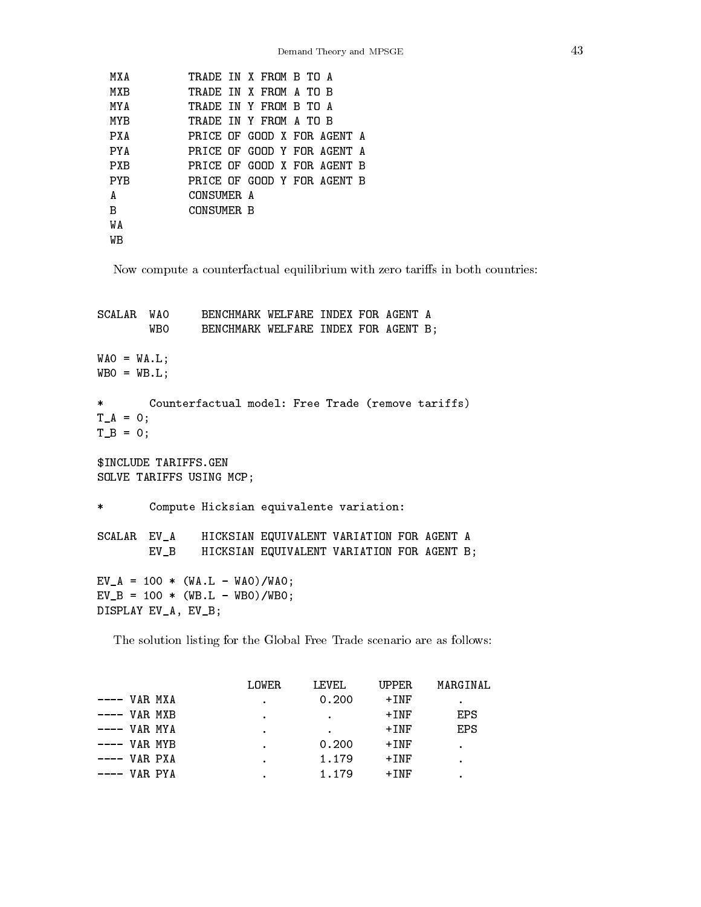```
 MXA         TRADE IN X FROM B TO A
 MXB         TRADE IN X FROM A TO B
 MYA         TRADE IN Y FROM B TO A
 MYB         TRADE IN Y FROM A TO B
 PXA         PRICE OF GOOD X FOR AGENT A
 PYA         PRICE OF GOOD Y FOR AGENT A
 PXB         PRICE OF GOOD X FOR AGENT B
 PYB         PRICE OF GOOD Y FOR AGENT B
 A           CONSUMER A
 B           CONSUMER B
 WA
 WB
```

Now compute a counterfactual equilibrium with zero tariffs in both countries:

```
SCALAR  WA0     BENCHMARK WELFARE INDEX FOR AGENT A
        WB0     BENCHMARK WELFARE INDEX FOR AGENT B;

WA0 = WA.L;
WB0 = WB.L;

*       Counterfactual model: Free Trade (remove tariffs)
T_A = 0;
T_B = 0;

$INCLUDE TARIFFS.GEN
SOLVE TARIFFS USING MCP;

*       Compute Hicksian equivalente variation:

SCALAR  EV_A    HICKSIAN EQUIVALENT VARIATION FOR AGENT A
        EV_B    HICKSIAN EQUIVALENT VARIATION FOR AGENT B;

EV_A = 100 * (WA.L - WA0)/WA0;
EV_B = 100 * (WB.L - WB0)/WB0;
DISPLAY EV_A, EV_B;
```

The solution listing for the Global Free Trade scenario are as follows:

```
                     LOWER     LEVEL     UPPER    MARGINAL
---- VAR MXA          .        0.200     +INF        .
---- VAR MXB          .         .        +INF       EPS
---- VAR MYA          .         .        +INF       EPS
---- VAR MYB          .        0.200     +INF        .
---- VAR PXA          .        1.179     +INF        .
---- VAR PYA          .        1.179     +INF        .
```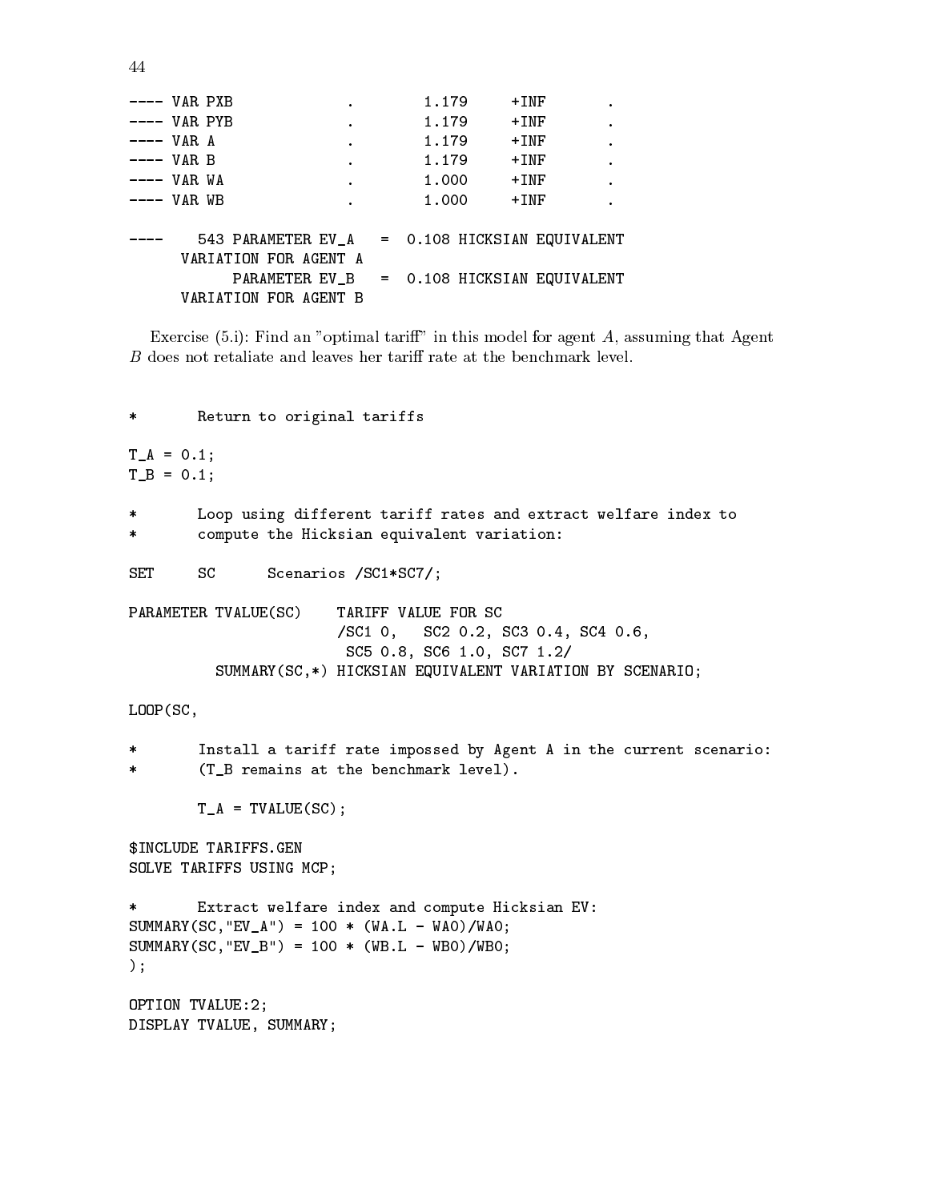```
---- VAR PXB              .        1.179     +INF       .
---- VAR PYB              .        1.179     +INF       .
---- VAR A                .        1.179     +INF       .
---- VAR B                .        1.179     +INF       .
---- VAR WA               .        1.000     +INF       .
---- VAR WB               .        1.000     +INF       .

----    543 PARAMETER EV_A   =  0.108 HICKSIAN EQUIVALENT
      VARIATION FOR AGENT A
            PARAMETER EV_B   =  0.108 HICKSIAN EQUIVALENT
      VARIATION FOR AGENT B
```

Exercise (5.i): Find an "optimal tariff" in this model for agent $A$, assuming that Agent $B$ does not retaliate and leaves her tariff rate at the benchmark level.

```
*       Return to original tariffs

T_A = 0.1;
T_B = 0.1;

*       Loop using different tariff rates and extract welfare index to
*       compute the Hicksian equivalent variation:

SET     SC      Scenarios /SC1*SC7/;

PARAMETER TVALUE(SC)    TARIFF VALUE FOR SC
                        /SC1 0,   SC2 0.2, SC3 0.4, SC4 0.6,
                         SC5 0.8, SC6 1.0, SC7 1.2/
         SUMMARY(SC,*) HICKSIAN EQUIVALENT VARIATION BY SCENARIO;

LOOP(SC,

*       Install a tariff rate impossed by Agent A in the current scenario:
*       (T_B remains at the benchmark level).

        T_A = TVALUE(SC);

$INCLUDE TARIFFS.GEN
SOLVE TARIFFS USING MCP;

*       Extract welfare index and compute Hicksian EV:
SUMMARY(SC,"EV_A") = 100 * (WA.L - WA0)/WA0;
SUMMARY(SC,"EV_B") = 100 * (WB.L - WB0)/WB0;
);

OPTION TVALUE:2;
DISPLAY TVALUE, SUMMARY;
```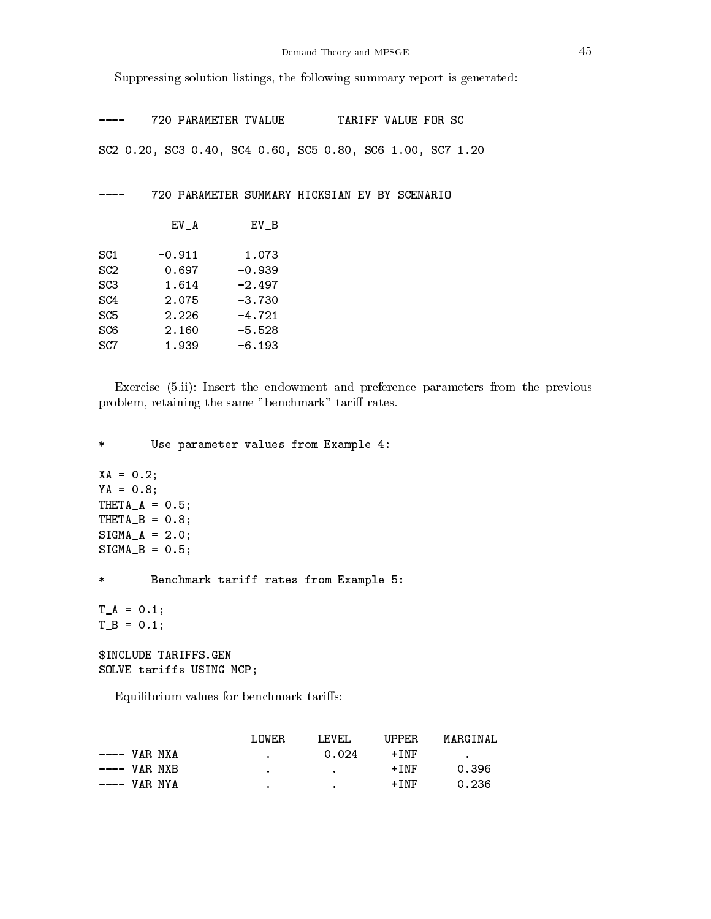Suppressing solution listings, the following summary report is generated:

```
----    720 PARAMETER TVALUE        TARIFF VALUE FOR SC

SC2 0.20, SC3 0.40, SC4 0.60, SC5 0.80, SC6 1.00, SC7 1.20


----    720 PARAMETER SUMMARY HICKSIAN EV BY SCENARIO

           EV_A        EV_B

SC1      -0.911       1.073
SC2       0.697      -0.939
SC3       1.614      -2.497
SC4       2.075      -3.730
SC5       2.226      -4.721
SC6       2.160      -5.528
SC7       1.939      -6.193
```

Exercise (5.ii): Insert the endowment and preference parameters from the previous problem, retaining the same "benchmark" tariff rates.

```
*       Use parameter values from Example 4:

XA = 0.2;
YA = 0.8;
THETA_A = 0.5;
THETA_B = 0.8;
SIGMA_A = 2.0;
SIGMA_B = 0.5;

*       Benchmark tariff rates from Example 5:

T_A = 0.1;
T_B = 0.1;

$INCLUDE TARIFFS.GEN
SOLVE tariffs USING MCP;
```

Equilibrium values for benchmark tariffs:

```
                        LOWER     LEVEL     UPPER    MARGINAL
---- VAR MXA              .       0.024     +INF        .
---- VAR MXB              .         .       +INF      0.396
---- VAR MYA              .         .       +INF      0.236
```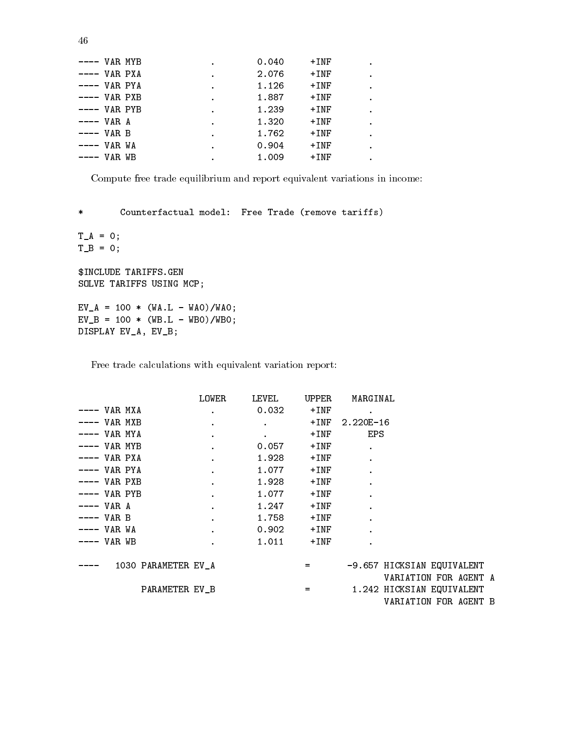```
---- VAR MYB               .         0.040     +INF        .
---- VAR PXA               .         2.076     +INF        .
---- VAR PYA               .         1.126     +INF        .
---- VAR PXB               .         1.887     +INF        .
---- VAR PYB               .         1.239     +INF        .
---- VAR A                 .         1.320     +INF        .
---- VAR B                 .         1.762     +INF        .
---- VAR WA                .         0.904     +INF        .
---- VAR WB                .         1.009     +INF        .
```

Compute free trade equilibrium and report equivalent variations in income:

```
*       Counterfactual model:  Free Trade (remove tariffs)

T_A = 0;
T_B = 0;

$INCLUDE TARIFFS.GEN
SOLVE TARIFFS USING MCP;

EV_A = 100 * (WA.L - WA0)/WA0;
EV_B = 100 * (WB.L - WB0)/WB0;
DISPLAY EV_A, EV_B;
```

Free trade calculations with equivalent variation report:

```
                        LOWER     LEVEL     UPPER    MARGINAL
---- VAR MXA               .         0.032     +INF        .
---- VAR MXB               .          .        +INF  2.220E-16
---- VAR MYA               .          .        +INF       EPS
---- VAR MYB               .         0.057     +INF        .
---- VAR PXA               .         1.928     +INF        .
---- VAR PYA               .         1.077     +INF        .
---- VAR PXB               .         1.928     +INF        .
---- VAR PYB               .         1.077     +INF        .
---- VAR A                 .         1.247     +INF        .
---- VAR B                 .         1.758     +INF        .
---- VAR WA                .         0.902     +INF        .
---- VAR WB                .         1.011     +INF        .

----    1030 PARAMETER EV_A                 =       -9.657 HICKSIAN EQUIVALENT
                                                            VARIATION FOR AGENT A
             PARAMETER EV_B                 =        1.242 HICKSIAN EQUIVALENT
                                                            VARIATION FOR AGENT B
```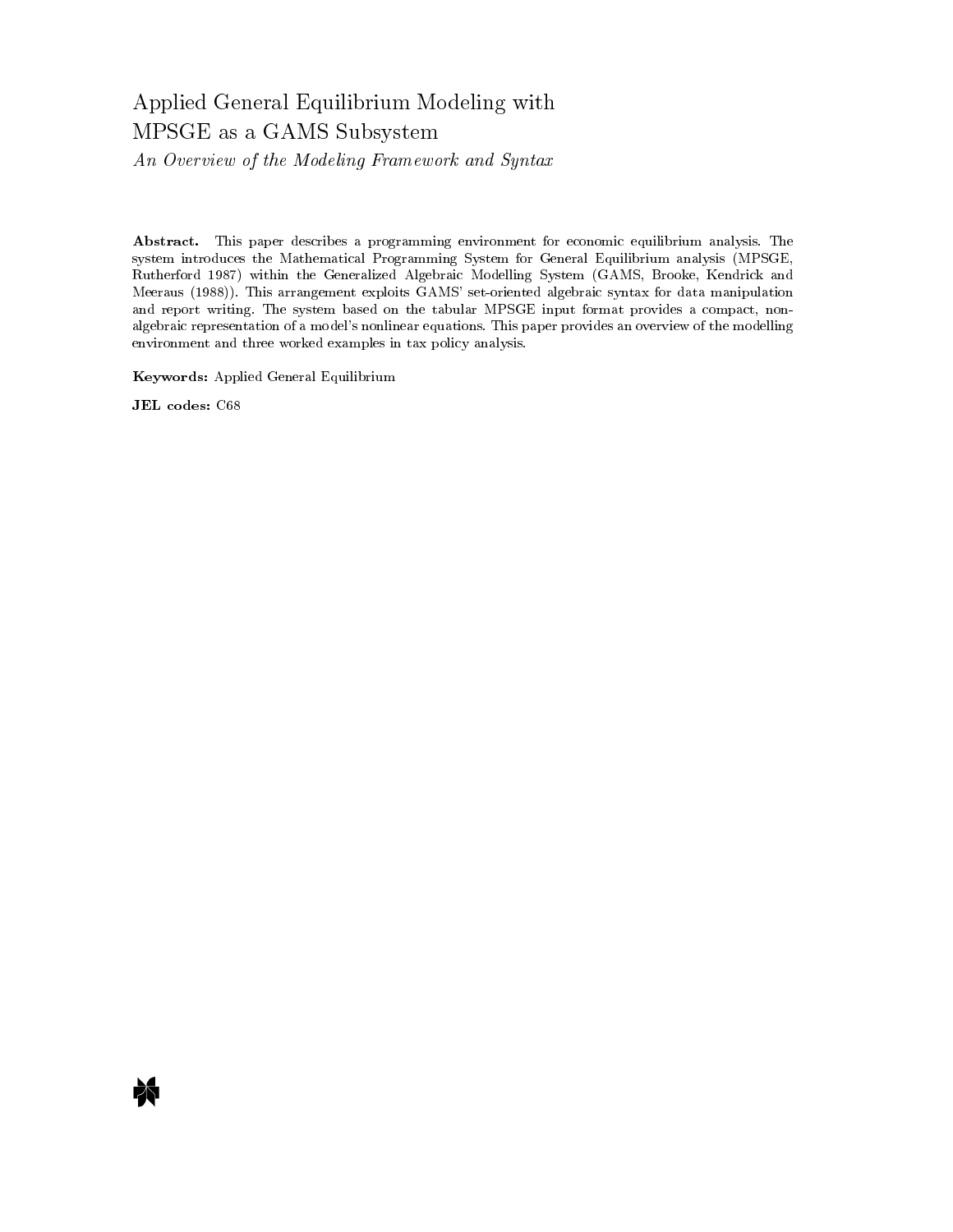# Applied General Equilibrium Modeling with MPSGE as a GAMS Subsystem

*An Overview of the Modeling Framework and Syntax*

**Abstract.** This paper describes a programming environment for economic equilibrium analysis. The system introduces the Mathematical Programming System for General Equilibrium analysis (MPSGE, Rutherford 1987) within the Generalized Algebraic Modelling System (GAMS, Brooke, Kendrick and Meeraus (1988)). This arrangement exploits GAMS' set-oriented algebraic syntax for data manipulation and report writing. The system based on the tabular MPSGE input format provides a compact, non-algebraic representation of a model's nonlinear equations. This paper provides an overview of the modelling environment and three worked examples in tax policy analysis.

**Keywords:** Applied General Equilibrium

**JEL codes:** C68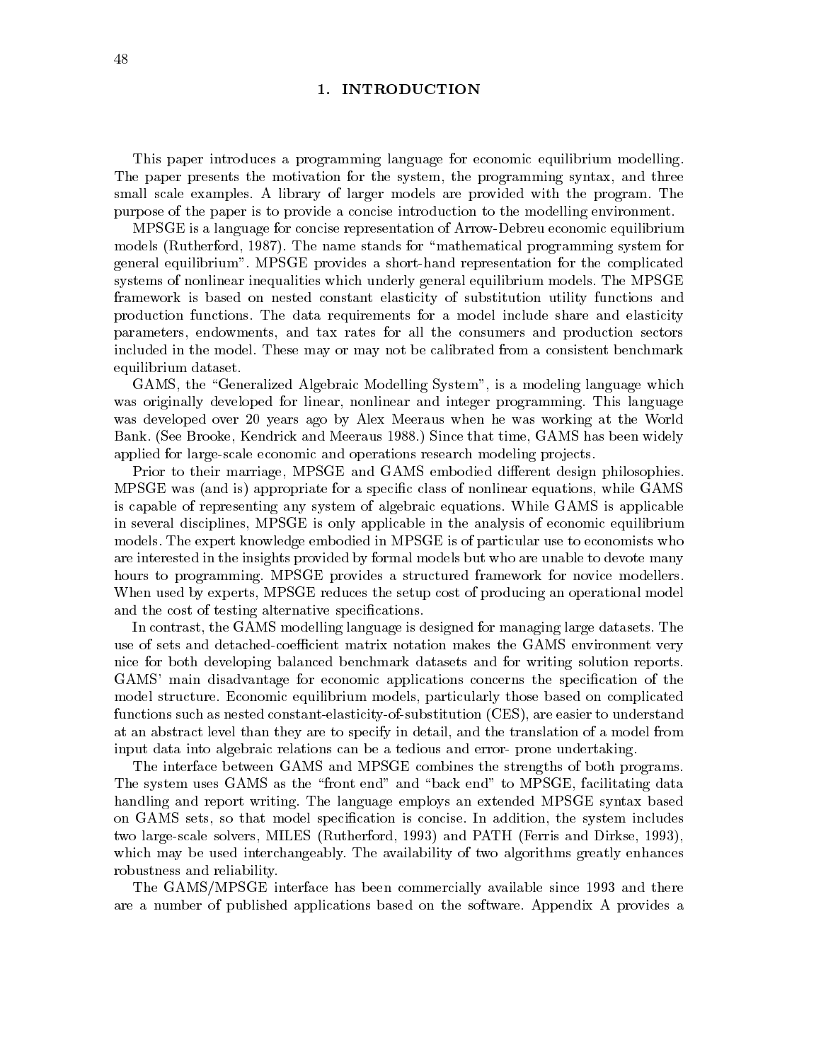# 1. INTRODUCTION

This paper introduces a programming language for economic equilibrium modelling. The paper presents the motivation for the system, the programming syntax, and three small scale examples. A library of larger models are provided with the program. The purpose of the paper is to provide a concise introduction to the modelling environment.

MPSGE is a language for concise representation of Arrow-Debreu economic equilibrium models (Rutherford, 1987). The name stands for "mathematical programming system for general equilibrium". MPSGE provides a short-hand representation for the complicated systems of nonlinear inequalities which underly general equilibrium models. The MPSGE framework is based on nested constant elasticity of substitution utility functions and production functions. The data requirements for a model include share and elasticity parameters, endowments, and tax rates for all the consumers and production sectors included in the model. These may or may not be calibrated from a consistent benchmark equilibrium dataset.

GAMS, the "Generalized Algebraic Modelling System", is a modeling language which was originally developed for linear, nonlinear and integer programming. This language was developed over 20 years ago by Alex Meeraus when he was working at the World Bank. (See Brooke, Kendrick and Meeraus 1988.) Since that time, GAMS has been widely applied for large-scale economic and operations research modeling projects.

Prior to their marriage, MPSGE and GAMS embodied different design philosophies. MPSGE was (and is) appropriate for a specific class of nonlinear equations, while GAMS is capable of representing any system of algebraic equations. While GAMS is applicable in several disciplines, MPSGE is only applicable in the analysis of economic equilibrium models. The expert knowledge embodied in MPSGE is of particular use to economists who are interested in the insights provided by formal models but who are unable to devote many hours to programming. MPSGE provides a structured framework for novice modellers. When used by experts, MPSGE reduces the setup cost of producing an operational model and the cost of testing alternative specifications.

In contrast, the GAMS modelling language is designed for managing large datasets. The use of sets and detached-coefficient matrix notation makes the GAMS environment very nice for both developing balanced benchmark datasets and for writing solution reports. GAMS' main disadvantage for economic applications concerns the specification of the model structure. Economic equilibrium models, particularly those based on complicated functions such as nested constant-elasticity-of-substitution (CES), are easier to understand at an abstract level than they are to specify in detail, and the translation of a model from input data into algebraic relations can be a tedious and error- prone undertaking.

The interface between GAMS and MPSGE combines the strengths of both programs. The system uses GAMS as the "front end" and "back end" to MPSGE, facilitating data handling and report writing. The language employs an extended MPSGE syntax based on GAMS sets, so that model specification is concise. In addition, the system includes two large-scale solvers, MILES (Rutherford, 1993) and PATH (Ferris and Dirkse, 1993), which may be used interchangeably. The availability of two algorithms greatly enhances robustness and reliability.

The GAMS/MPSGE interface has been commercially available since 1993 and there are a number of published applications based on the software. Appendix A provides a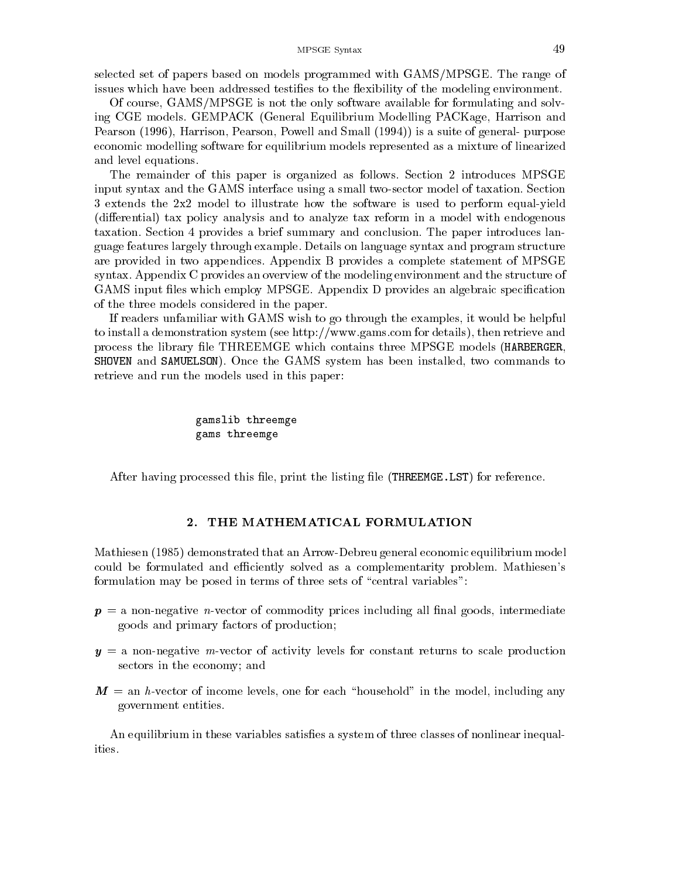selected set of papers based on models programmed with GAMS/MPSGE. The range of issues which have been addressed testifies to the flexibility of the modeling environment.

Of course, GAMS/MPSGE is not the only software available for formulating and solving CGE models. GEMPACK (General Equilibrium Modelling PACKage, Harrison and Pearson (1996), Harrison, Pearson, Powell and Small (1994)) is a suite of general- purpose economic modelling software for equilibrium models represented as a mixture of linearized and level equations.

The remainder of this paper is organized as follows. Section 2 introduces MPSGE input syntax and the GAMS interface using a small two-sector model of taxation. Section 3 extends the 2x2 model to illustrate how the software is used to perform equal-yield (differential) tax policy analysis and to analyze tax reform in a model with endogenous taxation. Section 4 provides a brief summary and conclusion. The paper introduces language features largely through example. Details on language syntax and program structure are provided in two appendices. Appendix B provides a complete statement of MPSGE syntax. Appendix C provides an overview of the modeling environment and the structure of GAMS input files which employ MPSGE. Appendix D provides an algebraic specification of the three models considered in the paper.

If readers unfamiliar with GAMS wish to go through the examples, it would be helpful to install a demonstration system (see http://www.gams.com for details), then retrieve and process the library file THREEMGE which contains three MPSGE models (`HARBERGER`, `SHOVEN` and `SAMUELSON`). Once the GAMS system has been installed, two commands to retrieve and run the models used in this paper:

```
gamslib threemge
gams threemge
```

After having processed this file, print the listing file (`THREEMGE.LST`) for reference.

## 2. THE MATHEMATICAL FORMULATION

Mathiesen (1985) demonstrated that an Arrow-Debreu general economic equilibrium model could be formulated and efficiently solved as a complementarity problem. Mathiesen's formulation may be posed in terms of three sets of "central variables":

- $\boldsymbol{p}$ = a non-negative $n$-vector of commodity prices including all final goods, intermediate goods and primary factors of production;
- $\boldsymbol{y}$ = a non-negative $m$-vector of activity levels for constant returns to scale production sectors in the economy; and
- $\boldsymbol{M}$ = an $h$-vector of income levels, one for each "household" in the model, including any government entities.

An equilibrium in these variables satisfies a system of three classes of nonlinear inequalities.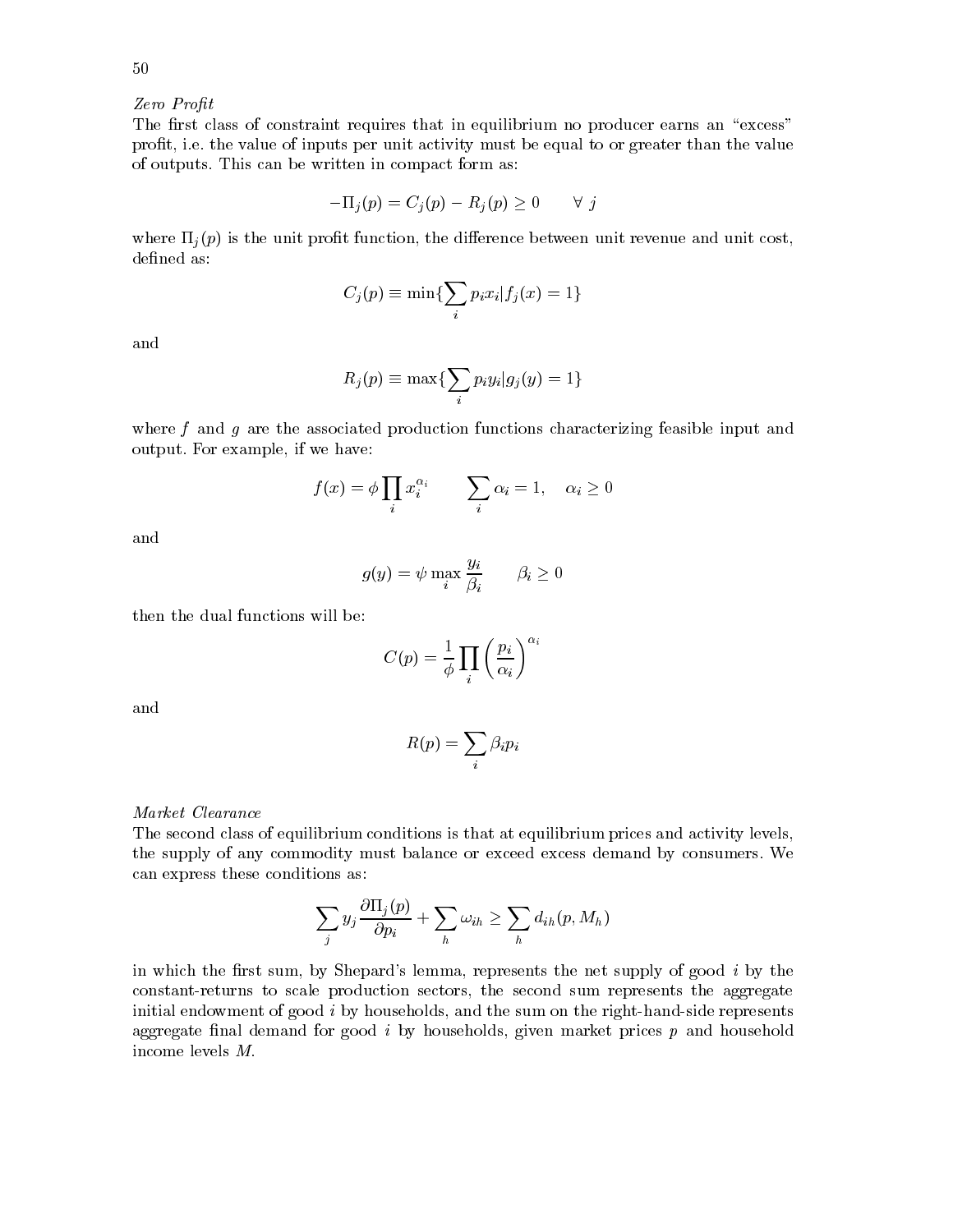*Zero Profit*

The first class of constraint requires that in equilibrium no producer earns an "excess" profit, i.e. the value of inputs per unit activity must be equal to or greater than the value of outputs. This can be written in compact form as:

$$-\Pi_j(p) = C_j(p) - R_j(p) \geq 0 \qquad \forall\ j$$

where $\Pi_j(p)$ is the unit profit function, the difference between unit revenue and unit cost, defined as:

$$C_j(p) \equiv \min\{\sum_i p_i x_i | f_j(x) = 1\}$$

and

$$R_j(p) \equiv \max\{\sum_i p_i y_i | g_j(y) = 1\}$$

where $f$ and $g$ are the associated production functions characterizing feasible input and output. For example, if we have:

$$f(x) = \phi \prod_i x_i^{\alpha_i} \qquad \sum_i \alpha_i = 1, \quad \alpha_i \geq 0$$

and

$$g(y) = \psi \max_i \frac{y_i}{\beta_i} \qquad \beta_i \geq 0$$

then the dual functions will be:

$$C(p) = \frac{1}{\phi} \prod_i \left( \frac{p_i}{\alpha_i} \right)^{\alpha_i}$$

and

$$R(p) = \sum_i \beta_i p_i$$

*Market Clearance*

The second class of equilibrium conditions is that at equilibrium prices and activity levels, the supply of any commodity must balance or exceed excess demand by consumers. We can express these conditions as:

$$\sum_j y_j \frac{\partial \Pi_j(p)}{\partial p_i} + \sum_h \omega_{ih} \geq \sum_h d_{ih}(p, M_h)$$

in which the first sum, by Shepard's lemma, represents the net supply of good $i$ by the constant-returns to scale production sectors, the second sum represents the aggregate initial endowment of good $i$ by households, and the sum on the right-hand-side represents aggregate final demand for good $i$ by households, given market prices $p$ and household income levels $M$.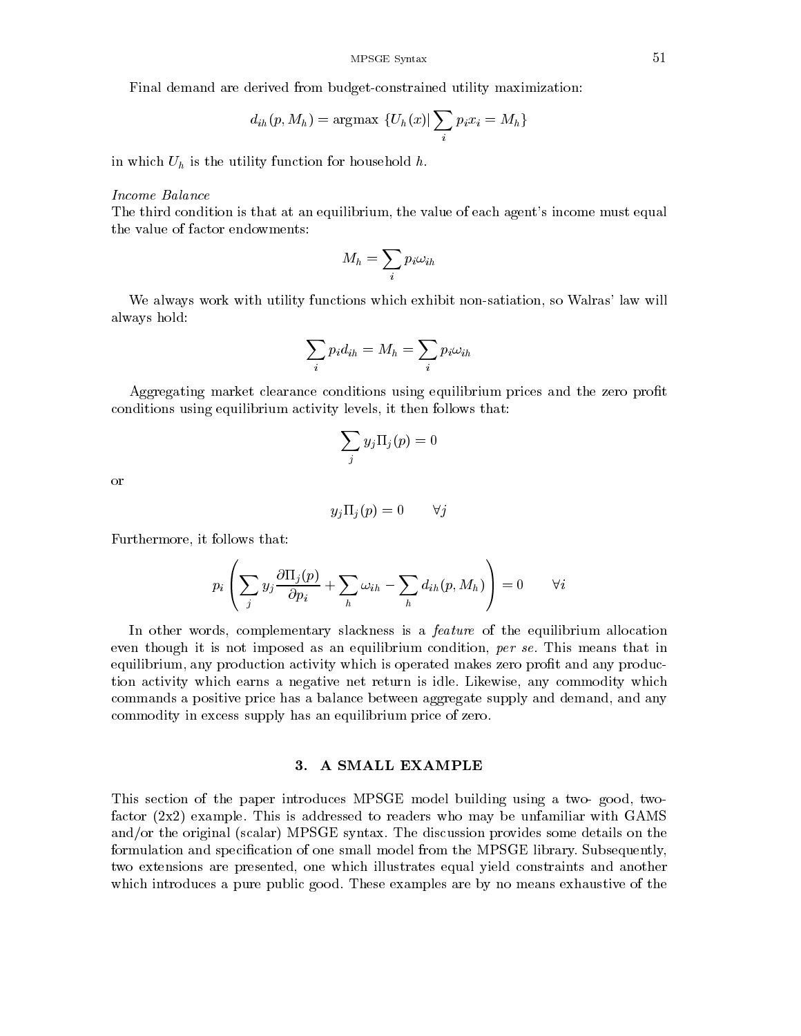Final demand are derived from budget-constrained utility maximization:

$$d_{ih}(p, M_h) = \text{argmax } \{U_h(x) | \sum_i p_i x_i = M_h\}$$

in which $U_h$ is the utility function for household $h$.

*Income Balance*
The third condition is that at an equilibrium, the value of each agent's income must equal the value of factor endowments:

$$M_h = \sum_i p_i \omega_{ih}$$

We always work with utility functions which exhibit non-satiation, so Walras' law will always hold:

$$\sum_i p_i d_{ih} = M_h = \sum_i p_i \omega_{ih}$$

Aggregating market clearance conditions using equilibrium prices and the zero profit conditions using equilibrium activity levels, it then follows that:

$$\sum_j y_j \Pi_j(p) = 0$$

or

$$y_j \Pi_j(p) = 0 \qquad \forall j$$

Furthermore, it follows that:

$$p_i \left( \sum_j y_j \frac{\partial \Pi_j(p)}{\partial p_i} + \sum_h \omega_{ih} - \sum_h d_{ih}(p, M_h) \right) = 0 \qquad \forall i$$

In other words, complementary slackness is a *feature* of the equilibrium allocation even though it is not imposed as an equilibrium condition, *per se*. This means that in equilibrium, any production activity which is operated makes zero profit and any production activity which earns a negative net return is idle. Likewise, any commodity which commands a positive price has a balance between aggregate supply and demand, and any commodity in excess supply has an equilibrium price of zero.

## 3. A SMALL EXAMPLE

This section of the paper introduces MPSGE model building using a two- good, two-factor (2x2) example. This is addressed to readers who may be unfamiliar with GAMS and/or the original (scalar) MPSGE syntax. The discussion provides some details on the formulation and specification of one small model from the MPSGE library. Subsequently, two extensions are presented, one which illustrates equal yield constraints and another which introduces a pure public good. These examples are by no means exhaustive of the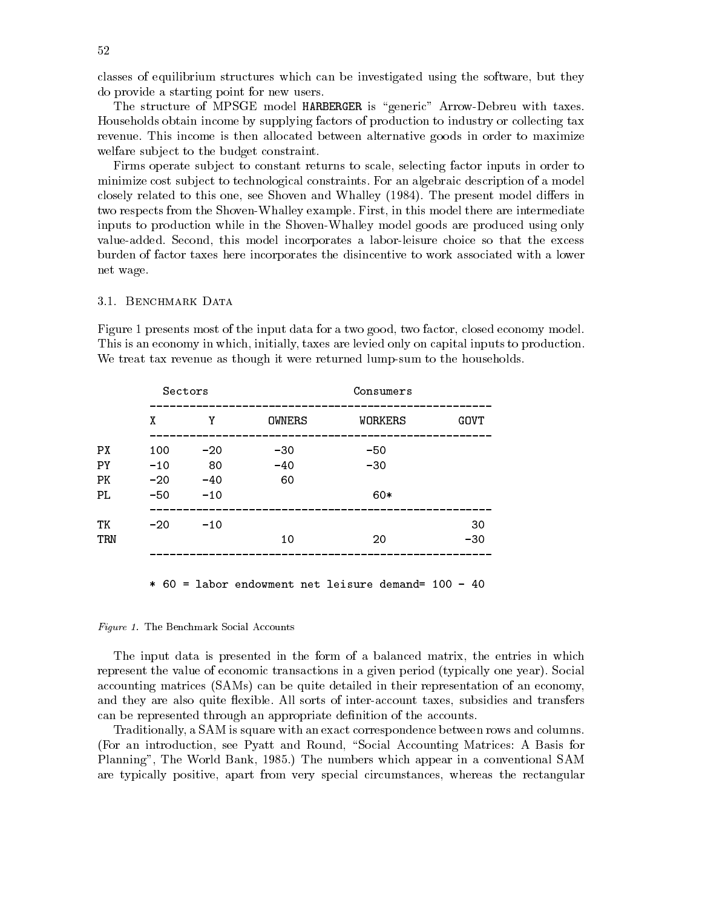classes of equilibrium structures which can be investigated using the software, but they do provide a starting point for new users.

The structure of MPSGE model HARBERGER is "generic" Arrow-Debreu with taxes. Households obtain income by supplying factors of production to industry or collecting tax revenue. This income is then allocated between alternative goods in order to maximize welfare subject to the budget constraint.

Firms operate subject to constant returns to scale, selecting factor inputs in order to minimize cost subject to technological constraints. For an algebraic description of a model closely related to this one, see Shoven and Whalley (1984). The present model differs in two respects from the Shoven-Whalley example. First, in this model there are intermediate inputs to production while in the Shoven-Whalley model goods are produced using only value-added. Second, this model incorporates a labor-leisure choice so that the excess burden of factor taxes here incorporates the disincentive to work associated with a lower net wage.

### 3.1. Benchmark Data

Figure 1 presents most of the input data for a two good, two factor, closed economy model. This is an economy in which, initially, taxes are levied only on capital inputs to production. We treat tax revenue as though it were returned lump-sum to the households.

| | Sectors | | Consumers | | |
|---|---|---|---|---|---|
| | X | Y | OWNERS | WORKERS | GOVT |
| PX | 100 | -20 | -30 | -50 | |
| PY | -10 | 80 | -40 | -30 | |
| PK | -20 | -40 | 60 | | |
| PL | -50 | -10 | | 60* | |
| TK | -20 | -10 | | | 30 |
| TRN | | | 10 | 20 | -30 |

\* 60 = labor endowment net leisure demand= 100 - 40

*Figure 1.* The Benchmark Social Accounts

The input data is presented in the form of a balanced matrix, the entries in which represent the value of economic transactions in a given period (typically one year). Social accounting matrices (SAMs) can be quite detailed in their representation of an economy, and they are also quite flexible. All sorts of inter-account taxes, subsidies and transfers can be represented through an appropriate definition of the accounts.

Traditionally, a SAM is square with an exact correspondence between rows and columns. (For an introduction, see Pyatt and Round, "Social Accounting Matrices: A Basis for Planning", The World Bank, 1985.) The numbers which appear in a conventional SAM are typically positive, apart from very special circumstances, whereas the rectangular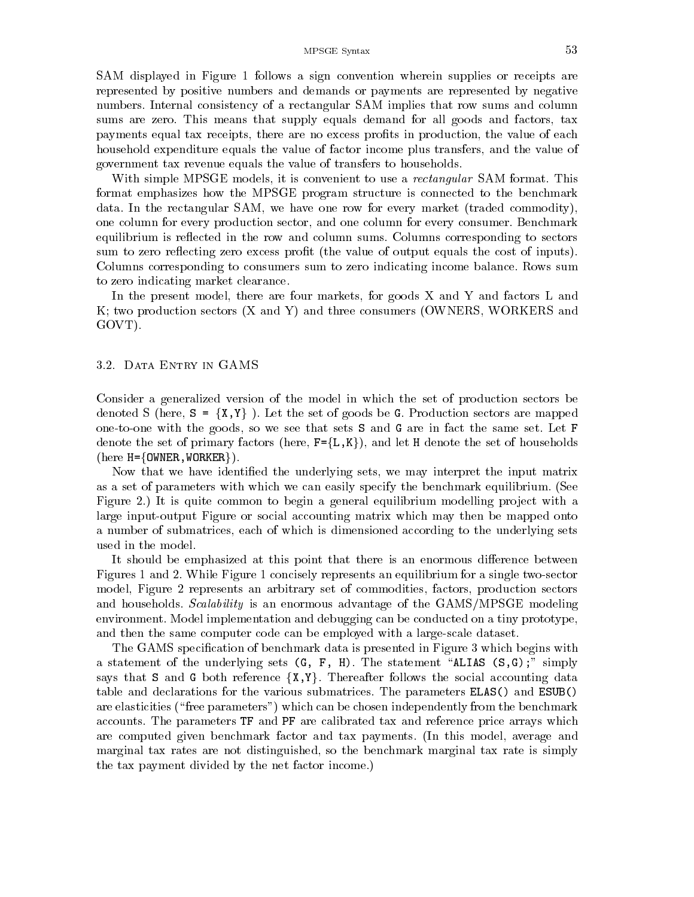SAM displayed in Figure 1 follows a sign convention wherein supplies or receipts are represented by positive numbers and demands or payments are represented by negative numbers. Internal consistency of a rectangular SAM implies that row sums and column sums are zero. This means that supply equals demand for all goods and factors, tax payments equal tax receipts, there are no excess profits in production, the value of each household expenditure equals the value of factor income plus transfers, and the value of government tax revenue equals the value of transfers to households.

With simple MPSGE models, it is convenient to use a *rectangular* SAM format. This format emphasizes how the MPSGE program structure is connected to the benchmark data. In the rectangular SAM, we have one row for every market (traded commodity), one column for every production sector, and one column for every consumer. Benchmark equilibrium is reflected in the row and column sums. Columns corresponding to sectors sum to zero reflecting zero excess profit (the value of output equals the cost of inputs). Columns corresponding to consumers sum to zero indicating income balance. Rows sum to zero indicating market clearance.

In the present model, there are four markets, for goods X and Y and factors L and K; two production sectors (X and Y) and three consumers (OWNERS, WORKERS and GOVT).

## 3.2. Data Entry in GAMS

Consider a generalized version of the model in which the set of production sectors be denoted S (here, `S = {X,Y}` ). Let the set of goods be `G`. Production sectors are mapped one-to-one with the goods, so we see that sets `S` and `G` are in fact the same set. Let `F` denote the set of primary factors (here, `F={L,K}`), and let `H` denote the set of households (here `H={OWNER,WORKER}`).

Now that we have identified the underlying sets, we may interpret the input matrix as a set of parameters with which we can easily specify the benchmark equilibrium. (See Figure 2.) It is quite common to begin a general equilibrium modelling project with a large input-output Figure or social accounting matrix which may then be mapped onto a number of submatrices, each of which is dimensioned according to the underlying sets used in the model.

It should be emphasized at this point that there is an enormous difference between Figures 1 and 2. While Figure 1 concisely represents an equilibrium for a single two-sector model, Figure 2 represents an arbitrary set of commodities, factors, production sectors and households. *Scalability* is an enormous advantage of the GAMS/MPSGE modeling environment. Model implementation and debugging can be conducted on a tiny prototype, and then the same computer code can be employed with a large-scale dataset.

The GAMS specification of benchmark data is presented in Figure 3 which begins with a statement of the underlying sets `(G, F, H)`. The statement "`ALIAS (S,G);`" simply says that `S` and `G` both reference `{X,Y}`. Thereafter follows the social accounting data table and declarations for the various submatrices. The parameters `ELAS()` and `ESUB()` are elasticities ("free parameters") which can be chosen independently from the benchmark accounts. The parameters `TF` and `PF` are calibrated tax and reference price arrays which are computed given benchmark factor and tax payments. (In this model, average and marginal tax rates are not distinguished, so the benchmark marginal tax rate is simply the tax payment divided by the net factor income.)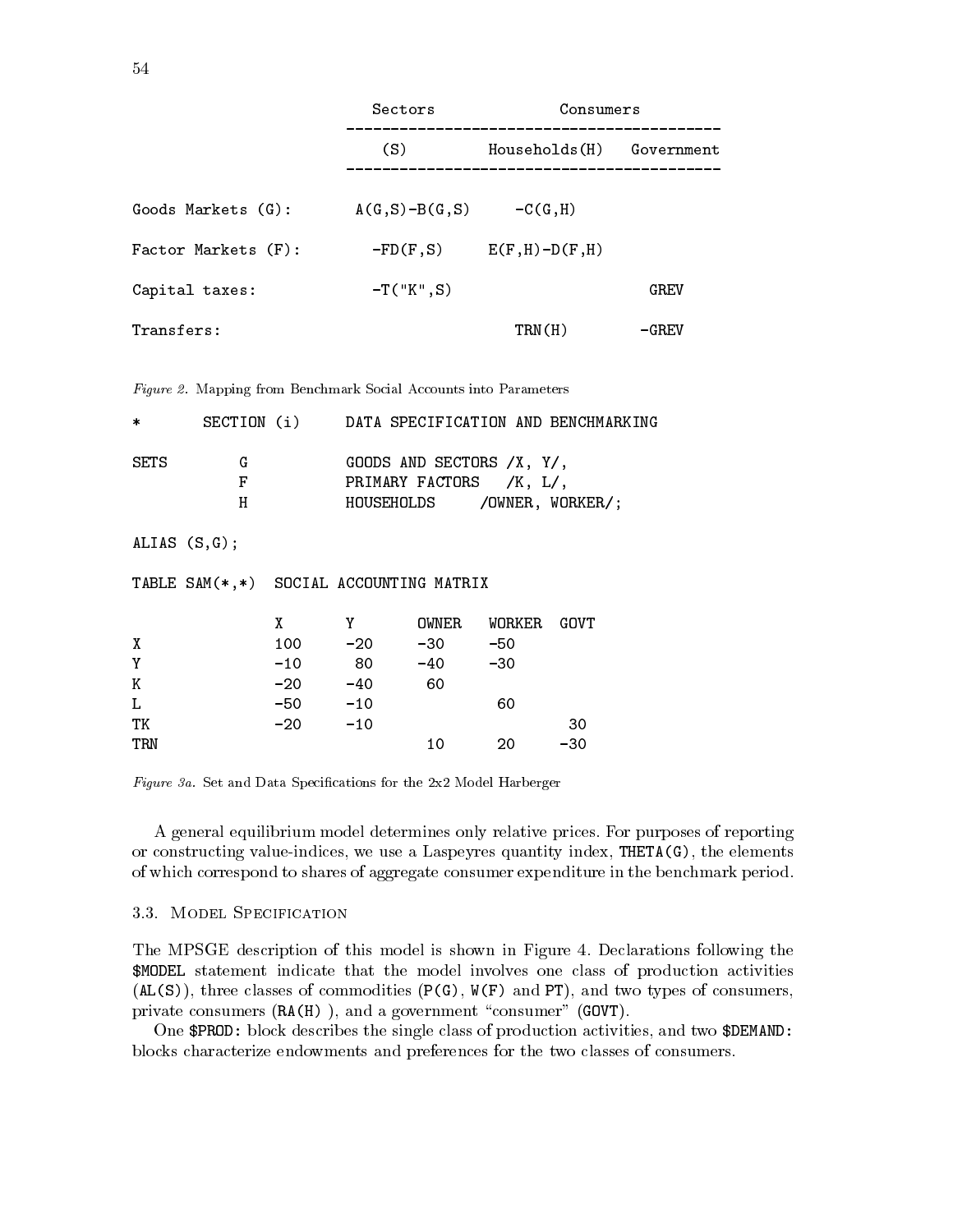```
                              Sectors             Consumers
                           -----------------------------------------
                              (S)         Households(H)  Government
                           -----------------------------------------

Goods Markets (G):        A(G,S)-B(G,S)      -C(G,H)

Factor Markets (F):          -FD(F,S)     E(F,H)-D(F,H)

Capital taxes:              -T("K",S)                        GREV

Transfers:                                    TRN(H)         -GREV
```

*Figure 2.* Mapping from Benchmark Social Accounts into Parameters

```
*       SECTION (i)      DATA SPECIFICATION AND BENCHMARKING

SETS        G            GOODS AND SECTORS /X, Y/,
            F            PRIMARY FACTORS   /K, L/,
            H            HOUSEHOLDS      /OWNER, WORKER/;

ALIAS (S,G);

TABLE SAM(*,*)  SOCIAL ACCOUNTING MATRIX

                X        Y        OWNER    WORKER   GOVT
X               100      -20      -30      -50
Y               -10       80      -40      -30
K               -20      -40       60
L               -50      -10                60
TK              -20      -10                         30
TRN                                10       20      -30
```

*Figure 3a.* Set and Data Specifications for the 2x2 Model Harberger

A general equilibrium model determines only relative prices. For purposes of reporting or constructing value-indices, we use a Laspeyres quantity index, `THETA(G)`, the elements of which correspond to shares of aggregate consumer expenditure in the benchmark period.

### 3.3. Model Specification

The MPSGE description of this model is shown in Figure 4. Declarations following the `$MODEL` statement indicate that the model involves one class of production activities (`AL(S)`), three classes of commodities (`P(G)`, `W(F)` and `PT`), and two types of consumers, private consumers (`RA(H)` ), and a government "consumer" (`GOVT`).

One `$PROD:` block describes the single class of production activities, and two `$DEMAND:` blocks characterize endowments and preferences for the two classes of consumers.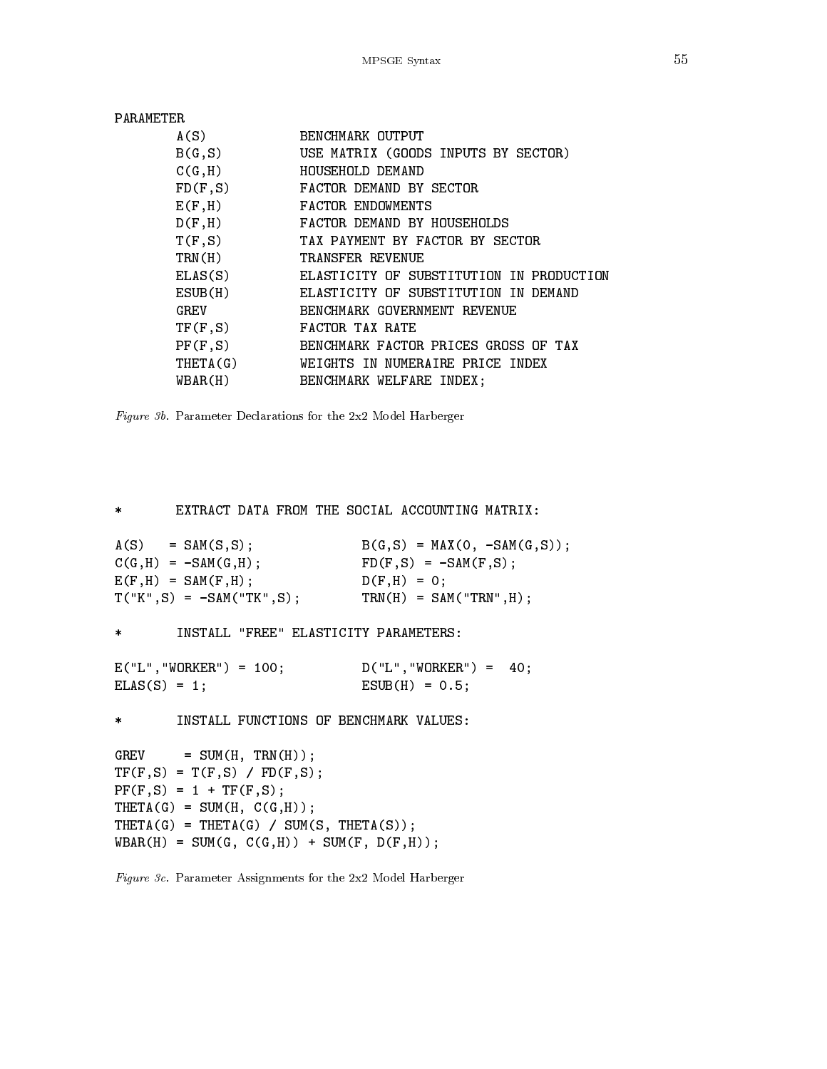```
PARAMETER
        A(S)            BENCHMARK OUTPUT
        B(G,S)          USE MATRIX (GOODS INPUTS BY SECTOR)
        C(G,H)          HOUSEHOLD DEMAND
        FD(F,S)         FACTOR DEMAND BY SECTOR
        E(F,H)          FACTOR ENDOWMENTS
        D(F,H)          FACTOR DEMAND BY HOUSEHOLDS
        T(F,S)          TAX PAYMENT BY FACTOR BY SECTOR
        TRN(H)          TRANSFER REVENUE
        ELAS(S)         ELASTICITY OF SUBSTITUTION IN PRODUCTION
        ESUB(H)         ELASTICITY OF SUBSTITUTION IN DEMAND
        GREV            BENCHMARK GOVERNMENT REVENUE
        TF(F,S)         FACTOR TAX RATE
        PF(F,S)         BENCHMARK FACTOR PRICES GROSS OF TAX
        THETA(G)        WEIGHTS IN NUMERAIRE PRICE INDEX
        WBAR(H)         BENCHMARK WELFARE INDEX;
```

*Figure 3b.* Parameter Declarations for the 2x2 Model Harberger

```
*       EXTRACT DATA FROM THE SOCIAL ACCOUNTING MATRIX:

A(S)   = SAM(S,S);              B(G,S) = MAX(0, -SAM(G,S));
C(G,H) = -SAM(G,H);             FD(F,S) = -SAM(F,S);
E(F,H) = SAM(F,H);              D(F,H) = 0;
T("K",S) = -SAM("TK",S);        TRN(H) = SAM("TRN",H);

*       INSTALL "FREE" ELASTICITY PARAMETERS:

E("L","WORKER") = 100;          D("L","WORKER") =  40;
ELAS(S) = 1;                    ESUB(H) = 0.5;

*       INSTALL FUNCTIONS OF BENCHMARK VALUES:

GREV     = SUM(H, TRN(H));
TF(F,S) = T(F,S) / FD(F,S);
PF(F,S) = 1 + TF(F,S);
THETA(G) = SUM(H, C(G,H));
THETA(G) = THETA(G) / SUM(S, THETA(S));
WBAR(H) = SUM(G, C(G,H)) + SUM(F, D(F,H));
```

*Figure 3c.* Parameter Assignments for the 2x2 Model Harberger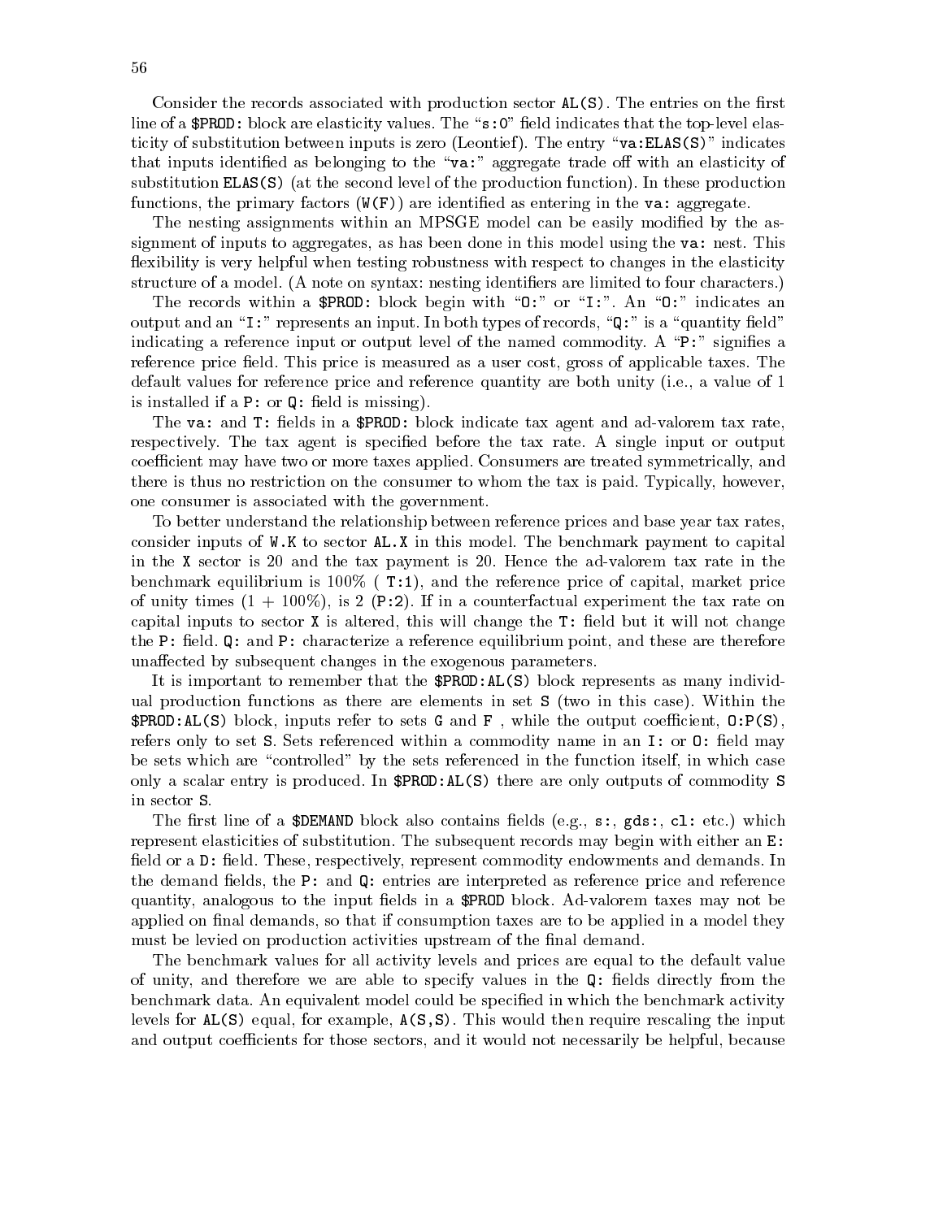Consider the records associated with production sector `AL(S)`. The entries on the first line of a `$PROD:` block are elasticity values. The "`s:0`" field indicates that the top-level elasticity of substitution between inputs is zero (Leontief). The entry "`va:ELAS(S)`" indicates that inputs identified as belonging to the "`va:`" aggregate trade off with an elasticity of substitution `ELAS(S)` (at the second level of the production function). In these production functions, the primary factors (`W(F)`) are identified as entering in the `va:` aggregate.

The nesting assignments within an MPSGE model can be easily modified by the assignment of inputs to aggregates, as has been done in this model using the `va:` nest. This flexibility is very helpful when testing robustness with respect to changes in the elasticity structure of a model. (A note on syntax: nesting identifiers are limited to four characters.)

The records within a `$PROD:` block begin with "`O:`" or "`I:`". An "`O:`" indicates an output and an "`I:`" represents an input. In both types of records, "`Q:`" is a "quantity field" indicating a reference input or output level of the named commodity. A "`P:`" signifies a reference price field. This price is measured as a user cost, gross of applicable taxes. The default values for reference price and reference quantity are both unity (i.e., a value of 1 is installed if a `P:` or `Q:` field is missing).

The `va:` and `T:` fields in a `$PROD:` block indicate tax agent and ad-valorem tax rate, respectively. The tax agent is specified before the tax rate. A single input or output coefficient may have two or more taxes applied. Consumers are treated symmetrically, and there is thus no restriction on the consumer to whom the tax is paid. Typically, however, one consumer is associated with the government.

To better understand the relationship between reference prices and base year tax rates, consider inputs of `W.K` to sector `AL.X` in this model. The benchmark payment to capital in the `X` sector is 20 and the tax payment is 20. Hence the ad-valorem tax rate in the benchmark equilibrium is 100% ( `T:1`), and the reference price of capital, market price of unity times (1 + 100%), is 2 (`P:2`). If in a counterfactual experiment the tax rate on capital inputs to sector `X` is altered, this will change the `T:` field but it will not change the `P:` field. `Q:` and `P:` characterize a reference equilibrium point, and these are therefore unaffected by subsequent changes in the exogenous parameters.

It is important to remember that the `$PROD:AL(S)` block represents as many individual production functions as there are elements in set `S` (two in this case). Within the `$PROD:AL(S)` block, inputs refer to sets `G` and `F` , while the output coefficient, `O:P(S)`, refers only to set `S`. Sets referenced within a commodity name in an `I:` or `O:` field may be sets which are "controlled" by the sets referenced in the function itself, in which case only a scalar entry is produced. In `$PROD:AL(S)` there are only outputs of commodity `S` in sector `S`.

The first line of a `$DEMAND` block also contains fields (e.g., `s:`, `gds:`, `cl:` etc.) which represent elasticities of substitution. The subsequent records may begin with either an `E:` field or a `D:` field. These, respectively, represent commodity endowments and demands. In the demand fields, the `P:` and `Q:` entries are interpreted as reference price and reference quantity, analogous to the input fields in a `$PROD` block. Ad-valorem taxes may not be applied on final demands, so that if consumption taxes are to be applied in a model they must be levied on production activities upstream of the final demand.

The benchmark values for all activity levels and prices are equal to the default value of unity, and therefore we are able to specify values in the `Q:` fields directly from the benchmark data. An equivalent model could be specified in which the benchmark activity levels for `AL(S)` equal, for example, `A(S,S)`. This would then require rescaling the input and output coefficients for those sectors, and it would not necessarily be helpful, because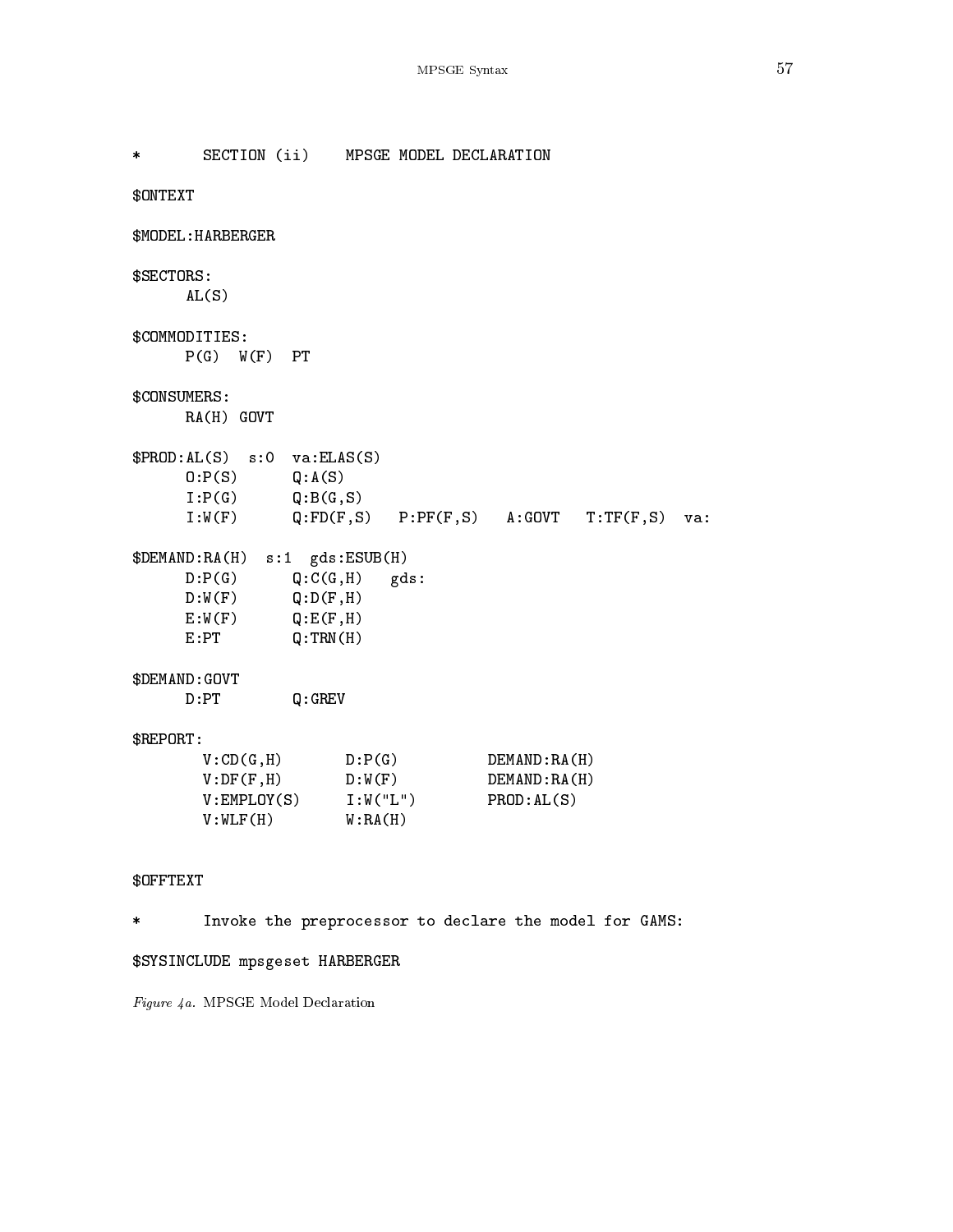```
*       SECTION (ii)    MPSGE MODEL DECLARATION

$ONTEXT

$MODEL:HARBERGER

$SECTORS:
      AL(S)

$COMMODITIES:
      P(G)  W(F)  PT

$CONSUMERS:
      RA(H) GOVT

$PROD:AL(S)  s:0  va:ELAS(S)
      O:P(S)      Q:A(S)
      I:P(G)      Q:B(G,S)
      I:W(F)      Q:FD(F,S)   P:PF(F,S)   A:GOVT   T:TF(F,S)  va:

$DEMAND:RA(H)  s:1  gds:ESUB(H)
      D:P(G)      Q:C(G,H)   gds:
      D:W(F)      Q:D(F,H)
      E:W(F)      Q:E(F,H)
      E:PT        Q:TRN(H)

$DEMAND:GOVT
      D:PT        Q:GREV

$REPORT:
        V:CD(G,H)       D:P(G)          DEMAND:RA(H)
        V:DF(F,H)       D:W(F)          DEMAND:RA(H)
        V:EMPLOY(S)     I:W("L")        PROD:AL(S)
        V:WLF(H)        W:RA(H)


$OFFTEXT

*       Invoke the preprocessor to declare the model for GAMS:

$SYSINCLUDE mpsgeset HARBERGER
```

*Figure 4a.* MPSGE Model Declaration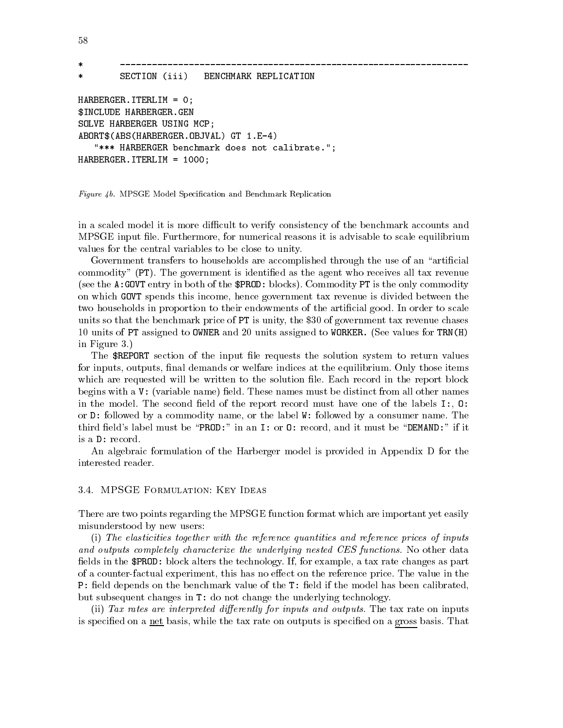```
*       -----------------------------------------------------------------
*       SECTION (iii)   BENCHMARK REPLICATION

HARBERGER.ITERLIM = 0;
$INCLUDE HARBERGER.GEN
SOLVE HARBERGER USING MCP;
ABORT$(ABS(HARBERGER.OBJVAL) GT 1.E-4)
   "*** HARBERGER benchmark does not calibrate.";
HARBERGER.ITERLIM = 1000;
```

*Figure 4b.* MPSGE Model Specification and Benchmark Replication

in a scaled model it is more difficult to verify consistency of the benchmark accounts and MPSGE input file. Furthermore, for numerical reasons it is advisable to scale equilibrium values for the central variables to be close to unity.

Government transfers to households are accomplished through the use of an "artificial commodity" (`PT`). The government is identified as the agent who receives all tax revenue (see the `A:GOVT` entry in both of the `$PROD:` blocks). Commodity `PT` is the only commodity on which `GOVT` spends this income, hence government tax revenue is divided between the two households in proportion to their endowments of the artificial good. In order to scale units so that the benchmark price of `PT` is unity, the $30 of government tax revenue chases 10 units of `PT` assigned to `OWNER` and 20 units assigned to `WORKER.` (See values for `TRN(H)` in Figure 3.)

The `$REPORT` section of the input file requests the solution system to return values for inputs, outputs, final demands or welfare indices at the equilibrium. Only those items which are requested will be written to the solution file. Each record in the report block begins with a `V:` (variable name) field. These names must be distinct from all other names in the model. The second field of the report record must have one of the labels `I:`, `O:` or `D:` followed by a commodity name, or the label `W:` followed by a consumer name. The third field's label must be "`PROD:`" in an `I:` or `O:` record, and it must be "`DEMAND:`" if it is a `D:` record.

An algebraic formulation of the Harberger model is provided in Appendix D for the interested reader.

## 3.4. MPSGE Formulation: Key Ideas

There are two points regarding the MPSGE function format which are important yet easily misunderstood by new users:

(i) *The elasticities together with the reference quantities and reference prices of inputs and outputs completely characterize the underlying nested CES functions.* No other data fields in the `$PROD:` block alters the technology. If, for example, a tax rate changes as part of a counter-factual experiment, this has no effect on the reference price. The value in the `P:` field depends on the benchmark value of the `T:` field if the model has been calibrated, but subsequent changes in `T:` do not change the underlying technology.

(ii) *Tax rates are interpreted differently for inputs and outputs.* The tax rate on inputs is specified on a net basis, while the tax rate on outputs is specified on a gross basis. That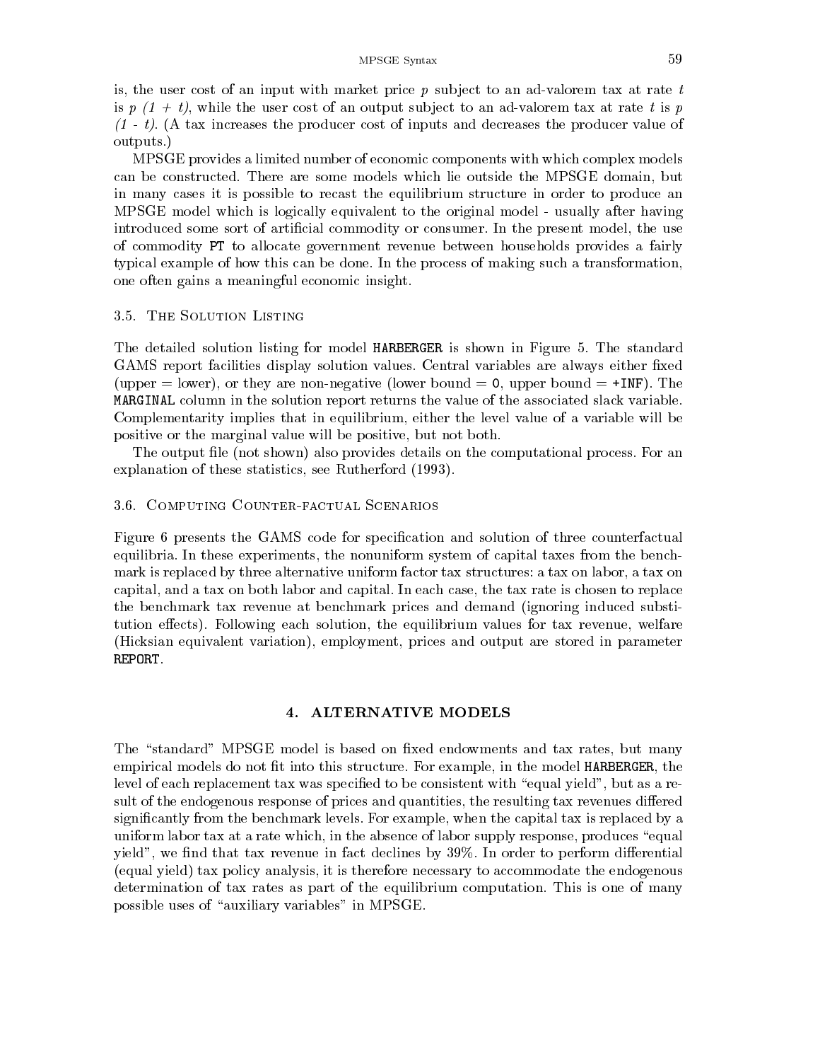is, the user cost of an input with market price $p$ subject to an ad-valorem tax at rate $t$ is $p\ (1 + t)$, while the user cost of an output subject to an ad-valorem tax at rate $t$ is $p\ (1 - t)$. (A tax increases the producer cost of inputs and decreases the producer value of outputs.)

MPSGE provides a limited number of economic components with which complex models can be constructed. There are some models which lie outside the MPSGE domain, but in many cases it is possible to recast the equilibrium structure in order to produce an MPSGE model which is logically equivalent to the original model - usually after having introduced some sort of artificial commodity or consumer. In the present model, the use of commodity `PT` to allocate government revenue between households provides a fairly typical example of how this can be done. In the process of making such a transformation, one often gains a meaningful economic insight.

### 3.5. The Solution Listing

The detailed solution listing for model `HARBERGER` is shown in Figure 5. The standard GAMS report facilities display solution values. Central variables are always either fixed (upper = lower), or they are non-negative (lower bound = `0`, upper bound = `+INF`). The `MARGINAL` column in the solution report returns the value of the associated slack variable. Complementarity implies that in equilibrium, either the level value of a variable will be positive or the marginal value will be positive, but not both.

The output file (not shown) also provides details on the computational process. For an explanation of these statistics, see Rutherford (1993).

### 3.6. Computing Counter-factual Scenarios

Figure 6 presents the GAMS code for specification and solution of three counterfactual equilibria. In these experiments, the nonuniform system of capital taxes from the benchmark is replaced by three alternative uniform factor tax structures: a tax on labor, a tax on capital, and a tax on both labor and capital. In each case, the tax rate is chosen to replace the benchmark tax revenue at benchmark prices and demand (ignoring induced substitution effects). Following each solution, the equilibrium values for tax revenue, welfare (Hicksian equivalent variation), employment, prices and output are stored in parameter `REPORT`.

## 4. ALTERNATIVE MODELS

The "standard" MPSGE model is based on fixed endowments and tax rates, but many empirical models do not fit into this structure. For example, in the model `HARBERGER`, the level of each replacement tax was specified to be consistent with "equal yield", but as a result of the endogenous response of prices and quantities, the resulting tax revenues differed significantly from the benchmark levels. For example, when the capital tax is replaced by a uniform labor tax at a rate which, in the absence of labor supply response, produces "equal yield", we find that tax revenue in fact declines by 39%. In order to perform differential (equal yield) tax policy analysis, it is therefore necessary to accommodate the endogenous determination of tax rates as part of the equilibrium computation. This is one of many possible uses of "auxiliary variables" in MPSGE.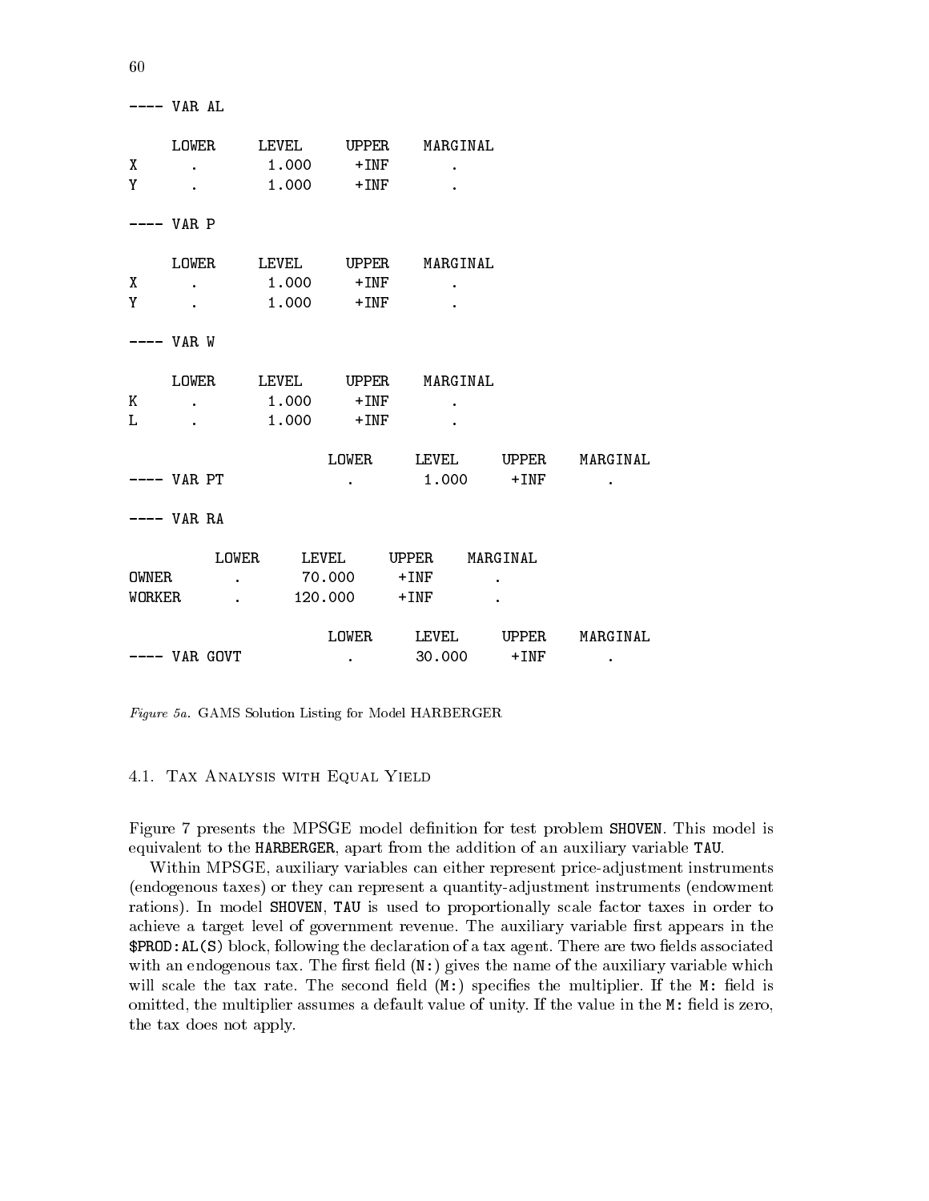```
---- VAR AL

     LOWER     LEVEL     UPPER    MARGINAL
X      .        1.000     +INF       .
Y      .        1.000     +INF       .

---- VAR P

     LOWER     LEVEL     UPPER    MARGINAL
X      .        1.000     +INF       .
Y      .        1.000     +INF       .

---- VAR W

     LOWER     LEVEL     UPPER    MARGINAL
K      .        1.000     +INF       .
L      .        1.000     +INF       .

                         LOWER     LEVEL     UPPER    MARGINAL
---- VAR PT                .        1.000     +INF       .

---- VAR RA

          LOWER     LEVEL     UPPER    MARGINAL
OWNER       .       70.000     +INF       .
WORKER      .      120.000     +INF       .

                         LOWER     LEVEL     UPPER    MARGINAL
---- VAR GOVT              .       30.000     +INF       .
```

*Figure 5a.* GAMS Solution Listing for Model HARBERGER

### 4.1. Tax Analysis with Equal Yield

Figure 7 presents the MPSGE model definition for test problem `SHOVEN`. This model is equivalent to the `HARBERGER`, apart from the addition of an auxiliary variable `TAU`.

Within MPSGE, auxiliary variables can either represent price-adjustment instruments (endogenous taxes) or they can represent a quantity-adjustment instruments (endowment rations). In model `SHOVEN`, `TAU` is used to proportionally scale factor taxes in order to achieve a target level of government revenue. The auxiliary variable first appears in the `$PROD:AL(S)` block, following the declaration of a tax agent. There are two fields associated with an endogenous tax. The first field (`N:`) gives the name of the auxiliary variable which will scale the tax rate. The second field (`M:`) specifies the multiplier. If the `M:` field is omitted, the multiplier assumes a default value of unity. If the value in the `M:` field is zero, the tax does not apply.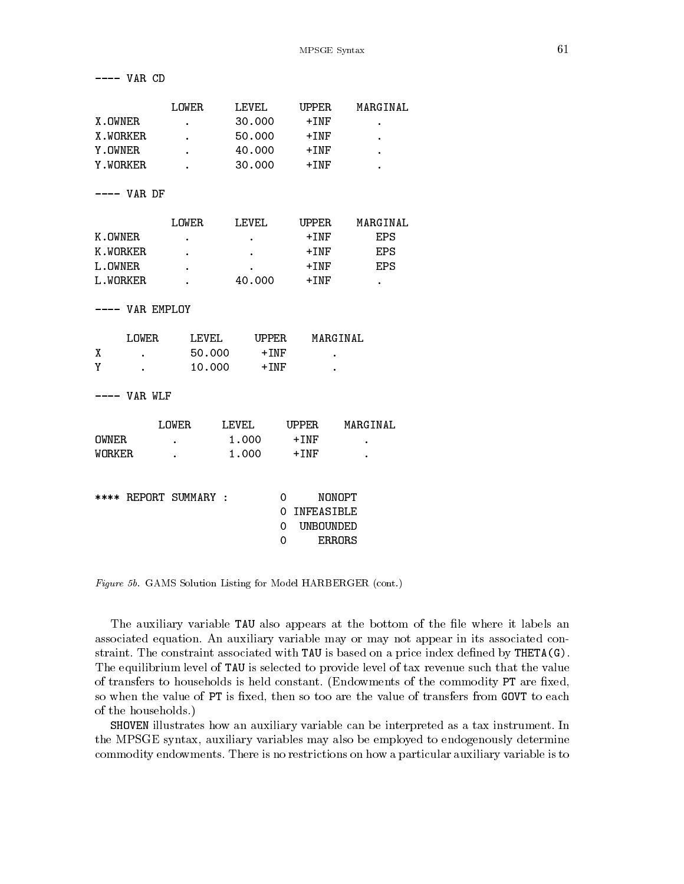```
---- VAR CD

              LOWER     LEVEL     UPPER    MARGINAL
X.OWNER         .       30.000     +INF       .
X.WORKER        .       50.000     +INF       .
Y.OWNER         .       40.000     +INF       .
Y.WORKER        .       30.000     +INF       .

---- VAR DF

              LOWER     LEVEL     UPPER    MARGINAL
K.OWNER         .         .        +INF      EPS
K.WORKER        .         .        +INF      EPS
L.OWNER         .         .        +INF      EPS
L.WORKER        .       40.000     +INF       .

---- VAR EMPLOY

     LOWER     LEVEL     UPPER    MARGINAL
X      .       50.000     +INF       .
Y      .       10.000     +INF       .

---- VAR WLF

            LOWER     LEVEL     UPPER    MARGINAL
OWNER         .       1.000      +INF       .
WORKER        .       1.000      +INF       .


**** REPORT SUMMARY :        0     NONOPT
                             0 INFEASIBLE
                             0  UNBOUNDED
                             0     ERRORS
```

*Figure 5b.* GAMS Solution Listing for Model HARBERGER (cont.)

The auxiliary variable **TAU** also appears at the bottom of the file where it labels an associated equation. An auxiliary variable may or may not appear in its associated constraint. The constraint associated with **TAU** is based on a price index defined by **THETA(G)**. The equilibrium level of **TAU** is selected to provide level of tax revenue such that the value of transfers to households is held constant. (Endowments of the commodity **PT** are fixed, so when the value of **PT** is fixed, then so too are the value of transfers from **GOVT** to each of the households.)

**SHOVEN** illustrates how an auxiliary variable can be interpreted as a tax instrument. In the MPSGE syntax, auxiliary variables may also be employed to endogenously determine commodity endowments. There is no restrictions on how a particular auxiliary variable is to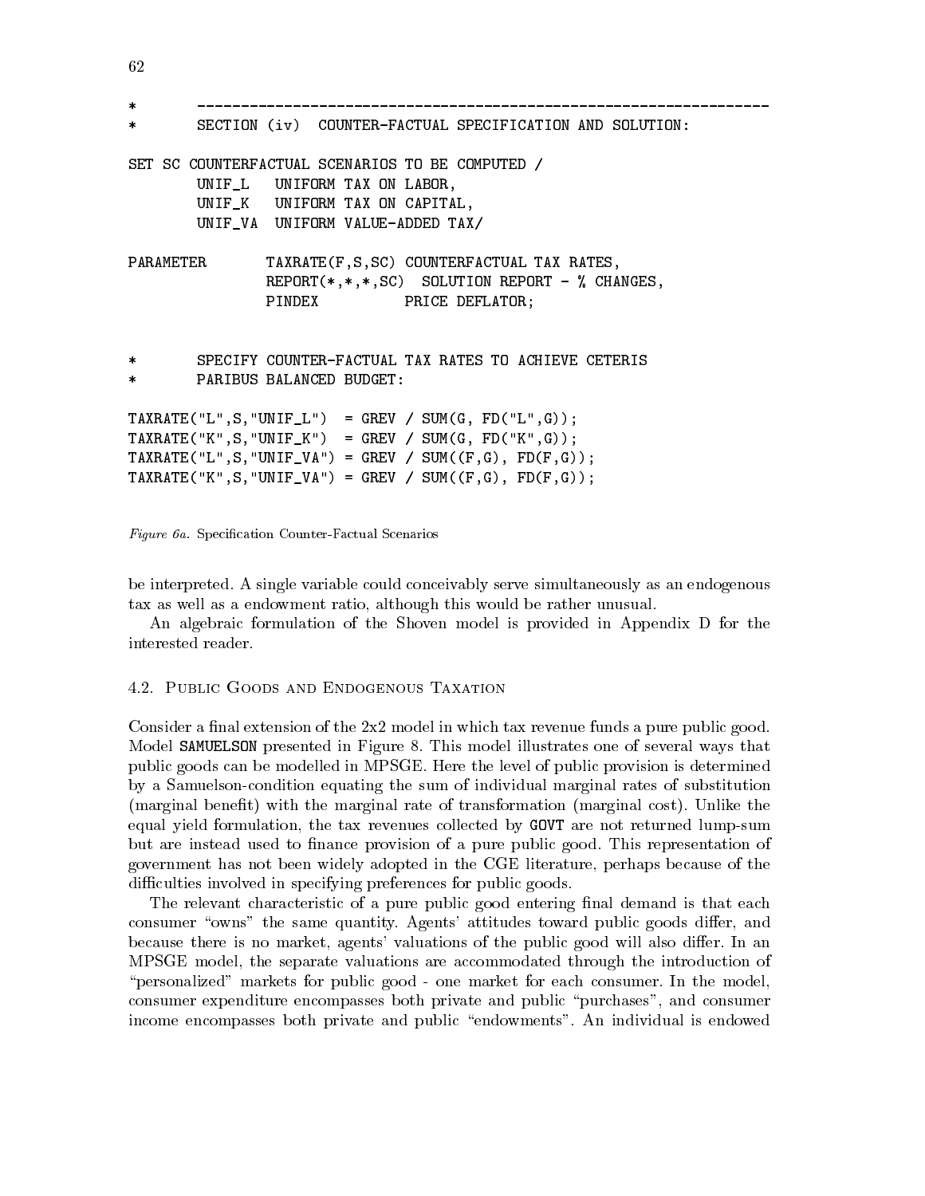```
*       ----------------------------------------------------------------
*       SECTION (iv)  COUNTER-FACTUAL SPECIFICATION AND SOLUTION:

SET SC COUNTERFACTUAL SCENARIOS TO BE COMPUTED /
        UNIF_L   UNIFORM TAX ON LABOR,
        UNIF_K   UNIFORM TAX ON CAPITAL,
        UNIF_VA  UNIFORM VALUE-ADDED TAX/

PARAMETER       TAXRATE(F,S,SC) COUNTERFACTUAL TAX RATES,
                REPORT(*,*,*,SC)  SOLUTION REPORT - % CHANGES,
                PINDEX          PRICE DEFLATOR;


*       SPECIFY COUNTER-FACTUAL TAX RATES TO ACHIEVE CETERIS
*       PARIBUS BALANCED BUDGET:

TAXRATE("L",S,"UNIF_L")  = GREV / SUM(G, FD("L",G));
TAXRATE("K",S,"UNIF_K")  = GREV / SUM(G, FD("K",G));
TAXRATE("L",S,"UNIF_VA") = GREV / SUM((F,G), FD(F,G));
TAXRATE("K",S,"UNIF_VA") = GREV / SUM((F,G), FD(F,G));
```

*Figure 6a.* Specification Counter-Factual Scenarios

be interpreted. A single variable could conceivably serve simultaneously as an endogenous tax as well as a endowment ratio, although this would be rather unusual.

An algebraic formulation of the Shoven model is provided in Appendix D for the interested reader.

### 4.2. Public Goods and Endogenous Taxation

Consider a final extension of the 2x2 model in which tax revenue funds a pure public good. Model **SAMUELSON** presented in Figure 8. This model illustrates one of several ways that public goods can be modelled in MPSGE. Here the level of public provision is determined by a Samuelson-condition equating the sum of individual marginal rates of substitution (marginal benefit) with the marginal rate of transformation (marginal cost). Unlike the equal yield formulation, the tax revenues collected by **GOVT** are not returned lump-sum but are instead used to finance provision of a pure public good. This representation of government has not been widely adopted in the CGE literature, perhaps because of the difficulties involved in specifying preferences for public goods.

The relevant characteristic of a pure public good entering final demand is that each consumer "owns" the same quantity. Agents' attitudes toward public goods differ, and because there is no market, agents' valuations of the public good will also differ. In an MPSGE model, the separate valuations are accommodated through the introduction of "personalized" markets for public good - one market for each consumer. In the model, consumer expenditure encompasses both private and public "purchases", and consumer income encompasses both private and public "endowments". An individual is endowed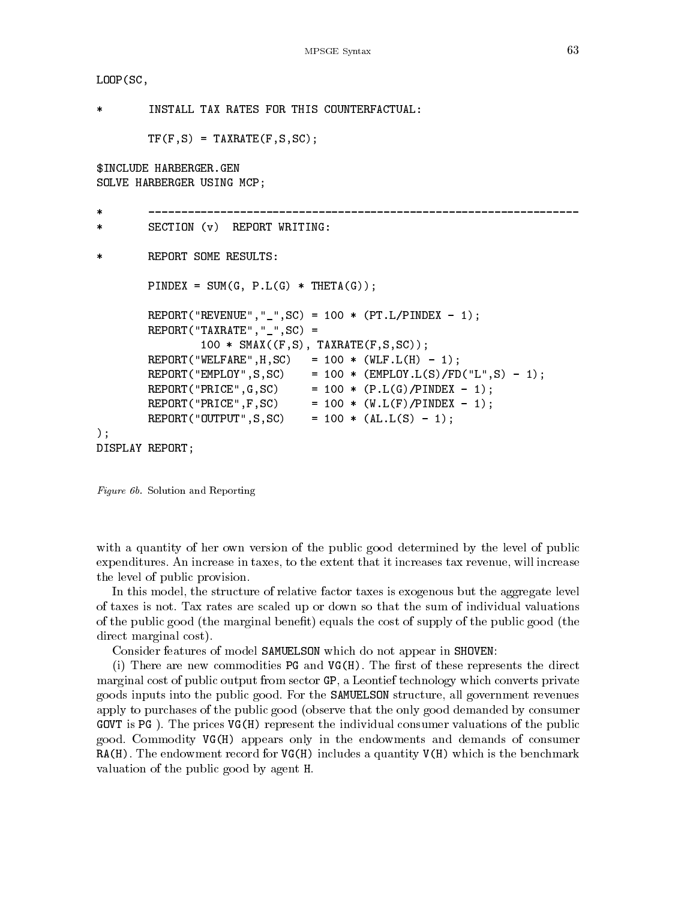```
LOOP(SC,

*       INSTALL TAX RATES FOR THIS COUNTERFACTUAL:

        TF(F,S) = TAXRATE(F,S,SC);

$INCLUDE HARBERGER.GEN
SOLVE HARBERGER USING MCP;

*       ----------------------------------------------------------------
*       SECTION (v)  REPORT WRITING:

*       REPORT SOME RESULTS:

        PINDEX = SUM(G, P.L(G) * THETA(G));

        REPORT("REVENUE","_",SC) = 100 * (PT.L/PINDEX - 1);
        REPORT("TAXRATE","_",SC) =
                100 * SMAX((F,S), TAXRATE(F,S,SC));
        REPORT("WELFARE",H,SC)   = 100 * (WLF.L(H) - 1);
        REPORT("EMPLOY",S,SC)    = 100 * (EMPLOY.L(S)/FD("L",S) - 1);
        REPORT("PRICE",G,SC)     = 100 * (P.L(G)/PINDEX - 1);
        REPORT("PRICE",F,SC)     = 100 * (W.L(F)/PINDEX - 1);
        REPORT("OUTPUT",S,SC)    = 100 * (AL.L(S) - 1);
);
DISPLAY REPORT;
```

*Figure 6b.* Solution and Reporting

with a quantity of her own version of the public good determined by the level of public expenditures. An increase in taxes, to the extent that it increases tax revenue, will increase the level of public provision.

In this model, the structure of relative factor taxes is exogenous but the aggregate level of taxes is not. Tax rates are scaled up or down so that the sum of individual valuations of the public good (the marginal benefit) equals the cost of supply of the public good (the direct marginal cost).

Consider features of model `SAMUELSON` which do not appear in `SHOVEN`:

(i) There are new commodities `PG` and `VG(H)`. The first of these represents the direct marginal cost of public output from sector `GP`, a Leontief technology which converts private goods inputs into the public good. For the `SAMUELSON` structure, all government revenues apply to purchases of the public good (observe that the only good demanded by consumer `GOVT` is `PG` ). The prices `VG(H)` represent the individual consumer valuations of the public good. Commodity `VG(H)` appears only in the endowments and demands of consumer `RA(H)`. The endowment record for `VG(H)` includes a quantity `V(H)` which is the benchmark valuation of the public good by agent `H`.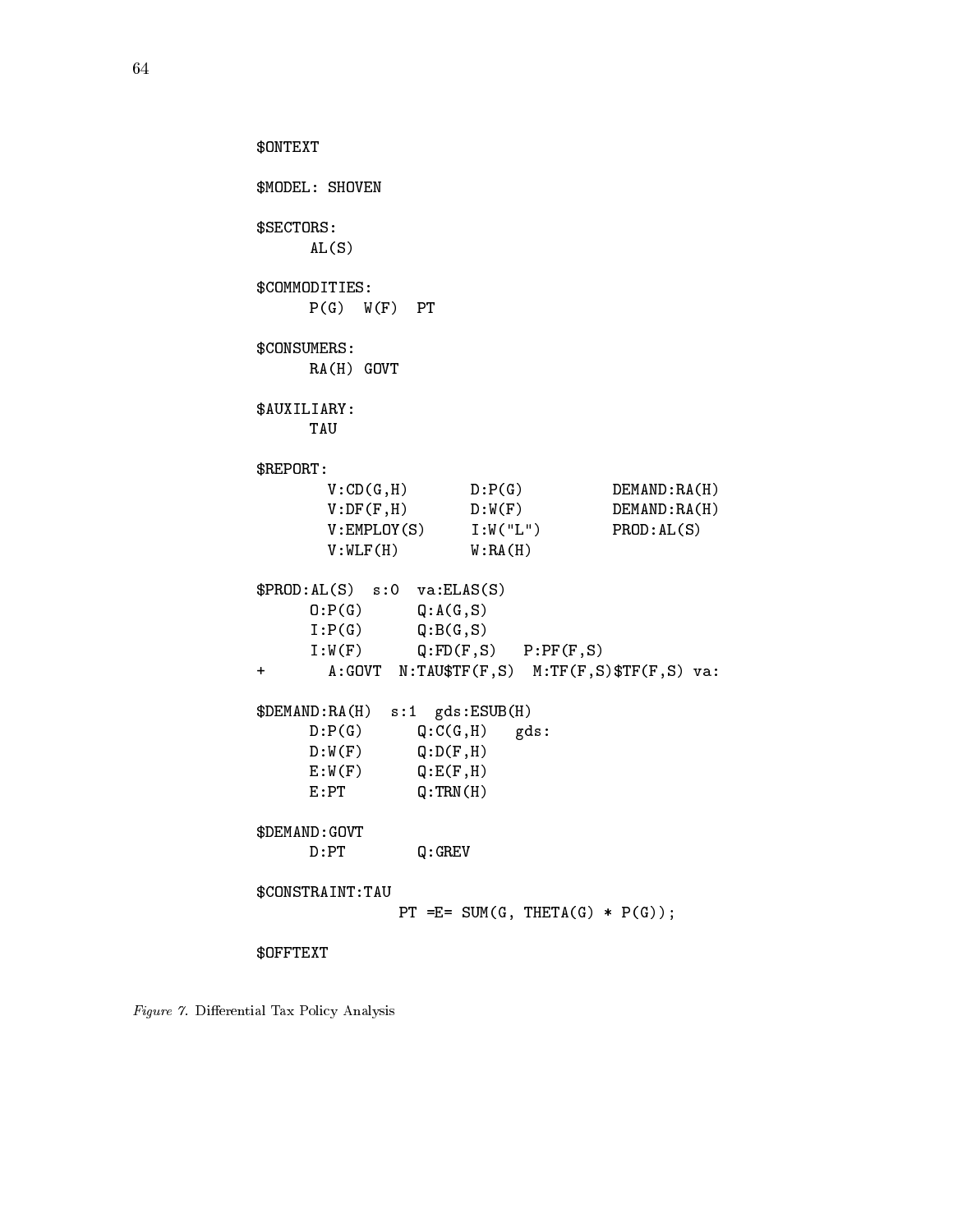```
$ONTEXT

$MODEL: SHOVEN

$SECTORS:
      AL(S)

$COMMODITIES:
      P(G)  W(F)  PT

$CONSUMERS:
      RA(H) GOVT

$AUXILIARY:
      TAU

$REPORT:
        V:CD(G,H)       D:P(G)          DEMAND:RA(H)
        V:DF(F,H)       D:W(F)          DEMAND:RA(H)
        V:EMPLOY(S)     I:W("L")        PROD:AL(S)
        V:WLF(H)        W:RA(H)

$PROD:AL(S)  s:0  va:ELAS(S)
      O:P(G)      Q:A(G,S)
      I:P(G)      Q:B(G,S)
      I:W(F)      Q:FD(F,S)   P:PF(F,S)
+       A:GOVT  N:TAU$TF(F,S)  M:TF(F,S)$TF(F,S) va:

$DEMAND:RA(H)  s:1  gds:ESUB(H)
      D:P(G)      Q:C(G,H)   gds:
      D:W(F)      Q:D(F,H)
      E:W(F)      Q:E(F,H)
      E:PT        Q:TRN(H)

$DEMAND:GOVT
      D:PT        Q:GREV

$CONSTRAINT:TAU
                PT =E= SUM(G, THETA(G) * P(G));

$OFFTEXT
```

*Figure 7.* Differential Tax Policy Analysis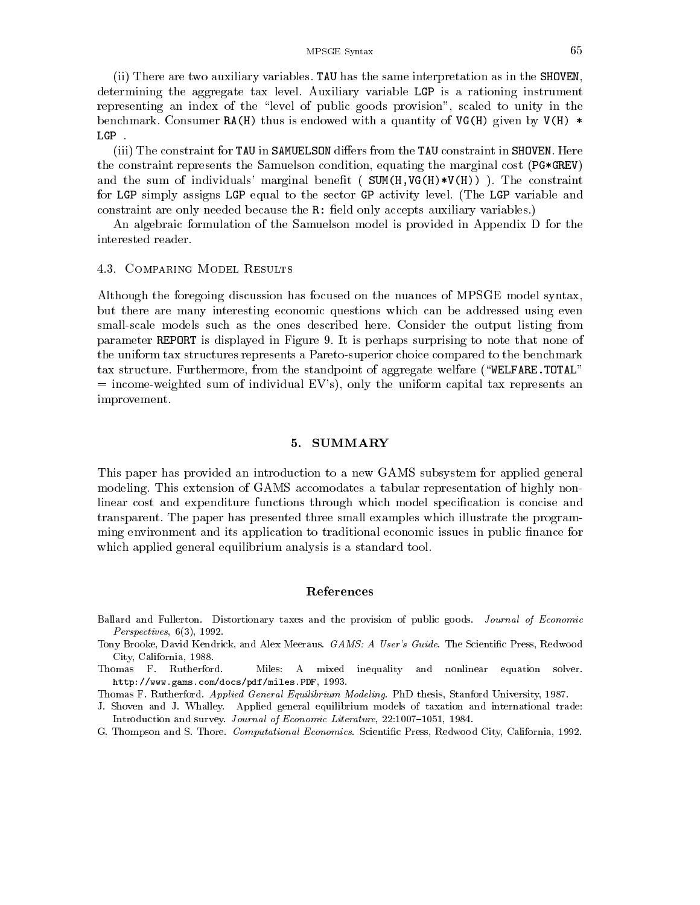(ii) There are two auxiliary variables. TAU has the same interpretation as in the SHOVEN, determining the aggregate tax level. Auxiliary variable LGP is a rationing instrument representing an index of the "level of public goods provision", scaled to unity in the benchmark. Consumer RA(H) thus is endowed with a quantity of VG(H) given by V(H) * LGP .

(iii) The constraint for TAU in SAMUELSON differs from the TAU constraint in SHOVEN. Here the constraint represents the Samuelson condition, equating the marginal cost (PG*GREV) and the sum of individuals' marginal benefit ( SUM(H,VG(H)*V(H)) ). The constraint for LGP simply assigns LGP equal to the sector GP activity level. (The LGP variable and constraint are only needed because the R: field only accepts auxiliary variables.)

An algebraic formulation of the Samuelson model is provided in Appendix D for the interested reader.

### 4.3. Comparing Model Results

Although the foregoing discussion has focused on the nuances of MPSGE model syntax, but there are many interesting economic questions which can be addressed using even small-scale models such as the ones described here. Consider the output listing from parameter REPORT is displayed in Figure 9. It is perhaps surprising to note that none of the uniform tax structures represents a Pareto-superior choice compared to the benchmark tax structure. Furthermore, from the standpoint of aggregate welfare ("WELFARE.TOTAL" = income-weighted sum of individual EV's), only the uniform capital tax represents an improvement.

## 5. SUMMARY

This paper has provided an introduction to a new GAMS subsystem for applied general modeling. This extension of GAMS accomodates a tabular representation of highly nonlinear cost and expenditure functions through which model specification is concise and transparent. The paper has presented three small examples which illustrate the programming environment and its application to traditional economic issues in public finance for which applied general equilibrium analysis is a standard tool.

## References

Ballard and Fullerton. Distortionary taxes and the provision of public goods. *Journal of Economic Perspectives*, 6(3), 1992.

Tony Brooke, David Kendrick, and Alex Meeraus. *GAMS: A User's Guide*. The Scientific Press, Redwood City, California, 1988.

Thomas F. Rutherford. Miles: A mixed inequality and nonlinear equation solver. http://www.gams.com/docs/pdf/miles.PDF, 1993.

Thomas F. Rutherford. *Applied General Equilibrium Modeling*. PhD thesis, Stanford University, 1987.

J. Shoven and J. Whalley. Applied general equilibrium models of taxation and international trade: Introduction and survey. *Journal of Economic Literature*, 22:1007–1051, 1984.

G. Thompson and S. Thore. *Computational Economics*. Scientific Press, Redwood City, California, 1992.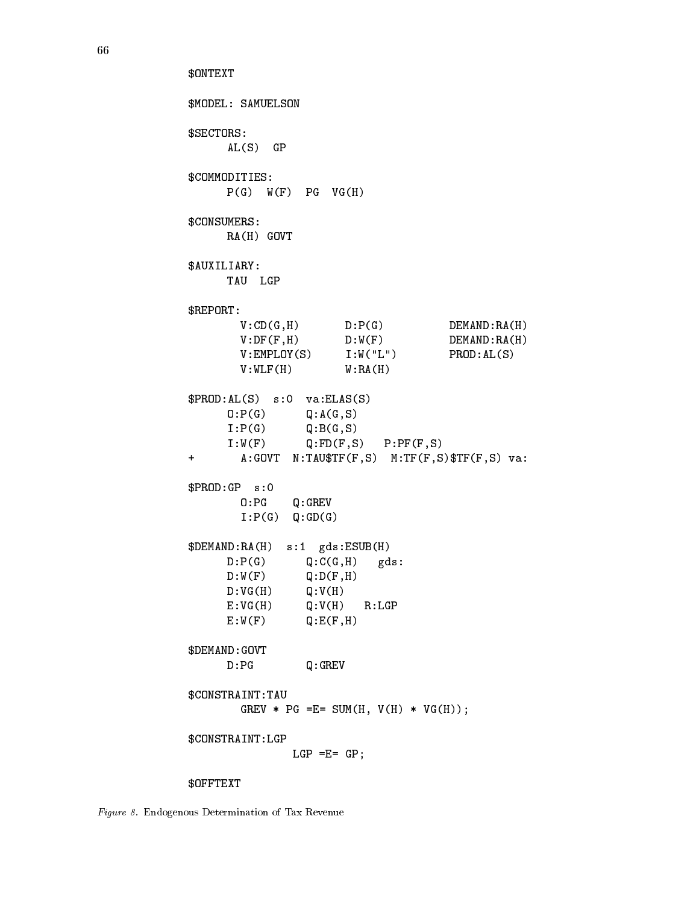```
$ONTEXT

$MODEL: SAMUELSON

$SECTORS:
     AL(S)  GP

$COMMODITIES:
     P(G)  W(F)  PG  VG(H)

$CONSUMERS:
     RA(H) GOVT

$AUXILIARY:
     TAU  LGP

$REPORT:
       V:CD(G,H)       D:P(G)          DEMAND:RA(H)
       V:DF(F,H)       D:W(F)          DEMAND:RA(H)
       V:EMPLOY(S)     I:W("L")        PROD:AL(S)
       V:WLF(H)        W:RA(H)

$PROD:AL(S)  s:0  va:ELAS(S)
     O:P(G)      Q:A(G,S)
     I:P(G)      Q:B(G,S)
     I:W(F)      Q:FD(F,S)   P:PF(F,S)
+      A:GOVT  N:TAU$TF(F,S)  M:TF(F,S)$TF(F,S) va:

$PROD:GP  s:0
       O:PG    Q:GREV
       I:P(G)  Q:GD(G)

$DEMAND:RA(H)  s:1  gds:ESUB(H)
     D:P(G)      Q:C(G,H)   gds:
     D:W(F)      Q:D(F,H)
     D:VG(H)     Q:V(H)
     E:VG(H)     Q:V(H)   R:LGP
     E:W(F)      Q:E(F,H)

$DEMAND:GOVT
     D:PG        Q:GREV

$CONSTRAINT:TAU
       GREV * PG =E= SUM(H, V(H) * VG(H));

$CONSTRAINT:LGP
               LGP =E= GP;

$OFFTEXT
```

*Figure 8.* Endogenous Determination of Tax Revenue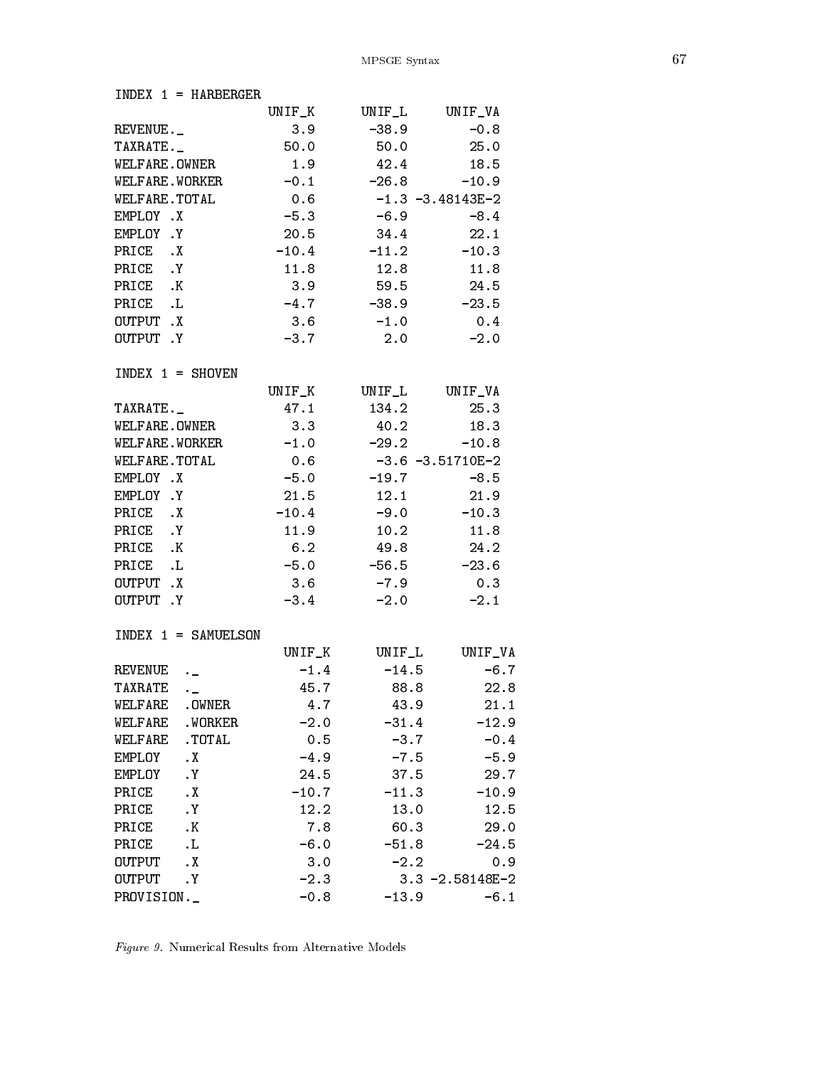INDEX 1 = HARBERGER

| | UNIF_K | UNIF_L | UNIF_VA |
|---|---|---|---|
| REVENUE._ | 3.9 | -38.9 | -0.8 |
| TAXRATE._ | 50.0 | 50.0 | 25.0 |
| WELFARE.OWNER | 1.9 | 42.4 | 18.5 |
| WELFARE.WORKER | -0.1 | -26.8 | -10.9 |
| WELFARE.TOTAL | 0.6 | -1.3 | -3.48143E-2 |
| EMPLOY .X | -5.3 | -6.9 | -8.4 |
| EMPLOY .Y | 20.5 | 34.4 | 22.1 |
| PRICE .X | -10.4 | -11.2 | -10.3 |
| PRICE .Y | 11.8 | 12.8 | 11.8 |
| PRICE .K | 3.9 | 59.5 | 24.5 |
| PRICE .L | -4.7 | -38.9 | -23.5 |
| OUTPUT .X | 3.6 | -1.0 | 0.4 |
| OUTPUT .Y | -3.7 | 2.0 | -2.0 |

INDEX 1 = SHOVEN

| | UNIF_K | UNIF_L | UNIF_VA |
|---|---|---|---|
| TAXRATE._ | 47.1 | 134.2 | 25.3 |
| WELFARE.OWNER | 3.3 | 40.2 | 18.3 |
| WELFARE.WORKER | -1.0 | -29.2 | -10.8 |
| WELFARE.TOTAL | 0.6 | -3.6 | -3.51710E-2 |
| EMPLOY .X | -5.0 | -19.7 | -8.5 |
| EMPLOY .Y | 21.5 | 12.1 | 21.9 |
| PRICE .X | -10.4 | -9.0 | -10.3 |
| PRICE .Y | 11.9 | 10.2 | 11.8 |
| PRICE .K | 6.2 | 49.8 | 24.2 |
| PRICE .L | -5.0 | -56.5 | -23.6 |
| OUTPUT .X | 3.6 | -7.9 | 0.3 |
| OUTPUT .Y | -3.4 | -2.0 | -2.1 |

INDEX 1 = SAMUELSON

| | UNIF_K | UNIF_L | UNIF_VA |
|---|---|---|---|
| REVENUE ._ | -1.4 | -14.5 | -6.7 |
| TAXRATE ._ | 45.7 | 88.8 | 22.8 |
| WELFARE .OWNER | 4.7 | 43.9 | 21.1 |
| WELFARE .WORKER | -2.0 | -31.4 | -12.9 |
| WELFARE .TOTAL | 0.5 | -3.7 | -0.4 |
| EMPLOY .X | -4.9 | -7.5 | -5.9 |
| EMPLOY .Y | 24.5 | 37.5 | 29.7 |
| PRICE .X | -10.7 | -11.3 | -10.9 |
| PRICE .Y | 12.2 | 13.0 | 12.5 |
| PRICE .K | 7.8 | 60.3 | 29.0 |
| PRICE .L | -6.0 | -51.8 | -24.5 |
| OUTPUT .X | 3.0 | -2.2 | 0.9 |
| OUTPUT .Y | -2.3 | 3.3 | -2.58148E-2 |
| PROVISION._ | -0.8 | -13.9 | -6.1 |

*Figure 9.* Numerical Results from Alternative Models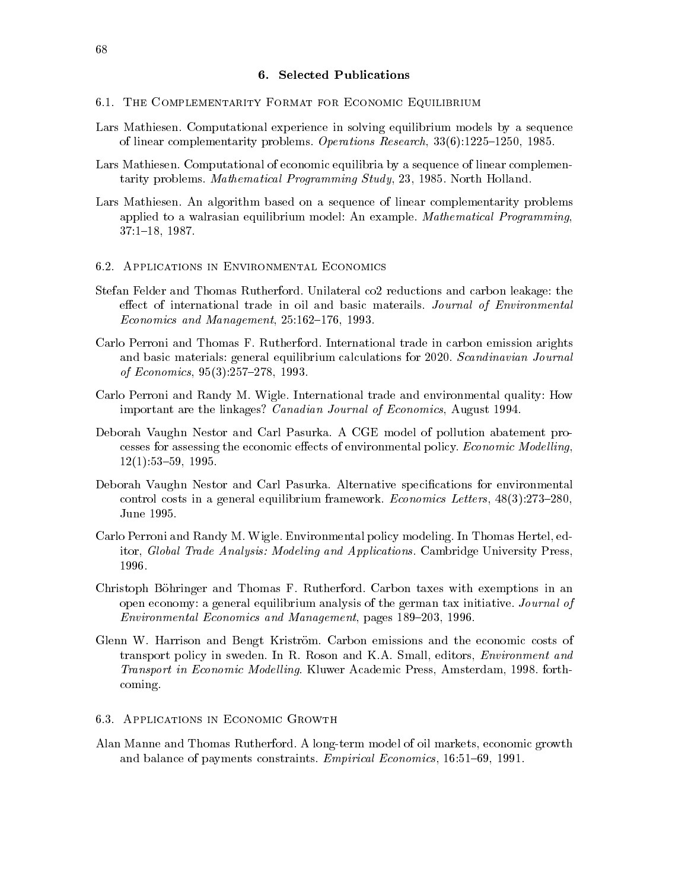## 6. Selected Publications

### 6.1. The Complementarity Format for Economic Equilibrium

Lars Mathiesen. Computational experience in solving equilibrium models by a sequence of linear complementarity problems. *Operations Research*, 33(6):1225–1250, 1985.

Lars Mathiesen. Computational of economic equilibria by a sequence of linear complementarity problems. *Mathematical Programming Study*, 23, 1985. North Holland.

Lars Mathiesen. An algorithm based on a sequence of linear complementarity problems applied to a walrasian equilibrium model: An example. *Mathematical Programming*, 37:1–18, 1987.

### 6.2. Applications in Environmental Economics

Stefan Felder and Thomas Rutherford. Unilateral co2 reductions and carbon leakage: the effect of international trade in oil and basic materails. *Journal of Environmental Economics and Management*, 25:162–176, 1993.

Carlo Perroni and Thomas F. Rutherford. International trade in carbon emission arights and basic materials: general equilibrium calculations for 2020. *Scandinavian Journal of Economics*, 95(3):257–278, 1993.

Carlo Perroni and Randy M. Wigle. International trade and environmental quality: How important are the linkages? *Canadian Journal of Economics*, August 1994.

Deborah Vaughn Nestor and Carl Pasurka. A CGE model of pollution abatement processes for assessing the economic effects of environmental policy. *Economic Modelling*, 12(1):53–59, 1995.

Deborah Vaughn Nestor and Carl Pasurka. Alternative specifications for environmental control costs in a general equilibrium framework. *Economics Letters*, 48(3):273–280, June 1995.

Carlo Perroni and Randy M. Wigle. Environmental policy modeling. In Thomas Hertel, editor, *Global Trade Analysis: Modeling and Applications*. Cambridge University Press, 1996.

Christoph Böhringer and Thomas F. Rutherford. Carbon taxes with exemptions in an open economy: a general equilibrium analysis of the german tax initiative. *Journal of Environmental Economics and Management*, pages 189–203, 1996.

Glenn W. Harrison and Bengt Kriström. Carbon emissions and the economic costs of transport policy in sweden. In R. Roson and K.A. Small, editors, *Environment and Transport in Economic Modelling*. Kluwer Academic Press, Amsterdam, 1998. forthcoming.

### 6.3. Applications in Economic Growth

Alan Manne and Thomas Rutherford. A long-term model of oil markets, economic growth and balance of payments constraints. *Empirical Economics*, 16:51–69, 1991.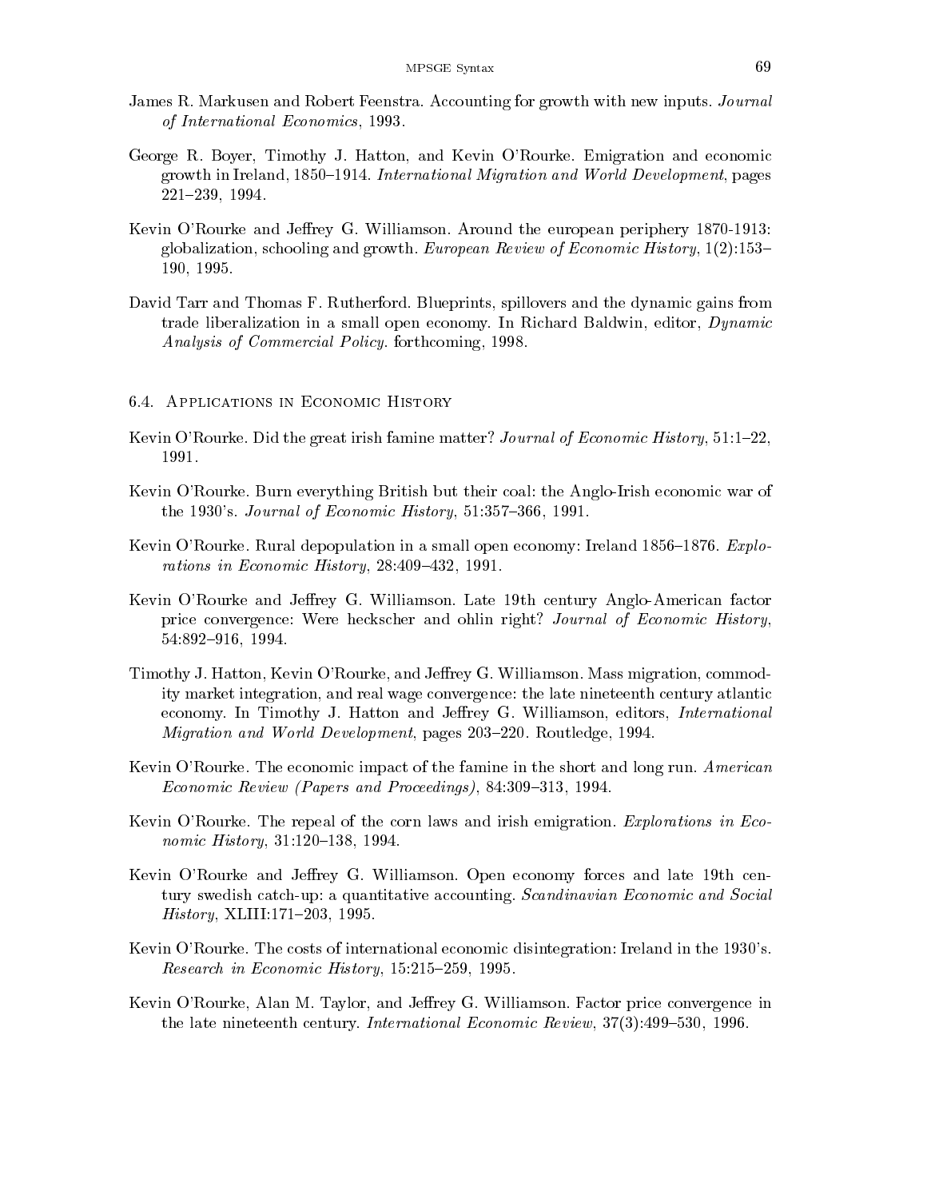James R. Markusen and Robert Feenstra. Accounting for growth with new inputs. *Journal of International Economics*, 1993.

George R. Boyer, Timothy J. Hatton, and Kevin O'Rourke. Emigration and economic growth in Ireland, 1850–1914. *International Migration and World Development*, pages 221–239, 1994.

Kevin O'Rourke and Jeffrey G. Williamson. Around the european periphery 1870-1913: globalization, schooling and growth. *European Review of Economic History*, 1(2):153–190, 1995.

David Tarr and Thomas F. Rutherford. Blueprints, spillovers and the dynamic gains from trade liberalization in a small open economy. In Richard Baldwin, editor, *Dynamic Analysis of Commercial Policy.* forthcoming, 1998.

## 6.4. Applications in Economic History

Kevin O'Rourke. Did the great irish famine matter? *Journal of Economic History*, 51:1–22, 1991.

Kevin O'Rourke. Burn everything British but their coal: the Anglo-Irish economic war of the 1930's. *Journal of Economic History*, 51:357–366, 1991.

Kevin O'Rourke. Rural depopulation in a small open economy: Ireland 1856–1876. *Explorations in Economic History*, 28:409–432, 1991.

Kevin O'Rourke and Jeffrey G. Williamson. Late 19th century Anglo-American factor price convergence: Were heckscher and ohlin right? *Journal of Economic History*, 54:892–916, 1994.

Timothy J. Hatton, Kevin O'Rourke, and Jeffrey G. Williamson. Mass migration, commodity market integration, and real wage convergence: the late nineteenth century atlantic economy. In Timothy J. Hatton and Jeffrey G. Williamson, editors, *International Migration and World Development*, pages 203–220. Routledge, 1994.

Kevin O'Rourke. The economic impact of the famine in the short and long run. *American Economic Review (Papers and Proceedings)*, 84:309–313, 1994.

Kevin O'Rourke. The repeal of the corn laws and irish emigration. *Explorations in Economic History*, 31:120–138, 1994.

Kevin O'Rourke and Jeffrey G. Williamson. Open economy forces and late 19th century swedish catch-up: a quantitative accounting. *Scandinavian Economic and Social History*, XLIII:171–203, 1995.

Kevin O'Rourke. The costs of international economic disintegration: Ireland in the 1930's. *Research in Economic History*, 15:215–259, 1995.

Kevin O'Rourke, Alan M. Taylor, and Jeffrey G. Williamson. Factor price convergence in the late nineteenth century. *International Economic Review*, 37(3):499–530, 1996.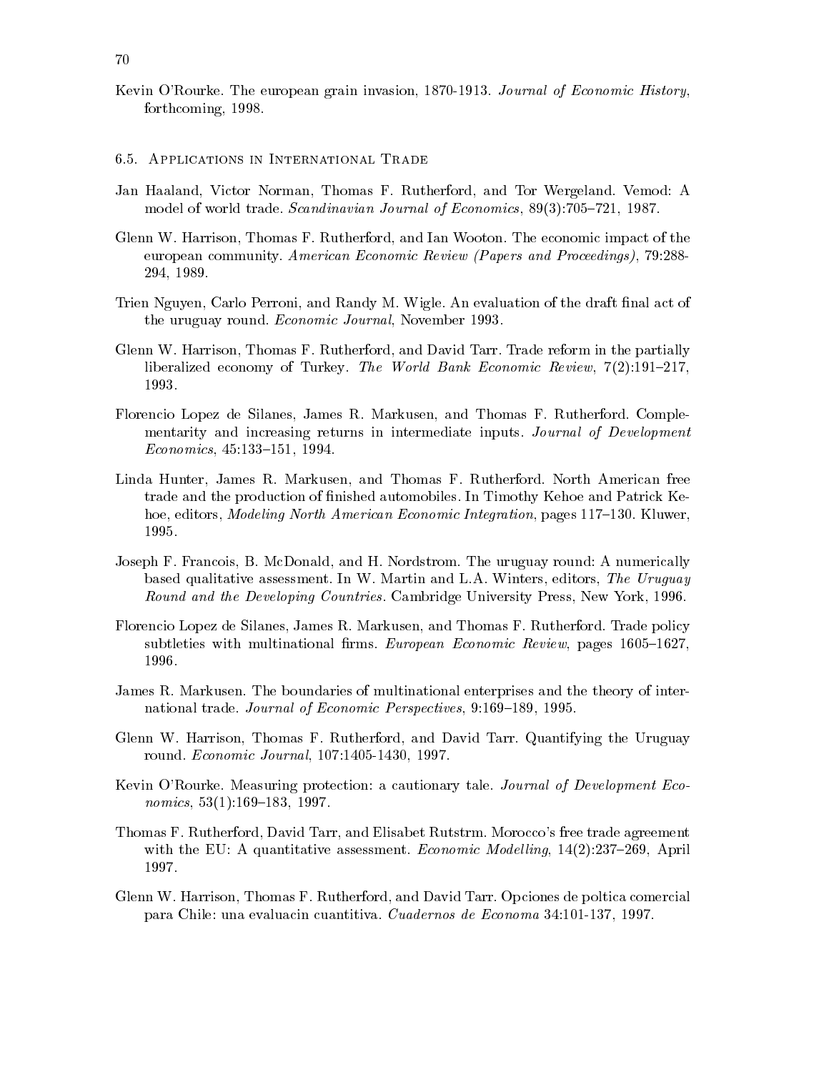Kevin O'Rourke. The european grain invasion, 1870-1913. *Journal of Economic History*, forthcoming, 1998.

## 6.5. Applications in International Trade

Jan Haaland, Victor Norman, Thomas F. Rutherford, and Tor Wergeland. Vemod: A model of world trade. *Scandinavian Journal of Economics*, 89(3):705–721, 1987.

Glenn W. Harrison, Thomas F. Rutherford, and Ian Wooton. The economic impact of the european community. *American Economic Review (Papers and Proceedings)*, 79:288-294, 1989.

Trien Nguyen, Carlo Perroni, and Randy M. Wigle. An evaluation of the draft final act of the uruguay round. *Economic Journal*, November 1993.

Glenn W. Harrison, Thomas F. Rutherford, and David Tarr. Trade reform in the partially liberalized economy of Turkey. *The World Bank Economic Review*, 7(2):191–217, 1993.

Florencio Lopez de Silanes, James R. Markusen, and Thomas F. Rutherford. Complementarity and increasing returns in intermediate inputs. *Journal of Development Economics*, 45:133–151, 1994.

Linda Hunter, James R. Markusen, and Thomas F. Rutherford. North American free trade and the production of finished automobiles. In Timothy Kehoe and Patrick Kehoe, editors, *Modeling North American Economic Integration*, pages 117–130. Kluwer, 1995.

Joseph F. Francois, B. McDonald, and H. Nordstrom. The uruguay round: A numerically based qualitative assessment. In W. Martin and L.A. Winters, editors, *The Uruguay Round and the Developing Countries*. Cambridge University Press, New York, 1996.

Florencio Lopez de Silanes, James R. Markusen, and Thomas F. Rutherford. Trade policy subtleties with multinational firms. *European Economic Review*, pages 1605–1627, 1996.

James R. Markusen. The boundaries of multinational enterprises and the theory of international trade. *Journal of Economic Perspectives*, 9:169–189, 1995.

Glenn W. Harrison, Thomas F. Rutherford, and David Tarr. Quantifying the Uruguay round. *Economic Journal*, 107:1405-1430, 1997.

Kevin O'Rourke. Measuring protection: a cautionary tale. *Journal of Development Economics*, 53(1):169–183, 1997.

Thomas F. Rutherford, David Tarr, and Elisabet Rutstrm. Morocco's free trade agreement with the EU: A quantitative assessment. *Economic Modelling*, 14(2):237–269, April 1997.

Glenn W. Harrison, Thomas F. Rutherford, and David Tarr. Opciones de poltica comercial para Chile: una evaluacin cuantitiva. *Cuadernos de Economa* 34:101-137, 1997.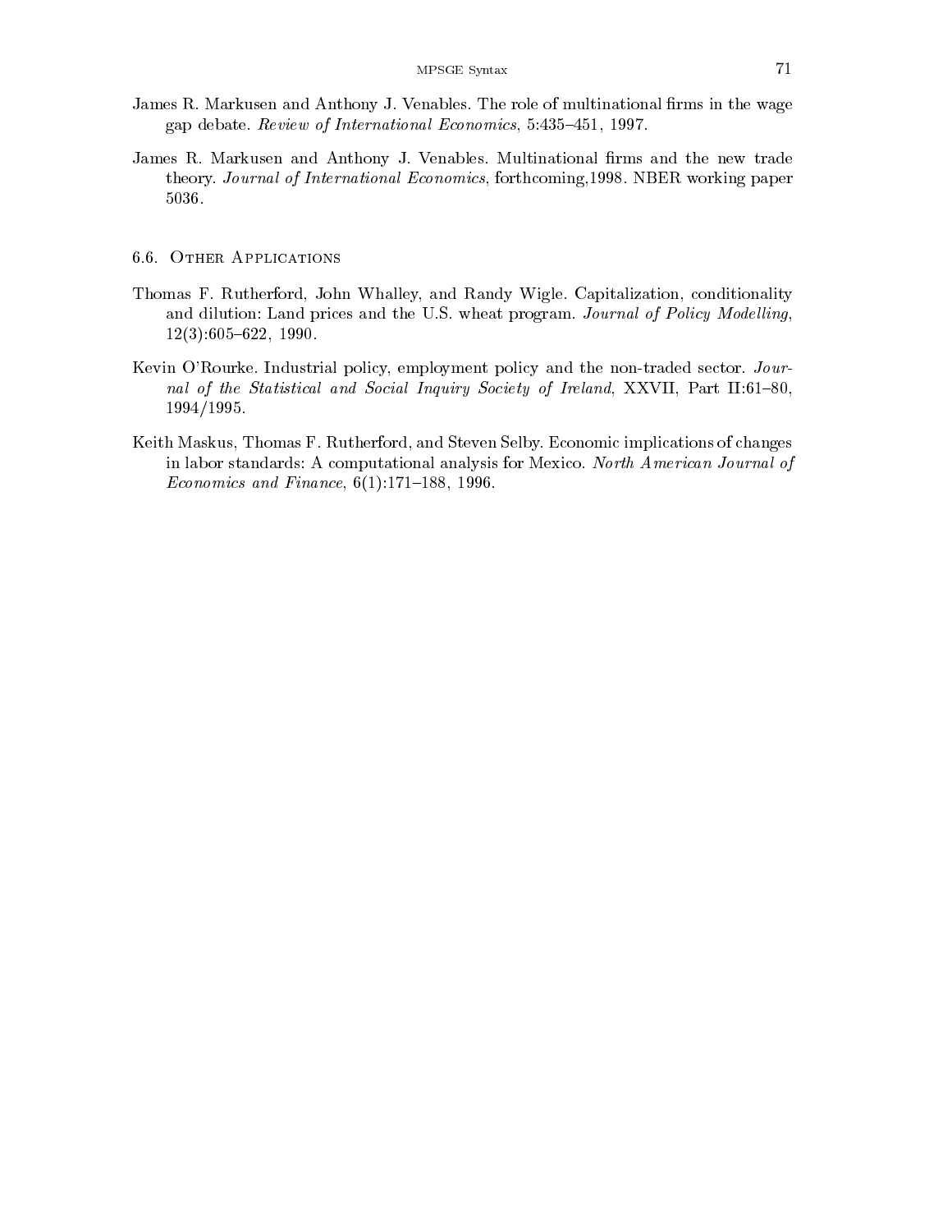James R. Markusen and Anthony J. Venables. The role of multinational firms in the wage gap debate. *Review of International Economics*, 5:435–451, 1997.

James R. Markusen and Anthony J. Venables. Multinational firms and the new trade theory. *Journal of International Economics*, forthcoming,1998. NBER working paper 5036.

### 6.6. Other Applications

Thomas F. Rutherford, John Whalley, and Randy Wigle. Capitalization, conditionality and dilution: Land prices and the U.S. wheat program. *Journal of Policy Modelling*, 12(3):605–622, 1990.

Kevin O'Rourke. Industrial policy, employment policy and the non-traded sector. *Journal of the Statistical and Social Inquiry Society of Ireland*, XXVII, Part II:61–80, 1994/1995.

Keith Maskus, Thomas F. Rutherford, and Steven Selby. Economic implications of changes in labor standards: A computational analysis for Mexico. *North American Journal of Economics and Finance*, 6(1):171–188, 1996.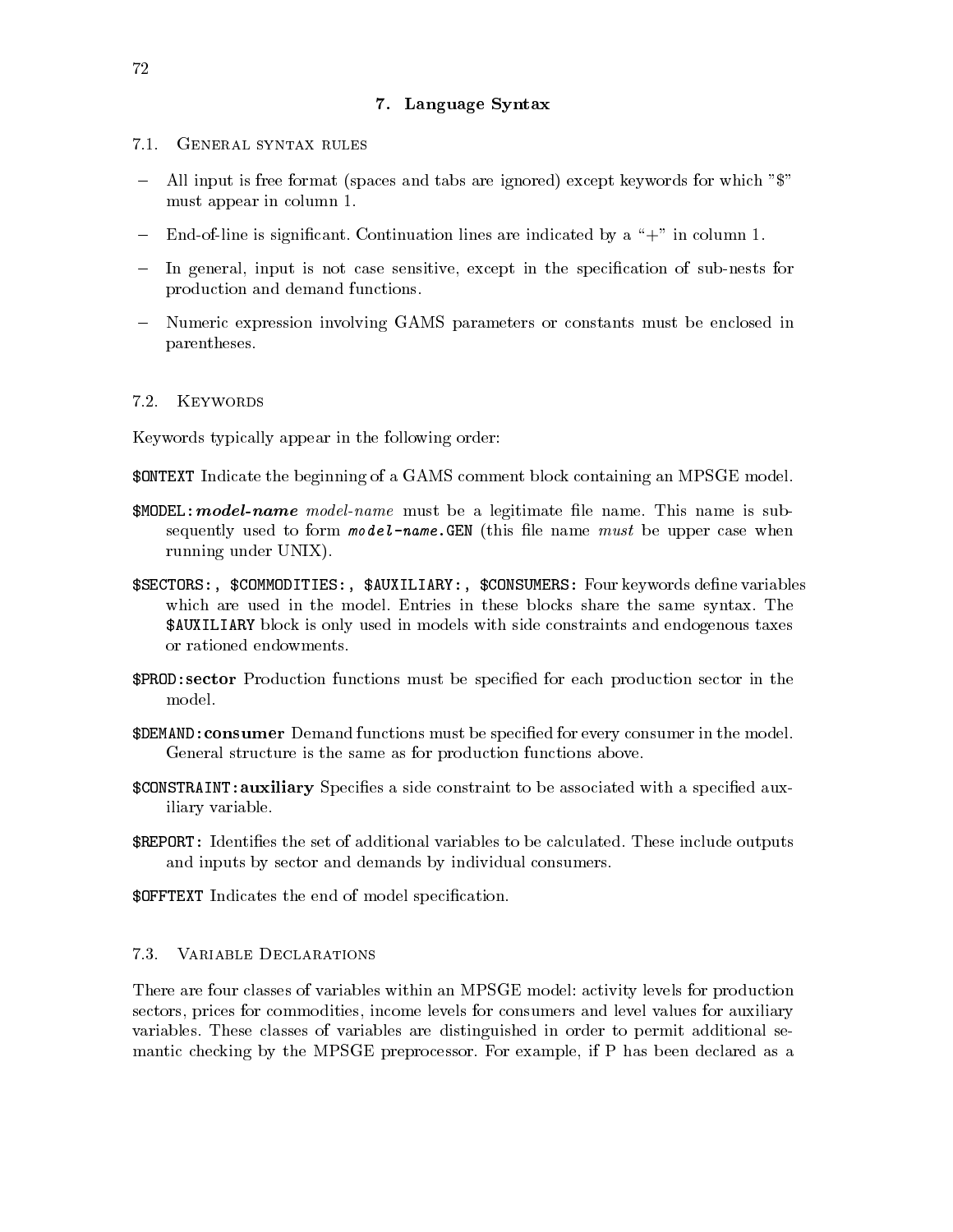## 7. Language Syntax

### 7.1. General syntax rules

- All input is free format (spaces and tabs are ignored) except keywords for which "$" must appear in column 1.
- End-of-line is significant. Continuation lines are indicated by a "+" in column 1.
- In general, input is not case sensitive, except in the specification of sub-nests for production and demand functions.
- Numeric expression involving GAMS parameters or constants must be enclosed in parentheses.

### 7.2. Keywords

Keywords typically appear in the following order:

`$ONTEXT` Indicate the beginning of a GAMS comment block containing an MPSGE model.

`$MODEL:`***model-name*** *model-name* must be a legitimate file name. This name is subsequently used to form *model-name*`.GEN` (this file name *must* be upper case when running under UNIX).

`$SECTORS:`, `$COMMODITIES:`, `$AUXILIARY:`, `$CONSUMERS:` Four keywords define variables which are used in the model. Entries in these blocks share the same syntax. The `$AUXILIARY` block is only used in models with side constraints and endogenous taxes or rationed endowments.

`$PROD:`**sector** Production functions must be specified for each production sector in the model.

`$DEMAND:`**consumer** Demand functions must be specified for every consumer in the model. General structure is the same as for production functions above.

`$CONSTRAINT:`**auxiliary** Specifies a side constraint to be associated with a specified auxiliary variable.

`$REPORT:` Identifies the set of additional variables to be calculated. These include outputs and inputs by sector and demands by individual consumers.

`$OFFTEXT` Indicates the end of model specification.

### 7.3. Variable Declarations

There are four classes of variables within an MPSGE model: activity levels for production sectors, prices for commodities, income levels for consumers and level values for auxiliary variables. These classes of variables are distinguished in order to permit additional semantic checking by the MPSGE preprocessor. For example, if P has been declared as a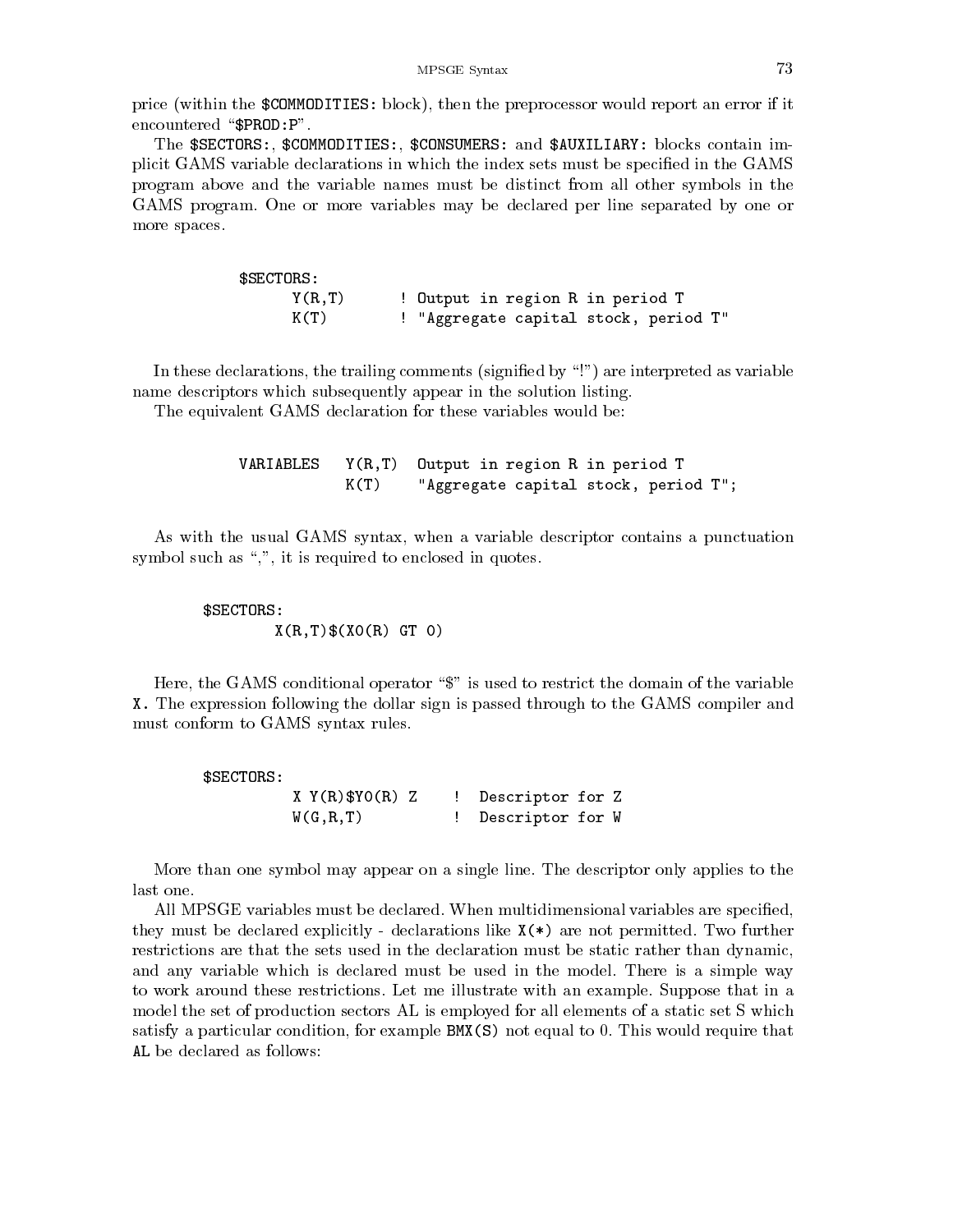price (within the `$COMMODITIES:` block), then the preprocessor would report an error if it encountered "`$PROD:P`".

The `$SECTORS:`, `$COMMODITIES:`, `$CONSUMERS:` and `$AUXILIARY:` blocks contain implicit GAMS variable declarations in which the index sets must be specified in the GAMS program above and the variable names must be distinct from all other symbols in the GAMS program. One or more variables may be declared per line separated by one or more spaces.

```
$SECTORS:
      Y(R,T)      ! Output in region R in period T
      K(T)        ! "Aggregate capital stock, period T"
```

In these declarations, the trailing comments (signified by "!") are interpreted as variable name descriptors which subsequently appear in the solution listing.

The equivalent GAMS declaration for these variables would be:

```
VARIABLES   Y(R,T)  Output in region R in period T
            K(T)    "Aggregate capital stock, period T";
```

As with the usual GAMS syntax, when a variable descriptor contains a punctuation symbol such as ",", it is required to enclosed in quotes.

```
$SECTORS:
        X(R,T)$(X0(R) GT 0)
```

Here, the GAMS conditional operator "$" is used to restrict the domain of the variable `X.` The expression following the dollar sign is passed through to the GAMS compiler and must conform to GAMS syntax rules.

```
$SECTORS:
          X Y(R)$Y0(R) Z    !  Descriptor for Z
          W(G,R,T)          !  Descriptor for W
```

More than one symbol may appear on a single line. The descriptor only applies to the last one.

All MPSGE variables must be declared. When multidimensional variables are specified, they must be declared explicitly - declarations like `X(*)` are not permitted. Two further restrictions are that the sets used in the declaration must be static rather than dynamic, and any variable which is declared must be used in the model. There is a simple way to work around these restrictions. Let me illustrate with an example. Suppose that in a model the set of production sectors AL is employed for all elements of a static set S which satisfy a particular condition, for example `BMX(S)` not equal to 0. This would require that `AL` be declared as follows: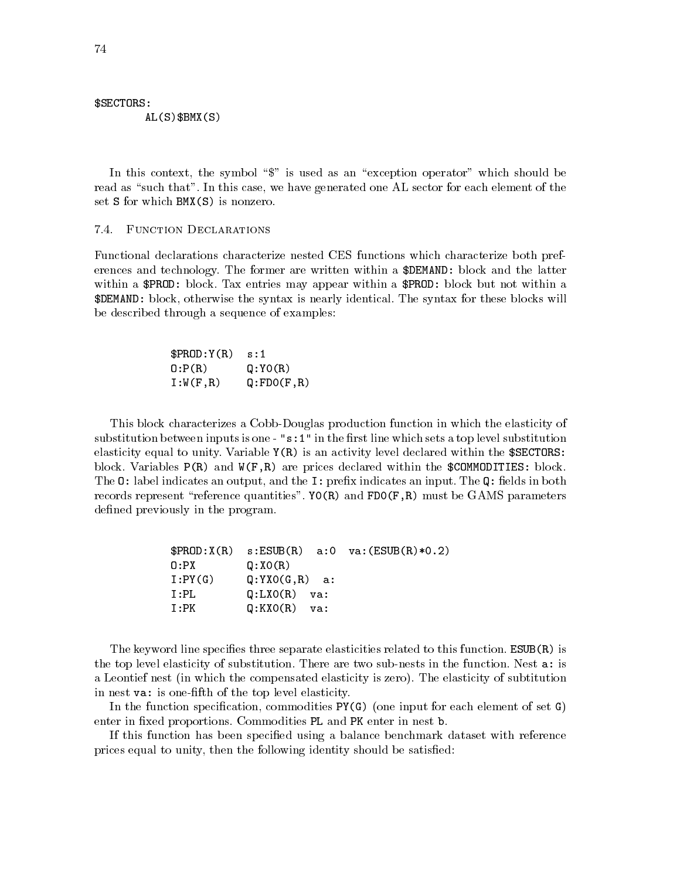```
$SECTORS:
        AL(S)$BMX(S)
```

In this context, the symbol "$" is used as an "exception operator" which should be read as "such that". In this case, we have generated one AL sector for each element of the set S for which BMX(S) is nonzero.

## 7.4. Function Declarations

Functional declarations characterize nested CES functions which characterize both preferences and technology. The former are written within a $DEMAND: block and the latter within a $PROD: block. Tax entries may appear within a $PROD: block but not within a $DEMAND: block, otherwise the syntax is nearly identical. The syntax for these blocks will be described through a sequence of examples:

```
$PROD:Y(R)   s:1
O:P(R)       Q:Y0(R)
I:W(F,R)     Q:FD0(F,R)
```

This block characterizes a Cobb-Douglas production function in which the elasticity of substitution between inputs is one - "s:1" in the first line which sets a top level substitution elasticity equal to unity. Variable Y(R) is an activity level declared within the $SECTORS: block. Variables P(R) and W(F,R) are prices declared within the $COMMODITIES: block. The O: label indicates an output, and the I: prefix indicates an input. The Q: fields in both records represent "reference quantities". Y0(R) and FD0(F,R) must be GAMS parameters defined previously in the program.

```
$PROD:X(R)   s:ESUB(R)   a:0   va:(ESUB(R)*0.2)
O:PX         Q:X0(R)
I:PY(G)      Q:YX0(G,R)   a:
I:PL         Q:LX0(R)   va:
I:PK         Q:KX0(R)   va:
```

The keyword line specifies three separate elasticities related to this function. ESUB(R) is the top level elasticity of substitution. There are two sub-nests in the function. Nest a: is a Leontief nest (in which the compensated elasticity is zero). The elasticity of subtitution in nest va: is one-fifth of the top level elasticity.

In the function specification, commodities PY(G) (one input for each element of set G) enter in fixed proportions. Commodities PL and PK enter in nest b.

If this function has been specified using a balance benchmark dataset with reference prices equal to unity, then the following identity should be satisfied: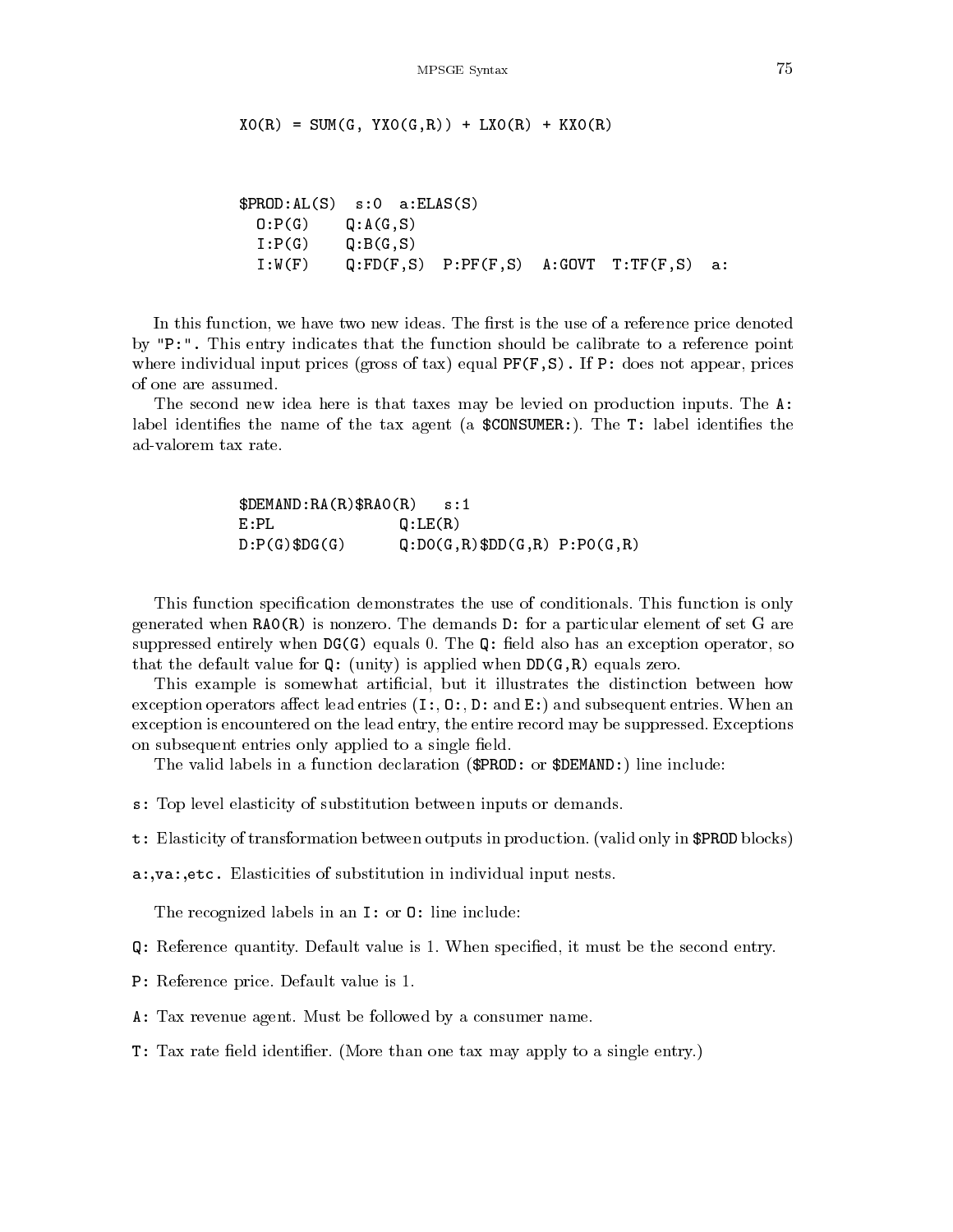```
XO(R) = SUM(G, YXO(G,R)) + LXO(R) + KXO(R)
```

```
$PROD:AL(S)  s:0  a:ELAS(S)
  O:P(G)     Q:A(G,S)
  I:P(G)     Q:B(G,S)
  I:W(F)     Q:FD(F,S)  P:PF(F,S)  A:GOVT  T:TF(F,S)  a:
```

In this function, we have two new ideas. The first is the use of a reference price denoted by "P:". This entry indicates that the function should be calibrate to a reference point where individual input prices (gross of tax) equal PF(F,S). If P: does not appear, prices of one are assumed.

The second new idea here is that taxes may be levied on production inputs. The A: label identifies the name of the tax agent (a $CONSUMER:). The T: label identifies the ad-valorem tax rate.

```
$DEMAND:RA(R)$RAO(R)    s:1
E:PL               Q:LE(R)
D:P(G)$DG(G)       Q:DO(G,R)$DD(G,R) P:PO(G,R)
```

This function specification demonstrates the use of conditionals. This function is only generated when RAO(R) is nonzero. The demands D: for a particular element of set G are suppressed entirely when DG(G) equals 0. The Q: field also has an exception operator, so that the default value for Q: (unity) is applied when DD(G,R) equals zero.

This example is somewhat artificial, but it illustrates the distinction between how exception operators affect lead entries (I:, O:, D: and E:) and subsequent entries. When an exception is encountered on the lead entry, the entire record may be suppressed. Exceptions on subsequent entries only applied to a single field.

The valid labels in a function declaration ($PROD: or $DEMAND:) line include:

s: Top level elasticity of substitution between inputs or demands.

t: Elasticity of transformation between outputs in production. (valid only in $PROD blocks)

a:,va:,etc. Elasticities of substitution in individual input nests.

The recognized labels in an I: or O: line include:

Q: Reference quantity. Default value is 1. When specified, it must be the second entry.

P: Reference price. Default value is 1.

A: Tax revenue agent. Must be followed by a consumer name.

T: Tax rate field identifier. (More than one tax may apply to a single entry.)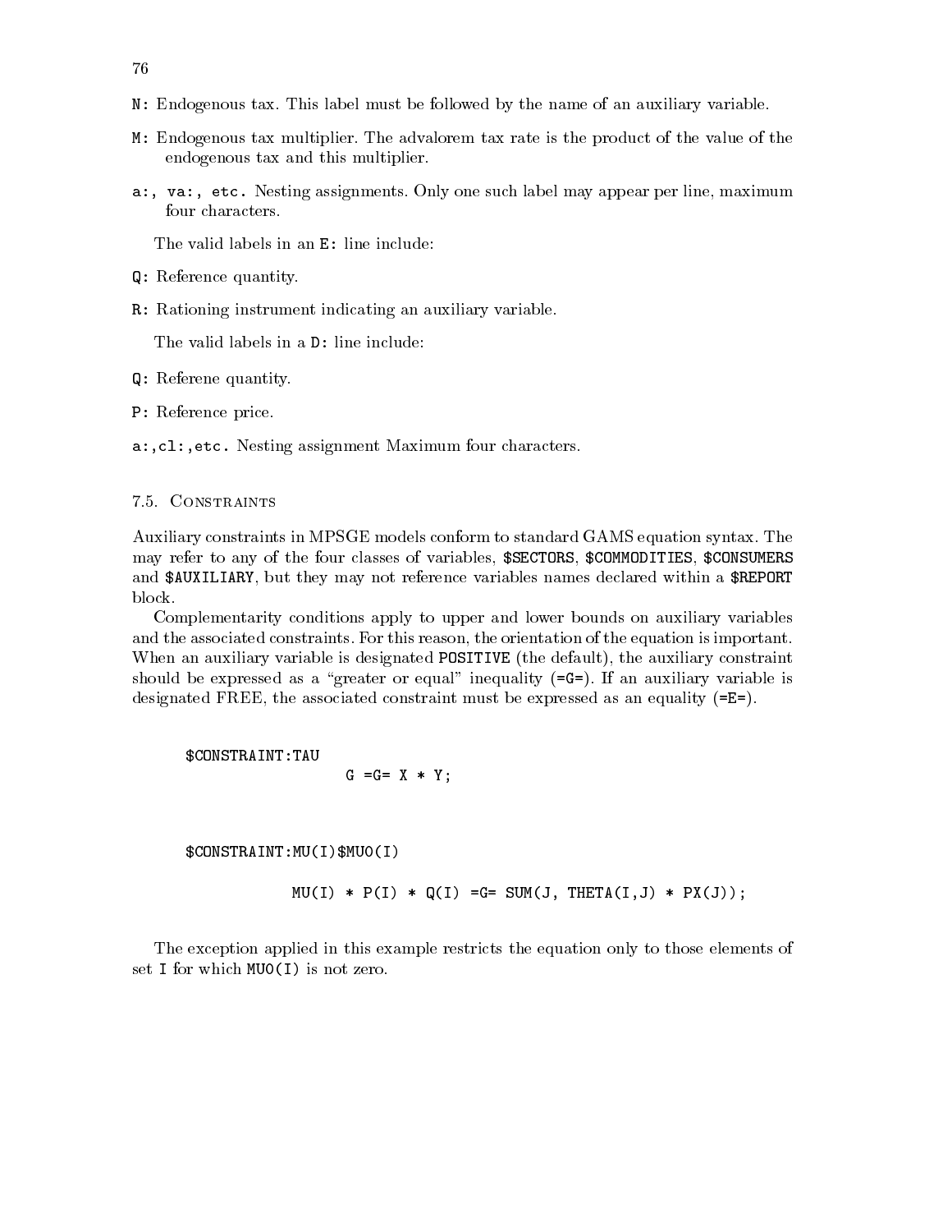`N:` Endogenous tax. This label must be followed by the name of an auxiliary variable.

`M:` Endogenous tax multiplier. The advalorem tax rate is the product of the value of the endogenous tax and this multiplier.

`a:, va:, etc.` Nesting assignments. Only one such label may appear per line, maximum four characters.

The valid labels in an `E:` line include:

`Q:` Reference quantity.

`R:` Rationing instrument indicating an auxiliary variable.

The valid labels in a `D:` line include:

`Q:` Referene quantity.

`P:` Reference price.

`a:,cl:,etc.` Nesting assignment Maximum four characters.

### 7.5. Constraints

Auxiliary constraints in MPSGE models conform to standard GAMS equation syntax. The may refer to any of the four classes of variables, `$SECTORS`, `$COMMODITIES`, `$CONSUMERS` and `$AUXILIARY`, but they may not reference variables names declared within a `$REPORT` block.

Complementarity conditions apply to upper and lower bounds on auxiliary variables and the associated constraints. For this reason, the orientation of the equation is important. When an auxiliary variable is designated `POSITIVE` (the default), the auxiliary constraint should be expressed as a "greater or equal" inequality (`=G=`). If an auxiliary variable is designated FREE, the associated constraint must be expressed as an equality (`=E=`).

```
$CONSTRAINT:TAU
                 G =G= X * Y;



$CONSTRAINT:MU(I)$MU0(I)

            MU(I) * P(I) * Q(I) =G= SUM(J, THETA(I,J) * PX(J));
```

The exception applied in this example restricts the equation only to those elements of set `I` for which `MU0(I)` is not zero.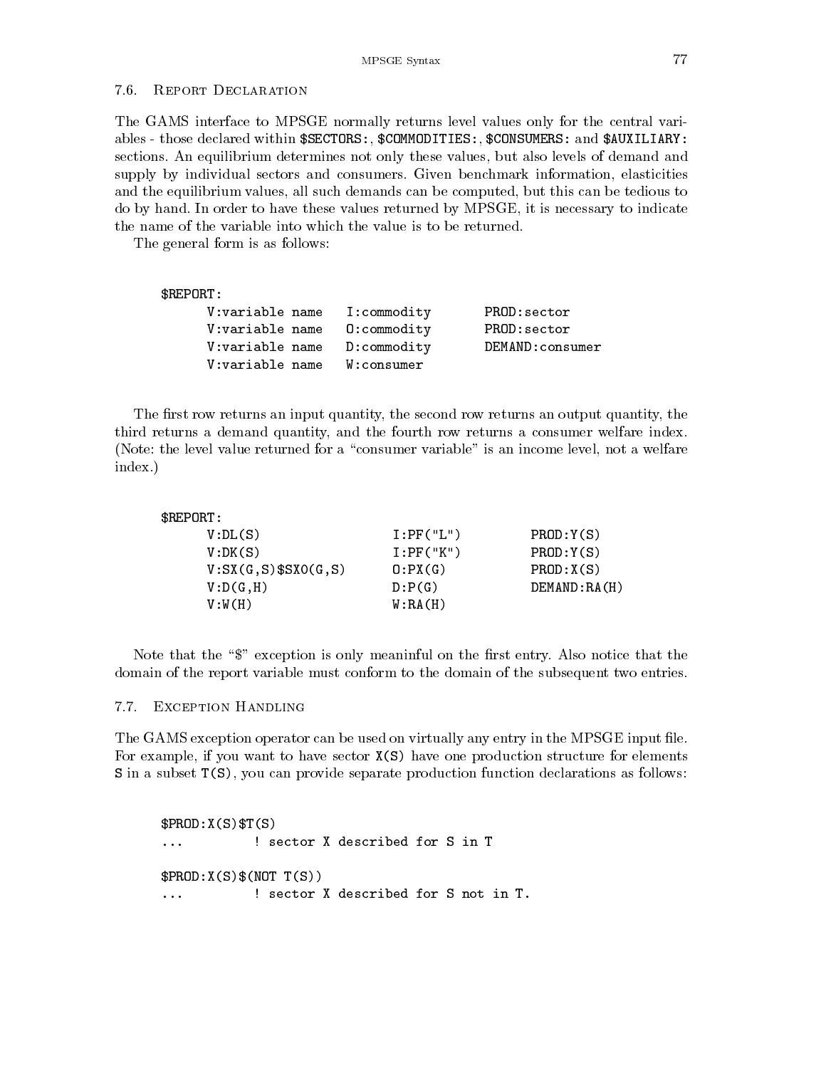## 7.6. Report Declaration

The GAMS interface to MPSGE normally returns level values only for the central variables - those declared within `$SECTORS:`, `$COMMODITIES:`, `$CONSUMERS:` and `$AUXILIARY:` sections. An equilibrium determines not only these values, but also levels of demand and supply by individual sectors and consumers. Given benchmark information, elasticities and the equilibrium values, all such demands can be computed, but this can be tedious to do by hand. In order to have these values returned by MPSGE, it is necessary to indicate the name of the variable into which the value is to be returned.

The general form is as follows:

```
$REPORT:
     V:variable name   I:commodity       PROD:sector
     V:variable name   O:commodity       PROD:sector
     V:variable name   D:commodity       DEMAND:consumer
     V:variable name   W:consumer
```

The first row returns an input quantity, the second row returns an output quantity, the third returns a demand quantity, and the fourth row returns a consumer welfare index. (Note: the level value returned for a "consumer variable" is an income level, not a welfare index.)

```
$REPORT:
     V:DL(S)                    I:PF("L")          PROD:Y(S)
     V:DK(S)                    I:PF("K")          PROD:Y(S)
     V:SX(G,S)$SX0(G,S)         O:PX(G)            PROD:X(S)
     V:D(G,H)                   D:P(G)             DEMAND:RA(H)
     V:W(H)                     W:RA(H)
```

Note that the "$" exception is only meaninful on the first entry. Also notice that the domain of the report variable must conform to the domain of the subsequent two entries.

## 7.7. Exception Handling

The GAMS exception operator can be used on virtually any entry in the MPSGE input file. For example, if you want to have sector `X(S)` have one production structure for elements `S` in a subset `T(S)`, you can provide separate production function declarations as follows:

```
$PROD:X(S)$T(S)
...         ! sector X described for S in T

$PROD:X(S)$(NOT T(S))
...         ! sector X described for S not in T.
```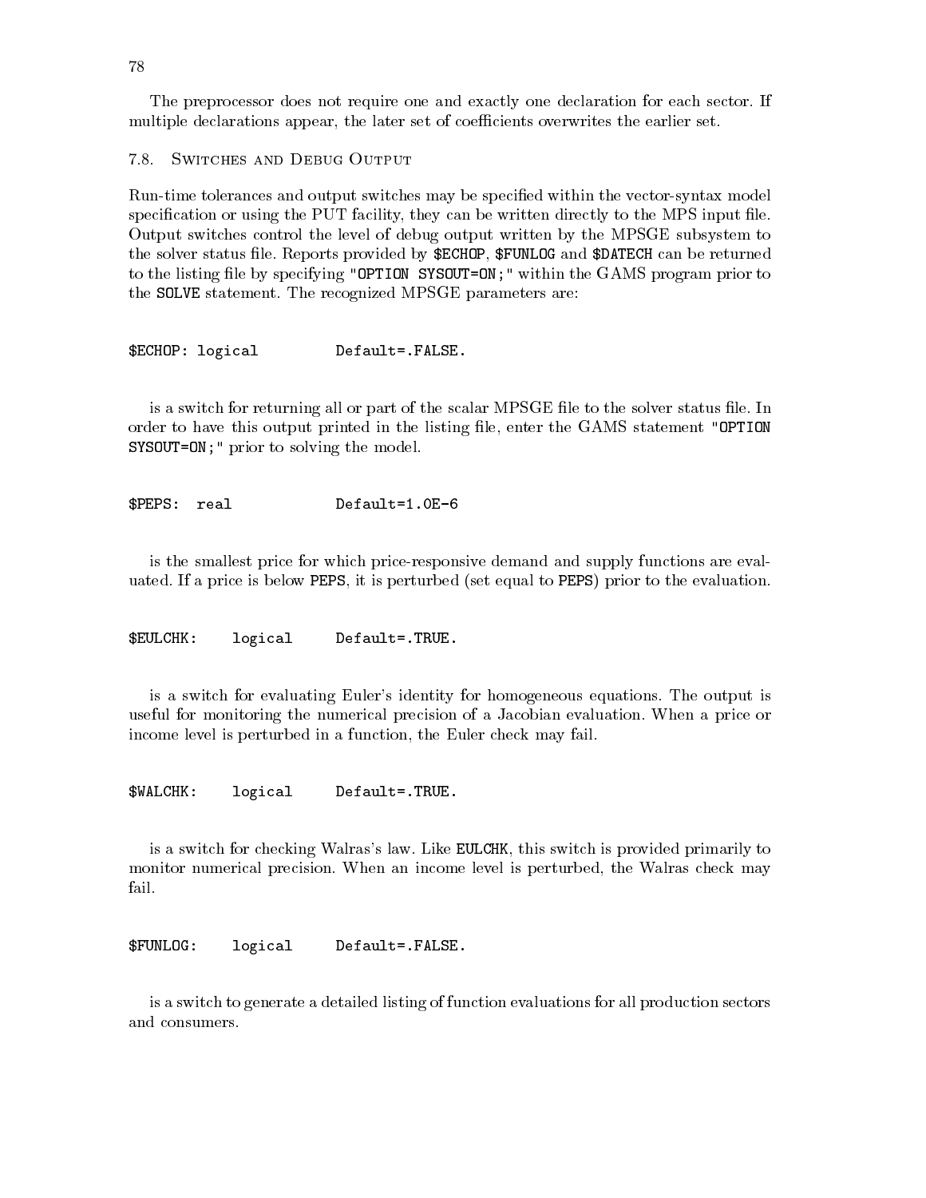The preprocessor does not require one and exactly one declaration for each sector. If multiple declarations appear, the later set of coefficients overwrites the earlier set.

## 7.8. Switches and Debug Output

Run-time tolerances and output switches may be specified within the vector-syntax model specification or using the PUT facility, they can be written directly to the MPS input file. Output switches control the level of debug output written by the MPSGE subsystem to the solver status file. Reports provided by `$ECHOP`, `$FUNLOG` and `$DATECH` can be returned to the listing file by specifying `"OPTION SYSOUT=ON;"` within the GAMS program prior to the `SOLVE` statement. The recognized MPSGE parameters are:

```
$ECHOP: logical          Default=.FALSE.
```

is a switch for returning all or part of the scalar MPSGE file to the solver status file. In order to have this output printed in the listing file, enter the GAMS statement `"OPTION SYSOUT=ON;"` prior to solving the model.

```
$PEPS:  real             Default=1.0E-6
```

is the smallest price for which price-responsive demand and supply functions are evaluated. If a price is below `PEPS`, it is perturbed (set equal to `PEPS`) prior to the evaluation.

```
$EULCHK:     logical     Default=.TRUE.
```

is a switch for evaluating Euler's identity for homogeneous equations. The output is useful for monitoring the numerical precision of a Jacobian evaluation. When a price or income level is perturbed in a function, the Euler check may fail.

```
$WALCHK:     logical     Default=.TRUE.
```

is a switch for checking Walras's law. Like `EULCHK`, this switch is provided primarily to monitor numerical precision. When an income level is perturbed, the Walras check may fail.

```
$FUNLOG:     logical     Default=.FALSE.
```

is a switch to generate a detailed listing of function evaluations for all production sectors and consumers.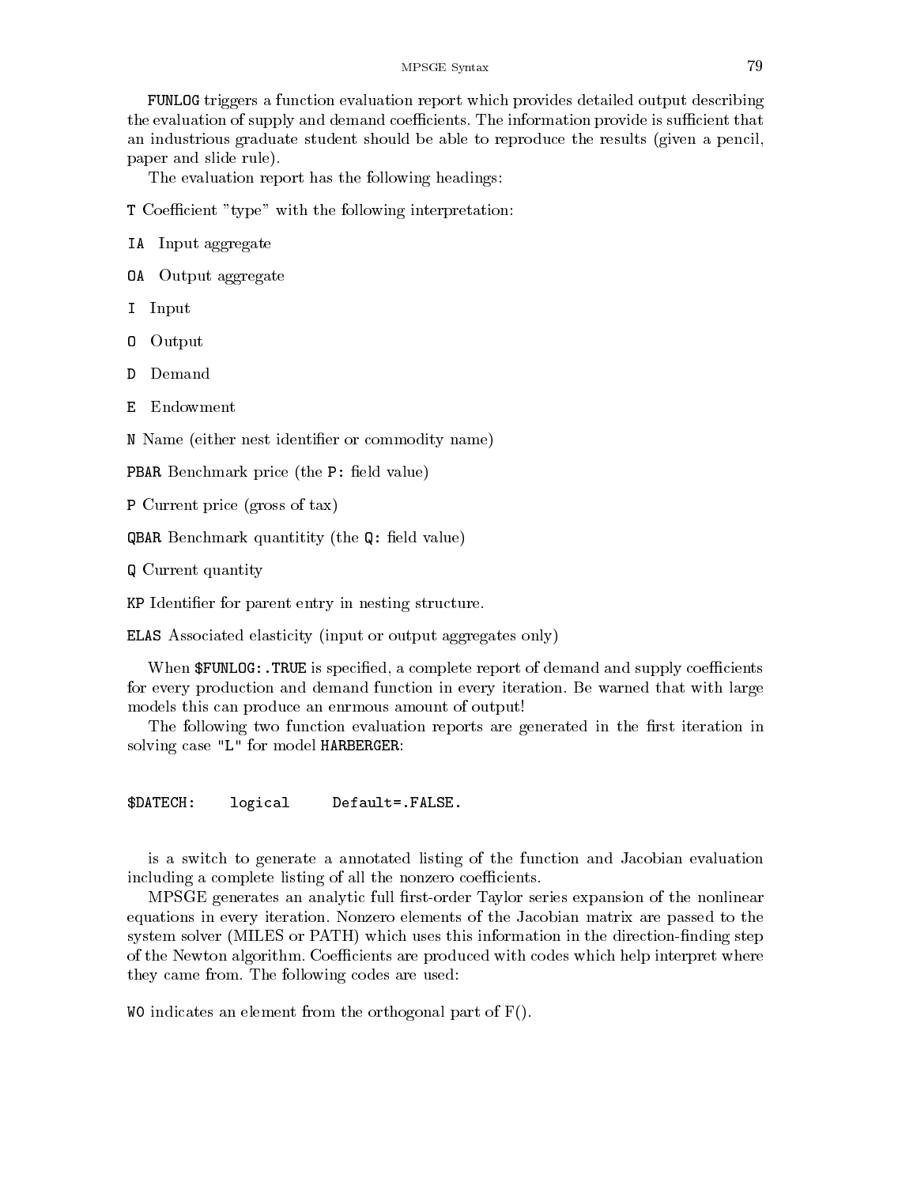`FUNLOG` triggers a function evaluation report which provides detailed output describing the evaluation of supply and demand coefficients. The information provide is sufficient that an industrious graduate student should be able to reproduce the results (given a pencil, paper and slide rule).

The evaluation report has the following headings:

`T` Coefficient "type" with the following interpretation:

`IA` Input aggregate

`OA` Output aggregate

`I` Input

`O` Output

`D` Demand

`E` Endowment

`N` Name (either nest identifier or commodity name)

`PBAR` Benchmark price (the `P:` field value)

`P` Current price (gross of tax)

`QBAR` Benchmark quantitity (the `Q:` field value)

`Q` Current quantity

`KP` Identifier for parent entry in nesting structure.

`ELAS` Associated elasticity (input or output aggregates only)

When `$FUNLOG:.TRUE` is specified, a complete report of demand and supply coefficients for every production and demand function in every iteration. Be warned that with large models this can produce an enrmous amount of output!

The following two function evaluation reports are generated in the first iteration in solving case "L" for model `HARBERGER`:

```
$DATECH:    logical     Default=.FALSE.
```

is a switch to generate a annotated listing of the function and Jacobian evaluation including a complete listing of all the nonzero coefficients.

MPSGE generates an analytic full first-order Taylor series expansion of the nonlinear equations in every iteration. Nonzero elements of the Jacobian matrix are passed to the system solver (MILES or PATH) which uses this information in the direction-finding step of the Newton algorithm. Coefficients are produced with codes which help interpret where they came from. The following codes are used:

`WO` indicates an element from the orthogonal part of F().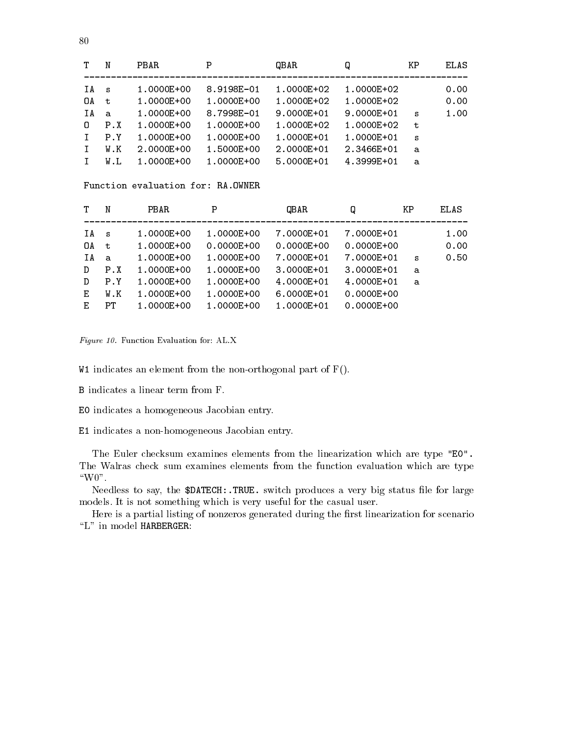| T | N | PBAR | P | QBAR | Q | KP | ELAS |
|---|---|---|---|---|---|---|---|
| IA | s | 1.0000E+00 | 8.9198E-01 | 1.0000E+02 | 1.0000E+02 | | 0.00 |
| OA | t | 1.0000E+00 | 1.0000E+00 | 1.0000E+02 | 1.0000E+02 | | 0.00 |
| IA | a | 1.0000E+00 | 8.7998E-01 | 9.0000E+01 | 9.0000E+01 | s | 1.00 |
| O | P.X | 1.0000E+00 | 1.0000E+00 | 1.0000E+02 | 1.0000E+02 | t | |
| I | P.Y | 1.0000E+00 | 1.0000E+00 | 1.0000E+01 | 1.0000E+01 | s | |
| I | W.K | 2.0000E+00 | 1.5000E+00 | 2.0000E+01 | 2.3466E+01 | a | |
| I | W.L | 1.0000E+00 | 1.0000E+00 | 5.0000E+01 | 4.3999E+01 | a | |

Function evaluation for: RA.OWNER

| T | N | PBAR | P | QBAR | Q | KP | ELAS |
|---|---|---|---|---|---|---|---|
| IA | s | 1.0000E+00 | 1.0000E+00 | 7.0000E+01 | 7.0000E+01 | | 1.00 |
| OA | t | 1.0000E+00 | 0.0000E+00 | 0.0000E+00 | 0.0000E+00 | | 0.00 |
| IA | a | 1.0000E+00 | 1.0000E+00 | 7.0000E+01 | 7.0000E+01 | s | 0.50 |
| D | P.X | 1.0000E+00 | 1.0000E+00 | 3.0000E+01 | 3.0000E+01 | a | |
| D | P.Y | 1.0000E+00 | 1.0000E+00 | 4.0000E+01 | 4.0000E+01 | a | |
| E | W.K | 1.0000E+00 | 1.0000E+00 | 6.0000E+01 | 0.0000E+00 | | |
| E | PT | 1.0000E+00 | 1.0000E+00 | 1.0000E+01 | 0.0000E+00 | | |

*Figure 10.* Function Evaluation for: AL.X

`W1` indicates an element from the non-orthogonal part of F().

`B` indicates a linear term from F.

`E0` indicates a homogeneous Jacobian entry.

`E1` indicates a non-homogeneous Jacobian entry.

The Euler checksum examines elements from the linearization which are type "E0". The Walras check sum examines elements from the function evaluation which are type "W0".

Needless to say, the `$DATECH:.TRUE.` switch produces a very big status file for large models. It is not something which is very useful for the casual user.

Here is a partial listing of nonzeros generated during the first linearization for scenario "L" in model `HARBERGER`: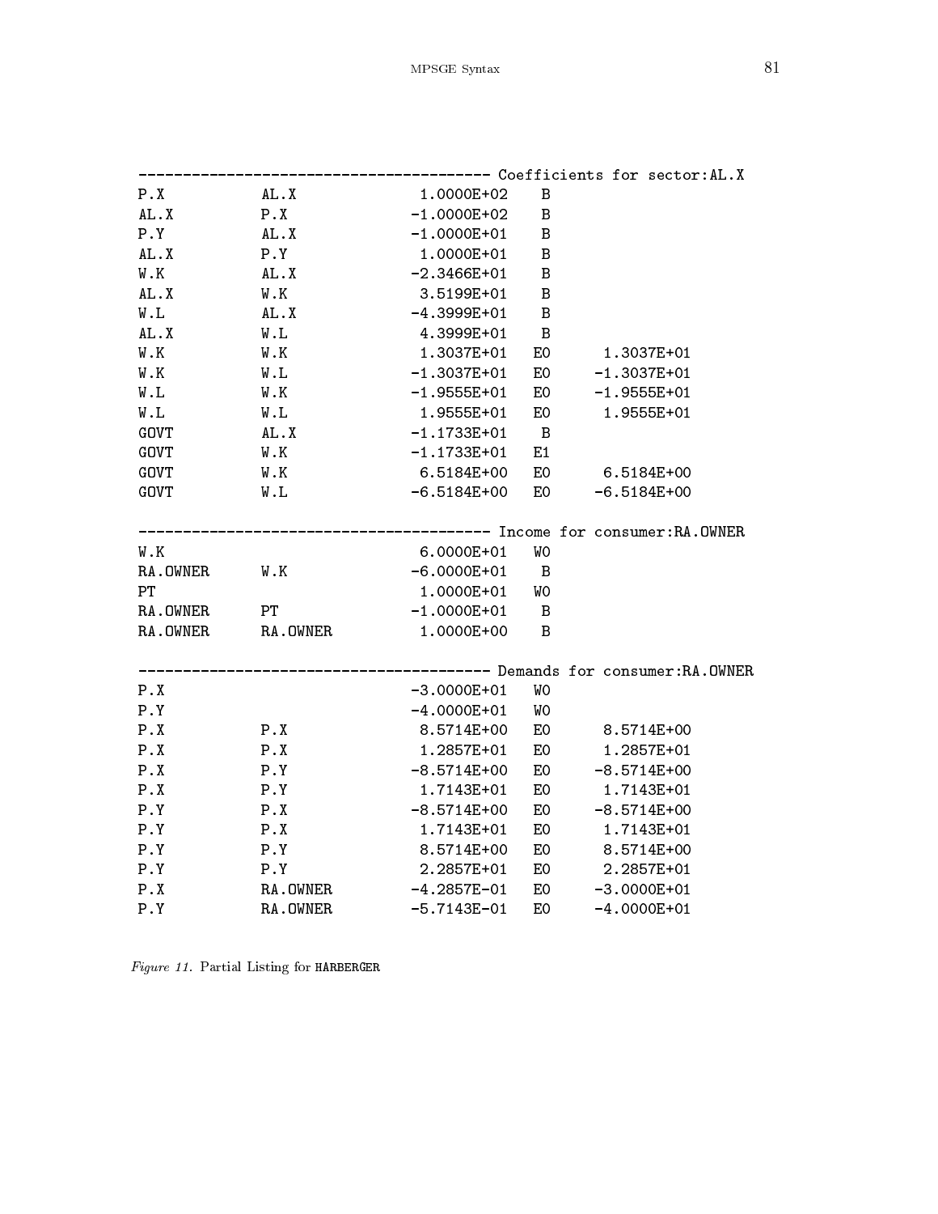```
---------------------------------------- Coefficients for sector:AL.X
P.X          AL.X         1.0000E+02   B
AL.X         P.X         -1.0000E+02   B
P.Y          AL.X        -1.0000E+01   B
AL.X         P.Y          1.0000E+01   B
W.K          AL.X        -2.3466E+01   B
AL.X         W.K          3.5199E+01   B
W.L          AL.X        -4.3999E+01   B
AL.X         W.L          4.3999E+01   B
W.K          W.K          1.3037E+01   E0     1.3037E+01
W.K          W.L         -1.3037E+01   E0    -1.3037E+01
W.L          W.K         -1.9555E+01   E0    -1.9555E+01
W.L          W.L          1.9555E+01   E0     1.9555E+01
GOVT         AL.X        -1.1733E+01   B
GOVT         W.K         -1.1733E+01   E1
GOVT         W.K          6.5184E+00   E0     6.5184E+00
GOVT         W.L         -6.5184E+00   E0    -6.5184E+00

---------------------------------------- Income for consumer:RA.OWNER
W.K                       6.0000E+01   W0
RA.OWNER     W.K         -6.0000E+01   B
PT                        1.0000E+01   W0
RA.OWNER     PT          -1.0000E+01   B
RA.OWNER     RA.OWNER     1.0000E+00   B

---------------------------------------- Demands for consumer:RA.OWNER
P.X                      -3.0000E+01   W0
P.Y                      -4.0000E+01   W0
P.X          P.X          8.5714E+00   E0     8.5714E+00
P.X          P.X          1.2857E+01   E0     1.2857E+01
P.X          P.Y         -8.5714E+00   E0    -8.5714E+00
P.X          P.Y          1.7143E+01   E0     1.7143E+01
P.Y          P.X         -8.5714E+00   E0    -8.5714E+00
P.Y          P.X          1.7143E+01   E0     1.7143E+01
P.Y          P.Y          8.5714E+00   E0     8.5714E+00
P.Y          P.Y          2.2857E+01   E0     2.2857E+01
P.X          RA.OWNER    -4.2857E-01   E0    -3.0000E+01
P.Y          RA.OWNER    -5.7143E-01   E0    -4.0000E+01
```

*Figure 11.* Partial Listing for **HARBERGER**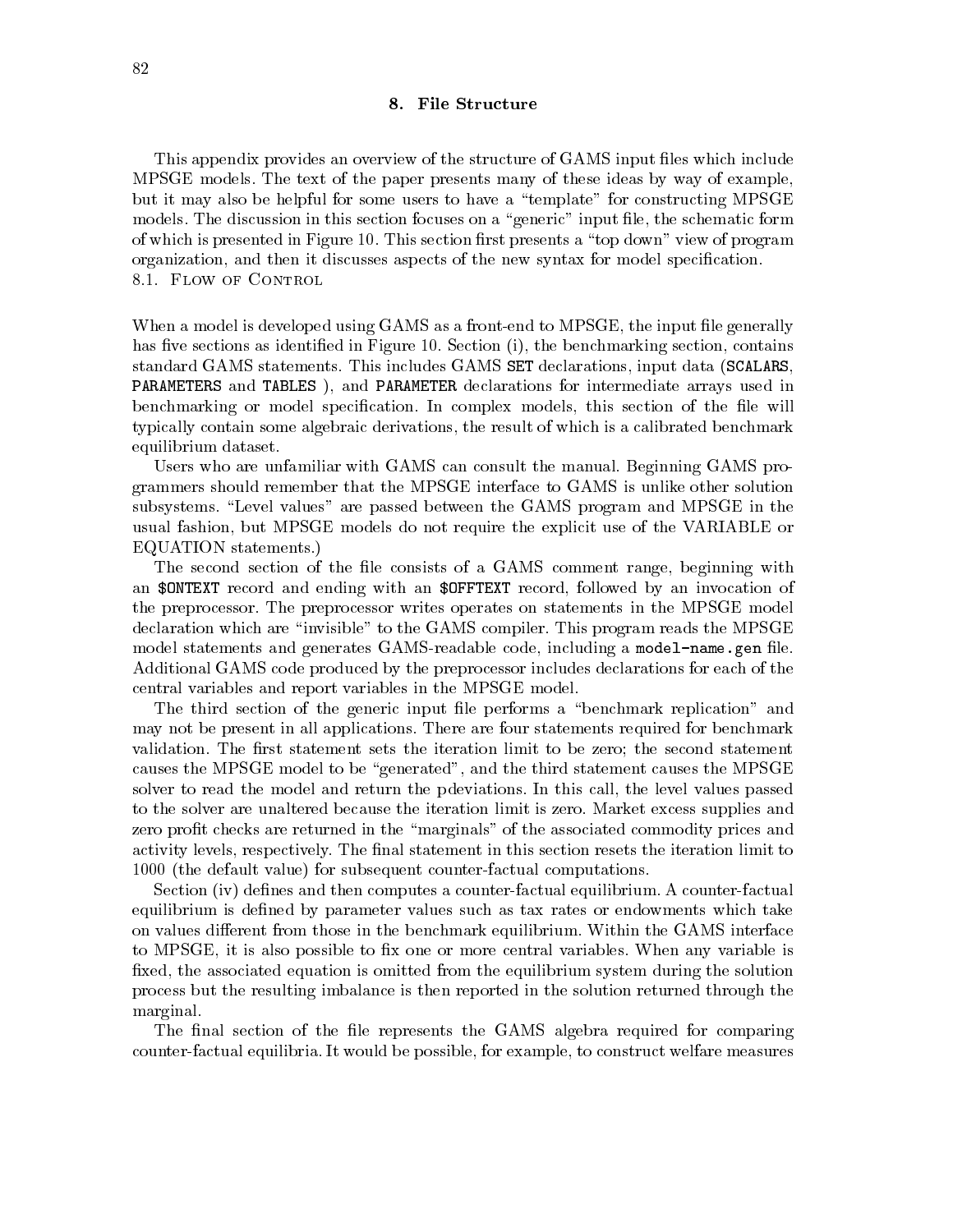## 8. File Structure

This appendix provides an overview of the structure of GAMS input files which include MPSGE models. The text of the paper presents many of these ideas by way of example, but it may also be helpful for some users to have a "template" for constructing MPSGE models. The discussion in this section focuses on a "generic" input file, the schematic form of which is presented in Figure 10. This section first presents a "top down" view of program organization, and then it discusses aspects of the new syntax for model specification.

### 8.1. Flow of Control

When a model is developed using GAMS as a front-end to MPSGE, the input file generally has five sections as identified in Figure 10. Section (i), the benchmarking section, contains standard GAMS statements. This includes GAMS `SET` declarations, input data (`SCALARS`, `PARAMETERS` and `TABLES` ), and `PARAMETER` declarations for intermediate arrays used in benchmarking or model specification. In complex models, this section of the file will typically contain some algebraic derivations, the result of which is a calibrated benchmark equilibrium dataset.

Users who are unfamiliar with GAMS can consult the manual. Beginning GAMS programmers should remember that the MPSGE interface to GAMS is unlike other solution subsystems. "Level values" are passed between the GAMS program and MPSGE in the usual fashion, but MPSGE models do not require the explicit use of the VARIABLE or EQUATION statements.)

The second section of the file consists of a GAMS comment range, beginning with an `$ONTEXT` record and ending with an `$OFFTEXT` record, followed by an invocation of the preprocessor. The preprocessor writes operates on statements in the MPSGE model declaration which are "invisible" to the GAMS compiler. This program reads the MPSGE model statements and generates GAMS-readable code, including a `model-name.gen` file. Additional GAMS code produced by the preprocessor includes declarations for each of the central variables and report variables in the MPSGE model.

The third section of the generic input file performs a "benchmark replication" and may not be present in all applications. There are four statements required for benchmark validation. The first statement sets the iteration limit to be zero; the second statement causes the MPSGE model to be "generated", and the third statement causes the MPSGE solver to read the model and return the pdeviations. In this call, the level values passed to the solver are unaltered because the iteration limit is zero. Market excess supplies and zero profit checks are returned in the "marginals" of the associated commodity prices and activity levels, respectively. The final statement in this section resets the iteration limit to 1000 (the default value) for subsequent counter-factual computations.

Section (iv) defines and then computes a counter-factual equilibrium. A counter-factual equilibrium is defined by parameter values such as tax rates or endowments which take on values different from those in the benchmark equilibrium. Within the GAMS interface to MPSGE, it is also possible to fix one or more central variables. When any variable is fixed, the associated equation is omitted from the equilibrium system during the solution process but the resulting imbalance is then reported in the solution returned through the marginal.

The final section of the file represents the GAMS algebra required for comparing counter-factual equilibria. It would be possible, for example, to construct welfare measures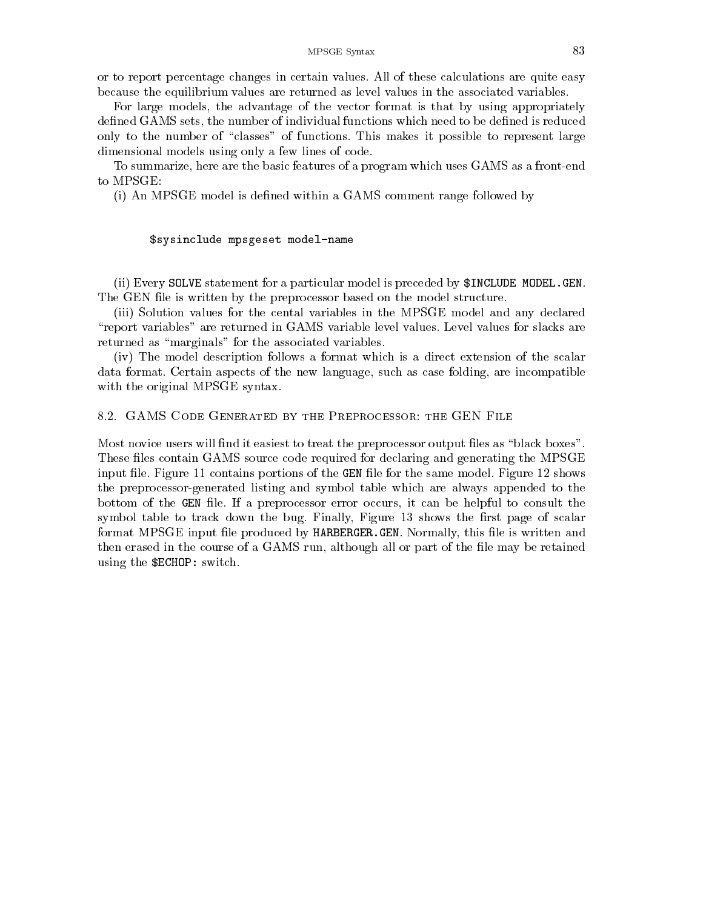or to report percentage changes in certain values. All of these calculations are quite easy because the equilibrium values are returned as level values in the associated variables.

For large models, the advantage of the vector format is that by using appropriately defined GAMS sets, the number of individual functions which need to be defined is reduced only to the number of "classes" of functions. This makes it possible to represent large dimensional models using only a few lines of code.

To summarize, here are the basic features of a program which uses GAMS as a front-end to MPSGE:

(i) An MPSGE model is defined within a GAMS comment range followed by

```
$sysinclude mpsgeset model-name
```

(ii) Every `SOLVE` statement for a particular model is preceded by `$INCLUDE MODEL.GEN`. The GEN file is written by the preprocessor based on the model structure.

(iii) Solution values for the cental variables in the MPSGE model and any declared "report variables" are returned in GAMS variable level values. Level values for slacks are returned as "marginals" for the associated variables.

(iv) The model description follows a format which is a direct extension of the scalar data format. Certain aspects of the new language, such as case folding, are incompatible with the original MPSGE syntax.

## 8.2. GAMS Code Generated by the Preprocessor: the GEN File

Most novice users will find it easiest to treat the preprocessor output files as "black boxes". These files contain GAMS source code required for declaring and generating the MPSGE input file. Figure 11 contains portions of the `GEN` file for the same model. Figure 12 shows the preprocessor-generated listing and symbol table which are always appended to the bottom of the `GEN` file. If a preprocessor error occurs, it can be helpful to consult the symbol table to track down the bug. Finally, Figure 13 shows the first page of scalar format MPSGE input file produced by `HARBERGER.GEN`. Normally, this file is written and then erased in the course of a GAMS run, although all or part of the file may be retained using the `$ECHOP:` switch.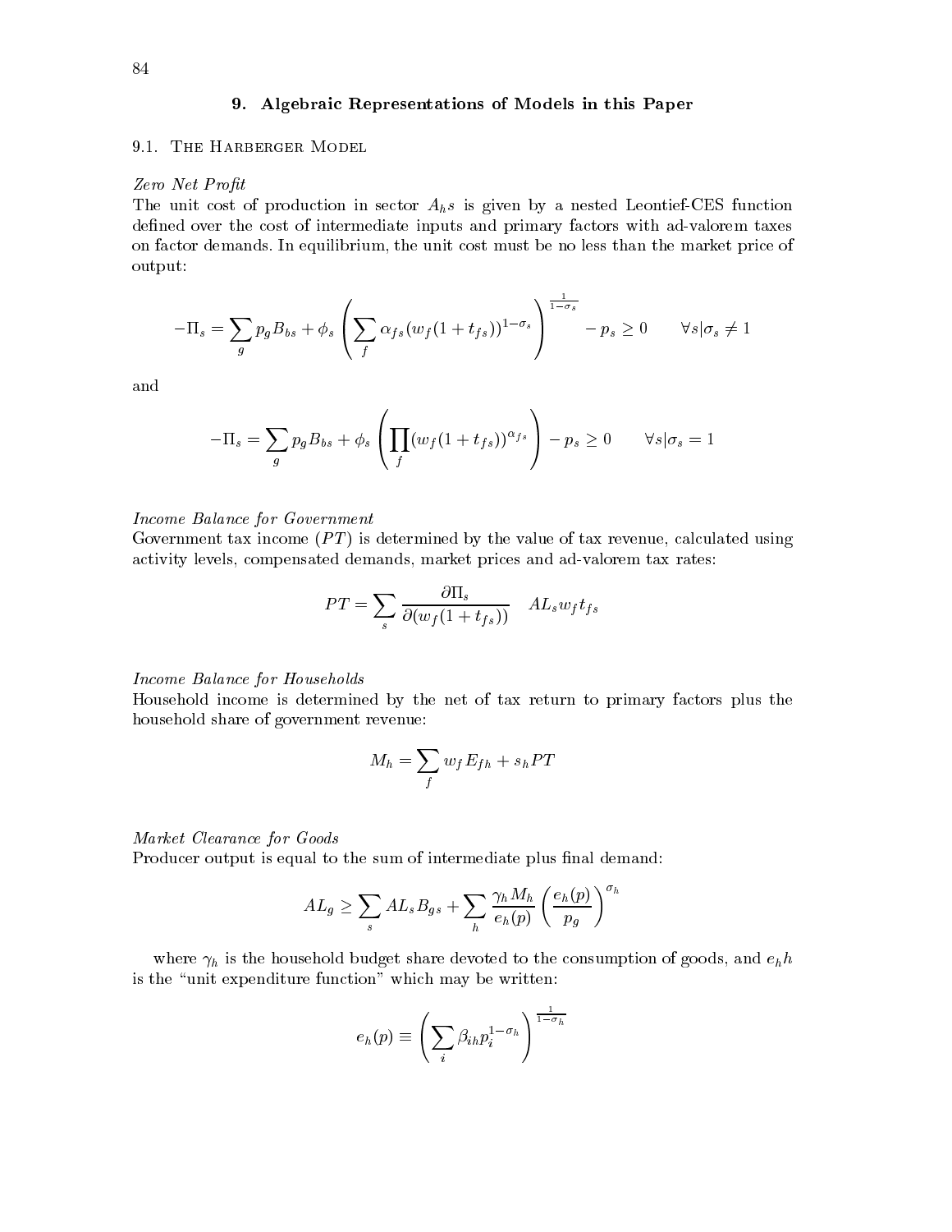## 9. Algebraic Representations of Models in this Paper

### 9.1. The Harberger Model

*Zero Net Profit*

The unit cost of production in sector $A_h s$ is given by a nested Leontief-CES function defined over the cost of intermediate inputs and primary factors with ad-valorem taxes on factor demands. In equilibrium, the unit cost must be no less than the market price of output:

$$-\Pi_s = \sum_g p_g B_{bs} + \phi_s \left( \sum_f \alpha_{fs} (w_f(1+t_{fs}))^{1-\sigma_s} \right)^{\frac{1}{1-\sigma_s}} - p_s \geq 0 \qquad \forall s | \sigma_s \neq 1$$

and

$$-\Pi_s = \sum_g p_g B_{bs} + \phi_s \left( \prod_f (w_f(1+t_{fs}))^{\alpha_{fs}} \right) - p_s \geq 0 \qquad \forall s | \sigma_s = 1$$

*Income Balance for Government*

Government tax income ($PT$) is determined by the value of tax revenue, calculated using activity levels, compensated demands, market prices and ad-valorem tax rates:

$$PT = \sum_s \frac{\partial \Pi_s}{\partial (w_f(1+t_{fs}))} \quad AL_s w_f t_{fs}$$

*Income Balance for Households*

Household income is determined by the net of tax return to primary factors plus the household share of government revenue:

$$M_h = \sum_f w_f E_{fh} + s_h PT$$

*Market Clearance for Goods*

Producer output is equal to the sum of intermediate plus final demand:

$$AL_g \geq \sum_s AL_s B_{gs} + \sum_h \frac{\gamma_h M_h}{e_h(p)} \left( \frac{e_h(p)}{p_g} \right)^{\sigma_h}$$

where $\gamma_h$ is the household budget share devoted to the consumption of goods, and $e_h h$ is the "unit expenditure function" which may be written:

$$e_h(p) \equiv \left( \sum_i \beta_{ih} p_i^{1-\sigma_h} \right)^{\frac{1}{1-\sigma_h}}$$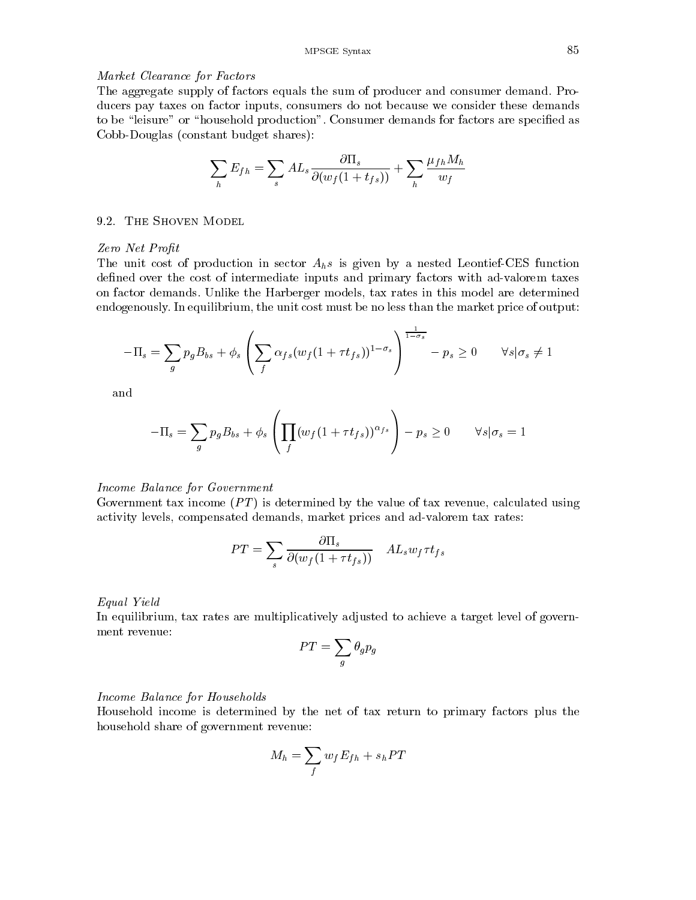*Market Clearance for Factors*

The aggregate supply of factors equals the sum of producer and consumer demand. Producers pay taxes on factor inputs, consumers do not because we consider these demands to be "leisure" or "household production". Consumer demands for factors are specified as Cobb-Douglas (constant budget shares):

$$\sum_h E_{fh} = \sum_s AL_s \frac{\partial \Pi_s}{\partial(w_f(1+t_{fs}))} + \sum_h \frac{\mu_{fh} M_h}{w_f}$$

## 9.2. The Shoven Model

*Zero Net Profit*

The unit cost of production in sector $A_h s$ is given by a nested Leontief-CES function defined over the cost of intermediate inputs and primary factors with ad-valorem taxes on factor demands. Unlike the Harberger models, tax rates in this model are determined endogenously. In equilibrium, the unit cost must be no less than the market price of output:

$$-\Pi_s = \sum_g p_g B_{bs} + \phi_s \left( \sum_f \alpha_{fs} (w_f(1+\tau t_{fs}))^{1-\sigma_s} \right)^{\frac{1}{1-\sigma_s}} - p_s \geq 0 \qquad \forall s | \sigma_s \neq 1$$

and

$$-\Pi_s = \sum_g p_g B_{bs} + \phi_s \left( \prod_f (w_f(1+\tau t_{fs}))^{\alpha_{fs}} \right) - p_s \geq 0 \qquad \forall s | \sigma_s = 1$$

*Income Balance for Government*

Government tax income ($PT$) is determined by the value of tax revenue, calculated using activity levels, compensated demands, market prices and ad-valorem tax rates:

$$PT = \sum_s \frac{\partial \Pi_s}{\partial(w_f(1+\tau t_{fs}))} \quad AL_s w_f \tau t_{fs}$$

*Equal Yield*

In equilibrium, tax rates are multiplicatively adjusted to achieve a target level of government revenue:

$$PT = \sum_g \theta_g p_g$$

*Income Balance for Households*

Household income is determined by the net of tax return to primary factors plus the household share of government revenue:

$$M_h = \sum_f w_f E_{fh} + s_h PT$$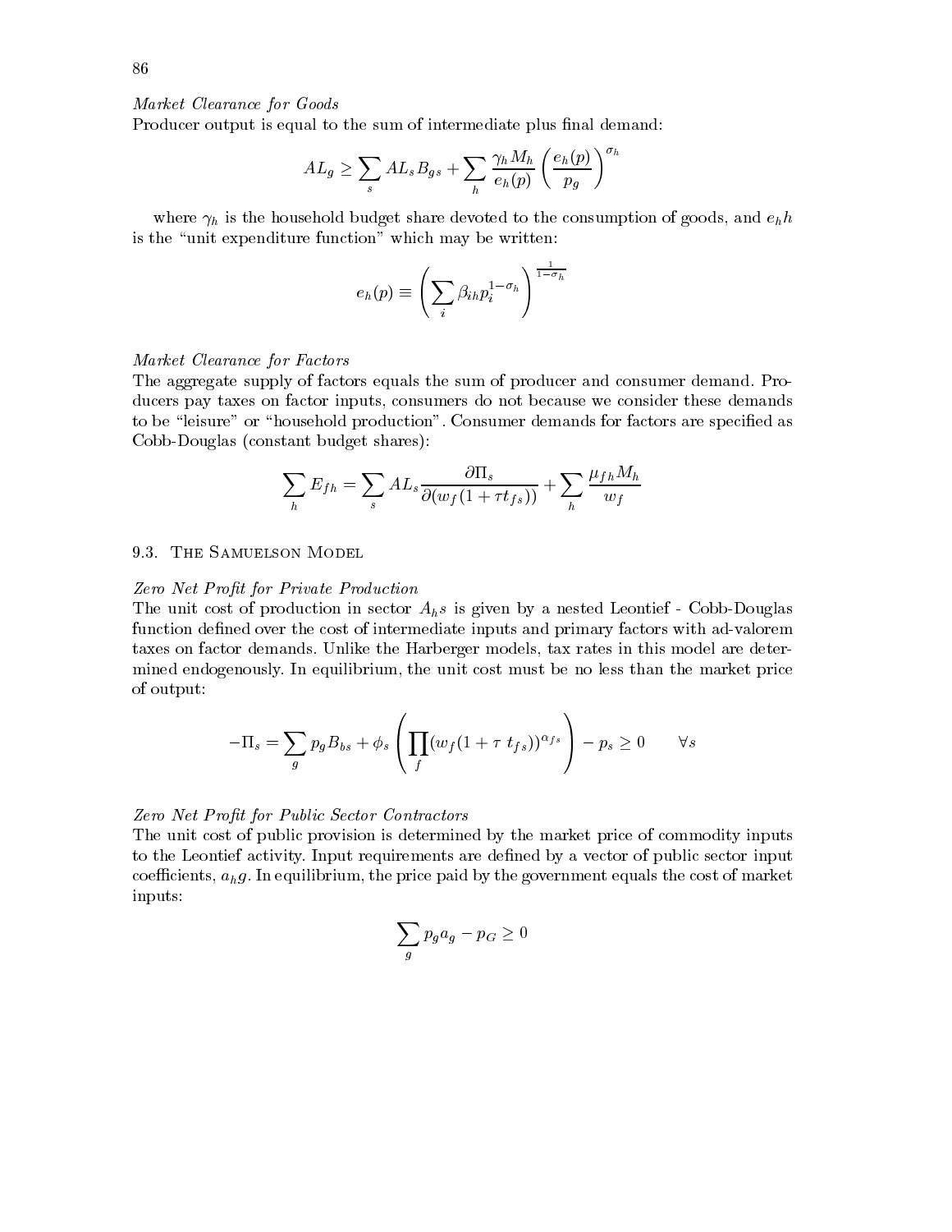*Market Clearance for Goods*

Producer output is equal to the sum of intermediate plus final demand:

$$AL_g \geq \sum_s AL_s B_{gs} + \sum_h \frac{\gamma_h M_h}{e_h(p)} \left( \frac{e_h(p)}{p_g} \right)^{\sigma_h}$$

where $\gamma_h$ is the household budget share devoted to the consumption of goods, and $e_h h$ is the "unit expenditure function" which may be written:

$$e_h(p) \equiv \left( \sum_i \beta_{ih} p_i^{1-\sigma_h} \right)^{\frac{1}{1-\sigma_h}}$$

*Market Clearance for Factors*

The aggregate supply of factors equals the sum of producer and consumer demand. Producers pay taxes on factor inputs, consumers do not because we consider these demands to be "leisure" or "household production". Consumer demands for factors are specified as Cobb-Douglas (constant budget shares):

$$\sum_h E_{fh} = \sum_s AL_s \frac{\partial \Pi_s}{\partial (w_f(1 + \tau t_{fs}))} + \sum_h \frac{\mu_{fh} M_h}{w_f}$$

## 9.3. The Samuelson Model

*Zero Net Profit for Private Production*

The unit cost of production in sector $A_h s$ is given by a nested Leontief - Cobb-Douglas function defined over the cost of intermediate inputs and primary factors with ad-valorem taxes on factor demands. Unlike the Harberger models, tax rates in this model are determined endogenously. In equilibrium, the unit cost must be no less than the market price of output:

$$-\Pi_s = \sum_g p_g B_{bs} + \phi_s \left( \prod_f (w_f (1 + \tau \ t_{fs}))^{\alpha_{fs}} \right) - p_s \geq 0 \qquad \forall s$$

*Zero Net Profit for Public Sector Contractors*

The unit cost of public provision is determined by the market price of commodity inputs to the Leontief activity. Input requirements are defined by a vector of public sector input coefficients, $a_h g$. In equilibrium, the price paid by the government equals the cost of market inputs:

$$\sum_g p_g a_g - p_G \geq 0$$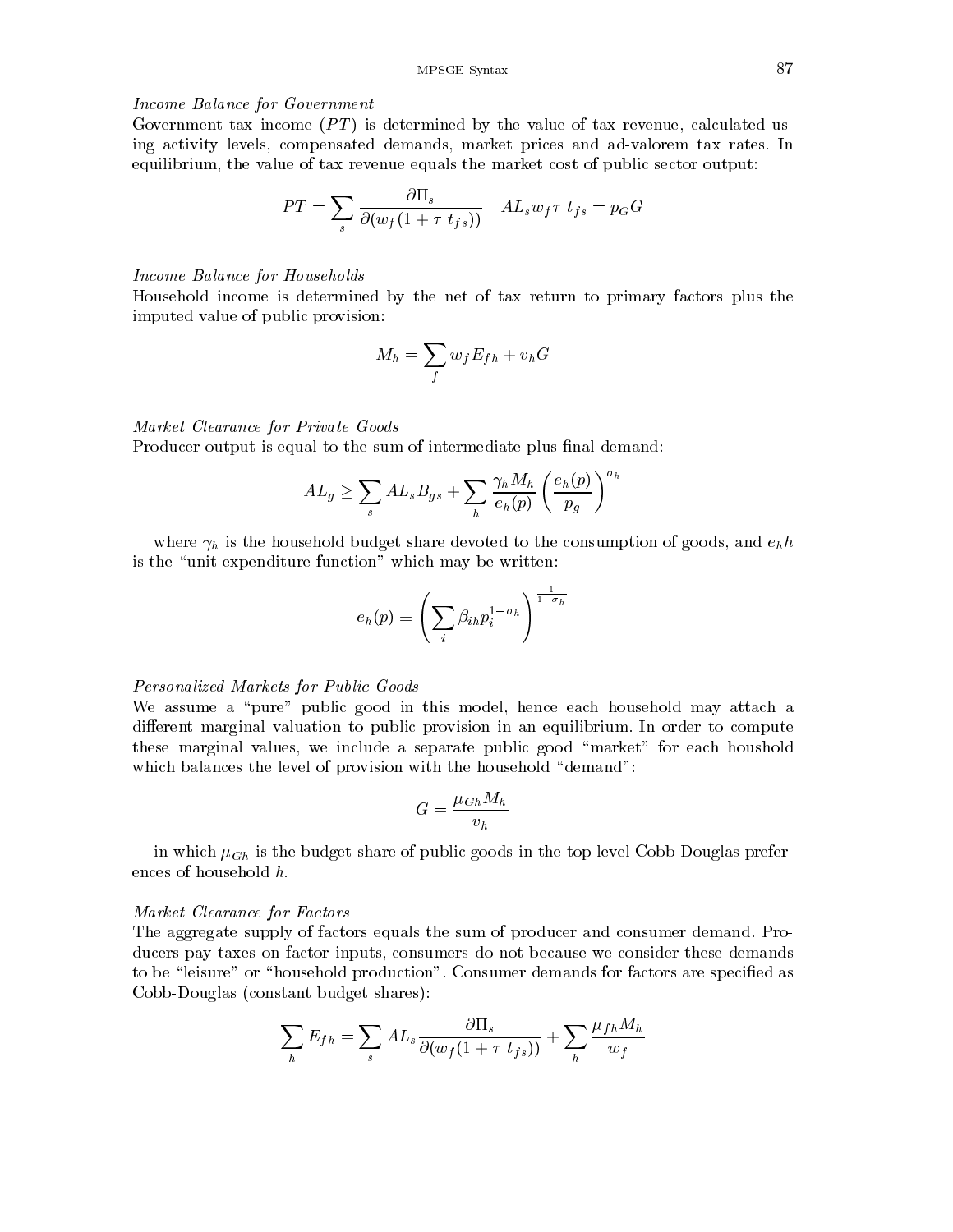*Income Balance for Government*

Government tax income ($PT$) is determined by the value of tax revenue, calculated using activity levels, compensated demands, market prices and ad-valorem tax rates. In equilibrium, the value of tax revenue equals the market cost of public sector output:

$$PT = \sum_s \frac{\partial \Pi_s}{\partial (w_f(1 + \tau\ t_{fs}))} \quad AL_s w_f \tau\ t_{fs} = p_G G$$

*Income Balance for Households*

Household income is determined by the net of tax return to primary factors plus the imputed value of public provision:

$$M_h = \sum_f w_f E_{fh} + v_h G$$

*Market Clearance for Private Goods*

Producer output is equal to the sum of intermediate plus final demand:

$$AL_g \geq \sum_s AL_s B_{gs} + \sum_h \frac{\gamma_h M_h}{e_h(p)} \left( \frac{e_h(p)}{p_g} \right)^{\sigma_h}$$

where $\gamma_h$ is the household budget share devoted to the consumption of goods, and $e_h h$ is the "unit expenditure function" which may be written:

$$e_h(p) \equiv \left( \sum_i \beta_{ih} p_i^{1-\sigma_h} \right)^{\frac{1}{1-\sigma_h}}$$

*Personalized Markets for Public Goods*

We assume a "pure" public good in this model, hence each household may attach a different marginal valuation to public provision in an equilibrium. In order to compute these marginal values, we include a separate public good "market" for each houshold which balances the level of provision with the household "demand":

$$G = \frac{\mu_{Gh} M_h}{v_h}$$

in which $\mu_{Gh}$ is the budget share of public goods in the top-level Cobb-Douglas preferences of household $h$.

*Market Clearance for Factors*

The aggregate supply of factors equals the sum of producer and consumer demand. Producers pay taxes on factor inputs, consumers do not because we consider these demands to be "leisure" or "household production". Consumer demands for factors are specified as Cobb-Douglas (constant budget shares):

$$\sum_h E_{fh} = \sum_s AL_s \frac{\partial \Pi_s}{\partial (w_f(1 + \tau\ t_{fs}))} + \sum_h \frac{\mu_{fh} M_h}{w_f}$$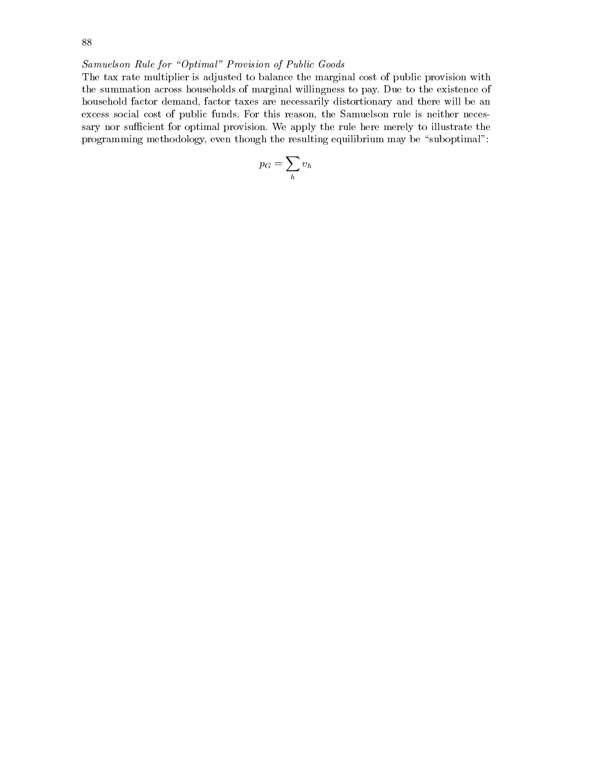*Samuelson Rule for "Optimal" Provision of Public Goods*

The tax rate multiplier is adjusted to balance the marginal cost of public provision with the summation across households of marginal willingness to pay. Due to the existence of household factor demand, factor taxes are necessarily distortionary and there will be an excess social cost of public funds. For this reason, the Samuelson rule is neither necessary nor sufficient for optimal provision. We apply the rule here merely to illustrate the programming methodology, even though the resulting equilibrium may be "suboptimal":

$$p_G = \sum_h v_h$$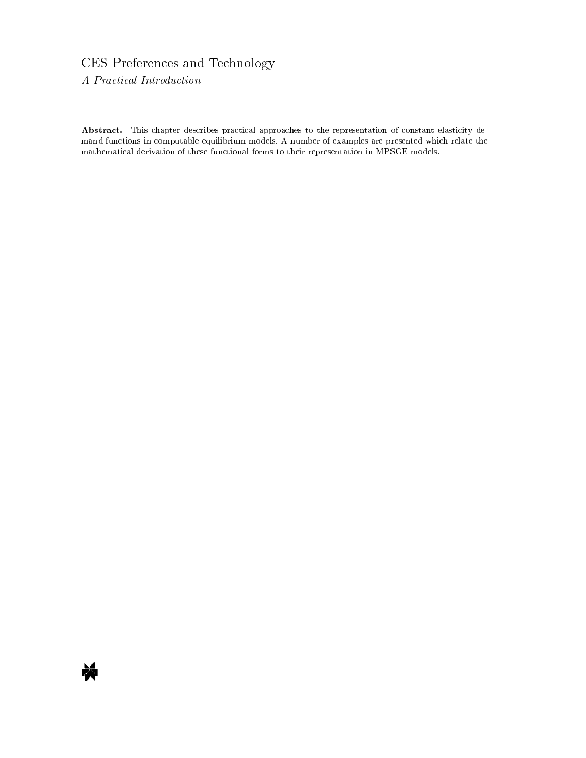# CES Preferences and Technology

*A Practical Introduction*

**Abstract.** This chapter describes practical approaches to the representation of constant elasticity demand functions in computable equilibrium models. A number of examples are presented which relate the mathematical derivation of these functional forms to their representation in MPSGE models.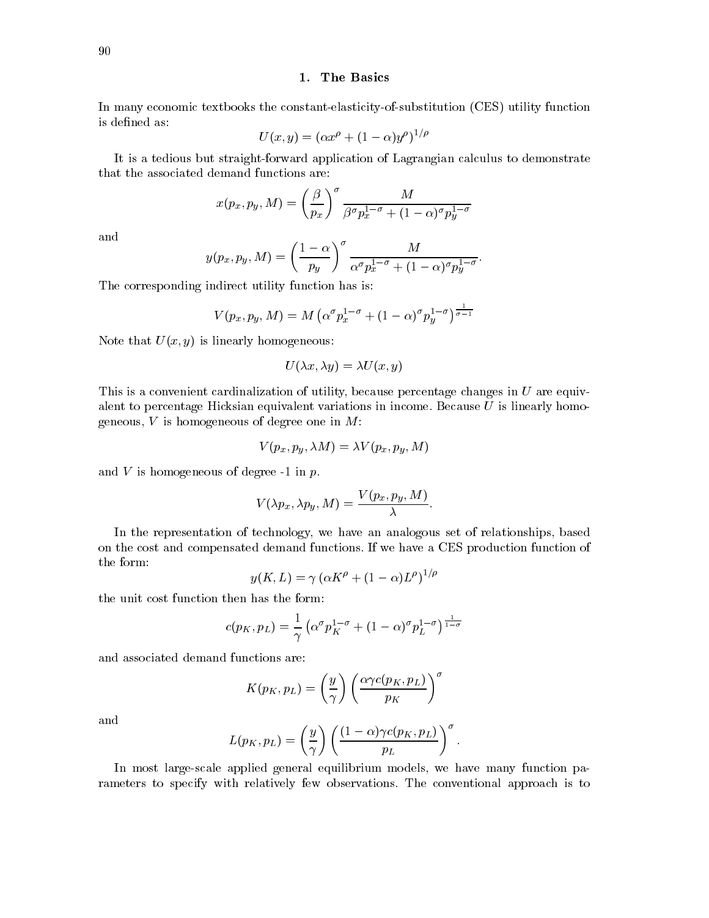## 1. The Basics

In many economic textbooks the constant-elasticity-of-substitution (CES) utility function is defined as:

$$U(x, y) = (\alpha x^\rho + (1 - \alpha) y^\rho)^{1/\rho}$$

It is a tedious but straight-forward application of Lagrangian calculus to demonstrate that the associated demand functions are:

$$x(p_x, p_y, M) = \left(\frac{\beta}{p_x}\right)^\sigma \frac{M}{\beta^\sigma p_x^{1-\sigma} + (1-\alpha)^\sigma p_y^{1-\sigma}}$$

and

$$y(p_x, p_y, M) = \left(\frac{1-\alpha}{p_y}\right)^\sigma \frac{M}{\alpha^\sigma p_x^{1-\sigma} + (1-\alpha)^\sigma p_y^{1-\sigma}}.$$

The corresponding indirect utility function has is:

$$V(p_x, p_y, M) = M \left(\alpha^\sigma p_x^{1-\sigma} + (1-\alpha)^\sigma p_y^{1-\sigma}\right)^{\frac{1}{\sigma - 1}}$$

Note that $U(x, y)$ is linearly homogeneous:

$$U(\lambda x, \lambda y) = \lambda U(x, y)$$

This is a convenient cardinalization of utility, because percentage changes in $U$ are equivalent to percentage Hicksian equivalent variations in income. Because $U$ is linearly homogeneous, $V$ is homogeneous of degree one in $M$:

$$V(p_x, p_y, \lambda M) = \lambda V(p_x, p_y, M)$$

and $V$ is homogeneous of degree -1 in $p$.

$$V(\lambda p_x, \lambda p_y, M) = \frac{V(p_x, p_y, M)}{\lambda}.$$

In the representation of technology, we have an analogous set of relationships, based on the cost and compensated demand functions. If we have a CES production function of the form:

$$y(K, L) = \gamma \left(\alpha K^\rho + (1 - \alpha) L^\rho\right)^{1/\rho}$$

the unit cost function then has the form:

$$c(p_K, p_L) = \frac{1}{\gamma} \left(\alpha^\sigma p_K^{1-\sigma} + (1-\alpha)^\sigma p_L^{1-\sigma}\right)^{\frac{1}{1-\sigma}}$$

and associated demand functions are:

$$K(p_K, p_L) = \left(\frac{y}{\gamma}\right) \left(\frac{\alpha \gamma c(p_K, p_L)}{p_K}\right)^\sigma$$

and

$$L(p_K, p_L) = \left(\frac{y}{\gamma}\right) \left(\frac{(1-\alpha) \gamma c(p_K, p_L)}{p_L}\right)^\sigma.$$

In most large-scale applied general equilibrium models, we have many function parameters to specify with relatively few observations. The conventional approach is to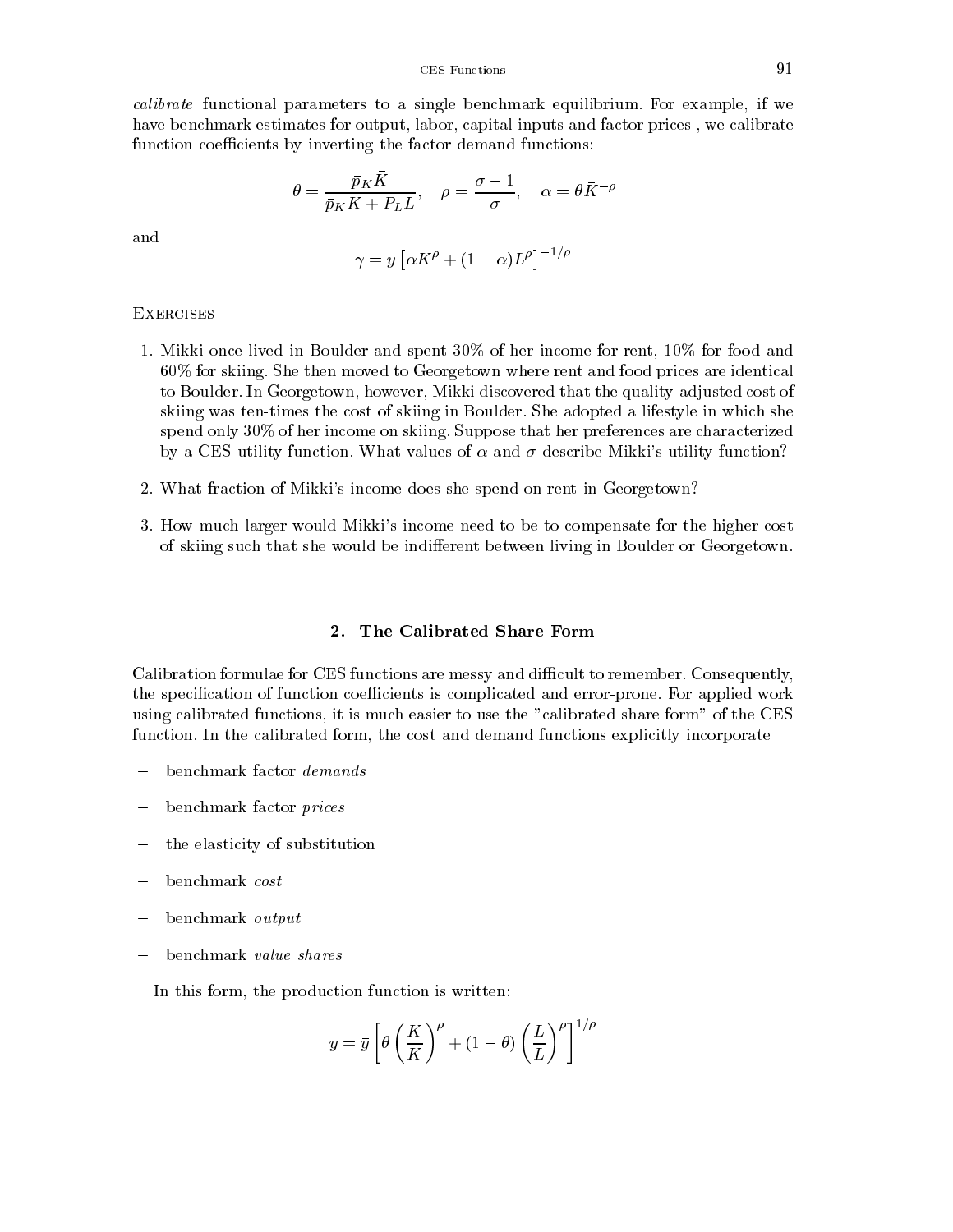*calibrate* functional parameters to a single benchmark equilibrium. For example, if we have benchmark estimates for output, labor, capital inputs and factor prices , we calibrate function coefficients by inverting the factor demand functions:

$$\theta = \frac{\bar{p}_K \bar{K}}{\bar{p}_K \bar{K} + \bar{P}_L \bar{L}}, \quad \rho = \frac{\sigma - 1}{\sigma}, \quad \alpha = \theta \bar{K}^{-\rho}$$

and

$$\gamma = \bar{y} \left[ \alpha \bar{K}^{\rho} + (1 - \alpha) \bar{L}^{\rho} \right]^{-1/\rho}$$

Exercises

1. Mikki once lived in Boulder and spent 30% of her income for rent, 10% for food and 60% for skiing. She then moved to Georgetown where rent and food prices are identical to Boulder. In Georgetown, however, Mikki discovered that the quality-adjusted cost of skiing was ten-times the cost of skiing in Boulder. She adopted a lifestyle in which she spend only 30% of her income on skiing. Suppose that her preferences are characterized by a CES utility function. What values of $\alpha$ and $\sigma$ describe Mikki's utility function?

2. What fraction of Mikki's income does she spend on rent in Georgetown?

3. How much larger would Mikki's income need to be to compensate for the higher cost of skiing such that she would be indifferent between living in Boulder or Georgetown.

## 2. The Calibrated Share Form

Calibration formulae for CES functions are messy and difficult to remember. Consequently, the specification of function coefficients is complicated and error-prone. For applied work using calibrated functions, it is much easier to use the "calibrated share form" of the CES function. In the calibrated form, the cost and demand functions explicitly incorporate

- benchmark factor *demands*
- benchmark factor *prices*
- the elasticity of substitution
- benchmark *cost*
- benchmark *output*
- benchmark *value shares*

In this form, the production function is written:

$$y = \bar{y} \left[ \theta \left( \frac{K}{\bar{K}} \right)^{\rho} + (1 - \theta) \left( \frac{L}{\bar{L}} \right)^{\rho} \right]^{1/\rho}$$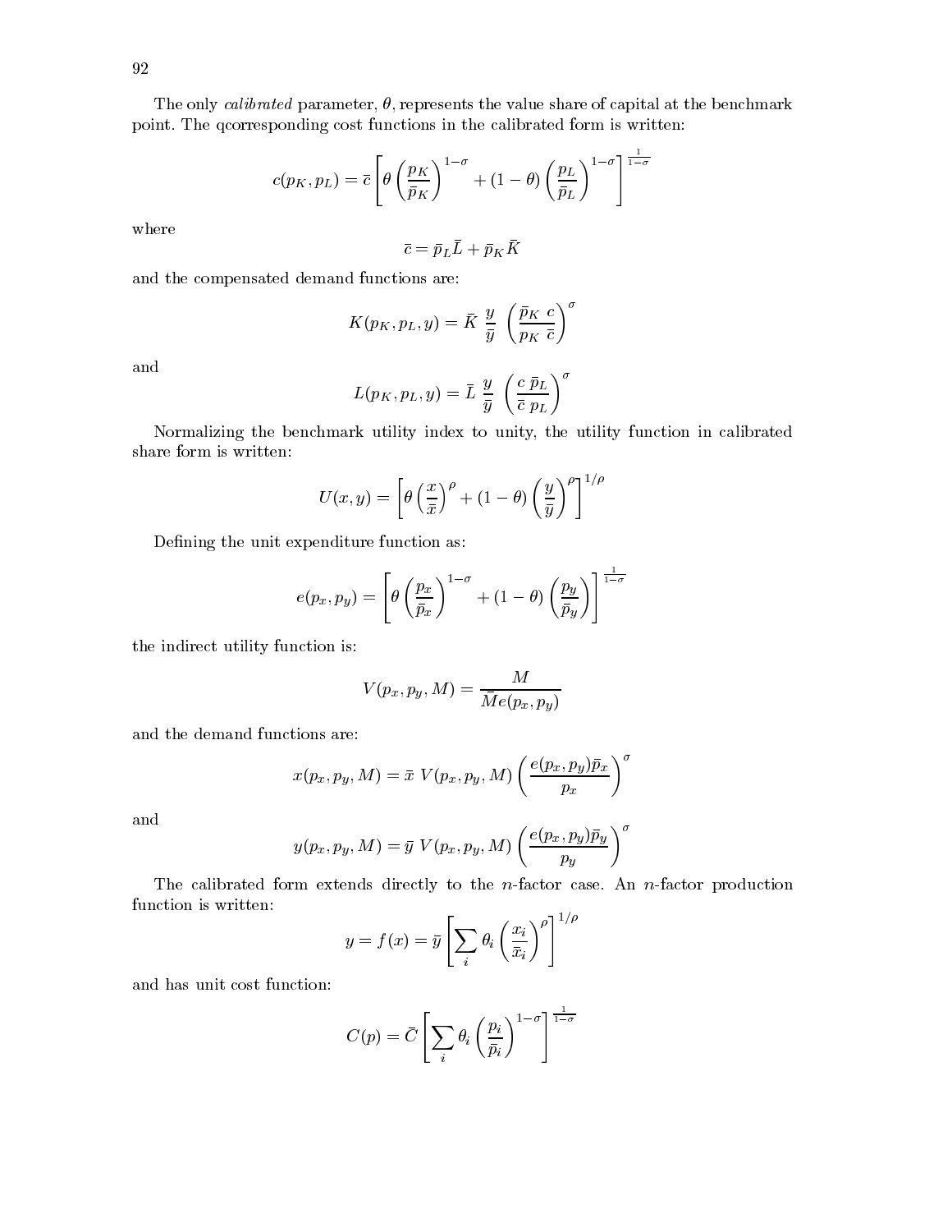The only *calibrated* parameter, $\theta$, represents the value share of capital at the benchmark point. The qcorresponding cost functions in the calibrated form is written:

$$c(p_K, p_L) = \bar{c}\left[\theta\left(\frac{p_K}{\bar{p}_K}\right)^{1-\sigma} + (1-\theta)\left(\frac{p_L}{\bar{p}_L}\right)^{1-\sigma}\right]^{\frac{1}{1-\sigma}}$$

where

$$\bar{c} = \bar{p}_L\bar{L} + \bar{p}_K\bar{K}$$

and the compensated demand functions are:

$$K(p_K, p_L, y) = \bar{K}\ \frac{y}{\bar{y}}\ \left(\frac{\bar{p}_K\ c}{p_K\ \bar{c}}\right)^{\sigma}$$

and

$$L(p_K, p_L, y) = \bar{L}\ \frac{y}{\bar{y}}\ \left(\frac{c\ \bar{p}_L}{\bar{c}\ p_L}\right)^{\sigma}$$

Normalizing the benchmark utility index to unity, the utility function in calibrated share form is written:

$$U(x, y) = \left[\theta\left(\frac{x}{\bar{x}}\right)^{\rho} + (1-\theta)\left(\frac{y}{\bar{y}}\right)^{\rho}\right]^{1/\rho}$$

Defining the unit expenditure function as:

$$e(p_x, p_y) = \left[\theta\left(\frac{p_x}{\bar{p}_x}\right)^{1-\sigma} + (1-\theta)\left(\frac{p_y}{\bar{p}_y}\right)\right]^{\frac{1}{1-\sigma}}$$

the indirect utility function is:

$$V(p_x, p_y, M) = \frac{M}{\bar{M}e(p_x, p_y)}$$

and the demand functions are:

$$x(p_x, p_y, M) = \bar{x}\ V(p_x, p_y, M)\left(\frac{e(p_x, p_y)\bar{p}_x}{p_x}\right)^{\sigma}$$

and

$$y(p_x, p_y, M) = \bar{y}\ V(p_x, p_y, M)\left(\frac{e(p_x, p_y)\bar{p}_y}{p_y}\right)^{\sigma}$$

The calibrated form extends directly to the $n$-factor case. An $n$-factor production function is written:

$$y = f(x) = \bar{y}\left[\sum_i \theta_i\left(\frac{x_i}{\bar{x}_i}\right)^{\rho}\right]^{1/\rho}$$

and has unit cost function:

$$C(p) = \bar{C}\left[\sum_i \theta_i\left(\frac{p_i}{\bar{p}_i}\right)^{1-\sigma}\right]^{\frac{1}{1-\sigma}}$$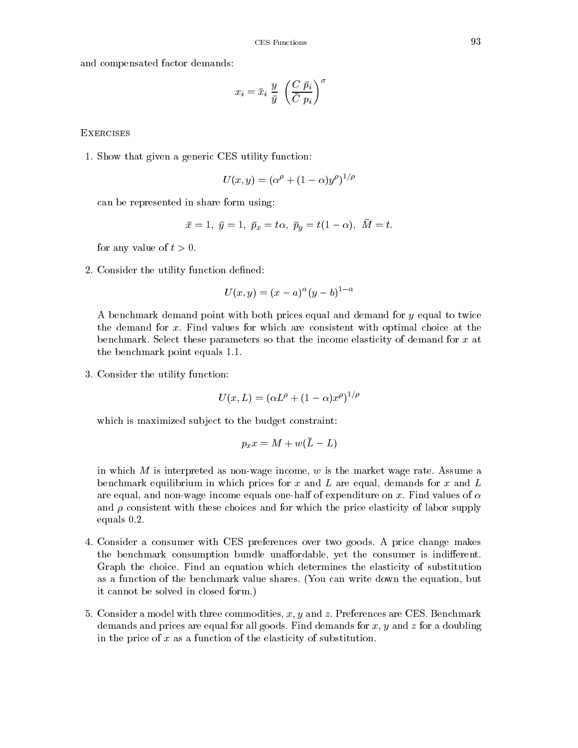and compensated factor demands:

$$x_i = \bar{x}_i \; \frac{y}{\bar{y}} \; \left( \frac{C \; \bar{p}_i}{\bar{C} \; p_i} \right)^{\sigma}$$

## Exercises

1. Show that given a generic CES utility function:

$$U(x, y) = (\alpha^{\rho} + (1 - \alpha) y^{\rho})^{1/\rho}$$

can be represented in share form using:

$$\bar{x} = 1, \; \bar{y} = 1, \; \bar{p}_x = t\alpha, \; \bar{p}_y = t(1 - \alpha), \; \bar{M} = t.$$

for any value of $t > 0$.

2. Consider the utility function defined:

$$U(x, y) = (x - a)^{\alpha} (y - b)^{1 - \alpha}$$

A benchmark demand point with both prices equal and demand for $y$ equal to twice the demand for $x$. Find values for which are consistent with optimal choice at the benchmark. Select these parameters so that the income elasticity of demand for $x$ at the benchmark point equals 1.1.

3. Consider the utility function:

$$U(x, L) = (\alpha L^{\rho} + (1 - \alpha) x^{\rho})^{1/\rho}$$

which is maximized subject to the budget constraint:

$$p_x x = M + w(\bar{L} - L)$$

in which $M$ is interpreted as non-wage income, $w$ is the market wage rate. Assume a benchmark equilibrium in which prices for $x$ and $L$ are equal, demands for $x$ and $L$ are equal, and non-wage income equals one-half of expenditure on $x$. Find values of $\alpha$ and $\rho$ consistent with these choices and for which the price elasticity of labor supply equals 0.2.

4. Consider a consumer with CES preferences over two goods. A price change makes the benchmark consumption bundle unaffordable, yet the consumer is indifferent. Graph the choice. Find an equation which determines the elasticity of substitution as a function of the benchmark value shares. (You can write down the equation, but it cannot be solved in closed form.)

5. Consider a model with three commodities, $x$, $y$ and $z$. Preferences are CES. Benchmark demands and prices are equal for all goods. Find demands for $x$, $y$ and $z$ for a doubling in the price of $x$ as a function of the elasticity of substitution.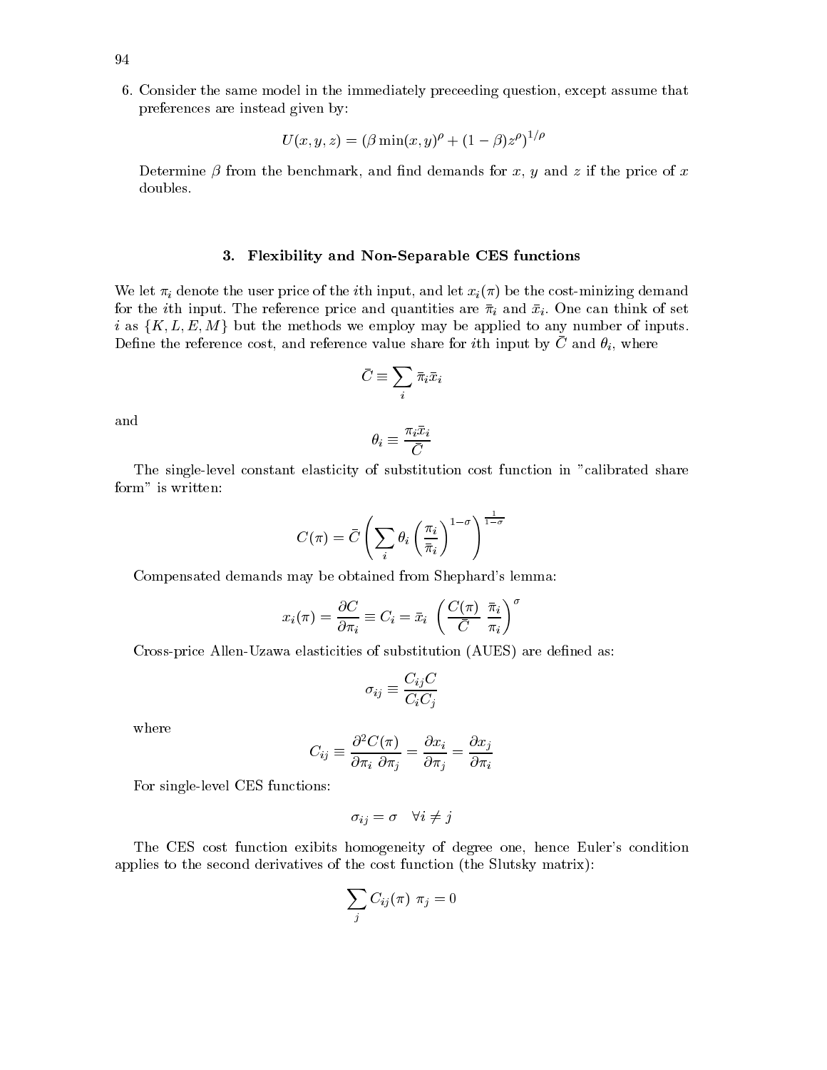6. Consider the same model in the immediately preceeding question, except assume that preferences are instead given by:

$$U(x, y, z) = (\beta \min(x, y)^{\rho} + (1 - \beta) z^{\rho})^{1/\rho}$$

Determine $\beta$ from the benchmark, and find demands for $x$, $y$ and $z$ if the price of $x$ doubles.

### 3. Flexibility and Non-Separable CES functions

We let $\pi_i$ denote the user price of the $i$th input, and let $x_i(\pi)$ be the cost-minizing demand for the $i$th input. The reference price and quantities are $\bar{\pi}_i$ and $\bar{x}_i$. One can think of set $i$ as $\{K, L, E, M\}$ but the methods we employ may be applied to any number of inputs. Define the reference cost, and reference value share for $i$th input by $\bar{C}$ and $\theta_i$, where

$$\bar{C} \equiv \sum_i \bar{\pi}_i \bar{x}_i$$

and

$$\theta_i \equiv \frac{\pi_i \bar{x}_i}{\bar{C}}$$

The single-level constant elasticity of substitution cost function in "calibrated share form" is written:

$$C(\pi) = \bar{C} \left( \sum_i \theta_i \left( \frac{\pi_i}{\bar{\pi}_i} \right)^{1-\sigma} \right)^{\frac{1}{1-\sigma}}$$

Compensated demands may be obtained from Shephard's lemma:

$$x_i(\pi) = \frac{\partial C}{\partial \pi_i} \equiv C_i = \bar{x}_i \left( \frac{C(\pi)}{\bar{C}} \frac{\bar{\pi}_i}{\pi_i} \right)^{\sigma}$$

Cross-price Allen-Uzawa elasticities of substitution (AUES) are defined as:

$$\sigma_{ij} \equiv \frac{C_{ij} C}{C_i C_j}$$

where

$$C_{ij} \equiv \frac{\partial^2 C(\pi)}{\partial \pi_i \ \partial \pi_j} = \frac{\partial x_i}{\partial \pi_j} = \frac{\partial x_j}{\partial \pi_i}$$

For single-level CES functions:

$$\sigma_{ij} = \sigma \quad \forall i \neq j$$

The CES cost function exibits homogeneity of degree one, hence Euler's condition applies to the second derivatives of the cost function (the Slutsky matrix):

$$\sum_j C_{ij}(\pi) \ \pi_j = 0$$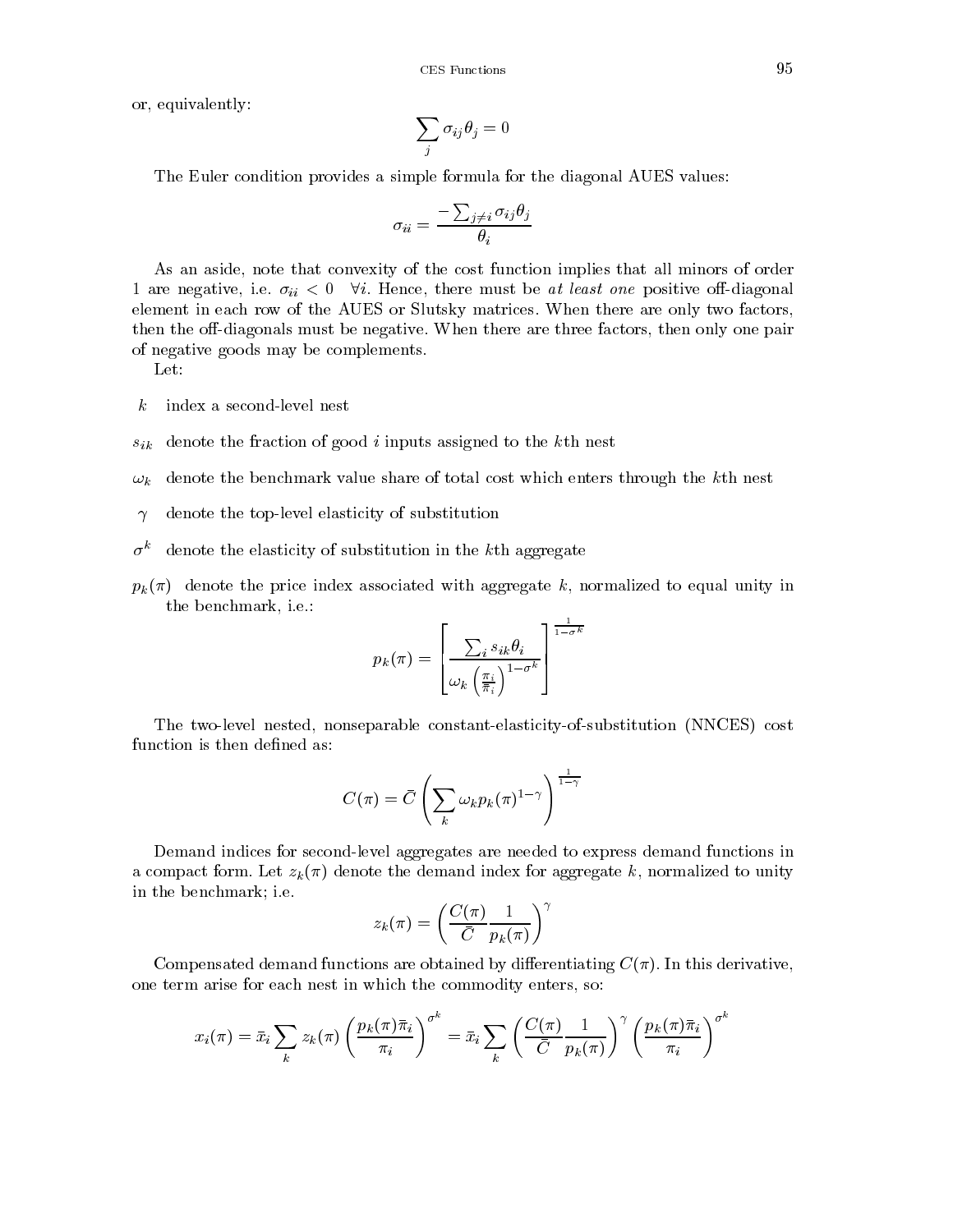or, equivalently:

$$\sum_j \sigma_{ij}\theta_j = 0$$

The Euler condition provides a simple formula for the diagonal AUES values:

$$\sigma_{ii} = \frac{-\sum_{j\neq i}\sigma_{ij}\theta_j}{\theta_i}$$

As an aside, note that convexity of the cost function implies that all minors of order 1 are negative, i.e. $\sigma_{ii} < 0 \quad \forall i$. Hence, there must be *at least one* positive off-diagonal element in each row of the AUES or Slutsky matrices. When there are only two factors, then the off-diagonals must be negative. When there are three factors, then only one pair of negative goods may be complements.

Let:

- $k$ index a second-level nest
- $s_{ik}$ denote the fraction of good $i$ inputs assigned to the $k$th nest
- $\omega_k$ denote the benchmark value share of total cost which enters through the $k$th nest
- $\gamma$ denote the top-level elasticity of substitution
- $\sigma^k$ denote the elasticity of substitution in the $k$th aggregate
- $p_k(\pi)$ denote the price index associated with aggregate $k$, normalized to equal unity in the benchmark, i.e.:

$$p_k(\pi) = \left[\frac{\sum_i s_{ik}\theta_i}{\omega_k\left(\frac{\pi_i}{\bar{\pi}_i}\right)^{1-\sigma^k}}\right]^{\frac{1}{1-\sigma^k}}$$

The two-level nested, nonseparable constant-elasticity-of-substitution (NNCES) cost function is then defined as:

$$C(\pi) = \bar{C}\left(\sum_k \omega_k p_k(\pi)^{1-\gamma}\right)^{\frac{1}{1-\gamma}}$$

Demand indices for second-level aggregates are needed to express demand functions in a compact form. Let $z_k(\pi)$ denote the demand index for aggregate $k$, normalized to unity in the benchmark; i.e.

$$z_k(\pi) = \left(\frac{C(\pi)}{\bar{C}}\frac{1}{p_k(\pi)}\right)^{\gamma}$$

Compensated demand functions are obtained by differentiating $C(\pi)$. In this derivative, one term arise for each nest in which the commodity enters, so:

$$x_i(\pi) = \bar{x}_i \sum_k z_k(\pi)\left(\frac{p_k(\pi)\bar{\pi}_i}{\pi_i}\right)^{\sigma^k} = \bar{x}_i \sum_k \left(\frac{C(\pi)}{\bar{C}}\frac{1}{p_k(\pi)}\right)^{\gamma}\left(\frac{p_k(\pi)\bar{\pi}_i}{\pi_i}\right)^{\sigma^k}$$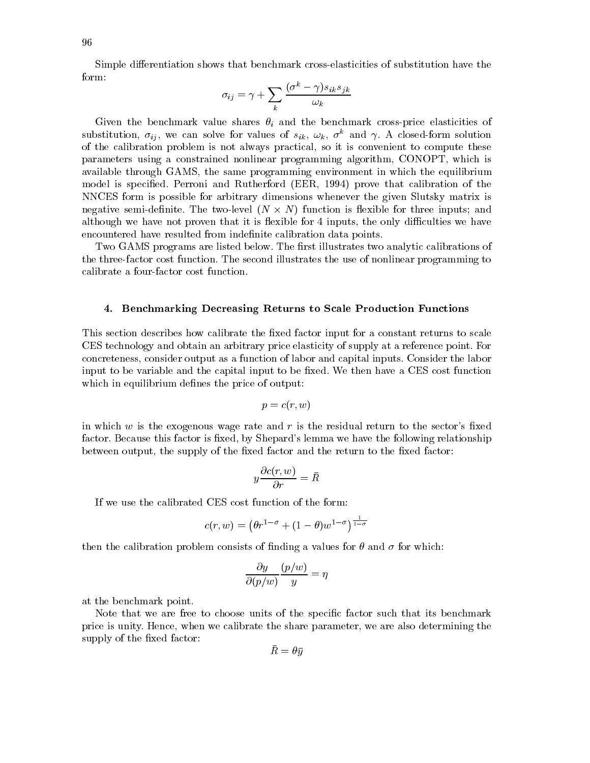Simple differentiation shows that benchmark cross-elasticities of substitution have the form:

$$\sigma_{ij} = \gamma + \sum_k \frac{(\sigma^k - \gamma) s_{ik} s_{jk}}{\omega_k}$$

Given the benchmark value shares $\theta_i$ and the benchmark cross-price elasticities of substitution, $\sigma_{ij}$, we can solve for values of $s_{ik}$, $\omega_k$, $\sigma^k$ and $\gamma$. A closed-form solution of the calibration problem is not always practical, so it is convenient to compute these parameters using a constrained nonlinear programming algorithm, CONOPT, which is available through GAMS, the same programming environment in which the equilibrium model is specified. Perroni and Rutherford (EER, 1994) prove that calibration of the NNCES form is possible for arbitrary dimensions whenever the given Slutsky matrix is negative semi-definite. The two-level ($N \times N$) function is flexible for three inputs; and although we have not proven that it is flexible for 4 inputs, the only difficulties we have encountered have resulted from indefinite calibration data points.

Two GAMS programs are listed below. The first illustrates two analytic calibrations of the three-factor cost function. The second illustrates the use of nonlinear programming to calibrate a four-factor cost function.

## 4. Benchmarking Decreasing Returns to Scale Production Functions

This section describes how calibrate the fixed factor input for a constant returns to scale CES technology and obtain an arbitrary price elasticity of supply at a reference point. For concreteness, consider output as a function of labor and capital inputs. Consider the labor input to be variable and the capital input to be fixed. We then have a CES cost function which in equilibrium defines the price of output:

$$p = c(r, w)$$

in which $w$ is the exogenous wage rate and $r$ is the residual return to the sector's fixed factor. Because this factor is fixed, by Shepard's lemma we have the following relationship between output, the supply of the fixed factor and the return to the fixed factor:

$$y \frac{\partial c(r, w)}{\partial r} = \bar{R}$$

If we use the calibrated CES cost function of the form:

$$c(r, w) = \left(\theta r^{1-\sigma} + (1-\theta) w^{1-\sigma}\right)^{\frac{1}{1-\sigma}}$$

then the calibration problem consists of finding a values for $\theta$ and $\sigma$ for which:

$$\frac{\partial y}{\partial (p/w)} \frac{(p/w)}{y} = \eta$$

at the benchmark point.

Note that we are free to choose units of the specific factor such that its benchmark price is unity. Hence, when we calibrate the share parameter, we are also determining the supply of the fixed factor:

$$\bar{R} = \theta \bar{y}$$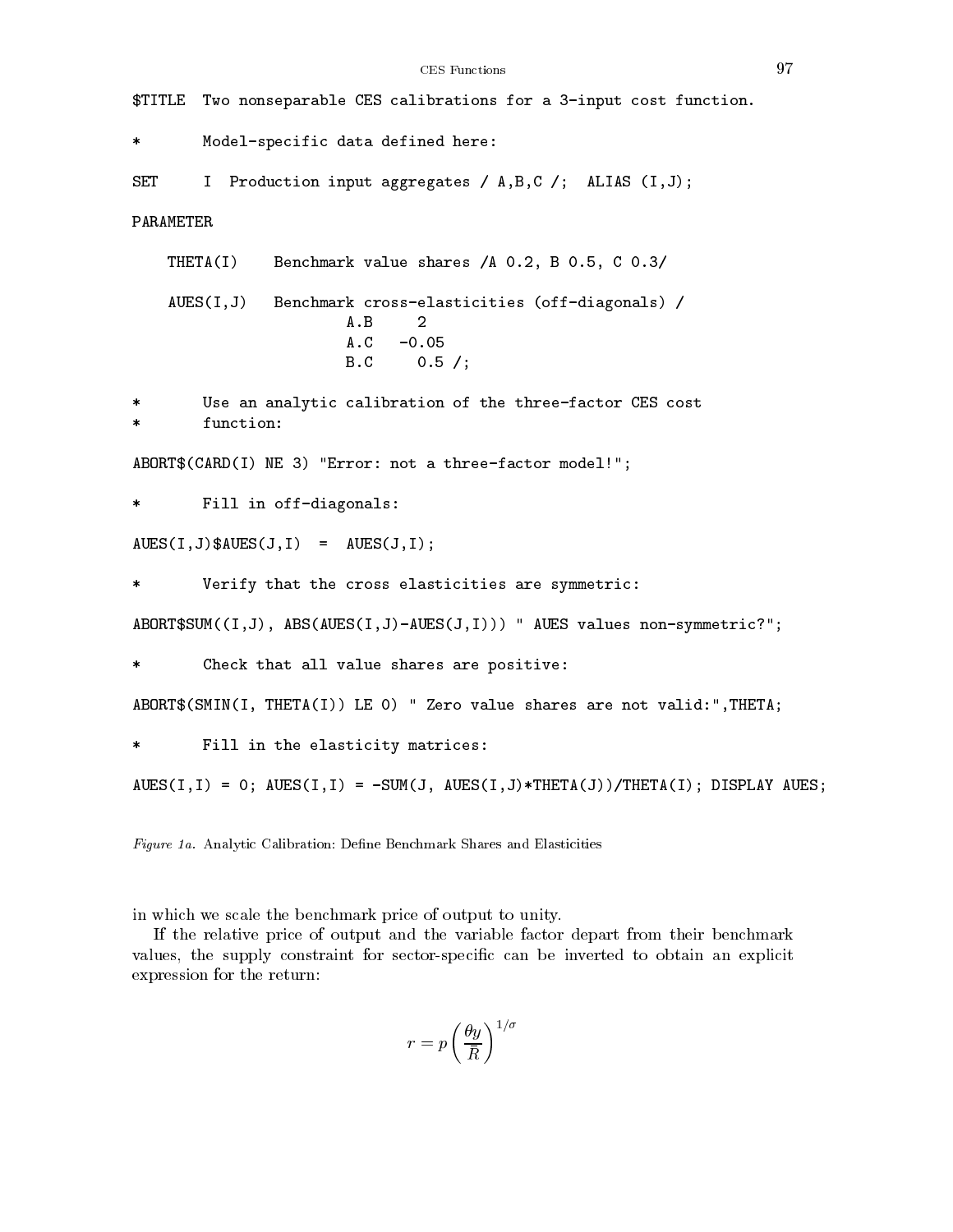```
$TITLE  Two nonseparable CES calibrations for a 3-input cost function.

*       Model-specific data defined here:

SET     I  Production input aggregates / A,B,C /;  ALIAS (I,J);

PARAMETER

    THETA(I)    Benchmark value shares /A 0.2, B 0.5, C 0.3/

    AUES(I,J)   Benchmark cross-elasticities (off-diagonals) /
                        A.B     2
                        A.C   -0.05
                        B.C     0.5 /;

*       Use an analytic calibration of the three-factor CES cost
*       function:

ABORT$(CARD(I) NE 3) "Error: not a three-factor model!";

*       Fill in off-diagonals:

AUES(I,J)$AUES(J,I)  =  AUES(J,I);

*       Verify that the cross elasticities are symmetric:

ABORT$SUM((I,J), ABS(AUES(I,J)-AUES(J,I))) " AUES values non-symmetric?";

*       Check that all value shares are positive:

ABORT$(SMIN(I, THETA(I)) LE 0) " Zero value shares are not valid:",THETA;

*       Fill in the elasticity matrices:

AUES(I,I) = 0; AUES(I,I) = -SUM(J, AUES(I,J)*THETA(J))/THETA(I); DISPLAY AUES;
```

*Figure 1a.* Analytic Calibration: Define Benchmark Shares and Elasticities

in which we scale the benchmark price of output to unity.

If the relative price of output and the variable factor depart from their benchmark values, the supply constraint for sector-specific can be inverted to obtain an explicit expression for the return:

$$r = p\left(\frac{\theta y}{\bar{R}}\right)^{1/\sigma}$$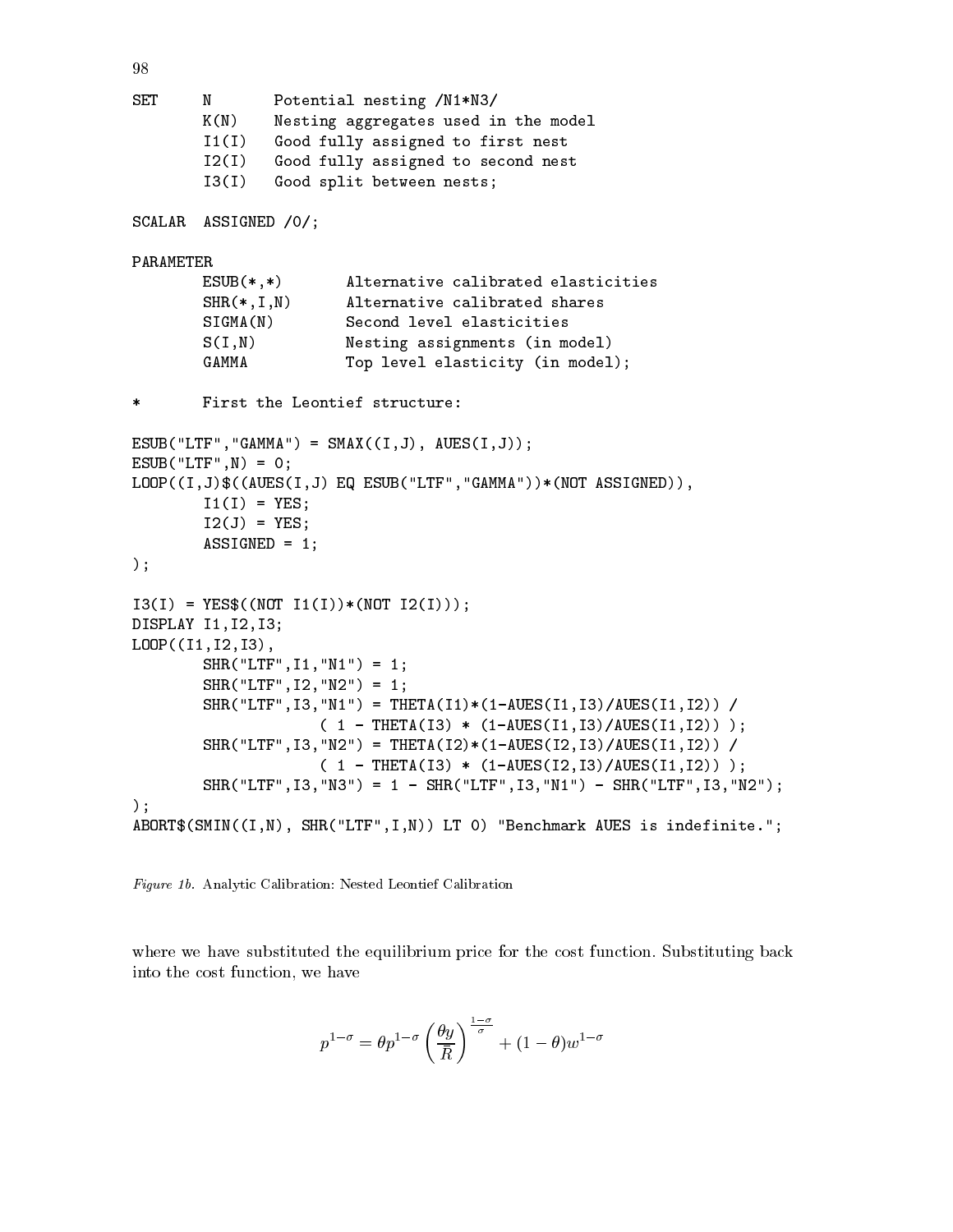```
SET     N       Potential nesting /N1*N3/
        K(N)    Nesting aggregates used in the model
        I1(I)   Good fully assigned to first nest
        I2(I)   Good fully assigned to second nest
        I3(I)   Good split between nests;

SCALAR  ASSIGNED /0/;

PARAMETER
        ESUB(*,*)       Alternative calibrated elasticities
        SHR(*,I,N)      Alternative calibrated shares
        SIGMA(N)        Second level elasticities
        S(I,N)          Nesting assignments (in model)
        GAMMA           Top level elasticity (in model);

*       First the Leontief structure:

ESUB("LTF","GAMMA") = SMAX((I,J), AUES(I,J));
ESUB("LTF",N) = 0;
LOOP((I,J)$((AUES(I,J) EQ ESUB("LTF","GAMMA"))*(NOT ASSIGNED)),
        I1(I) = YES;
        I2(J) = YES;
        ASSIGNED = 1;
);

I3(I) = YES$((NOT I1(I))*(NOT I2(I)));
DISPLAY I1,I2,I3;
LOOP((I1,I2,I3),
        SHR("LTF",I1,"N1") = 1;
        SHR("LTF",I2,"N2") = 1;
        SHR("LTF",I3,"N1") = THETA(I1)*(1-AUES(I1,I3)/AUES(I1,I2)) /
                    ( 1 - THETA(I3) * (1-AUES(I1,I3)/AUES(I1,I2)) );
        SHR("LTF",I3,"N2") = THETA(I2)*(1-AUES(I2,I3)/AUES(I1,I2)) /
                    ( 1 - THETA(I3) * (1-AUES(I2,I3)/AUES(I1,I2)) );
        SHR("LTF",I3,"N3") = 1 - SHR("LTF",I3,"N1") - SHR("LTF",I3,"N2");
);
ABORT$(SMIN((I,N), SHR("LTF",I,N)) LT 0) "Benchmark AUES is indefinite.";
```

*Figure 1b.* Analytic Calibration: Nested Leontief Calibration

where we have substituted the equilibrium price for the cost function. Substituting back into the cost function, we have

$$p^{1-\sigma} = \theta p^{1-\sigma} \left( \frac{\theta y}{\overline{R}} \right)^{\frac{1-\sigma}{\sigma}} + (1-\theta) w^{1-\sigma}$$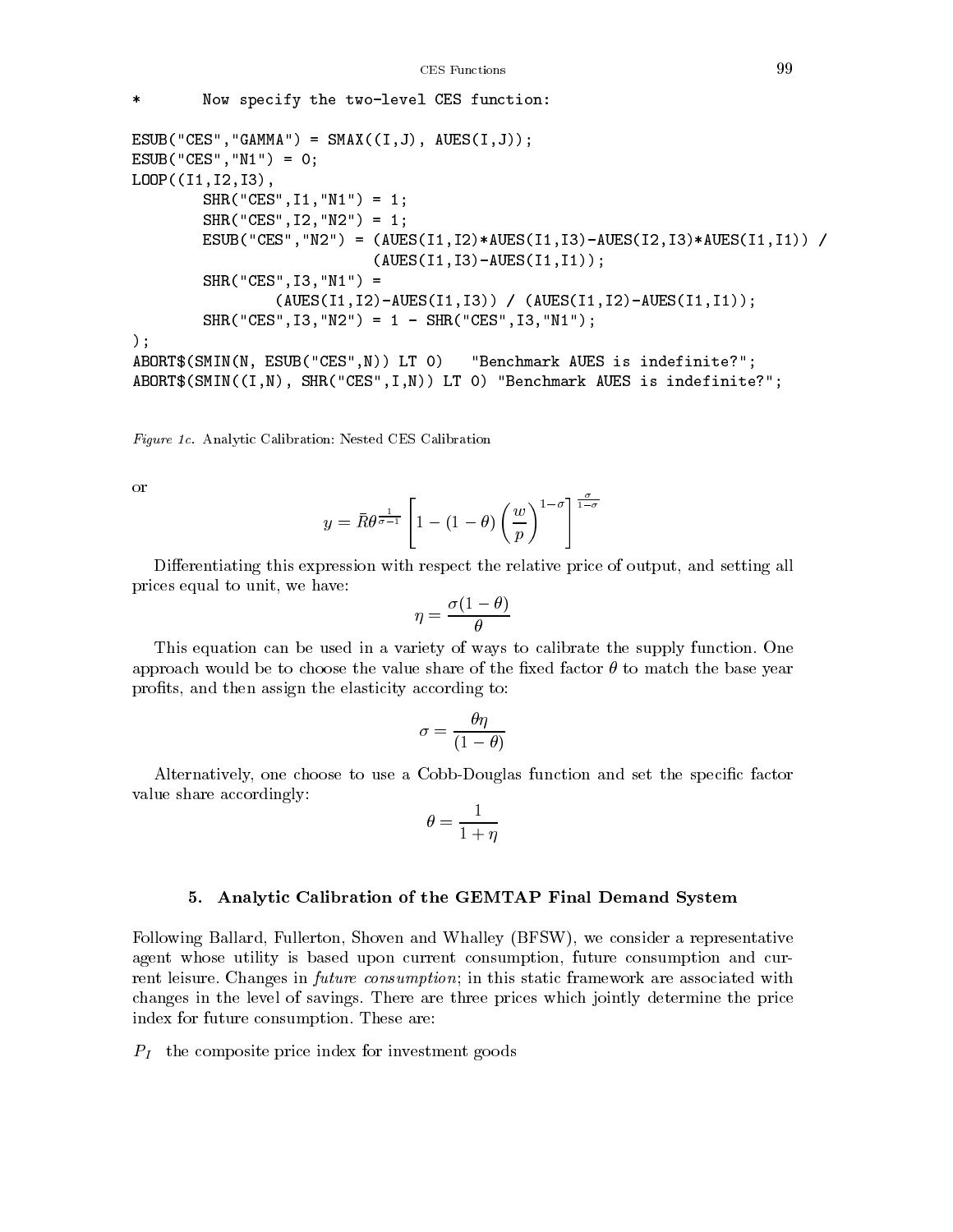```
*       Now specify the two-level CES function:

ESUB("CES","GAMMA") = SMAX((I,J), AUES(I,J));
ESUB("CES","N1") = 0;
LOOP((I1,I2,I3),
        SHR("CES",I1,"N1") = 1;
        SHR("CES",I2,"N2") = 1;
        ESUB("CES","N2") = (AUES(I1,I2)*AUES(I1,I3)-AUES(I2,I3)*AUES(I1,I1)) /
                           (AUES(I1,I3)-AUES(I1,I1));
        SHR("CES",I3,"N1") =
              (AUES(I1,I2)-AUES(I1,I3)) / (AUES(I1,I2)-AUES(I1,I1));
        SHR("CES",I3,"N2") = 1 - SHR("CES",I3,"N1");
);
ABORT$(SMIN(N, ESUB("CES",N)) LT 0)   "Benchmark AUES is indefinite?";
ABORT$(SMIN((I,N), SHR("CES",I,N)) LT 0) "Benchmark AUES is indefinite?";
```

*Figure 1c.* Analytic Calibration: Nested CES Calibration

or

$$y = \bar{R}\theta^{\frac{1}{\sigma-1}} \left[ 1 - (1-\theta)\left(\frac{w}{p}\right)^{1-\sigma} \right]^{\frac{\sigma}{1-\sigma}}$$

Differentiating this expression with respect the relative price of output, and setting all prices equal to unit, we have:

$$\eta = \frac{\sigma(1-\theta)}{\theta}$$

This equation can be used in a variety of ways to calibrate the supply function. One approach would be to choose the value share of the fixed factor $\theta$ to match the base year profits, and then assign the elasticity according to:

$$\sigma = \frac{\theta\eta}{(1-\theta)}$$

Alternatively, one choose to use a Cobb-Douglas function and set the specific factor value share accordingly:

$$\theta = \frac{1}{1+\eta}$$

### 5. Analytic Calibration of the GEMTAP Final Demand System

Following Ballard, Fullerton, Shoven and Whalley (BFSW), we consider a representative agent whose utility is based upon current consumption, future consumption and current leisure. Changes in *future consumption*; in this static framework are associated with changes in the level of savings. There are three prices which jointly determine the price index for future consumption. These are:

$P_I$ the composite price index for investment goods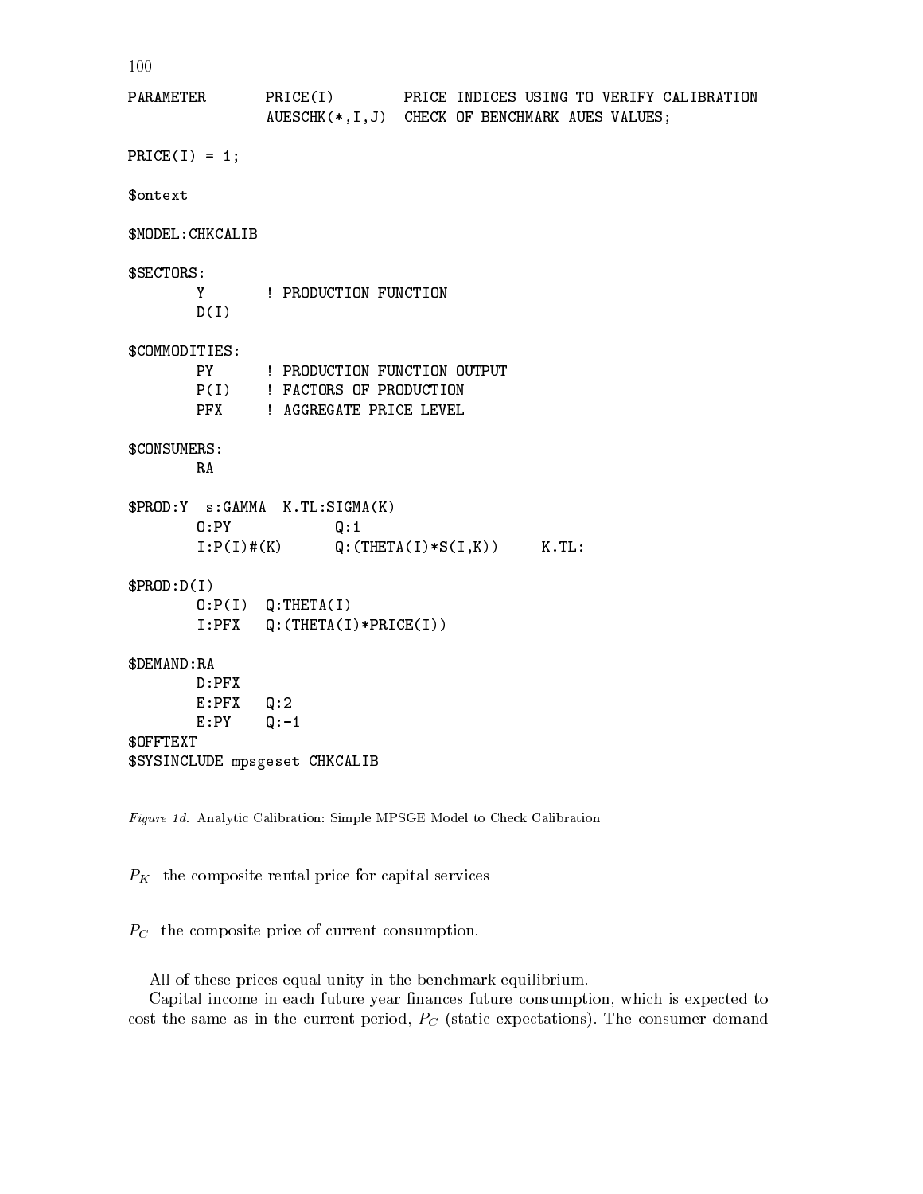```
PARAMETER       PRICE(I)        PRICE INDICES USING TO VERIFY CALIBRATION
                AUESCHK(*,I,J)  CHECK OF BENCHMARK AUES VALUES;

PRICE(I) = 1;

$ontext

$MODEL:CHKCALIB

$SECTORS:
        Y       ! PRODUCTION FUNCTION
        D(I)

$COMMODITIES:
        PY      ! PRODUCTION FUNCTION OUTPUT
        P(I)    ! FACTORS OF PRODUCTION
        PFX     ! AGGREGATE PRICE LEVEL

$CONSUMERS:
        RA

$PROD:Y  s:GAMMA  K.TL:SIGMA(K)
        O:PY            Q:1
        I:P(I)#(K)      Q:(THETA(I)*S(I,K))     K.TL:

$PROD:D(I)
        O:P(I)  Q:THETA(I)
        I:PFX   Q:(THETA(I)*PRICE(I))

$DEMAND:RA
        D:PFX
        E:PFX   Q:2
        E:PY    Q:-1
$OFFTEXT
$SYSINCLUDE mpsgeset CHKCALIB
```

*Figure 1d.* Analytic Calibration: Simple MPSGE Model to Check Calibration

$P_K$ the composite rental price for capital services

$P_C$ the composite price of current consumption.

All of these prices equal unity in the benchmark equilibrium.

Capital income in each future year finances future consumption, which is expected to cost the same as in the current period, $P_C$ (static expectations). The consumer demand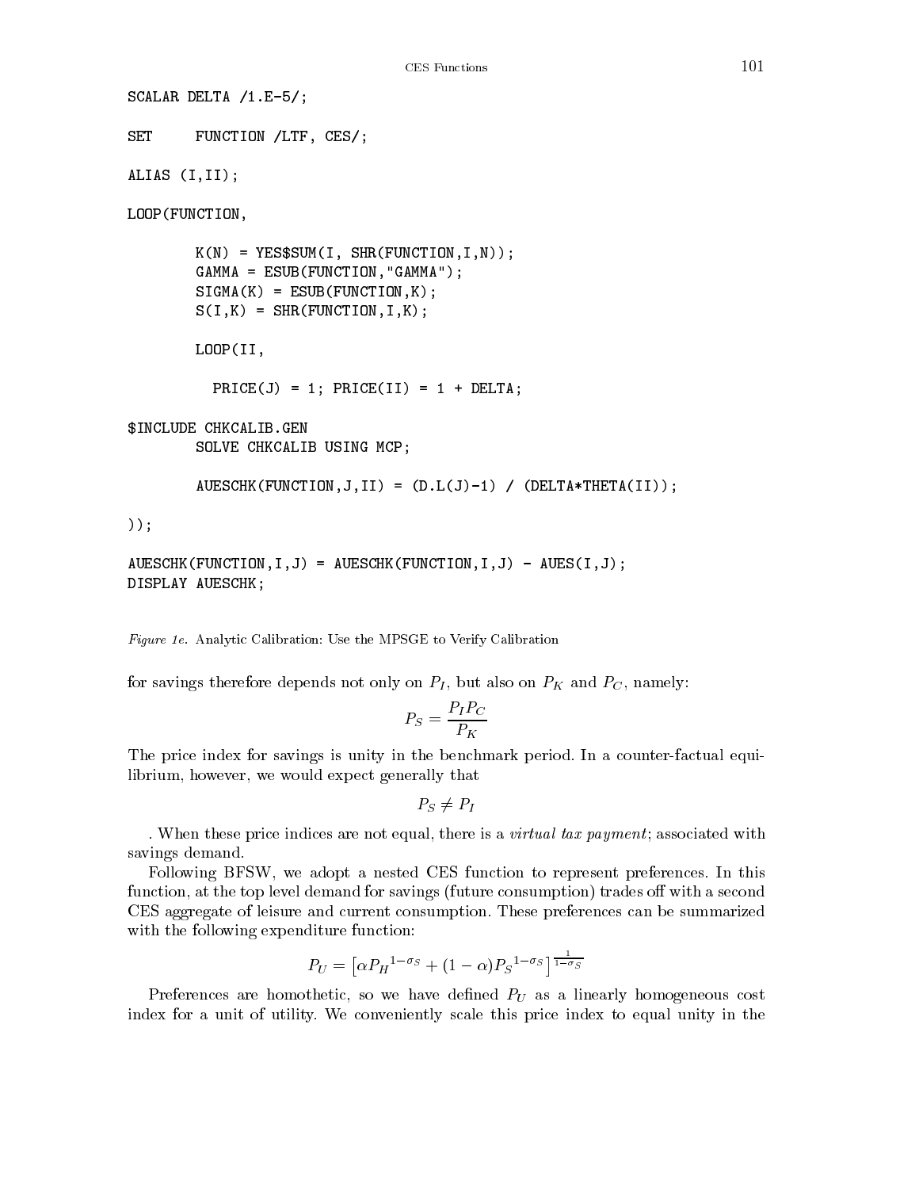```
SCALAR DELTA /1.E-5/;

SET     FUNCTION /LTF, CES/;

ALIAS (I,II);

LOOP(FUNCTION,

        K(N) = YES$SUM(I, SHR(FUNCTION,I,N));
        GAMMA = ESUB(FUNCTION,"GAMMA");
        SIGMA(K) = ESUB(FUNCTION,K);
        S(I,K) = SHR(FUNCTION,I,K);

        LOOP(II,

          PRICE(J) = 1; PRICE(II) = 1 + DELTA;

$INCLUDE CHKCALIB.GEN
        SOLVE CHKCALIB USING MCP;

        AUESCHK(FUNCTION,J,II) = (D.L(J)-1) / (DELTA*THETA(II));

));

AUESCHK(FUNCTION,I,J) = AUESCHK(FUNCTION,I,J) - AUES(I,J);
DISPLAY AUESCHK;
```

*Figure 1e.* Analytic Calibration: Use the MPSGE to Verify Calibration

for savings therefore depends not only on $P_I$, but also on $P_K$ and $P_C$, namely:

$$P_S = \frac{P_I P_C}{P_K}$$

The price index for savings is unity in the benchmark period. In a counter-factual equilibrium, however, we would expect generally that

$$P_S \neq P_I$$

. When these price indices are not equal, there is a *virtual tax payment*; associated with savings demand.

Following BFSW, we adopt a nested CES function to represent preferences. In this function, at the top level demand for savings (future consumption) trades off with a second CES aggregate of leisure and current consumption. These preferences can be summarized with the following expenditure function:

$$P_U = \left[\alpha {P_H}^{1-\sigma_S} + (1-\alpha){P_S}^{1-\sigma_S}\right]^{\frac{1}{1-\sigma_S}}$$

Preferences are homothetic, so we have defined $P_U$ as a linearly homogeneous cost index for a unit of utility. We conveniently scale this price index to equal unity in the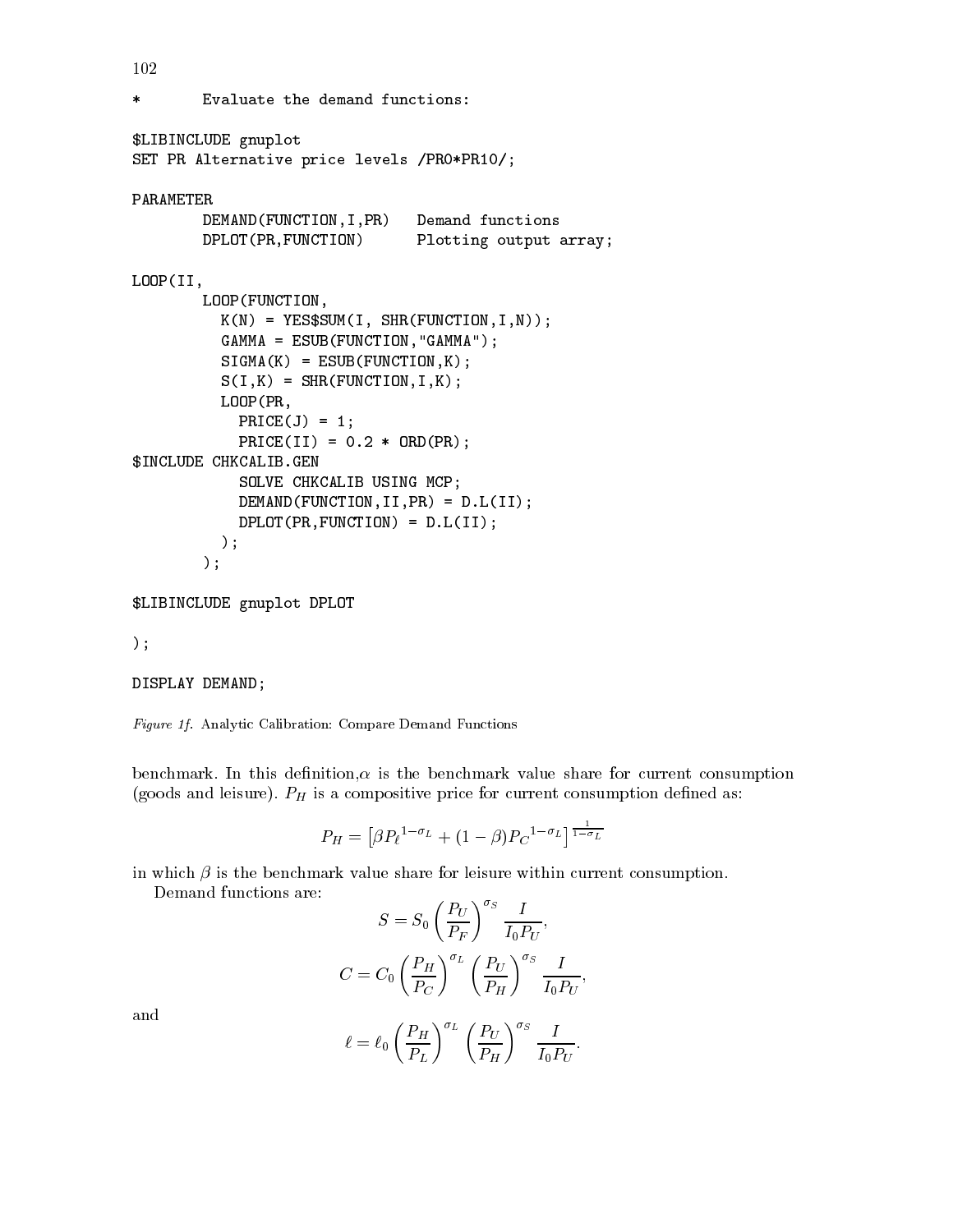```
*       Evaluate the demand functions:

$LIBINCLUDE gnuplot
SET PR Alternative price levels /PR0*PR10/;

PARAMETER
        DEMAND(FUNCTION,I,PR)   Demand functions
        DPLOT(PR,FUNCTION)      Plotting output array;

LOOP(II,
        LOOP(FUNCTION,
          K(N) = YES$SUM(I, SHR(FUNCTION,I,N));
          GAMMA = ESUB(FUNCTION,"GAMMA");
          SIGMA(K) = ESUB(FUNCTION,K);
          S(I,K) = SHR(FUNCTION,I,K);
          LOOP(PR,
            PRICE(J) = 1;
            PRICE(II) = 0.2 * ORD(PR);
$INCLUDE CHKCALIB.GEN
            SOLVE CHKCALIB USING MCP;
            DEMAND(FUNCTION,II,PR) = D.L(II);
            DPLOT(PR,FUNCTION) = D.L(II);
          );
        );

$LIBINCLUDE gnuplot DPLOT

);

DISPLAY DEMAND;
```

*Figure 1f.* Analytic Calibration: Compare Demand Functions

benchmark. In this definition,$\alpha$ is the benchmark value share for current consumption (goods and leisure). $P_H$ is a compositive price for current consumption defined as:

$$P_H = \left[\beta {P_\ell}^{1-\sigma_L} + (1-\beta){P_C}^{1-\sigma_L}\right]^{\frac{1}{1-\sigma_L}}$$

in which $\beta$ is the benchmark value share for leisure within current consumption.

Demand functions are:

$$S = S_0 \left(\frac{P_U}{P_F}\right)^{\sigma_S} \frac{I}{I_0 P_U},$$

$$C = C_0 \left(\frac{P_H}{P_C}\right)^{\sigma_L} \left(\frac{P_U}{P_H}\right)^{\sigma_S} \frac{I}{I_0 P_U},$$

and

$$\ell = \ell_0 \left(\frac{P_H}{P_L}\right)^{\sigma_L} \left(\frac{P_U}{P_H}\right)^{\sigma_S} \frac{I}{I_0 P_U}.$$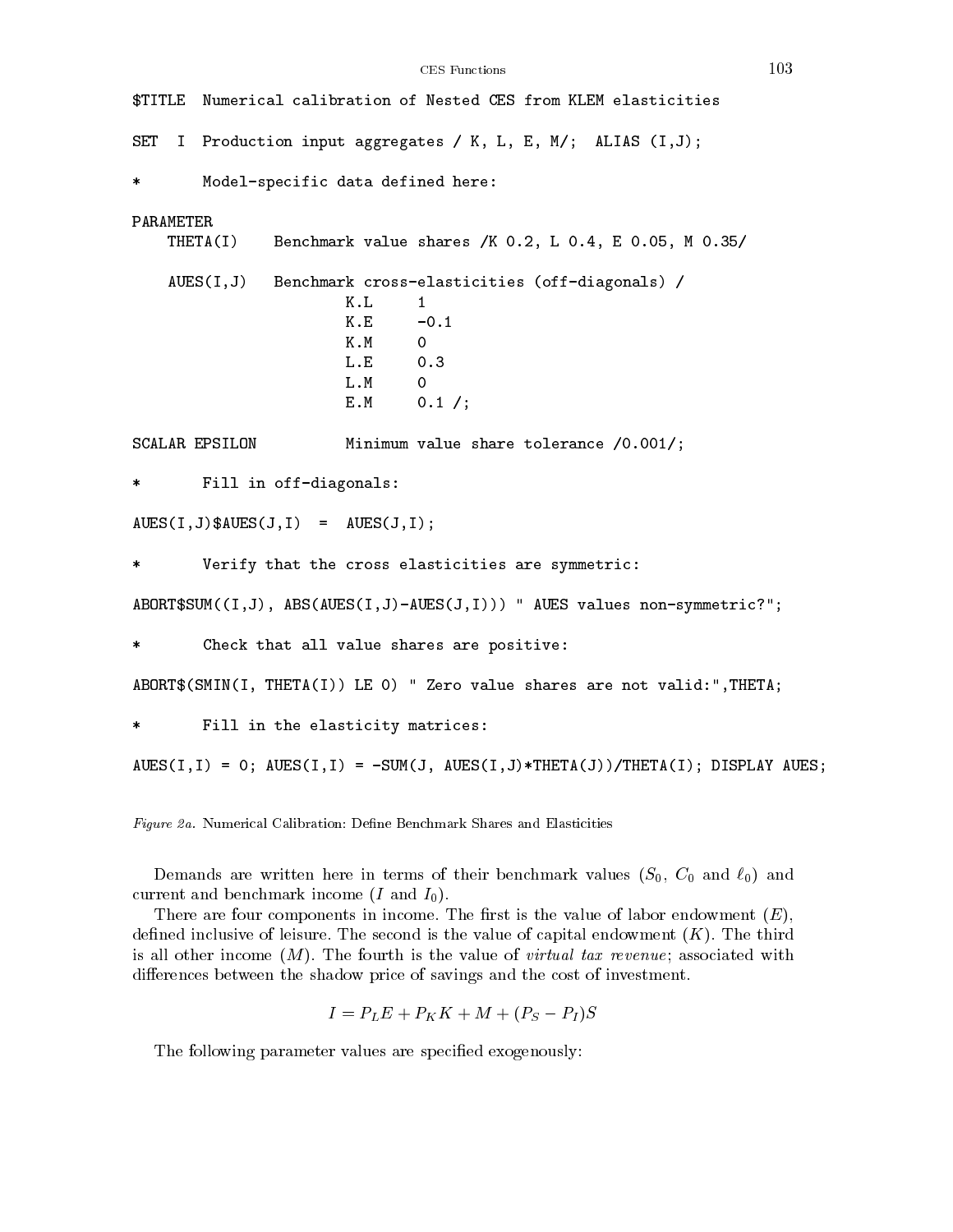```
$TITLE  Numerical calibration of Nested CES from KLEM elasticities

SET  I  Production input aggregates / K, L, E, M/;  ALIAS (I,J);

*       Model-specific data defined here:

PARAMETER
    THETA(I)    Benchmark value shares /K 0.2, L 0.4, E 0.05, M 0.35/

    AUES(I,J)   Benchmark cross-elasticities (off-diagonals) /
                        K.L     1
                        K.E     -0.1
                        K.M     0
                        L.E     0.3
                        L.M     0
                        E.M     0.1 /;

SCALAR EPSILON          Minimum value share tolerance /0.001/;

*       Fill in off-diagonals:

AUES(I,J)$AUES(J,I)  =  AUES(J,I);

*       Verify that the cross elasticities are symmetric:

ABORT$SUM((I,J), ABS(AUES(I,J)-AUES(J,I))) " AUES values non-symmetric?";

*       Check that all value shares are positive:

ABORT$(SMIN(I, THETA(I)) LE 0) " Zero value shares are not valid:",THETA;

*       Fill in the elasticity matrices:

AUES(I,I) = 0; AUES(I,I) = -SUM(J, AUES(I,J)*THETA(J))/THETA(I); DISPLAY AUES;
```

*Figure 2a.* Numerical Calibration: Define Benchmark Shares and Elasticities

Demands are written here in terms of their benchmark values ($S_0$, $C_0$ and $\ell_0$) and current and benchmark income ($I$ and $I_0$).

There are four components in income. The first is the value of labor endowment ($E$), defined inclusive of leisure. The second is the value of capital endowment ($K$). The third is all other income ($M$). The fourth is the value of *virtual tax revenue*; associated with differences between the shadow price of savings and the cost of investment.

$$I = P_L E + P_K K + M + (P_S - P_I)S$$

The following parameter values are specified exogenously: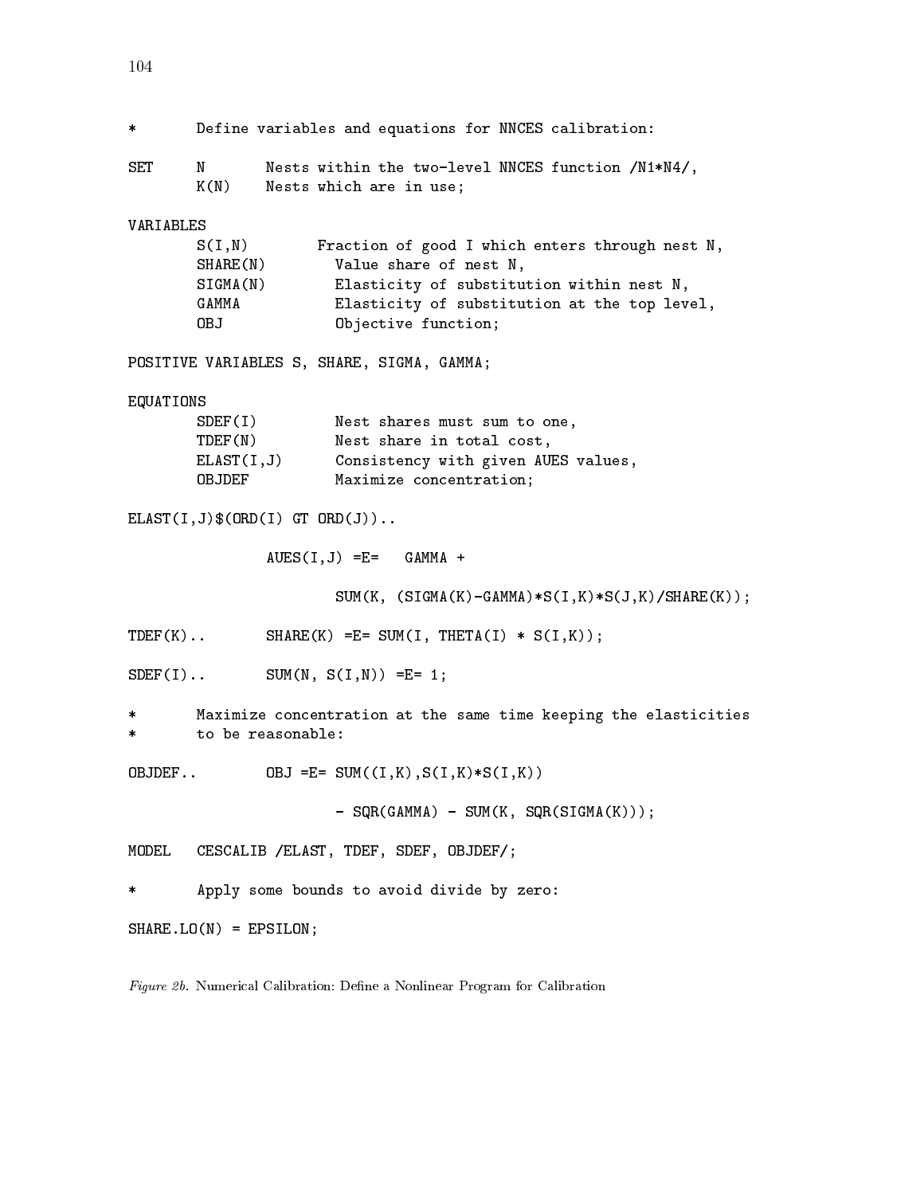```
*       Define variables and equations for NNCES calibration:

SET     N       Nests within the two-level NNCES function /N1*N4/,
        K(N)    Nests which are in use;

VARIABLES
        S(I,N)        Fraction of good I which enters through nest N,
        SHARE(N)        Value share of nest N,
        SIGMA(N)        Elasticity of substitution within nest N,
        GAMMA           Elasticity of substitution at the top level,
        OBJ             Objective function;

POSITIVE VARIABLES S, SHARE, SIGMA, GAMMA;

EQUATIONS
        SDEF(I)         Nest shares must sum to one,
        TDEF(N)         Nest share in total cost,
        ELAST(I,J)      Consistency with given AUES values,
        OBJDEF          Maximize concentration;

ELAST(I,J)$(ORD(I) GT ORD(J))..

                AUES(I,J) =E=   GAMMA +

                        SUM(K, (SIGMA(K)-GAMMA)*S(I,K)*S(J,K)/SHARE(K));

TDEF(K)..       SHARE(K) =E= SUM(I, THETA(I) * S(I,K));

SDEF(I)..       SUM(N, S(I,N)) =E= 1;

*       Maximize concentration at the same time keeping the elasticities
*       to be reasonable:

OBJDEF..        OBJ =E= SUM((I,K),S(I,K)*S(I,K))

                        - SQR(GAMMA) - SUM(K, SQR(SIGMA(K)));

MODEL   CESCALIB /ELAST, TDEF, SDEF, OBJDEF/;

*       Apply some bounds to avoid divide by zero:

SHARE.LO(N) = EPSILON;
```

*Figure 2b.* Numerical Calibration: Define a Nonlinear Program for Calibration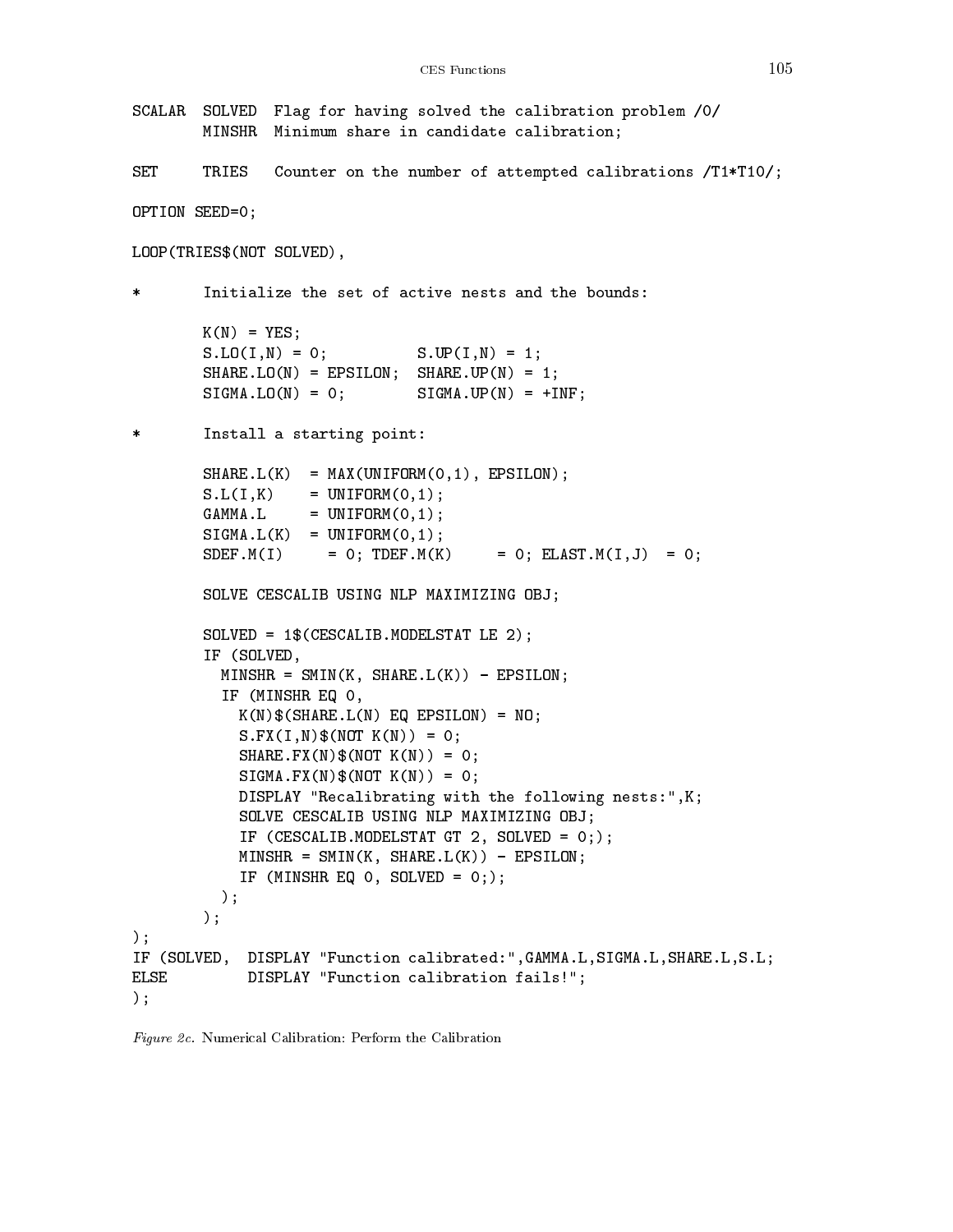```
SCALAR  SOLVED  Flag for having solved the calibration problem /0/
        MINSHR  Minimum share in candidate calibration;

SET     TRIES   Counter on the number of attempted calibrations /T1*T10/;

OPTION SEED=0;

LOOP(TRIES$(NOT SOLVED),

*       Initialize the set of active nests and the bounds:

        K(N) = YES;
        S.LO(I,N) = 0;          S.UP(I,N) = 1;
        SHARE.LO(N) = EPSILON;  SHARE.UP(N) = 1;
        SIGMA.LO(N) = 0;        SIGMA.UP(N) = +INF;

*       Install a starting point:

        SHARE.L(K)  = MAX(UNIFORM(0,1), EPSILON);
        S.L(I,K)    = UNIFORM(0,1);
        GAMMA.L     = UNIFORM(0,1);
        SIGMA.L(K)  = UNIFORM(0,1);
        SDEF.M(I)     = 0; TDEF.M(K)     = 0; ELAST.M(I,J)  = 0;

        SOLVE CESCALIB USING NLP MAXIMIZING OBJ;

        SOLVED = 1$(CESCALIB.MODELSTAT LE 2);
        IF (SOLVED,
          MINSHR = SMIN(K, SHARE.L(K)) - EPSILON;
          IF (MINSHR EQ 0,
            K(N)$(SHARE.L(N) EQ EPSILON) = NO;
            S.FX(I,N)$(NOT K(N)) = 0;
            SHARE.FX(N)$(NOT K(N)) = 0;
            SIGMA.FX(N)$(NOT K(N)) = 0;
            DISPLAY "Recalibrating with the following nests:",K;
            SOLVE CESCALIB USING NLP MAXIMIZING OBJ;
            IF (CESCALIB.MODELSTAT GT 2, SOLVED = 0;);
            MINSHR = SMIN(K, SHARE.L(K)) - EPSILON;
            IF (MINSHR EQ 0, SOLVED = 0;);
          );
        );
);
IF (SOLVED,  DISPLAY "Function calibrated:",GAMMA.L,SIGMA.L,SHARE.L,S.L;
ELSE         DISPLAY "Function calibration fails!";
);
```

*Figure 2c.* Numerical Calibration: Perform the Calibration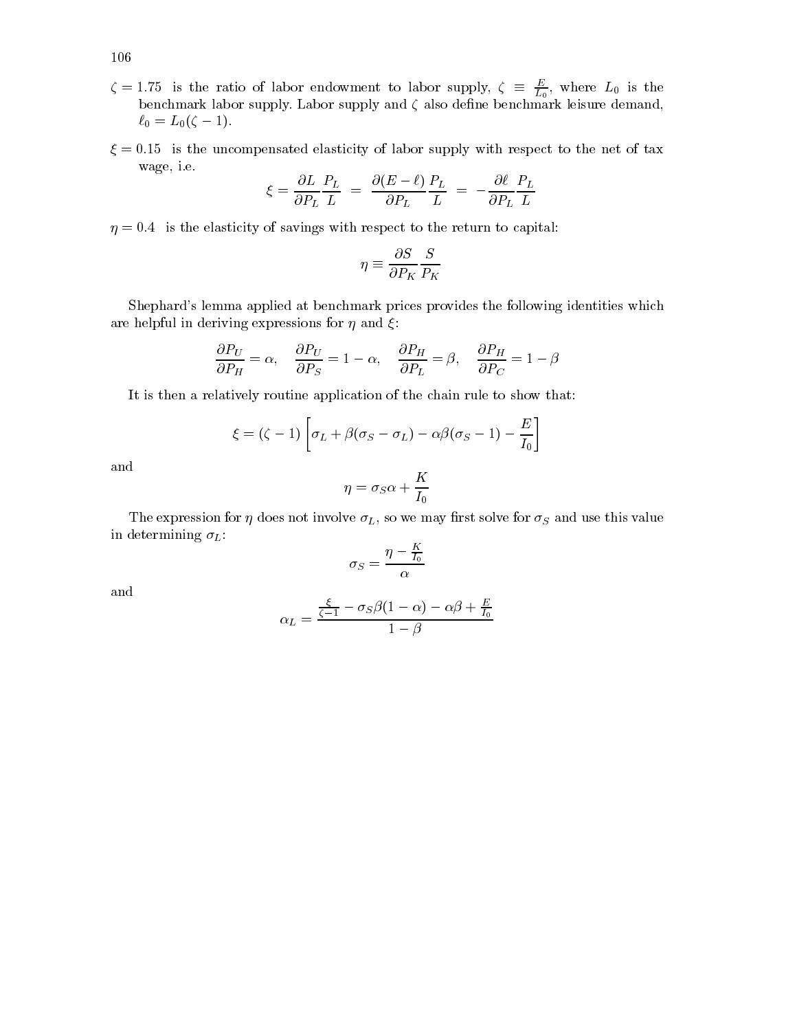$\zeta = 1.75$ is the ratio of labor endowment to labor supply, $\zeta \equiv \frac{E}{L_0}$, where $L_0$ is the benchmark labor supply. Labor supply and $\zeta$ also define benchmark leisure demand, $\ell_0 = L_0(\zeta - 1)$.

$\xi = 0.15$ is the uncompensated elasticity of labor supply with respect to the net of tax wage, i.e.

$$\xi = \frac{\partial L}{\partial P_L}\frac{P_L}{L} \;=\; \frac{\partial (E-\ell)}{\partial P_L}\frac{P_L}{L} \;=\; -\frac{\partial \ell}{\partial P_L}\frac{P_L}{L}$$

$\eta = 0.4$ is the elasticity of savings with respect to the return to capital:

$$\eta \equiv \frac{\partial S}{\partial P_K}\frac{S}{P_K}$$

Shephard's lemma applied at benchmark prices provides the following identities which are helpful in deriving expressions for $\eta$ and $\xi$:

$$\frac{\partial P_U}{\partial P_H} = \alpha, \quad \frac{\partial P_U}{\partial P_S} = 1 - \alpha, \quad \frac{\partial P_H}{\partial P_L} = \beta, \quad \frac{\partial P_H}{\partial P_C} = 1 - \beta$$

It is then a relatively routine application of the chain rule to show that:

$$\xi = (\zeta - 1)\left[\sigma_L + \beta(\sigma_S - \sigma_L) - \alpha\beta(\sigma_S - 1) - \frac{E}{I_0}\right]$$

and

$$\eta = \sigma_S \alpha + \frac{K}{I_0}$$

The expression for $\eta$ does not involve $\sigma_L$, so we may first solve for $\sigma_S$ and use this value in determining $\sigma_L$:

$$\sigma_S = \frac{\eta - \frac{K}{I_0}}{\alpha}$$

and

$$\alpha_L = \frac{\frac{\xi}{\zeta - 1} - \sigma_S \beta(1-\alpha) - \alpha\beta + \frac{E}{I_0}}{1 - \beta}$$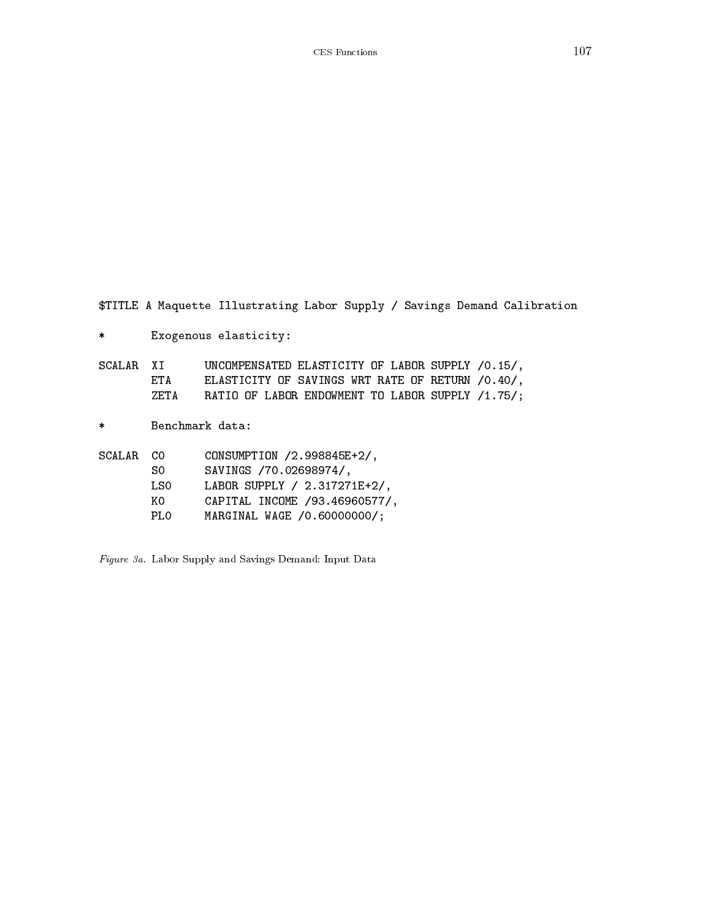```
$TITLE A Maquette Illustrating Labor Supply / Savings Demand Calibration

*       Exogenous elasticity:

SCALAR  XI      UNCOMPENSATED ELASTICITY OF LABOR SUPPLY /0.15/,
        ETA     ELASTICITY OF SAVINGS WRT RATE OF RETURN /0.40/,
        ZETA    RATIO OF LABOR ENDOWMENT TO LABOR SUPPLY /1.75/;

*       Benchmark data:

SCALAR  C0      CONSUMPTION /2.998845E+2/,
        S0      SAVINGS /70.02698974/,
        LS0     LABOR SUPPLY / 2.317271E+2/,
        K0      CAPITAL INCOME /93.46960577/,
        PL0     MARGINAL WAGE /0.60000000/;
```

*Figure 3a.* Labor Supply and Savings Demand: Input Data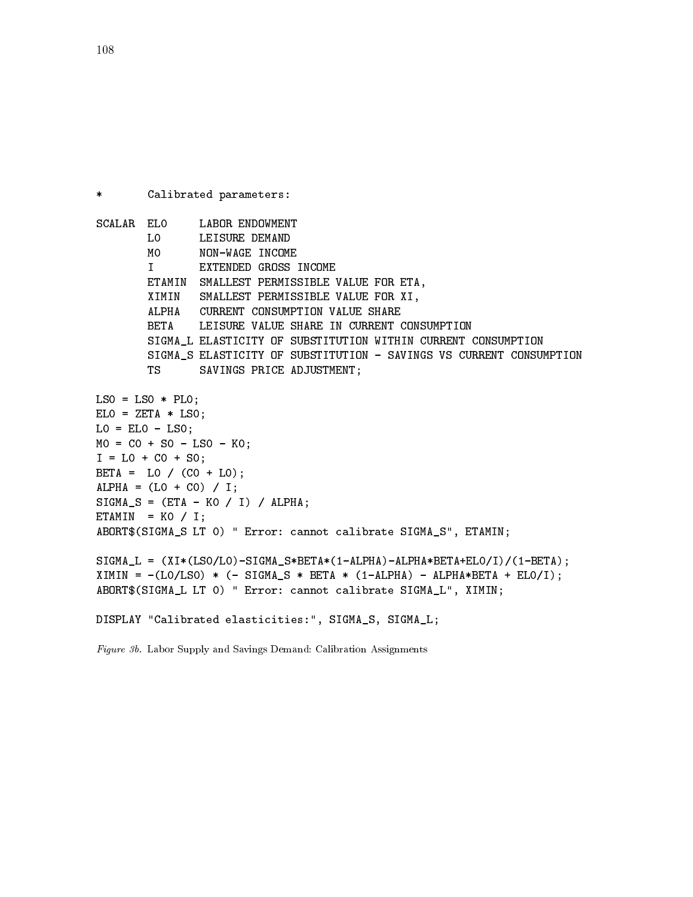```
*       Calibrated parameters:

SCALAR  EL0     LABOR ENDOWMENT
        L0      LEISURE DEMAND
        M0      NON-WAGE INCOME
        I       EXTENDED GROSS INCOME
        ETAMIN  SMALLEST PERMISSIBLE VALUE FOR ETA,
        XIMIN   SMALLEST PERMISSIBLE VALUE FOR XI,
        ALPHA   CURRENT CONSUMPTION VALUE SHARE
        BETA    LEISURE VALUE SHARE IN CURRENT CONSUMPTION
        SIGMA_L ELASTICITY OF SUBSTITUTION WITHIN CURRENT CONSUMPTION
        SIGMA_S ELASTICITY OF SUBSTITUTION - SAVINGS VS CURRENT CONSUMPTION
        TS      SAVINGS PRICE ADJUSTMENT;

LS0 = LS0 * PL0;
EL0 = ZETA * LS0;
L0 = EL0 - LS0;
M0 = C0 + S0 - LS0 - K0;
I = L0 + C0 + S0;
BETA =  L0 / (C0 + L0);
ALPHA = (L0 + C0) / I;
SIGMA_S = (ETA - K0 / I) / ALPHA;
ETAMIN  = K0 / I;
ABORT$(SIGMA_S LT 0) " Error: cannot calibrate SIGMA_S", ETAMIN;

SIGMA_L = (XI*(LS0/L0)-SIGMA_S*BETA*(1-ALPHA)-ALPHA*BETA+EL0/I)/(1-BETA);
XIMIN = -(L0/LS0) * (- SIGMA_S * BETA * (1-ALPHA) - ALPHA*BETA + EL0/I);
ABORT$(SIGMA_L LT 0) " Error: cannot calibrate SIGMA_L", XIMIN;

DISPLAY "Calibrated elasticities:", SIGMA_S, SIGMA_L;
```

*Figure 3b.* Labor Supply and Savings Demand: Calibration Assignments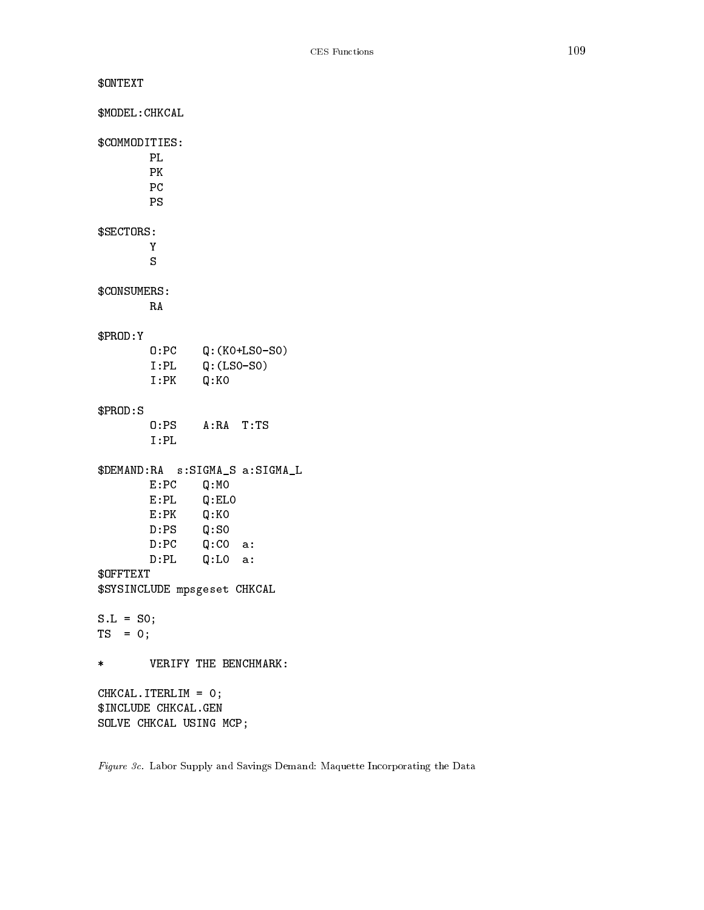```
$ONTEXT

$MODEL:CHKCAL

$COMMODITIES:
        PL
        PK
        PC
        PS

$SECTORS:
        Y
        S

$CONSUMERS:
        RA

$PROD:Y
        O:PC    Q:(K0+LS0-S0)
        I:PL    Q:(LS0-S0)
        I:PK    Q:K0

$PROD:S
        O:PS    A:RA  T:TS
        I:PL

$DEMAND:RA  s:SIGMA_S a:SIGMA_L
        E:PC    Q:M0
        E:PL    Q:EL0
        E:PK    Q:K0
        D:PS    Q:S0
        D:PC    Q:C0  a:
        D:PL    Q:L0  a:
$OFFTEXT
$SYSINCLUDE mpsgeset CHKCAL

S.L = S0;
TS  = 0;

*       VERIFY THE BENCHMARK:

CHKCAL.ITERLIM = 0;
$INCLUDE CHKCAL.GEN
SOLVE CHKCAL USING MCP;
```

*Figure 3c.* Labor Supply and Savings Demand: Maquette Incorporating the Data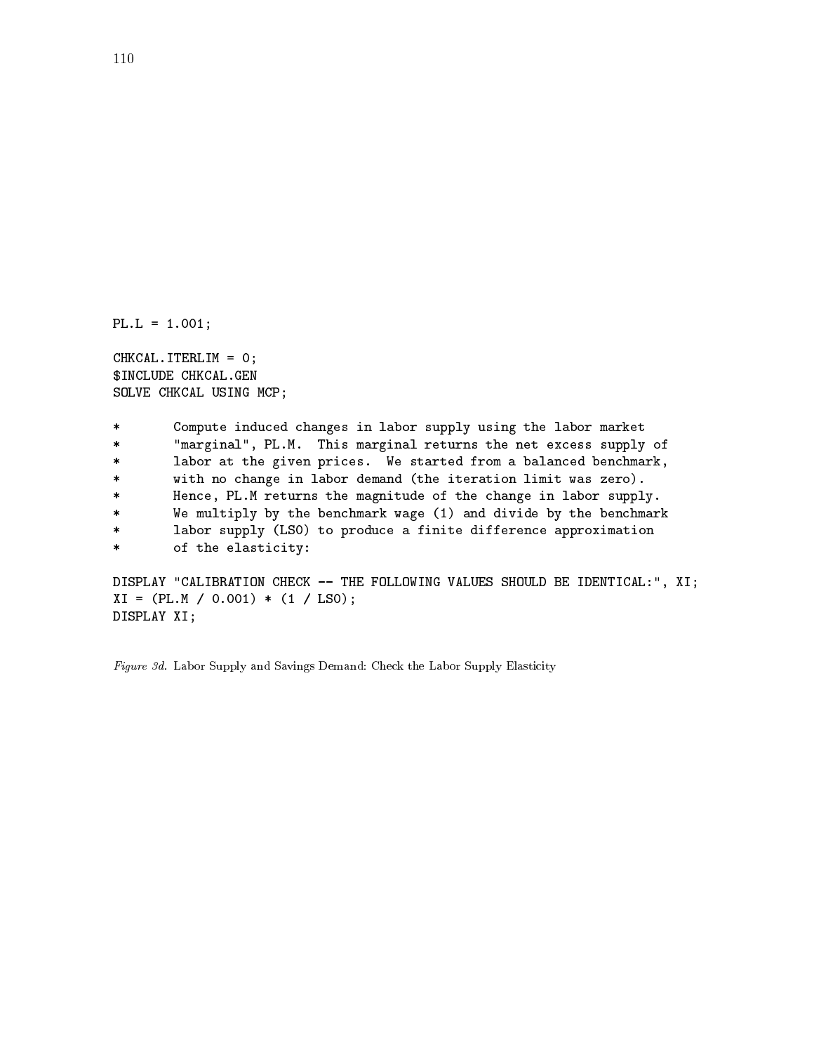```
PL.L = 1.001;

CHKCAL.ITERLIM = 0;
$INCLUDE CHKCAL.GEN
SOLVE CHKCAL USING MCP;

*       Compute induced changes in labor supply using the labor market
*       "marginal", PL.M.  This marginal returns the net excess supply of
*       labor at the given prices.  We started from a balanced benchmark,
*       with no change in labor demand (the iteration limit was zero).
*       Hence, PL.M returns the magnitude of the change in labor supply.
*       We multiply by the benchmark wage (1) and divide by the benchmark
*       labor supply (LS0) to produce a finite difference approximation
*       of the elasticity:

DISPLAY "CALIBRATION CHECK -- THE FOLLOWING VALUES SHOULD BE IDENTICAL:", XI;
XI = (PL.M / 0.001) * (1 / LS0);
DISPLAY XI;
```

*Figure 3d.* Labor Supply and Savings Demand: Check the Labor Supply Elasticity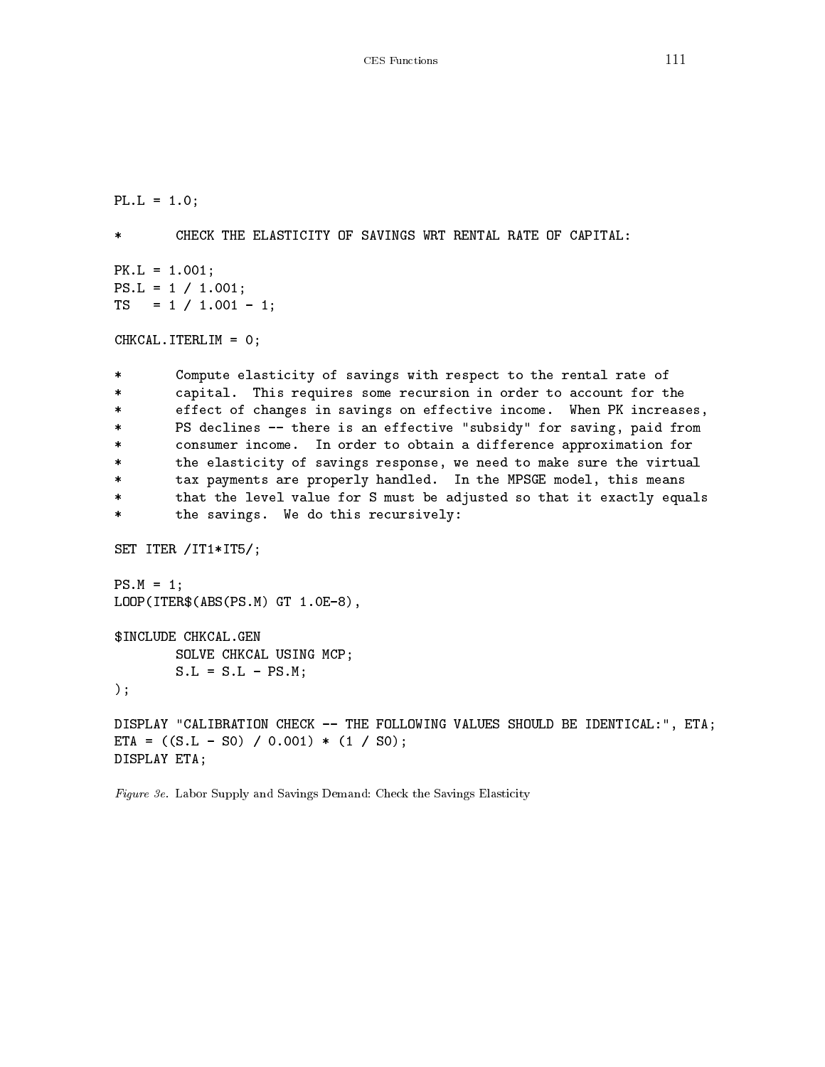```
PL.L = 1.0;

*       CHECK THE ELASTICITY OF SAVINGS WRT RENTAL RATE OF CAPITAL:

PK.L = 1.001;
PS.L = 1 / 1.001;
TS   = 1 / 1.001 - 1;

CHKCAL.ITERLIM = 0;

*       Compute elasticity of savings with respect to the rental rate of
*       capital.  This requires some recursion in order to account for the
*       effect of changes in savings on effective income.  When PK increases,
*       PS declines -- there is an effective "subsidy" for saving, paid from
*       consumer income.  In order to obtain a difference approximation for
*       the elasticity of savings response, we need to make sure the virtual
*       tax payments are properly handled.  In the MPSGE model, this means
*       that the level value for S must be adjusted so that it exactly equals
*       the savings.  We do this recursively:

SET ITER /IT1*IT5/;

PS.M = 1;
LOOP(ITER$(ABS(PS.M) GT 1.0E-8),

$INCLUDE CHKCAL.GEN
        SOLVE CHKCAL USING MCP;
        S.L = S.L - PS.M;
);

DISPLAY "CALIBRATION CHECK -- THE FOLLOWING VALUES SHOULD BE IDENTICAL:", ETA;
ETA = ((S.L - S0) / 0.001) * (1 / S0);
DISPLAY ETA;
```

*Figure 3e.* Labor Supply and Savings Demand: Check the Savings Elasticity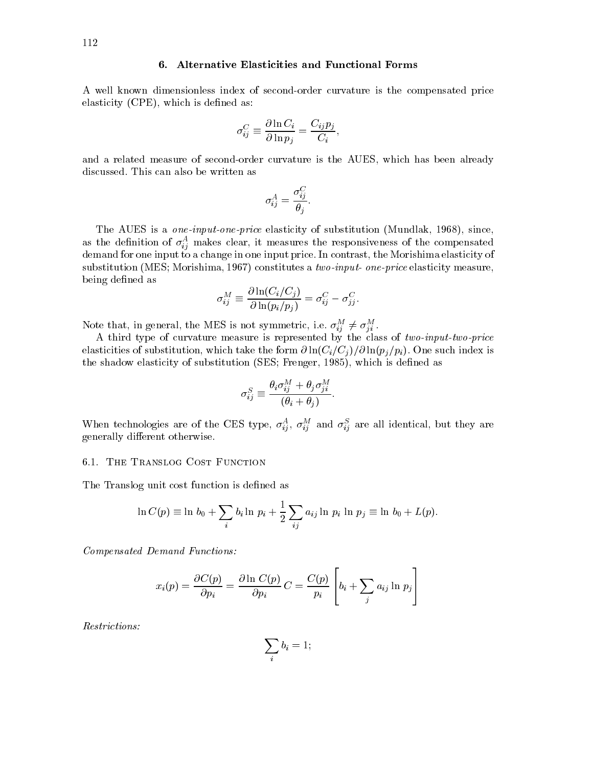## 6. Alternative Elasticities and Functional Forms

A well known dimensionless index of second-order curvature is the compensated price elasticity (CPE), which is defined as:

$$\sigma_{ij}^{C} \equiv \frac{\partial \ln C_i}{\partial \ln p_j} = \frac{C_{ij} p_j}{C_i},$$

and a related measure of second-order curvature is the AUES, which has been already discussed. This can also be written as

$$\sigma_{ij}^{A} = \frac{\sigma_{ij}^{C}}{\theta_j}.$$

The AUES is a *one-input-one-price* elasticity of substitution (Mundlak, 1968), since, as the definition of $\sigma_{ij}^{A}$ makes clear, it measures the responsiveness of the compensated demand for one input to a change in one input price. In contrast, the Morishima elasticity of substitution (MES; Morishima, 1967) constitutes a *two-input- one-price* elasticity measure, being defined as

$$\sigma_{ij}^{M} \equiv \frac{\partial \ln (C_i / C_j)}{\partial \ln (p_i / p_j)} = \sigma_{ij}^{C} - \sigma_{jj}^{C}.$$

Note that, in general, the MES is not symmetric, i.e. $\sigma_{ij}^{M} \neq \sigma_{ji}^{M}$.

A third type of curvature measure is represented by the class of *two-input-two-price* elasticities of substitution, which take the form $\partial \ln(C_i/C_j)/\partial \ln(p_j/p_i)$. One such index is the shadow elasticity of substitution (SES; Frenger, 1985), which is defined as

$$\sigma_{ij}^{S} \equiv \frac{\theta_i \sigma_{ij}^{M} + \theta_j \sigma_{ji}^{M}}{(\theta_i + \theta_j)}.$$

When technologies are of the CES type, $\sigma_{ij}^{A}$, $\sigma_{ij}^{M}$ and $\sigma_{ij}^{S}$ are all identical, but they are generally different otherwise.

### 6.1. The Translog Cost Function

The Translog unit cost function is defined as

$$\ln C(p) \equiv \ln b_0 + \sum_i b_i \ln p_i + \frac{1}{2} \sum_{ij} a_{ij} \ln p_i \ln p_j \equiv \ln b_0 + L(p).$$

*Compensated Demand Functions:*

$$x_i(p) = \frac{\partial C(p)}{\partial p_i} = \frac{\partial \ln C(p)}{\partial p_i} C = \frac{C(p)}{p_i} \left[ b_i + \sum_j a_{ij} \ln p_j \right]$$

*Restrictions:*

$$\sum_i b_i = 1;$$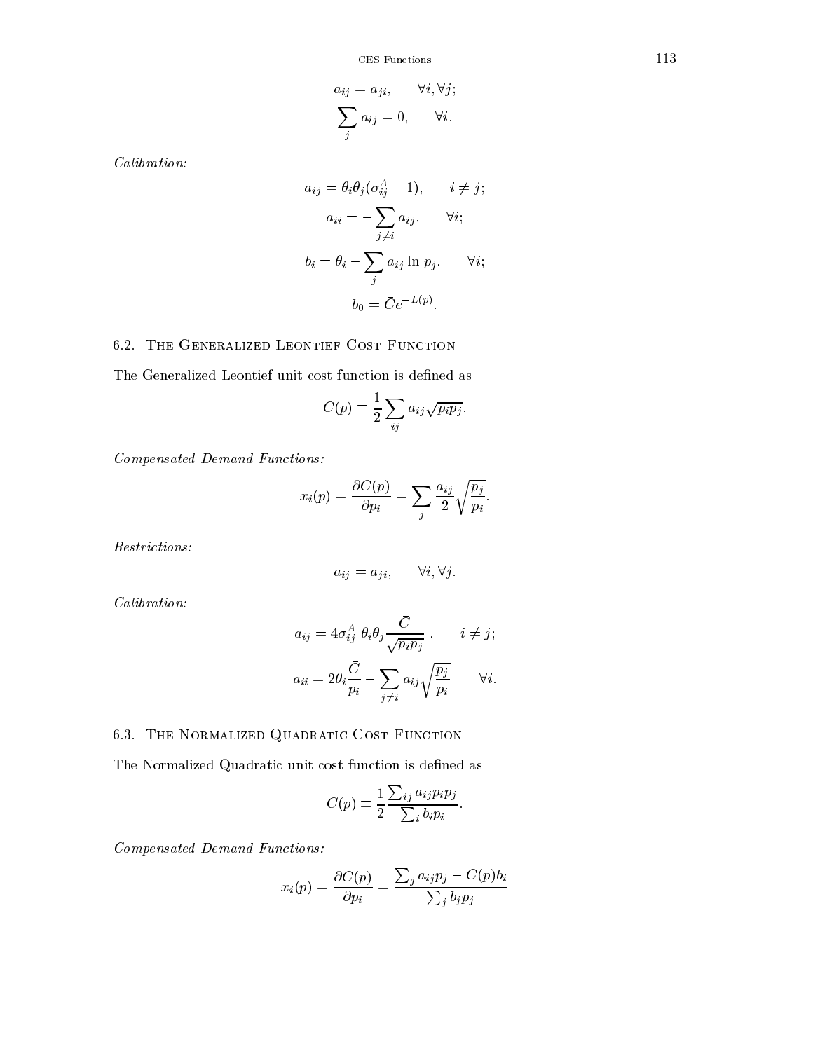$$a_{ij} = a_{ji}, \qquad \forall i, \forall j;$$

$$\sum_j a_{ij} = 0, \qquad \forall i.$$

*Calibration:*

$$a_{ij} = \theta_i \theta_j (\sigma_{ij}^A - 1), \qquad i \neq j;$$

$$a_{ii} = -\sum_{j \neq i} a_{ij}, \qquad \forall i;$$

$$b_i = \theta_i - \sum_j a_{ij} \ln p_j, \qquad \forall i;$$

$$b_0 = \bar{C} e^{-L(p)}.$$

## 6.2. The Generalized Leontief Cost Function

The Generalized Leontief unit cost function is defined as

$$C(p) \equiv \frac{1}{2} \sum_{ij} a_{ij} \sqrt{p_i p_j}.$$

*Compensated Demand Functions:*

$$x_i(p) = \frac{\partial C(p)}{\partial p_i} = \sum_j \frac{a_{ij}}{2} \sqrt{\frac{p_j}{p_i}}.$$

*Restrictions:*

$$a_{ij} = a_{ji}, \qquad \forall i, \forall j.$$

*Calibration:*

$$a_{ij} = 4\sigma_{ij}^A \ \theta_i \theta_j \frac{\bar{C}}{\sqrt{p_i p_j}} \ , \qquad i \neq j;$$

$$a_{ii} = 2\theta_i \frac{\bar{C}}{p_i} - \sum_{j \neq i} a_{ij} \sqrt{\frac{p_j}{p_i}} \qquad \forall i.$$

## 6.3. The Normalized Quadratic Cost Function

The Normalized Quadratic unit cost function is defined as

$$C(p) \equiv \frac{1}{2} \frac{\sum_{ij} a_{ij} p_i p_j}{\sum_i b_i p_i}.$$

*Compensated Demand Functions:*

$$x_i(p) = \frac{\partial C(p)}{\partial p_i} = \frac{\sum_j a_{ij} p_j - C(p) b_i}{\sum_j b_j p_j}$$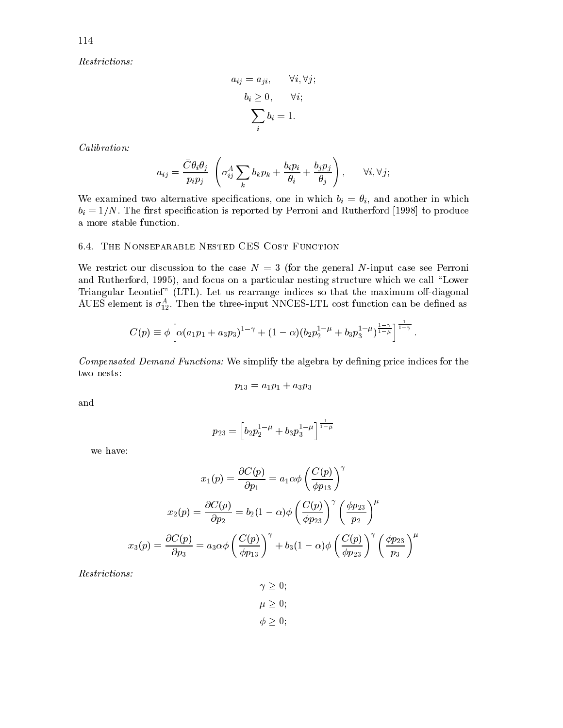*Restrictions:*

$$a_{ij} = a_{ji}, \qquad \forall i, \forall j;$$

$$b_i \geq 0, \qquad \forall i;$$

$$\sum_i b_i = 1.$$

*Calibration:*

$$a_{ij} = \frac{\bar{C}\theta_i\theta_j}{p_i p_j} \left( \sigma_{ij}^A \sum_k b_k p_k + \frac{b_i p_i}{\theta_i} + \frac{b_j p_j}{\theta_j} \right), \qquad \forall i, \forall j;$$

We examined two alternative specifications, one in which $b_i = \theta_i$, and another in which $b_i = 1/N$. The first specification is reported by Perroni and Rutherford [1998] to produce a more stable function.

### 6.4. The Nonseparable Nested CES Cost Function

We restrict our discussion to the case $N = 3$ (for the general $N$-input case see Perroni and Rutherford, 1995), and focus on a particular nesting structure which we call "Lower Triangular Leontief" (LTL). Let us rearrange indices so that the maximum off-diagonal AUES element is $\sigma_{12}^A$. Then the three-input NNCES-LTL cost function can be defined as

$$C(p) \equiv \phi \left[ \alpha (a_1 p_1 + a_3 p_3)^{1-\gamma} + (1-\alpha)(b_2 p_2^{1-\mu} + b_3 p_3^{1-\mu})^{\frac{1-\gamma}{1-\mu}} \right]^{\frac{1}{1-\gamma}}.$$

*Compensated Demand Functions:* We simplify the algebra by defining price indices for the two nests:

$$p_{13} = a_1 p_1 + a_3 p_3$$

and

$$p_{23} = \left[ b_2 p_2^{1-\mu} + b_3 p_3^{1-\mu} \right]^{\frac{1}{1-\mu}}$$

we have:

$$x_1(p) = \frac{\partial C(p)}{\partial p_1} = a_1 \alpha \phi \left( \frac{C(p)}{\phi p_{13}} \right)^{\gamma}$$

$$x_2(p) = \frac{\partial C(p)}{\partial p_2} = b_2 (1-\alpha) \phi \left( \frac{C(p)}{\phi p_{23}} \right)^{\gamma} \left( \frac{\phi p_{23}}{p_2} \right)^{\mu}$$

$$x_3(p) = \frac{\partial C(p)}{\partial p_3} = a_3 \alpha \phi \left( \frac{C(p)}{\phi p_{13}} \right)^{\gamma} + b_3 (1-\alpha) \phi \left( \frac{C(p)}{\phi p_{23}} \right)^{\gamma} \left( \frac{\phi p_{23}}{p_3} \right)^{\mu}$$

*Restrictions:*

$$\gamma \geq 0;$$

$$\mu \geq 0;$$

$$\phi \geq 0;$$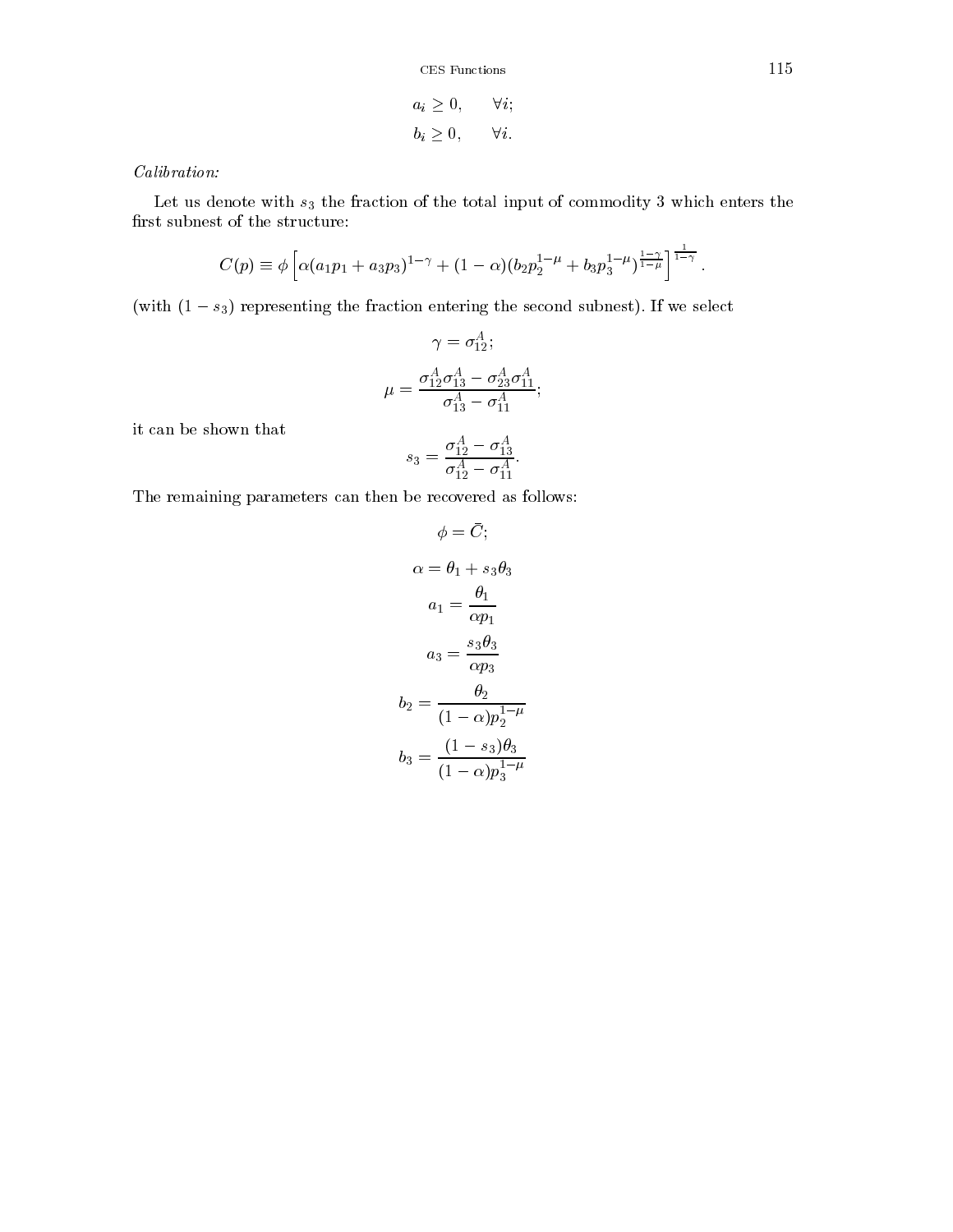$$a_i \geq 0, \qquad \forall i;$$

$$b_i \geq 0, \qquad \forall i.$$

*Calibration:*

Let us denote with $s_3$ the fraction of the total input of commodity 3 which enters the first subnest of the structure:

$$C(p) \equiv \phi \left[ \alpha (a_1 p_1 + a_3 p_3)^{1-\gamma} + (1-\alpha)(b_2 p_2^{1-\mu} + b_3 p_3^{1-\mu})^{\frac{1-\gamma}{1-\mu}} \right]^{\frac{1}{1-\gamma}}.$$

(with $(1 - s_3)$ representing the fraction entering the second subnest). If we select

$$\gamma = \sigma_{12}^A;$$

$$\mu = \frac{\sigma_{12}^A \sigma_{13}^A - \sigma_{23}^A \sigma_{11}^A}{\sigma_{13}^A - \sigma_{11}^A};$$

it can be shown that

$$s_3 = \frac{\sigma_{12}^A - \sigma_{13}^A}{\sigma_{12}^A - \sigma_{11}^A}.$$

The remaining parameters can then be recovered as follows:

$$\phi = \bar{C};$$

$$\alpha = \theta_1 + s_3 \theta_3$$

$$a_1 = \frac{\theta_1}{\alpha p_1}$$

$$a_3 = \frac{s_3 \theta_3}{\alpha p_3}$$

$$b_2 = \frac{\theta_2}{(1-\alpha) p_2^{1-\mu}}$$

$$b_3 = \frac{(1-s_3)\theta_3}{(1-\alpha) p_3^{1-\mu}}$$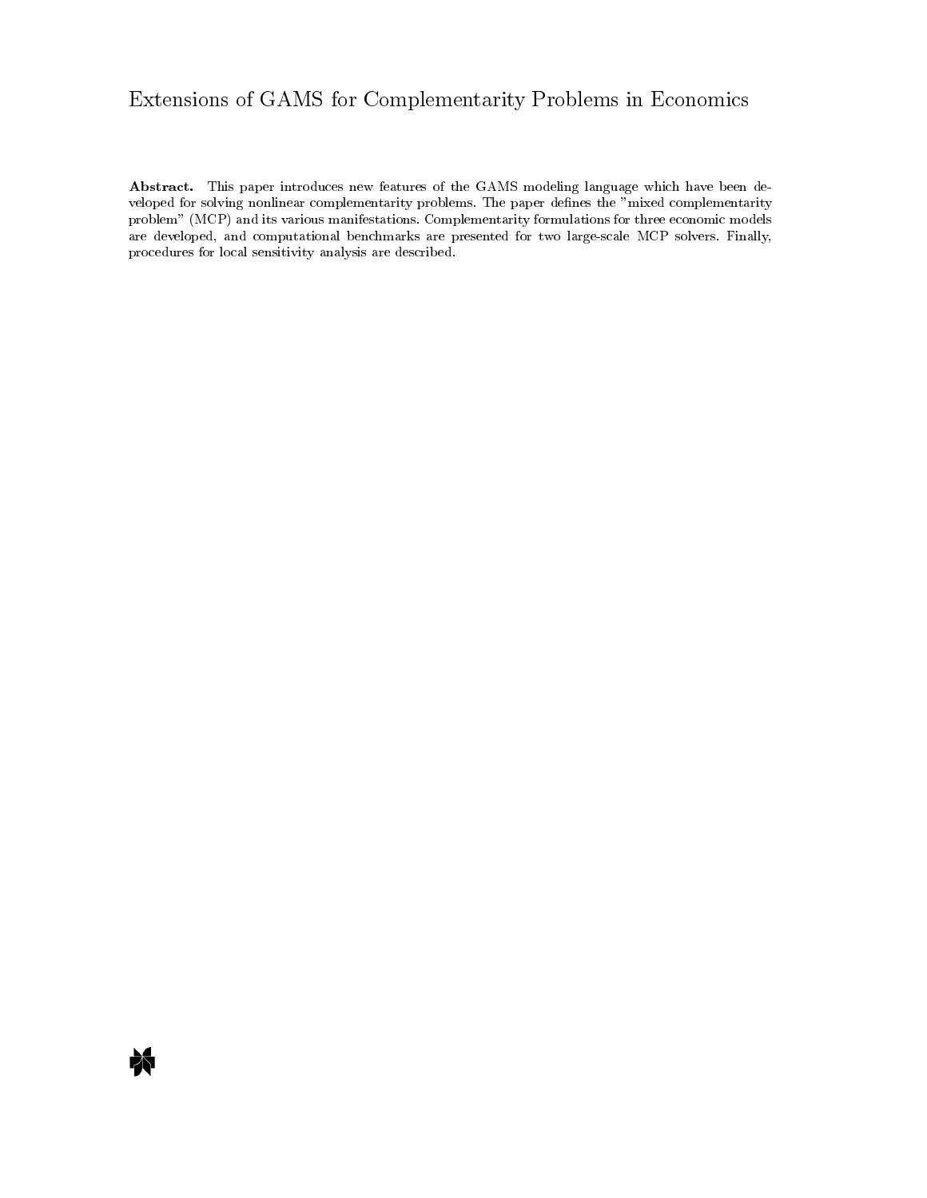# Extensions of GAMS for Complementarity Problems in Economics

**Abstract.** This paper introduces new features of the GAMS modeling language which have been developed for solving nonlinear complementarity problems. The paper defines the "mixed complementarity problem" (MCP) and its various manifestations. Complementarity formulations for three economic models are developed, and computational benchmarks are presented for two large-scale MCP solvers. Finally, procedures for local sensitivity analysis are described.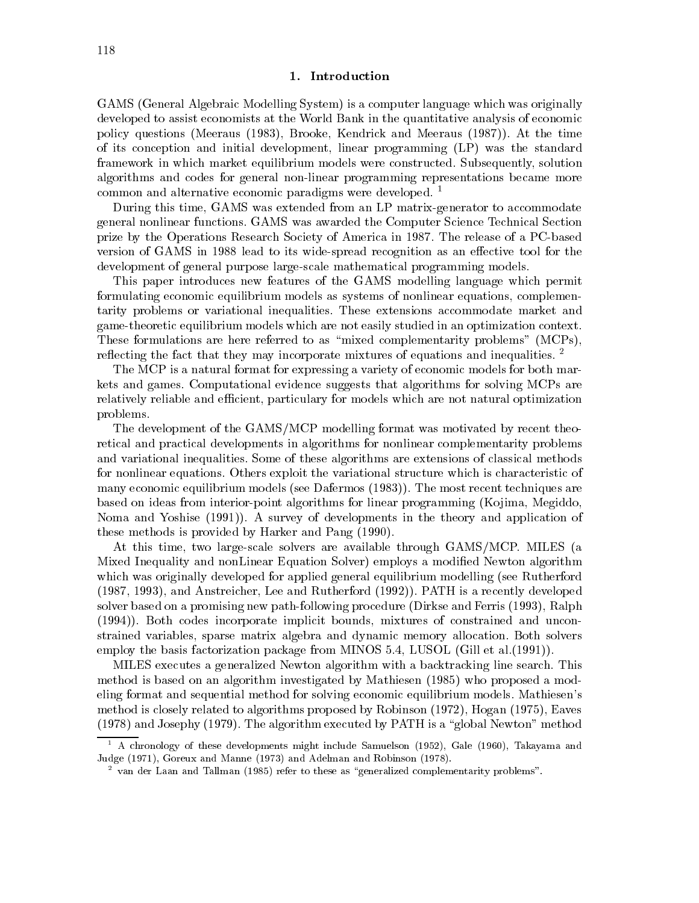## 1. Introduction

GAMS (General Algebraic Modelling System) is a computer language which was originally developed to assist economists at the World Bank in the quantitative analysis of economic policy questions (Meeraus (1983), Brooke, Kendrick and Meeraus (1987)). At the time of its conception and initial development, linear programming (LP) was the standard framework in which market equilibrium models were constructed. Subsequently, solution algorithms and codes for general non-linear programming representations became more common and alternative economic paradigms were developed. [1]

During this time, GAMS was extended from an LP matrix-generator to accommodate general nonlinear functions. GAMS was awarded the Computer Science Technical Section prize by the Operations Research Society of America in 1987. The release of a PC-based version of GAMS in 1988 lead to its wide-spread recognition as an effective tool for the development of general purpose large-scale mathematical programming models.

This paper introduces new features of the GAMS modelling language which permit formulating economic equilibrium models as systems of nonlinear equations, complementarity problems or variational inequalities. These extensions accommodate market and game-theoretic equilibrium models which are not easily studied in an optimization context. These formulations are here referred to as "mixed complementarity problems" (MCPs), reflecting the fact that they may incorporate mixtures of equations and inequalities. [2]

The MCP is a natural format for expressing a variety of economic models for both markets and games. Computational evidence suggests that algorithms for solving MCPs are relatively reliable and efficient, particulary for models which are not natural optimization problems.

The development of the GAMS/MCP modelling format was motivated by recent theoretical and practical developments in algorithms for nonlinear complementarity problems and variational inequalities. Some of these algorithms are extensions of classical methods for nonlinear equations. Others exploit the variational structure which is characteristic of many economic equilibrium models (see Dafermos (1983)). The most recent techniques are based on ideas from interior-point algorithms for linear programming (Kojima, Megiddo, Noma and Yoshise (1991)). A survey of developments in the theory and application of these methods is provided by Harker and Pang (1990).

At this time, two large-scale solvers are available through GAMS/MCP. MILES (a Mixed Inequality and nonLinear Equation Solver) employs a modified Newton algorithm which was originally developed for applied general equilibrium modelling (see Rutherford (1987, 1993), and Anstreicher, Lee and Rutherford (1992)). PATH is a recently developed solver based on a promising new path-following procedure (Dirkse and Ferris (1993), Ralph (1994)). Both codes incorporate implicit bounds, mixtures of constrained and unconstrained variables, sparse matrix algebra and dynamic memory allocation. Both solvers employ the basis factorization package from MINOS 5.4, LUSOL (Gill et al.(1991)).

MILES executes a generalized Newton algorithm with a backtracking line search. This method is based on an algorithm investigated by Mathiesen (1985) who proposed a modeling format and sequential method for solving economic equilibrium models. Mathiesen's method is closely related to algorithms proposed by Robinson (1972), Hogan (1975), Eaves (1978) and Josephy (1979). The algorithm executed by PATH is a "global Newton" method

---

[1] A chronology of these developments might include Samuelson (1952), Gale (1960), Takayama and Judge (1971), Goreux and Manne (1973) and Adelman and Robinson (1978).

[2] van der Laan and Tallman (1985) refer to these as "generalized complementarity problems".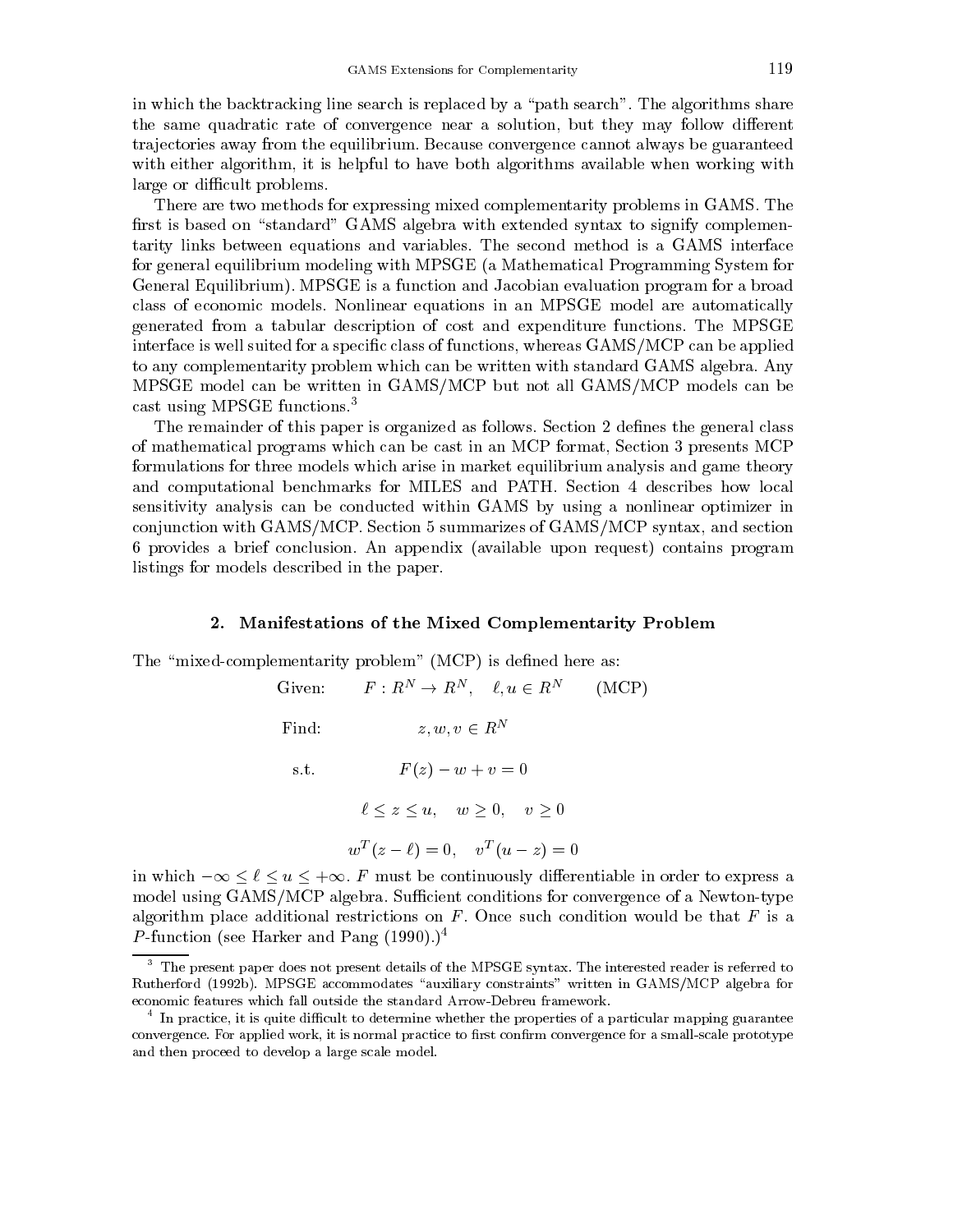in which the backtracking line search is replaced by a "path search". The algorithms share the same quadratic rate of convergence near a solution, but they may follow different trajectories away from the equilibrium. Because convergence cannot always be guaranteed with either algorithm, it is helpful to have both algorithms available when working with large or difficult problems.

There are two methods for expressing mixed complementarity problems in GAMS. The first is based on "standard" GAMS algebra with extended syntax to signify complementarity links between equations and variables. The second method is a GAMS interface for general equilibrium modeling with MPSGE (a Mathematical Programming System for General Equilibrium). MPSGE is a function and Jacobian evaluation program for a broad class of economic models. Nonlinear equations in an MPSGE model are automatically generated from a tabular description of cost and expenditure functions. The MPSGE interface is well suited for a specific class of functions, whereas GAMS/MCP can be applied to any complementarity problem which can be written with standard GAMS algebra. Any MPSGE model can be written in GAMS/MCP but not all GAMS/MCP models can be cast using MPSGE functions.[3]

The remainder of this paper is organized as follows. Section 2 defines the general class of mathematical programs which can be cast in an MCP format, Section 3 presents MCP formulations for three models which arise in market equilibrium analysis and game theory and computational benchmarks for MILES and PATH. Section 4 describes how local sensitivity analysis can be conducted within GAMS by using a nonlinear optimizer in conjunction with GAMS/MCP. Section 5 summarizes of GAMS/MCP syntax, and section 6 provides a brief conclusion. An appendix (available upon request) contains program listings for models described in the paper.

## 2. Manifestations of the Mixed Complementarity Problem

The "mixed-complementarity problem" (MCP) is defined here as:

$$
\begin{array}{ll}
\text{Given:} & F : R^N \rightarrow R^N, \quad \ell, u \in R^N \qquad \text{(MCP)} \\[1em]
\text{Find:} & z, w, v \in R^N \\[1em]
\text{s.t.} & F(z) - w + v = 0 \\[1em]
 & \ell \leq z \leq u, \quad w \geq 0, \quad v \geq 0 \\[1em]
 & w^T(z - \ell) = 0, \quad v^T(u - z) = 0
\end{array}
$$

in which $-\infty \leq \ell \leq u \leq +\infty$. $F$ must be continuously differentiable in order to express a model using GAMS/MCP algebra. Sufficient conditions for convergence of a Newton-type algorithm place additional restrictions on $F$. Once such condition would be that $F$ is a $P$-function (see Harker and Pang (1990).)[4]

---

[3] The present paper does not present details of the MPSGE syntax. The interested reader is referred to Rutherford (1992b). MPSGE accommodates "auxiliary constraints" written in GAMS/MCP algebra for economic features which fall outside the standard Arrow-Debreu framework.

[4] In practice, it is quite difficult to determine whether the properties of a particular mapping guarantee convergence. For applied work, it is normal practice to first confirm convergence for a small-scale prototype and then proceed to develop a large scale model.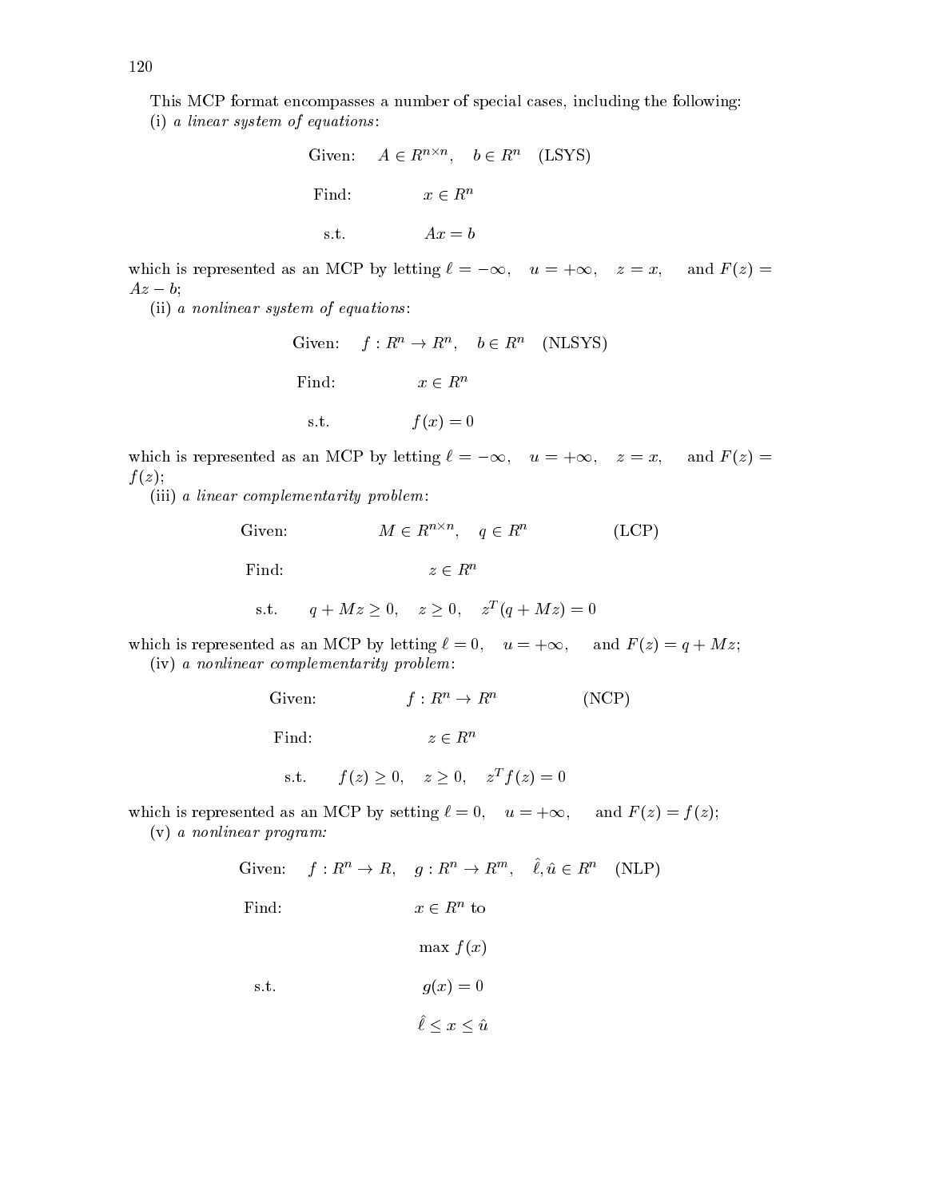This MCP format encompasses a number of special cases, including the following:

(i) *a linear system of equations*:

$$\begin{array}{lll} \text{Given:} & A \in R^{n \times n}, \quad b \in R^n & \text{(LSYS)} \\ \text{Find:} & x \in R^n & \\ \text{s.t.} & Ax = b & \end{array}$$

which is represented as an MCP by letting $\ell = -\infty, \quad u = +\infty, \quad z = x, \quad$ and $F(z) = Az - b$;

(ii) *a nonlinear system of equations*:

$$\begin{array}{lll} \text{Given:} & f : R^n \to R^n, \quad b \in R^n & \text{(NLSYS)} \\ \text{Find:} & x \in R^n & \\ \text{s.t.} & f(x) = 0 & \end{array}$$

which is represented as an MCP by letting $\ell = -\infty, \quad u = +\infty, \quad z = x, \quad$ and $F(z) = f(z)$;

(iii) *a linear complementarity problem*:

$$\begin{array}{lll} \text{Given:} & M \in R^{n \times n}, \quad q \in R^n & \text{(LCP)} \\ \text{Find:} & z \in R^n & \\ \text{s.t.} & q + Mz \geq 0, \quad z \geq 0, \quad z^T(q + Mz) = 0 & \end{array}$$

which is represented as an MCP by letting $\ell = 0, \quad u = +\infty, \quad$ and $F(z) = q + Mz$;

(iv) *a nonlinear complementarity problem*:

$$\begin{array}{lll} \text{Given:} & f : R^n \to R^n & \text{(NCP)} \\ \text{Find:} & z \in R^n & \\ \text{s.t.} & f(z) \geq 0, \quad z \geq 0, \quad z^T f(z) = 0 & \end{array}$$

which is represented as an MCP by setting $\ell = 0, \quad u = +\infty, \quad$ and $F(z) = f(z)$;

(v) *a nonlinear program:*

$$\begin{array}{lll} \text{Given:} & f : R^n \to R, \quad g : R^n \to R^m, \quad \hat{\ell}, \hat{u} \in R^n & \text{(NLP)} \\ \text{Find:} & x \in R^n \text{ to} & \\ & \max f(x) & \\ \text{s.t.} & g(x) = 0 & \\ & \hat{\ell} \leq x \leq \hat{u} & \end{array}$$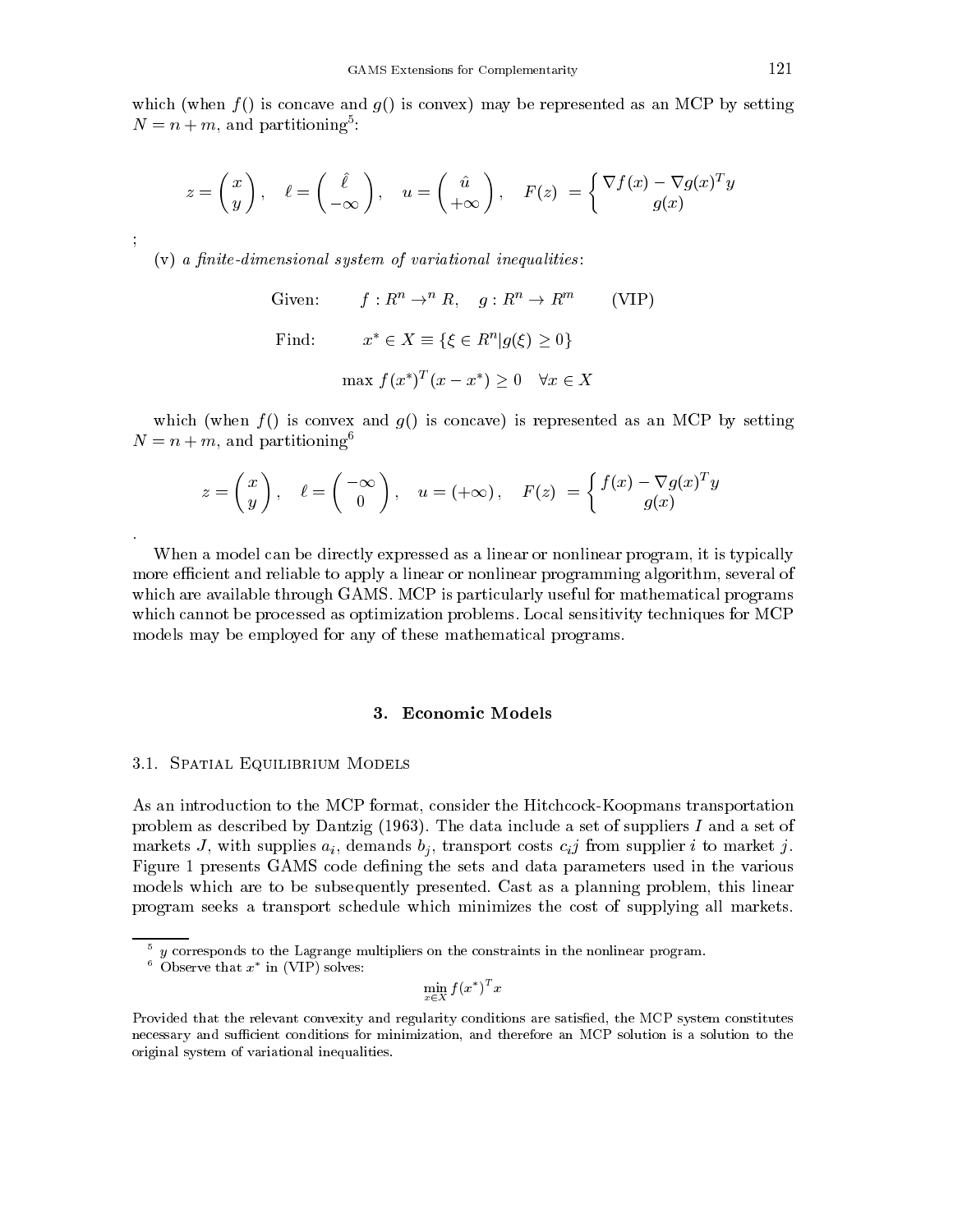which (when $f()$ is concave and $g()$ is convex) may be represented as an MCP by setting $N = n + m$, and partitioning[5]:

$$z = \begin{pmatrix} x \\ y \end{pmatrix}, \quad \ell = \begin{pmatrix} \hat{\ell} \\ -\infty \end{pmatrix}, \quad u = \begin{pmatrix} \hat{u} \\ +\infty \end{pmatrix}, \quad F(z) = \begin{cases} \nabla f(x) - \nabla g(x)^T y \\ g(x) \end{cases}$$

;

(v) *a finite-dimensional system of variational inequalities*:

$$\text{Given:} \qquad f : R^n \rightarrow^n R, \quad g : R^n \rightarrow R^m \qquad \text{(VIP)}$$

$$\text{Find:} \qquad x^* \in X \equiv \{\xi \in R^n | g(\xi) \geq 0\}$$

$$\max f(x^*)^T (x - x^*) \geq 0 \quad \forall x \in X$$

which (when $f()$ is convex and $g()$ is concave) is represented as an MCP by setting $N = n + m$, and partitioning[6]

$$z = \begin{pmatrix} x \\ y \end{pmatrix}, \quad \ell = \begin{pmatrix} -\infty \\ 0 \end{pmatrix}, \quad u = (+\infty), \quad F(z) = \begin{cases} f(x) - \nabla g(x)^T y \\ g(x) \end{cases}$$

.

When a model can be directly expressed as a linear or nonlinear program, it is typically more efficient and reliable to apply a linear or nonlinear programming algorithm, several of which are available through GAMS. MCP is particularly useful for mathematical programs which cannot be processed as optimization problems. Local sensitivity techniques for MCP models may be employed for any of these mathematical programs.

## 3. Economic Models

### 3.1. Spatial Equilibrium Models

As an introduction to the MCP format, consider the Hitchcock-Koopmans transportation problem as described by Dantzig (1963). The data include a set of suppliers $I$ and a set of markets $J$, with supplies $a_i$, demands $b_j$, transport costs $c_i j$ from supplier $i$ to market $j$. Figure 1 presents GAMS code defining the sets and data parameters used in the various models which are to be subsequently presented. Cast as a planning problem, this linear program seeks a transport schedule which minimizes the cost of supplying all markets.

---

[5] $y$ corresponds to the Lagrange multipliers on the constraints in the nonlinear program.

[6] Observe that $x^*$ in (VIP) solves:

$$\min_{x \in X} f(x^*)^T x$$

Provided that the relevant convexity and regularity conditions are satisfied, the MCP system constitutes necessary and sufficient conditions for minimization, and therefore an MCP solution is a solution to the original system of variational inequalities.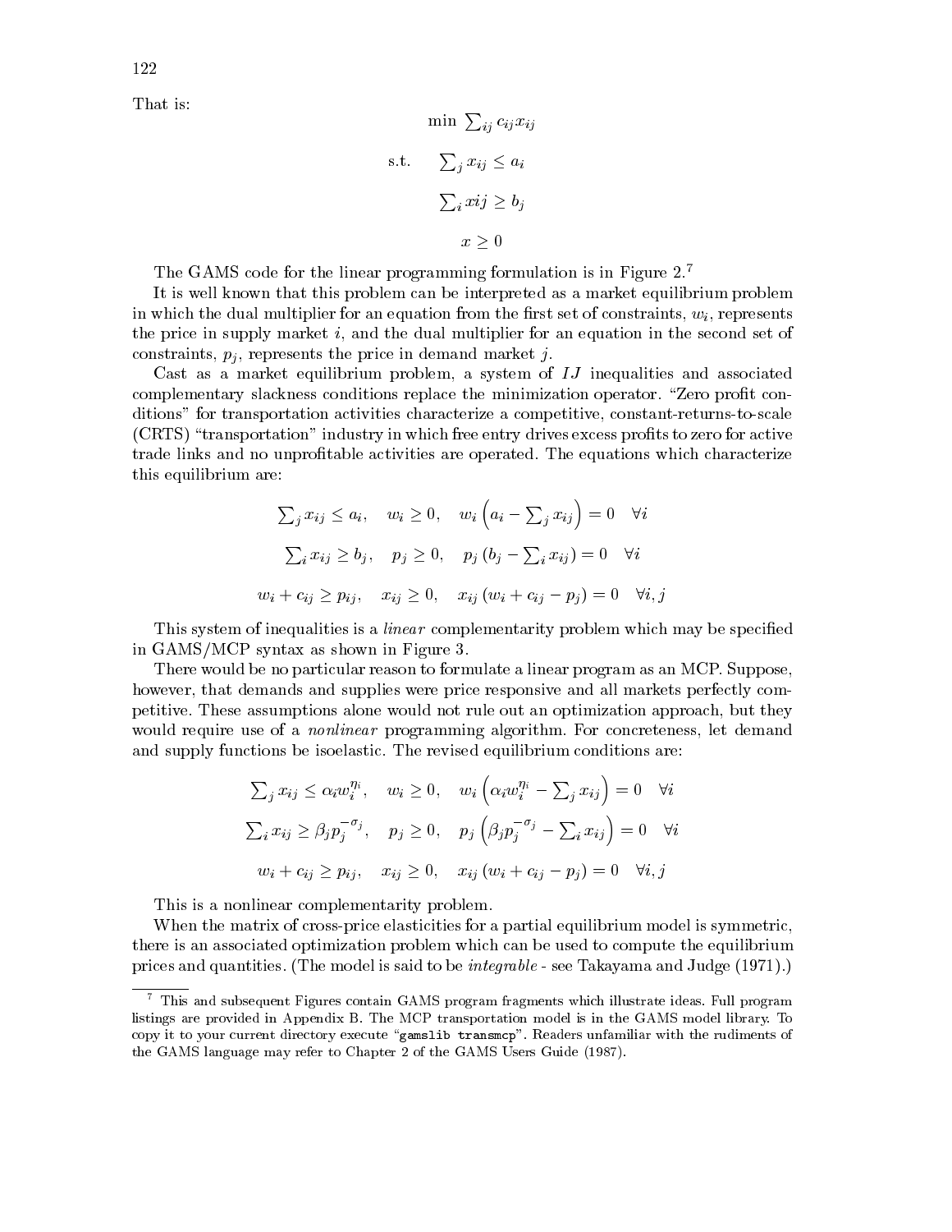That is:

$$\min \sum_{ij} c_{ij} x_{ij}$$

$$\text{s.t.} \quad \sum_j x_{ij} \le a_i$$

$$\sum_i xij \ge b_j$$

$$x \ge 0$$

The GAMS code for the linear programming formulation is in Figure 2.[7]

It is well known that this problem can be interpreted as a market equilibrium problem in which the dual multiplier for an equation from the first set of constraints, $w_i$, represents the price in supply market $i$, and the dual multiplier for an equation in the second set of constraints, $p_j$, represents the price in demand market $j$.

Cast as a market equilibrium problem, a system of $IJ$ inequalities and associated complementary slackness conditions replace the minimization operator. "Zero profit conditions" for transportation activities characterize a competitive, constant-returns-to-scale (CRTS) "transportation" industry in which free entry drives excess profits to zero for active trade links and no unprofitable activities are operated. The equations which characterize this equilibrium are:

$$\sum_j x_{ij} \le a_i, \quad w_i \ge 0, \quad w_i \left( a_i - \sum_j x_{ij} \right) = 0 \quad \forall i$$

$$\sum_i x_{ij} \ge b_j, \quad p_j \ge 0, \quad p_j \left( b_j - \sum_i x_{ij} \right) = 0 \quad \forall i$$

$$w_i + c_{ij} \ge p_{ij}, \quad x_{ij} \ge 0, \quad x_{ij} \left( w_i + c_{ij} - p_j \right) = 0 \quad \forall i, j$$

This system of inequalities is a *linear* complementarity problem which may be specified in GAMS/MCP syntax as shown in Figure 3.

There would be no particular reason to formulate a linear program as an MCP. Suppose, however, that demands and supplies were price responsive and all markets perfectly competitive. These assumptions alone would not rule out an optimization approach, but they would require use of a *nonlinear* programming algorithm. For concreteness, let demand and supply functions be isoelastic. The revised equilibrium conditions are:

$$\sum_j x_{ij} \le \alpha_i w_i^{\eta_i}, \quad w_i \ge 0, \quad w_i \left( \alpha_i w_i^{\eta_i} - \sum_j x_{ij} \right) = 0 \quad \forall i$$

$$\sum_i x_{ij} \ge \beta_j p_j^{-\sigma_j}, \quad p_j \ge 0, \quad p_j \left( \beta_j p_j^{-\sigma_j} - \sum_i x_{ij} \right) = 0 \quad \forall i$$

$$w_i + c_{ij} \ge p_{ij}, \quad x_{ij} \ge 0, \quad x_{ij} \left( w_i + c_{ij} - p_j \right) = 0 \quad \forall i, j$$

This is a nonlinear complementarity problem.

When the matrix of cross-price elasticities for a partial equilibrium model is symmetric, there is an associated optimization problem which can be used to compute the equilibrium prices and quantities. (The model is said to be *integrable* - see Takayama and Judge (1971).)

[7] This and subsequent Figures contain GAMS program fragments which illustrate ideas. Full program listings are provided in Appendix B. The MCP transportation model is in the GAMS model library. To copy it to your current directory execute "`gamslib transmcp`". Readers unfamiliar with the rudiments of the GAMS language may refer to Chapter 2 of the GAMS Users Guide (1987).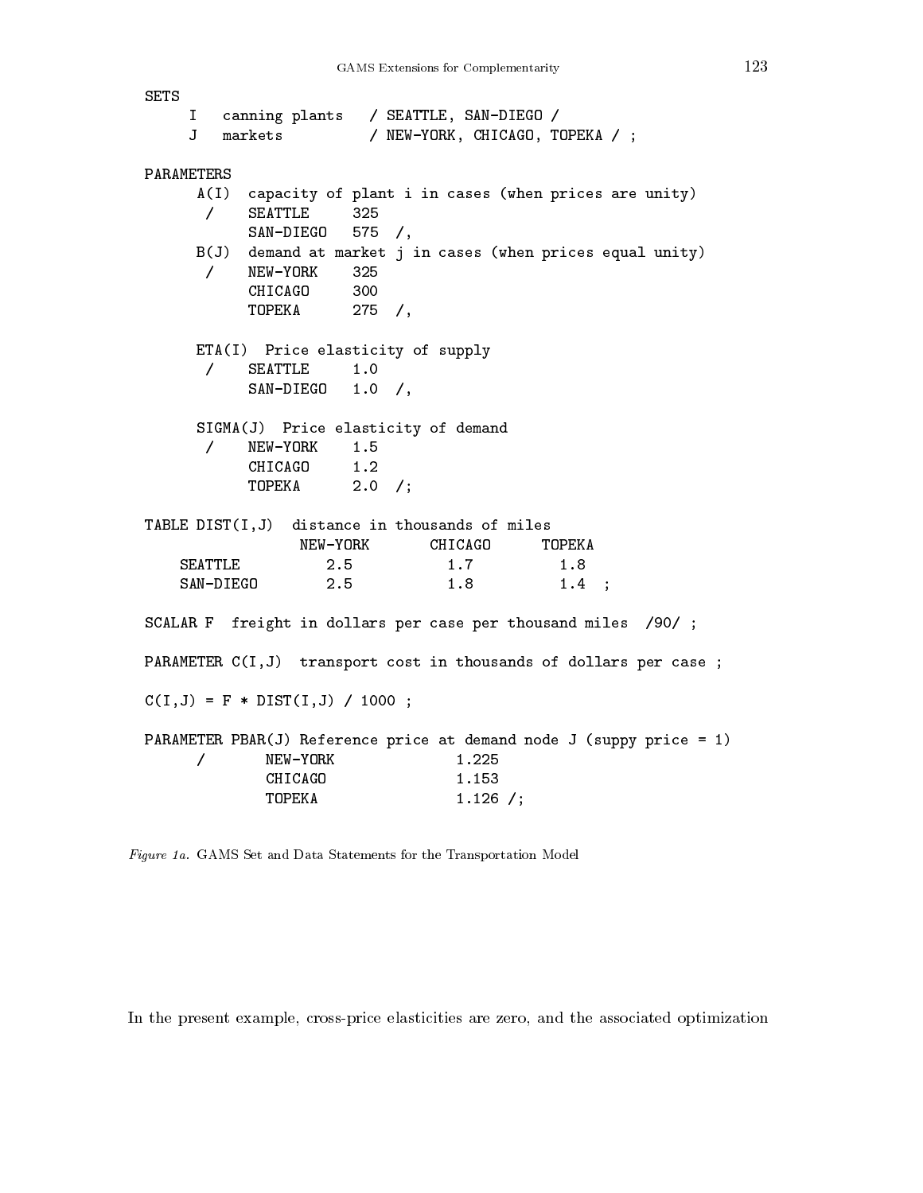```
SETS
     I   canning plants   / SEATTLE, SAN-DIEGO /
     J   markets          / NEW-YORK, CHICAGO, TOPEKA / ;

PARAMETERS
      A(I)  capacity of plant i in cases (when prices are unity)
       /    SEATTLE     325
            SAN-DIEGO   575  /,
      B(J)  demand at market j in cases (when prices equal unity)
       /    NEW-YORK    325
            CHICAGO     300
            TOPEKA      275  /,

      ETA(I)  Price elasticity of supply
       /    SEATTLE     1.0
            SAN-DIEGO   1.0  /,

      SIGMA(J)  Price elasticity of demand
       /    NEW-YORK    1.5
            CHICAGO     1.2
            TOPEKA      2.0  /;

TABLE DIST(I,J)  distance in thousands of miles
                 NEW-YORK       CHICAGO      TOPEKA
    SEATTLE         2.5           1.7          1.8
    SAN-DIEGO       2.5           1.8          1.4  ;

SCALAR F  freight in dollars per case per thousand miles  /90/ ;

PARAMETER C(I,J)  transport cost in thousands of dollars per case ;

C(I,J) = F * DIST(I,J) / 1000 ;

PARAMETER PBAR(J) Reference price at demand node J (suppy price = 1)
      /       NEW-YORK              1.225
              CHICAGO               1.153
              TOPEKA                1.126 /;
```

*Figure 1a.* GAMS Set and Data Statements for the Transportation Model

In the present example, cross-price elasticities are zero, and the associated optimization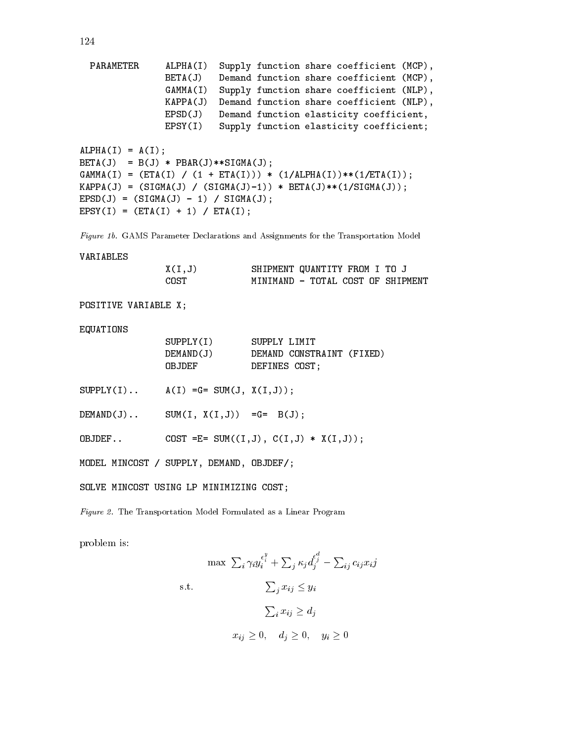```
  PARAMETER     ALPHA(I)  Supply function share coefficient (MCP),
                BETA(J)   Demand function share coefficient (MCP),
                GAMMA(I)  Supply function share coefficient (NLP),
                KAPPA(J)  Demand function share coefficient (NLP),
                EPSD(J)   Demand function elasticity coefficient,
                EPSY(I)   Supply function elasticity coefficient;

ALPHA(I) = A(I);
BETA(J)  = B(J) * PBAR(J)**SIGMA(J);
GAMMA(I) = (ETA(I) / (1 + ETA(I))) * (1/ALPHA(I))**(1/ETA(I));
KAPPA(J) = (SIGMA(J) / (SIGMA(J)-1)) * BETA(J)**(1/SIGMA(J));
EPSD(J) = (SIGMA(J) - 1) / SIGMA(J);
EPSY(I) = (ETA(I) + 1) / ETA(I);
```

*Figure 1b.* GAMS Parameter Declarations and Assignments for the Transportation Model

```
VARIABLES
                X(I,J)          SHIPMENT QUANTITY FROM I TO J
                COST            MINIMAND - TOTAL COST OF SHIPMENT

POSITIVE VARIABLE X;

EQUATIONS
                SUPPLY(I)       SUPPLY LIMIT
                DEMAND(J)       DEMAND CONSTRAINT (FIXED)
                OBJDEF          DEFINES COST;

SUPPLY(I)..     A(I) =G= SUM(J, X(I,J));

DEMAND(J)..     SUM(I, X(I,J))  =G=  B(J);

OBJDEF..        COST =E= SUM((I,J), C(I,J) * X(I,J));

MODEL MINCOST / SUPPLY, DEMAND, OBJDEF/;

SOLVE MINCOST USING LP MINIMIZING COST;
```

*Figure 2.* The Transportation Model Formulated as a Linear Program

problem is:

$$
\begin{array}{ll}
 & \max \ \sum_i \gamma_i y_i^{\epsilon_i^y} + \sum_j \kappa_j d_j^{\epsilon_j^d} - \sum_{ij} c_{ij} x_i j \\
\text{s.t.} & \sum_j x_{ij} \leq y_i \\
 & \sum_i x_{ij} \geq d_j \\
 & x_{ij} \geq 0, \quad d_j \geq 0, \quad y_i \geq 0
\end{array}
$$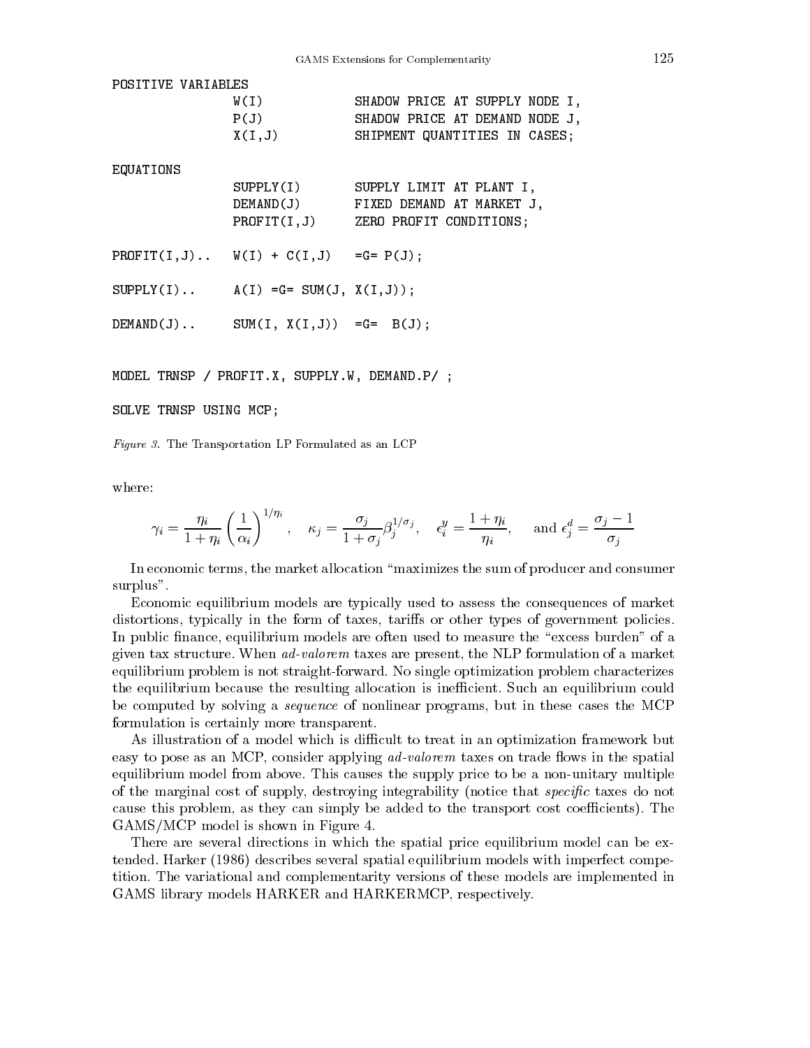```
POSITIVE VARIABLES
                W(I)            SHADOW PRICE AT SUPPLY NODE I,
                P(J)            SHADOW PRICE AT DEMAND NODE J,
                X(I,J)          SHIPMENT QUANTITIES IN CASES;

EQUATIONS
                SUPPLY(I)       SUPPLY LIMIT AT PLANT I,
                DEMAND(J)       FIXED DEMAND AT MARKET J,
                PROFIT(I,J)     ZERO PROFIT CONDITIONS;

PROFIT(I,J)..   W(I) + C(I,J)   =G= P(J);

SUPPLY(I)..     A(I) =G= SUM(J, X(I,J));

DEMAND(J)..     SUM(I, X(I,J))  =G=  B(J);


MODEL TRNSP / PROFIT.X, SUPPLY.W, DEMAND.P/ ;

SOLVE TRNSP USING MCP;
```

*Figure 3.* The Transportation LP Formulated as an LCP

where:

$$\gamma_i = \frac{\eta_i}{1+\eta_i}\left(\frac{1}{\alpha_i}\right)^{1/\eta_i}, \quad \kappa_j = \frac{\sigma_j}{1+\sigma_j}\beta_j^{1/\sigma_j}, \quad \epsilon_i^y = \frac{1+\eta_i}{\eta_i}, \quad \text{and } \epsilon_j^d = \frac{\sigma_j - 1}{\sigma_j}$$

In economic terms, the market allocation "maximizes the sum of producer and consumer surplus".

Economic equilibrium models are typically used to assess the consequences of market distortions, typically in the form of taxes, tariffs or other types of government policies. In public finance, equilibrium models are often used to measure the "excess burden" of a given tax structure. When *ad-valorem* taxes are present, the NLP formulation of a market equilibrium problem is not straight-forward. No single optimization problem characterizes the equilibrium because the resulting allocation is inefficient. Such an equilibrium could be computed by solving a *sequence* of nonlinear programs, but in these cases the MCP formulation is certainly more transparent.

As illustration of a model which is difficult to treat in an optimization framework but easy to pose as an MCP, consider applying *ad-valorem* taxes on trade flows in the spatial equilibrium model from above. This causes the supply price to be a non-unitary multiple of the marginal cost of supply, destroying integrability (notice that *specific* taxes do not cause this problem, as they can simply be added to the transport cost coefficients). The GAMS/MCP model is shown in Figure 4.

There are several directions in which the spatial price equilibrium model can be extended. Harker (1986) describes several spatial equilibrium models with imperfect competition. The variational and complementarity versions of these models are implemented in GAMS library models HARKER and HARKERMCP, respectively.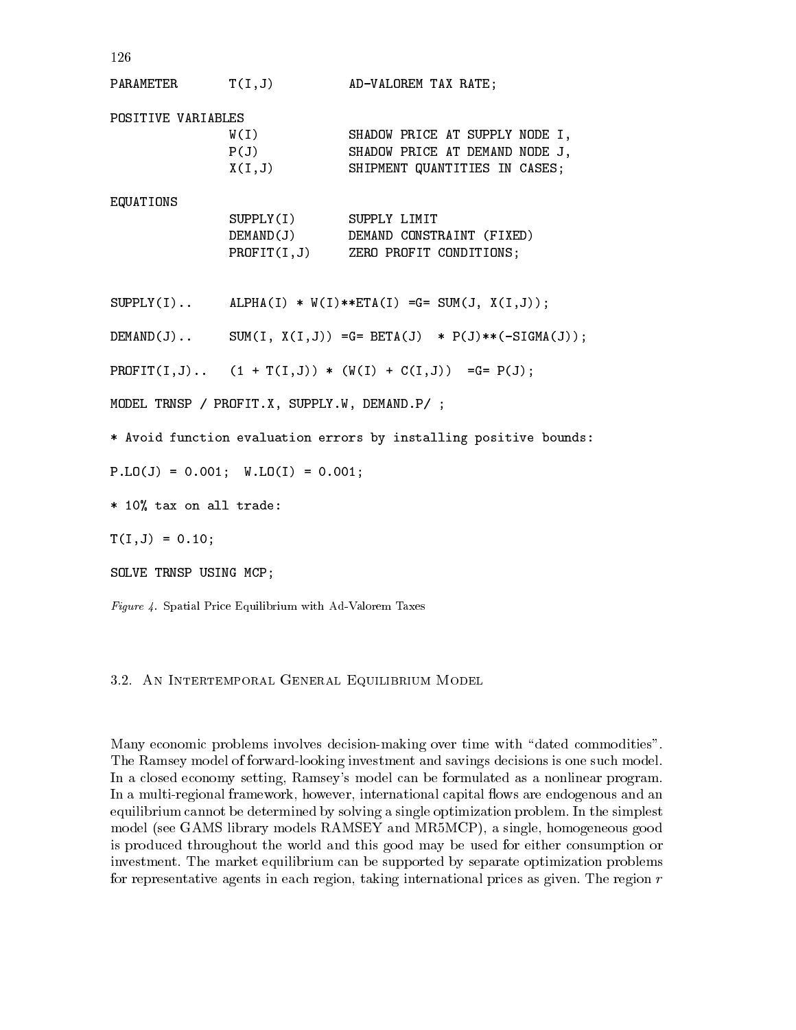```
PARAMETER       T(I,J)          AD-VALOREM TAX RATE;

POSITIVE VARIABLES
                W(I)            SHADOW PRICE AT SUPPLY NODE I,
                P(J)            SHADOW PRICE AT DEMAND NODE J,
                X(I,J)          SHIPMENT QUANTITIES IN CASES;

EQUATIONS
                SUPPLY(I)       SUPPLY LIMIT
                DEMAND(J)       DEMAND CONSTRAINT (FIXED)
                PROFIT(I,J)     ZERO PROFIT CONDITIONS;


SUPPLY(I)..     ALPHA(I) * W(I)**ETA(I) =G= SUM(J, X(I,J));

DEMAND(J)..     SUM(I, X(I,J)) =G= BETA(J)  * P(J)**(-SIGMA(J));

PROFIT(I,J)..   (1 + T(I,J)) * (W(I) + C(I,J))  =G= P(J);

MODEL TRNSP / PROFIT.X, SUPPLY.W, DEMAND.P/ ;

* Avoid function evaluation errors by installing positive bounds:

P.LO(J) = 0.001;  W.LO(I) = 0.001;

* 10% tax on all trade:

T(I,J) = 0.10;

SOLVE TRNSP USING MCP;
```

*Figure 4.* Spatial Price Equilibrium with Ad-Valorem Taxes

### 3.2. An Intertemporal General Equilibrium Model

Many economic problems involves decision-making over time with "dated commodities". The Ramsey model of forward-looking investment and savings decisions is one such model. In a closed economy setting, Ramsey's model can be formulated as a nonlinear program. In a multi-regional framework, however, international capital flows are endogenous and an equilibrium cannot be determined by solving a single optimization problem. In the simplest model (see GAMS library models RAMSEY and MR5MCP), a single, homogeneous good is produced throughout the world and this good may be used for either consumption or investment. The market equilibrium can be supported by separate optimization problems for representative agents in each region, taking international prices as given. The region $r$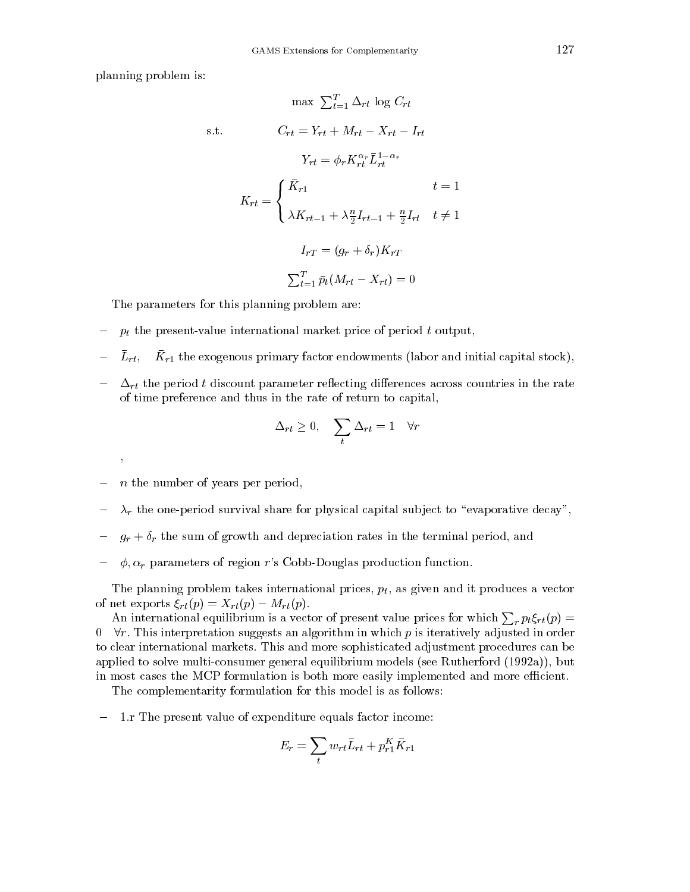planning problem is:

$$\max \ \sum_{t=1}^{T} \Delta_{rt} \ \log C_{rt}$$

$$\text{s.t.} \qquad C_{rt} = Y_{rt} + M_{rt} - X_{rt} - I_{rt}$$

$$Y_{rt} = \phi_r K_{rt}^{\alpha_r} \bar{L}_{rt}^{1-\alpha_r}$$

$$K_{rt} = \begin{cases} \bar{K}_{r1} & t = 1 \\ \lambda K_{rt-1} + \lambda \frac{n}{2} I_{rt-1} + \frac{n}{2} I_{rt} & t \neq 1 \end{cases}$$

$$I_{rT} = (g_r + \delta_r) K_{rT}$$

$$\sum_{t=1}^{T} \bar{p}_t (M_{rt} - X_{rt}) = 0$$

The parameters for this planning problem are:

- $p_t$ the present-value international market price of period $t$ output,
- $\bar{L}_{rt}$, $\bar{K}_{r1}$ the exogenous primary factor endowments (labor and initial capital stock),
- $\Delta_{rt}$ the period $t$ discount parameter reflecting differences across countries in the rate of time preference and thus in the rate of return to capital,

$$\Delta_{rt} \geq 0, \quad \sum_t \Delta_{rt} = 1 \quad \forall r$$

,

- $n$ the number of years per period,
- $\lambda_r$ the one-period survival share for physical capital subject to "evaporative decay",
- $g_r + \delta_r$ the sum of growth and depreciation rates in the terminal period, and
- $\phi, \alpha_r$ parameters of region $r$'s Cobb-Douglas production function.

The planning problem takes international prices, $p_t$, as given and it produces a vector of net exports $\xi_{rt}(p) = X_{rt}(p) - M_{rt}(p)$.

An international equilibrium is a vector of present value prices for which $\sum_r p_t \xi_{rt}(p) = 0 \quad \forall r$. This interpretation suggests an algorithm in which $p$ is iteratively adjusted in order to clear international markets. This and more sophisticated adjustment procedures can be applied to solve multi-consumer general equilibrium models (see Rutherford (1992a)), but in most cases the MCP formulation is both more easily implemented and more efficient.

The complementarity formulation for this model is as follows:

- 1.r The present value of expenditure equals factor income:

$$E_r = \sum_t w_{rt} \bar{L}_{rt} + p_{r1}^K \bar{K}_{r1}$$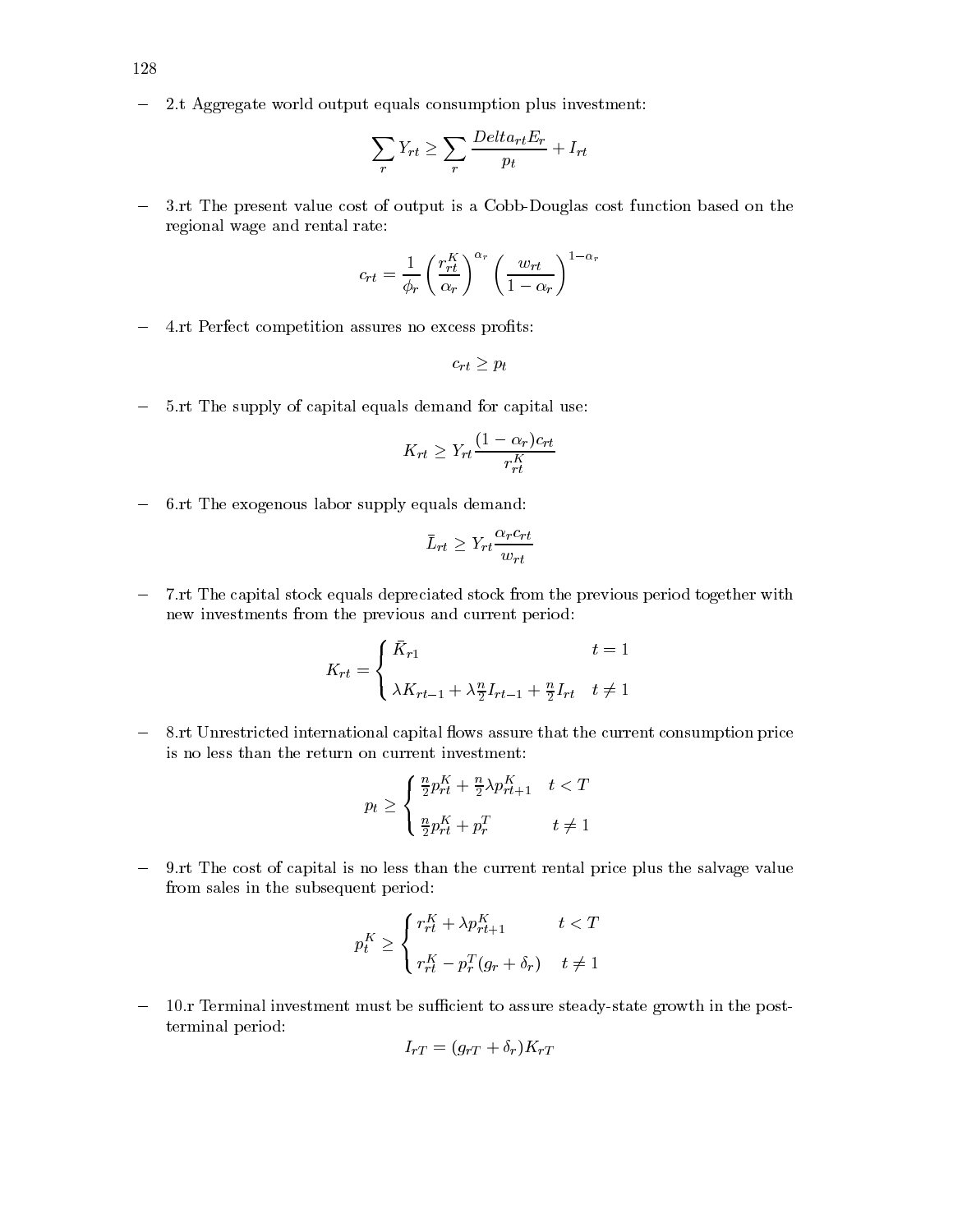- 2.t Aggregate world output equals consumption plus investment:

$$\sum_r Y_{rt} \geq \sum_r \frac{Delta_{rt} E_r}{p_t} + I_{rt}$$

- 3.rt The present value cost of output is a Cobb-Douglas cost function based on the regional wage and rental rate:

$$c_{rt} = \frac{1}{\phi_r} \left( \frac{r^K_{rt}}{\alpha_r} \right)^{\alpha_r} \left( \frac{w_{rt}}{1-\alpha_r} \right)^{1-\alpha_r}$$

- 4.rt Perfect competition assures no excess profits:

$$c_{rt} \geq p_t$$

- 5.rt The supply of capital equals demand for capital use:

$$K_{rt} \geq Y_{rt} \frac{(1-\alpha_r) c_{rt}}{r^K_{rt}}$$

- 6.rt The exogenous labor supply equals demand:

$$\bar{L}_{rt} \geq Y_{rt} \frac{\alpha_r c_{rt}}{w_{rt}}$$

- 7.rt The capital stock equals depreciated stock from the previous period together with new investments from the previous and current period:

$$K_{rt} = \begin{cases} \bar{K}_{r1} & t = 1 \\ \lambda K_{rt-1} + \lambda \frac{n}{2} I_{rt-1} + \frac{n}{2} I_{rt} & t \neq 1 \end{cases}$$

- 8.rt Unrestricted international capital flows assure that the current consumption price is no less than the return on current investment:

$$p_t \geq \begin{cases} \frac{n}{2} p^K_{rt} + \frac{n}{2} \lambda p^K_{rt+1} & t < T \\ \frac{n}{2} p^K_{rt} + p^T_r & t \neq 1 \end{cases}$$

- 9.rt The cost of capital is no less than the current rental price plus the salvage value from sales in the subsequent period:

$$p^K_t \geq \begin{cases} r^K_{rt} + \lambda p^K_{rt+1} & t < T \\ r^K_{rt} - p^T_r (g_r + \delta_r) & t \neq 1 \end{cases}$$

- 10.r Terminal investment must be sufficient to assure steady-state growth in the post-terminal period:

$$I_{rT} = (g_{rT} + \delta_r) K_{rT}$$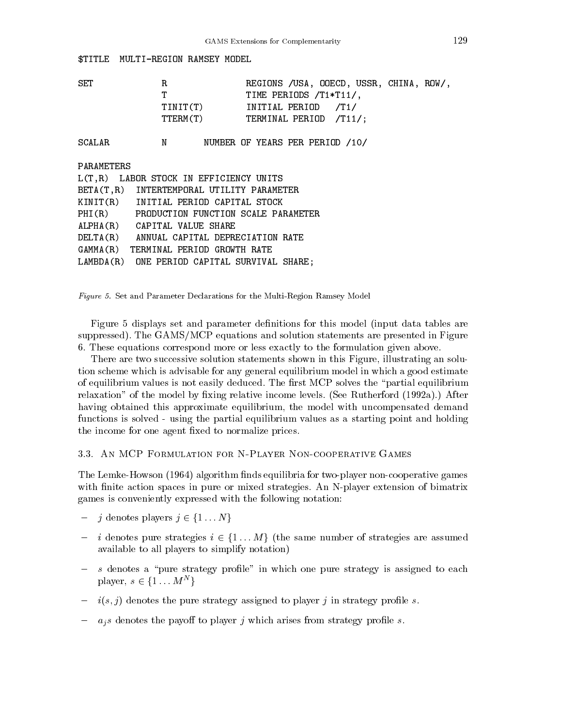```
$TITLE  MULTI-REGION RAMSEY MODEL

SET          R              REGIONS /USA, OOECD, USSR, CHINA, ROW/,
             T              TIME PERIODS /T1*T11/,
             TINIT(T)       INITIAL PERIOD   /T1/
             TTERM(T)       TERMINAL PERIOD  /T11/;

SCALAR       N       NUMBER OF YEARS PER PERIOD /10/

PARAMETERS
L(T,R)  LABOR STOCK IN EFFICIENCY UNITS
BETA(T,R)  INTERTEMPORAL UTILITY PARAMETER
KINIT(R)   INITIAL PERIOD CAPITAL STOCK
PHI(R)     PRODUCTION FUNCTION SCALE PARAMETER
ALPHA(R)   CAPITAL VALUE SHARE
DELTA(R)   ANNUAL CAPITAL DEPRECIATION RATE
GAMMA(R)  TERMINAL PERIOD GROWTH RATE
LAMBDA(R)  ONE PERIOD CAPITAL SURVIVAL SHARE;
```

*Figure 5.* Set and Parameter Declarations for the Multi-Region Ramsey Model

Figure 5 displays set and parameter definitions for this model (input data tables are suppressed). The GAMS/MCP equations and solution statements are presented in Figure 6. These equations correspond more or less exactly to the formulation given above.

There are two successive solution statements shown in this Figure, illustrating an solution scheme which is advisable for any general equilibrium model in which a good estimate of equilibrium values is not easily deduced. The first MCP solves the "partial equilibrium relaxation" of the model by fixing relative income levels. (See Rutherford (1992a).) After having obtained this approximate equilibrium, the model with uncompensated demand functions is solved - using the partial equilibrium values as a starting point and holding the income for one agent fixed to normalize prices.

### 3.3. An MCP Formulation for N-Player Non-cooperative Games

The Lemke-Howson (1964) algorithm finds equilibria for two-player non-cooperative games with finite action spaces in pure or mixed strategies. An N-player extension of bimatrix games is conveniently expressed with the following notation:

- $j$ denotes players $j \in \{1 \ldots N\}$
- $i$ denotes pure strategies $i \in \{1 \ldots M\}$ (the same number of strategies are assumed available to all players to simplify notation)
- $s$ denotes a "pure strategy profile" in which one pure strategy is assigned to each player, $s \in \{1 \ldots M^N\}$
- $i(s, j)$ denotes the pure strategy assigned to player $j$ in strategy profile $s$.
- $a_j s$ denotes the payoff to player $j$ which arises from strategy profile $s$.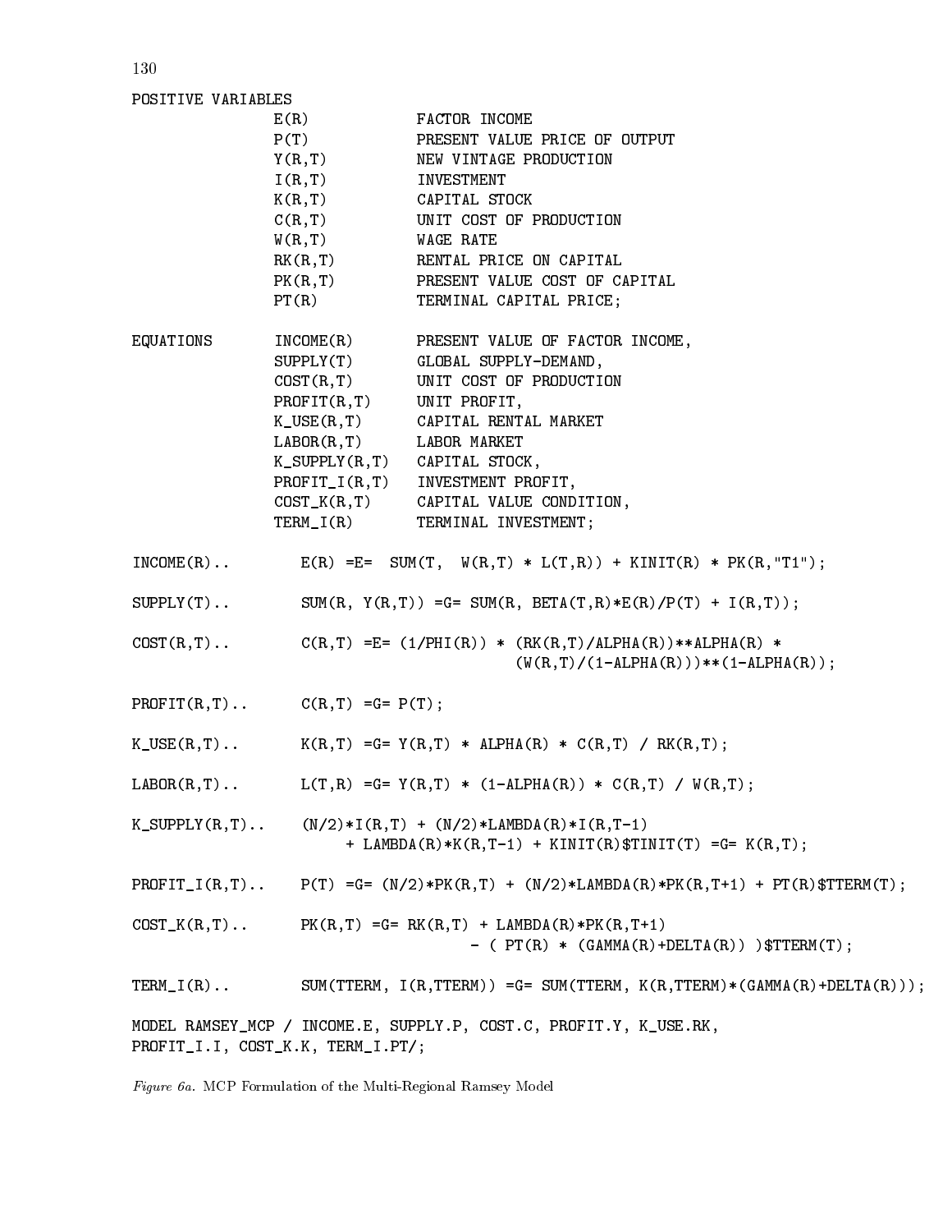```
POSITIVE VARIABLES
                E(R)            FACTOR INCOME
                P(T)            PRESENT VALUE PRICE OF OUTPUT
                Y(R,T)          NEW VINTAGE PRODUCTION
                I(R,T)          INVESTMENT
                K(R,T)          CAPITAL STOCK
                C(R,T)          UNIT COST OF PRODUCTION
                W(R,T)          WAGE RATE
                RK(R,T)         RENTAL PRICE ON CAPITAL
                PK(R,T)         PRESENT VALUE COST OF CAPITAL
                PT(R)           TERMINAL CAPITAL PRICE;

EQUATIONS       INCOME(R)       PRESENT VALUE OF FACTOR INCOME,
                SUPPLY(T)       GLOBAL SUPPLY-DEMAND,
                COST(R,T)       UNIT COST OF PRODUCTION
                PROFIT(R,T)     UNIT PROFIT,
                K_USE(R,T)      CAPITAL RENTAL MARKET
                LABOR(R,T)      LABOR MARKET
                K_SUPPLY(R,T)   CAPITAL STOCK,
                PROFIT_I(R,T)   INVESTMENT PROFIT,
                COST_K(R,T)     CAPITAL VALUE CONDITION,
                TERM_I(R)       TERMINAL INVESTMENT;

INCOME(R)..        E(R) =E=  SUM(T,  W(R,T) * L(T,R)) + KINIT(R) * PK(R,"T1");

SUPPLY(T)..        SUM(R, Y(R,T)) =G= SUM(R, BETA(T,R)*E(R)/P(T) + I(R,T));

COST(R,T)..        C(R,T) =E= (1/PHI(R)) * (RK(R,T)/ALPHA(R))**ALPHA(R) *
                                      (W(R,T)/(1-ALPHA(R)))**(1-ALPHA(R));

PROFIT(R,T)..      C(R,T) =G= P(T);

K_USE(R,T)..       K(R,T) =G= Y(R,T) * ALPHA(R) * C(R,T) / RK(R,T);

LABOR(R,T)..       L(T,R) =G= Y(R,T) * (1-ALPHA(R)) * C(R,T) / W(R,T);

K_SUPPLY(R,T)..    (N/2)*I(R,T) + (N/2)*LAMBDA(R)*I(R,T-1)
                        + LAMBDA(R)*K(R,T-1) + KINIT(R)$TINIT(T) =G= K(R,T);

PROFIT_I(R,T)..    P(T) =G= (N/2)*PK(R,T) + (N/2)*LAMBDA(R)*PK(R,T+1) + PT(R)$TTERM(T);

COST_K(R,T)..      PK(R,T) =G= RK(R,T) + LAMBDA(R)*PK(R,T+1)
                                    - ( PT(R) * (GAMMA(R)+DELTA(R)) )$TTERM(T);

TERM_I(R)..        SUM(TTERM, I(R,TTERM)) =G= SUM(TTERM, K(R,TTERM)*(GAMMA(R)+DELTA(R)));

MODEL RAMSEY_MCP / INCOME.E, SUPPLY.P, COST.C, PROFIT.Y, K_USE.RK,
PROFIT_I.I, COST_K.K, TERM_I.PT/;
```

*Figure 6a.* MCP Formulation of the Multi-Regional Ramsey Model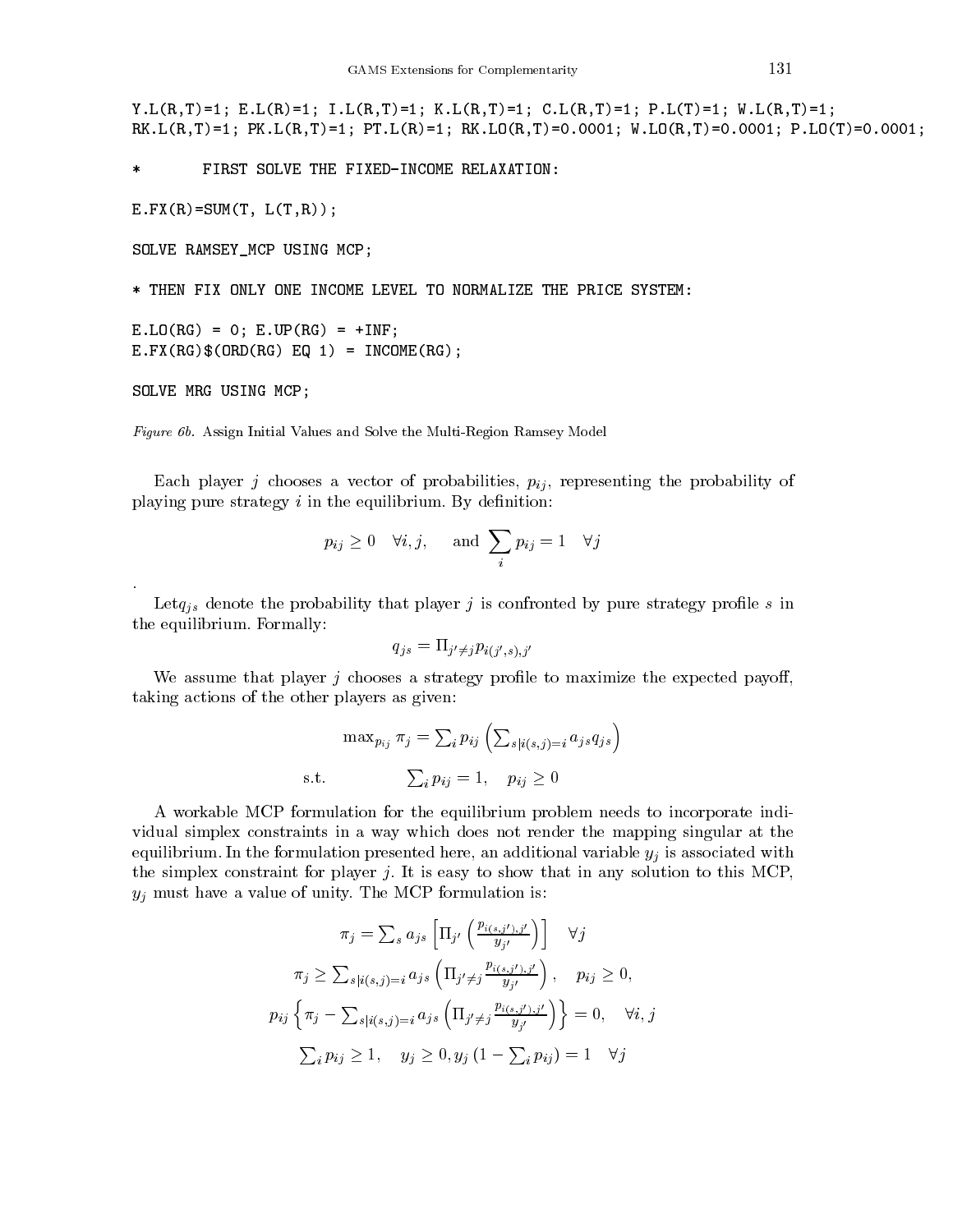```
Y.L(R,T)=1; E.L(R)=1; I.L(R,T)=1; K.L(R,T)=1; C.L(R,T)=1; P.L(T)=1; W.L(R,T)=1;
RK.L(R,T)=1; PK.L(R,T)=1; PT.L(R)=1; RK.LO(R,T)=0.0001; W.LO(R,T)=0.0001; P.LO(T)=0.0001;

*       FIRST SOLVE THE FIXED-INCOME RELAXATION:

E.FX(R)=SUM(T, L(T,R));

SOLVE RAMSEY_MCP USING MCP;

* THEN FIX ONLY ONE INCOME LEVEL TO NORMALIZE THE PRICE SYSTEM:

E.LO(RG) = 0; E.UP(RG) = +INF;
E.FX(RG)$(ORD(RG) EQ 1) = INCOME(RG);

SOLVE MRG USING MCP;
```

*Figure 6b.* Assign Initial Values and Solve the Multi-Region Ramsey Model

Each player $j$ chooses a vector of probabilities, $p_{ij}$, representing the probability of playing pure strategy $i$ in the equilibrium. By definition:

$$p_{ij} \geq 0 \quad \forall i, j, \qquad \text{and } \sum_i p_{ij} = 1 \quad \forall j$$

.

Let$q_{js}$ denote the probability that player $j$ is confronted by pure strategy profile $s$ in the equilibrium. Formally:

$$q_{js} = \Pi_{j' \neq j} p_{i(j',s),j'}$$

We assume that player $j$ chooses a strategy profile to maximize the expected payoff, taking actions of the other players as given:

$$\max_{p_{ij}} \pi_j = \sum_i p_{ij} \left( \sum_{s|i(s,j)=i} a_{js} q_{js} \right)$$

$$\text{s.t.} \qquad \sum_i p_{ij} = 1, \quad p_{ij} \geq 0$$

A workable MCP formulation for the equilibrium problem needs to incorporate individual simplex constraints in a way which does not render the mapping singular at the equilibrium. In the formulation presented here, an additional variable $y_j$ is associated with the simplex constraint for player $j$. It is easy to show that in any solution to this MCP, $y_j$ must have a value of unity. The MCP formulation is:

$$\pi_j = \sum_s a_{js} \left[ \Pi_{j'} \left( \frac{p_{i(s,j'),j'}}{y_{j'}} \right) \right] \quad \forall j$$

$$\pi_j \geq \sum_{s|i(s,j)=i} a_{js} \left( \Pi_{j' \neq j} \frac{p_{i(s,j'),j'}}{y_{j'}} \right), \quad p_{ij} \geq 0,$$

$$p_{ij} \left\{ \pi_j - \sum_{s|i(s,j)=i} a_{js} \left( \Pi_{j' \neq j} \frac{p_{i(s,j'),j'}}{y_{j'}} \right) \right\} = 0, \quad \forall i, j$$

$$\sum_i p_{ij} \geq 1, \quad y_j \geq 0, y_j \left(1 - \sum_i p_{ij}\right) = 1 \quad \forall j$$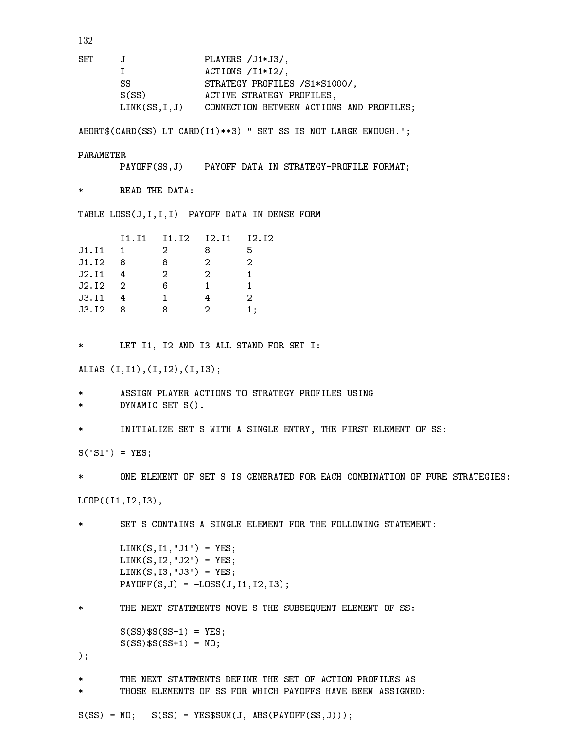```
SET     J               PLAYERS /J1*J3/,
        I               ACTIONS /I1*I2/,
        SS              STRATEGY PROFILES /S1*S1000/,
        S(SS)           ACTIVE STRATEGY PROFILES,
        LINK(SS,I,J)    CONNECTION BETWEEN ACTIONS AND PROFILES;

ABORT$(CARD(SS) LT CARD(I1)**3) " SET SS IS NOT LARGE ENOUGH.";

PARAMETER
        PAYOFF(SS,J)    PAYOFF DATA IN STRATEGY-PROFILE FORMAT;

*       READ THE DATA:

TABLE LOSS(J,I,I,I)  PAYOFF DATA IN DENSE FORM

        I1.I1   I1.I2   I2.I1   I2.I2
J1.I1   1       2       8       5
J1.I2   8       8       2       2
J2.I1   4       2       2       1
J2.I2   2       6       1       1
J3.I1   4       1       4       2
J3.I2   8       8       2       1;


*       LET I1, I2 AND I3 ALL STAND FOR SET I:

ALIAS (I,I1),(I,I2),(I,I3);

*       ASSIGN PLAYER ACTIONS TO STRATEGY PROFILES USING
*       DYNAMIC SET S().

*       INITIALIZE SET S WITH A SINGLE ENTRY, THE FIRST ELEMENT OF SS:

S("S1") = YES;

*       ONE ELEMENT OF SET S IS GENERATED FOR EACH COMBINATION OF PURE STRATEGIES:

LOOP((I1,I2,I3),

*       SET S CONTAINS A SINGLE ELEMENT FOR THE FOLLOWING STATEMENT:

        LINK(S,I1,"J1") = YES;
        LINK(S,I2,"J2") = YES;
        LINK(S,I3,"J3") = YES;
        PAYOFF(S,J) = -LOSS(J,I1,I2,I3);

*       THE NEXT STATEMENTS MOVE S THE SUBSEQUENT ELEMENT OF SS:

        S(SS)$S(SS-1) = YES;
        S(SS)$S(SS+1) = NO;
);

*       THE NEXT STATEMENTS DEFINE THE SET OF ACTION PROFILES AS
*       THOSE ELEMENTS OF SS FOR WHICH PAYOFFS HAVE BEEN ASSIGNED:

S(SS) = NO;   S(SS) = YES$SUM(J, ABS(PAYOFF(SS,J)));
```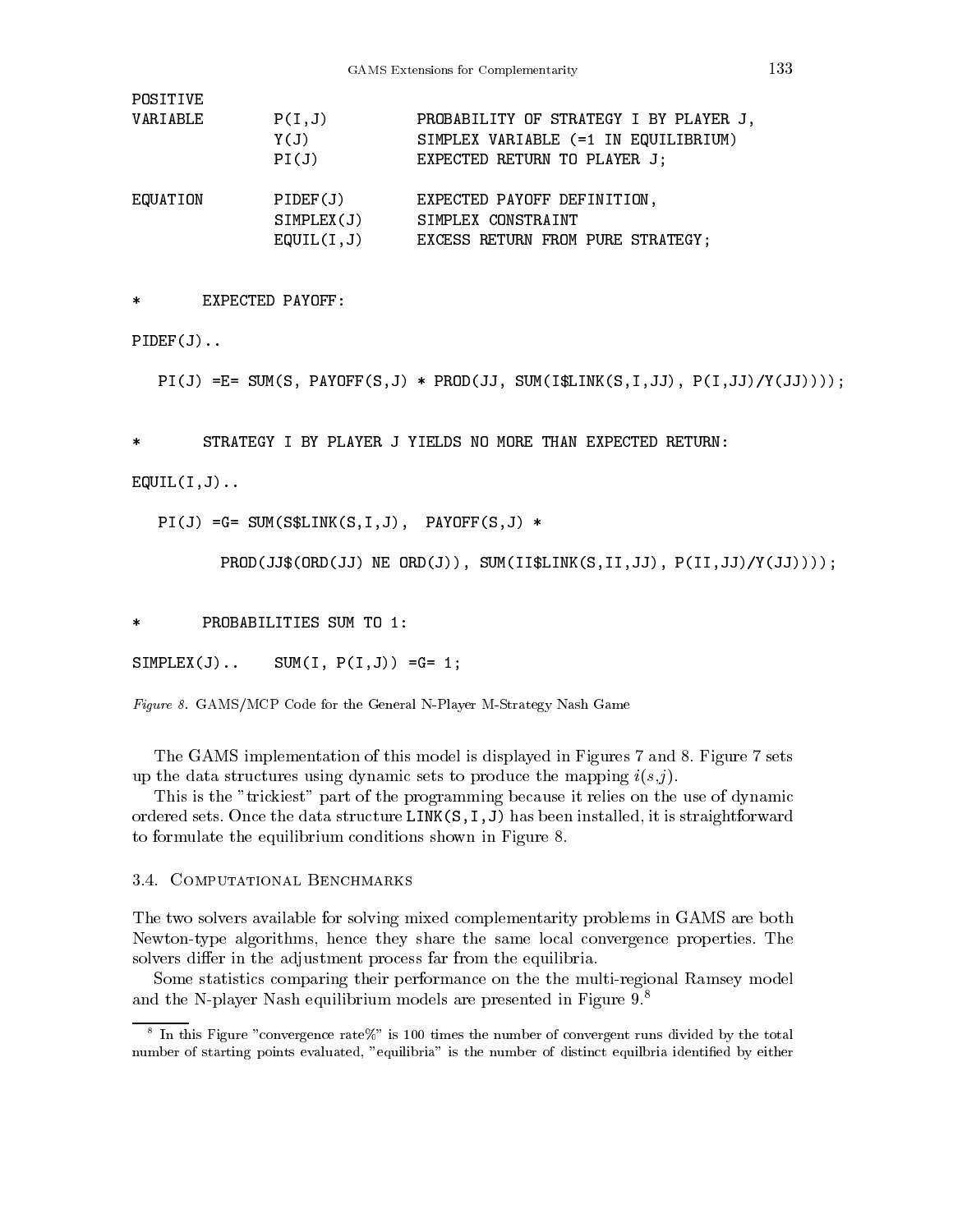```
POSITIVE
VARIABLE        P(I,J)          PROBABILITY OF STRATEGY I BY PLAYER J,
                Y(J)            SIMPLEX VARIABLE (=1 IN EQUILIBRIUM)
                PI(J)           EXPECTED RETURN TO PLAYER J;

EQUATION        PIDEF(J)        EXPECTED PAYOFF DEFINITION,
                SIMPLEX(J)      SIMPLEX CONSTRAINT
                EQUIL(I,J)      EXCESS RETURN FROM PURE STRATEGY;


*       EXPECTED PAYOFF:

PIDEF(J)..

   PI(J) =E= SUM(S, PAYOFF(S,J) * PROD(JJ, SUM(I$LINK(S,I,JJ), P(I,JJ)/Y(JJ))));


*       STRATEGY I BY PLAYER J YIELDS NO MORE THAN EXPECTED RETURN:

EQUIL(I,J)..

   PI(J) =G= SUM(S$LINK(S,I,J),  PAYOFF(S,J) *

         PROD(JJ$(ORD(JJ) NE ORD(J)), SUM(II$LINK(S,II,JJ), P(II,JJ)/Y(JJ))));


*       PROBABILITIES SUM TO 1:

SIMPLEX(J)..    SUM(I, P(I,J)) =G= 1;
```

*Figure 8.* GAMS/MCP Code for the General N-Player M-Strategy Nash Game

The GAMS implementation of this model is displayed in Figures 7 and 8. Figure 7 sets up the data structures using dynamic sets to produce the mapping $i(s,j)$.

This is the "trickiest" part of the programming because it relies on the use of dynamic ordered sets. Once the data structure `LINK(S,I,J)` has been installed, it is straightforward to formulate the equilibrium conditions shown in Figure 8.

### 3.4. Computational Benchmarks

The two solvers available for solving mixed complementarity problems in GAMS are both Newton-type algorithms, hence they share the same local convergence properties. The solvers differ in the adjustment process far from the equilibria.

Some statistics comparing their performance on the the multi-regional Ramsey model and the N-player Nash equilibrium models are presented in Figure 9.[8]

[8] In this Figure "convergence rate%" is 100 times the number of convergent runs divided by the total number of starting points evaluated, "equilibria" is the number of distinct equilbria identified by either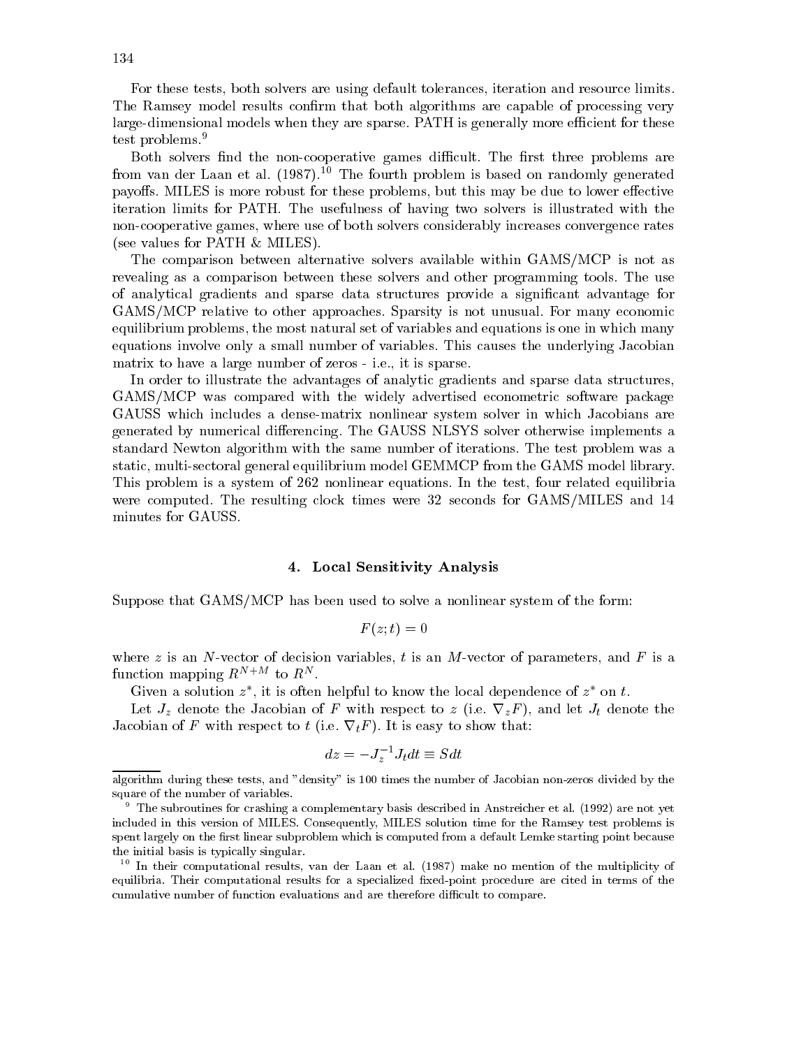For these tests, both solvers are using default tolerances, iteration and resource limits. The Ramsey model results confirm that both algorithms are capable of processing very large-dimensional models when they are sparse. PATH is generally more efficient for these test problems.[9]

Both solvers find the non-cooperative games difficult. The first three problems are from van der Laan et al. (1987).[10] The fourth problem is based on randomly generated payoffs. MILES is more robust for these problems, but this may be due to lower effective iteration limits for PATH. The usefulness of having two solvers is illustrated with the non-cooperative games, where use of both solvers considerably increases convergence rates (see values for PATH & MILES).

The comparison between alternative solvers available within GAMS/MCP is not as revealing as a comparison between these solvers and other programming tools. The use of analytical gradients and sparse data structures provide a significant advantage for GAMS/MCP relative to other approaches. Sparsity is not unusual. For many economic equilibrium problems, the most natural set of variables and equations is one in which many equations involve only a small number of variables. This causes the underlying Jacobian matrix to have a large number of zeros - i.e., it is sparse.

In order to illustrate the advantages of analytic gradients and sparse data structures, GAMS/MCP was compared with the widely advertised econometric software package GAUSS which includes a dense-matrix nonlinear system solver in which Jacobians are generated by numerical differencing. The GAUSS NLSYS solver otherwise implements a standard Newton algorithm with the same number of iterations. The test problem was a static, multi-sectoral general equilibrium model GEMMCP from the GAMS model library. This problem is a system of 262 nonlinear equations. In the test, four related equilibria were computed. The resulting clock times were 32 seconds for GAMS/MILES and 14 minutes for GAUSS.

## 4. Local Sensitivity Analysis

Suppose that GAMS/MCP has been used to solve a nonlinear system of the form:

$$F(z; t) = 0$$

where $z$ is an $N$-vector of decision variables, $t$ is an $M$-vector of parameters, and $F$ is a function mapping $R^{N+M}$ to $R^N$.

Given a solution $z^*$, it is often helpful to know the local dependence of $z^*$ on $t$.

Let $J_z$ denote the Jacobian of $F$ with respect to $z$ (i.e. $\nabla_z F$), and let $J_t$ denote the Jacobian of $F$ with respect to $t$ (i.e. $\nabla_t F$). It is easy to show that:

$$dz = -J_z^{-1} J_t dt \equiv S dt$$

---

algorithm during these tests, and "density" is 100 times the number of Jacobian non-zeros divided by the square of the number of variables.

[9] The subroutines for crashing a complementary basis described in Anstreicher et al. (1992) are not yet included in this version of MILES. Consequently, MILES solution time for the Ramsey test problems is spent largely on the first linear subproblem which is computed from a default Lemke starting point because the initial basis is typically singular.

[10] In their computational results, van der Laan et al. (1987) make no mention of the multiplicity of equilibria. Their computational results for a specialized fixed-point procedure are cited in terms of the cumulative number of function evaluations and are therefore difficult to compare.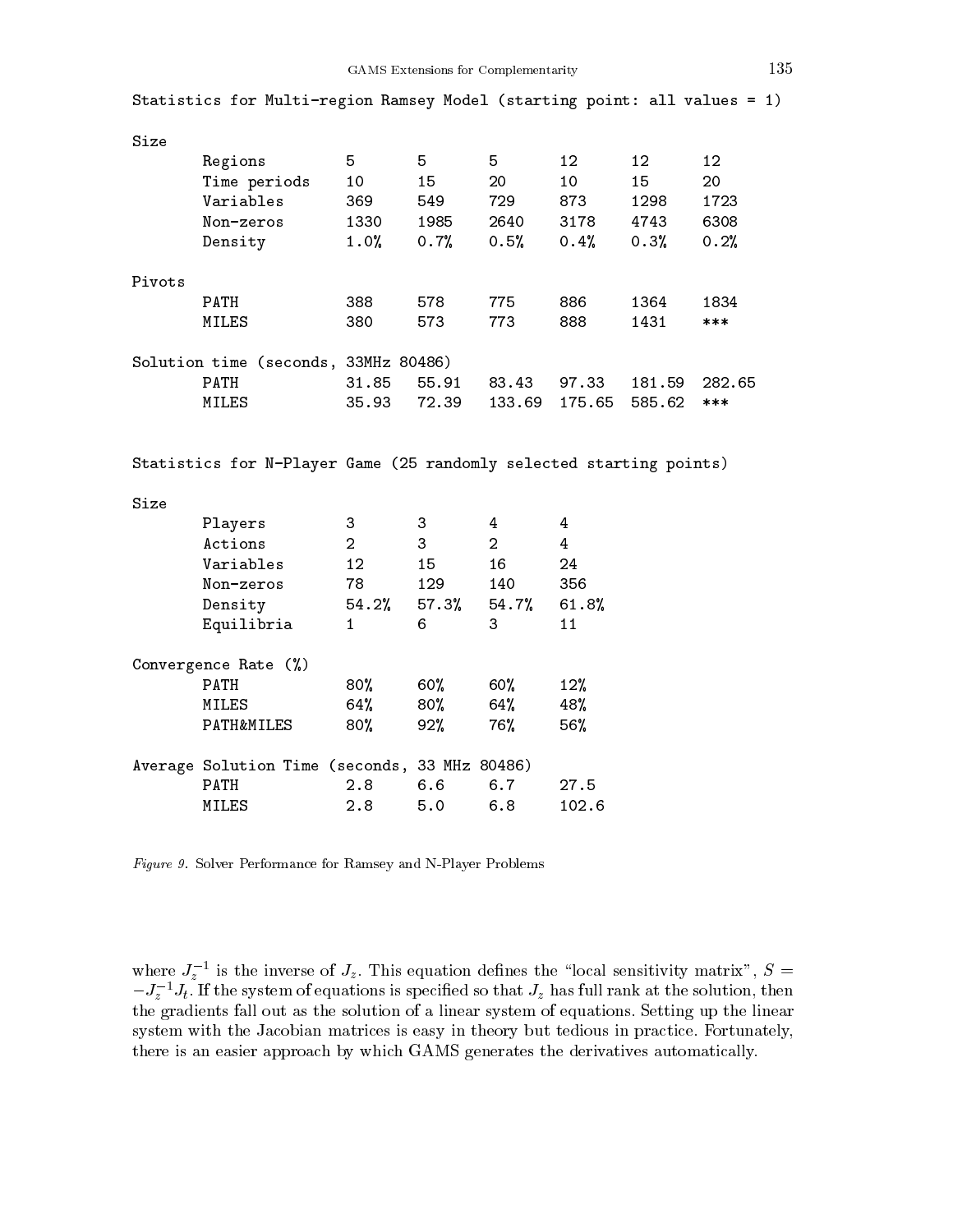Statistics for Multi-region Ramsey Model (starting point: all values = 1)

| | | | | | | |
|---|---|---|---|---|---|---|
| **Size** | | | | | | |
| Regions | 5 | 5 | 5 | 12 | 12 | 12 |
| Time periods | 10 | 15 | 20 | 10 | 15 | 20 |
| Variables | 369 | 549 | 729 | 873 | 1298 | 1723 |
| Non-zeros | 1330 | 1985 | 2640 | 3178 | 4743 | 6308 |
| Density | 1.0% | 0.7% | 0.5% | 0.4% | 0.3% | 0.2% |
| **Pivots** | | | | | | |
| PATH | 388 | 578 | 775 | 886 | 1364 | 1834 |
| MILES | 380 | 573 | 773 | 888 | 1431 | *** |
| **Solution time (seconds, 33MHz 80486)** | | | | | | |
| PATH | 31.85 | 55.91 | 83.43 | 97.33 | 181.59 | 282.65 |
| MILES | 35.93 | 72.39 | 133.69 | 175.65 | 585.62 | *** |

Statistics for N-Player Game (25 randomly selected starting points)

| | | | | |
|---|---|---|---|---|
| **Size** | | | | |
| Players | 3 | 3 | 4 | 4 |
| Actions | 2 | 3 | 2 | 4 |
| Variables | 12 | 15 | 16 | 24 |
| Non-zeros | 78 | 129 | 140 | 356 |
| Density | 54.2% | 57.3% | 54.7% | 61.8% |
| Equilibria | 1 | 6 | 3 | 11 |
| **Convergence Rate (%)** | | | | |
| PATH | 80% | 60% | 60% | 12% |
| MILES | 64% | 80% | 64% | 48% |
| PATH&MILES | 80% | 92% | 76% | 56% |
| **Average Solution Time (seconds, 33 MHz 80486)** | | | | |
| PATH | 2.8 | 6.6 | 6.7 | 27.5 |
| MILES | 2.8 | 5.0 | 6.8 | 102.6 |

*Figure 9.* Solver Performance for Ramsey and N-Player Problems

where $J_z^{-1}$ is the inverse of $J_z$. This equation defines the "local sensitivity matrix", $S = -J_z^{-1} J_t$. If the system of equations is specified so that $J_z$ has full rank at the solution, then the gradients fall out as the solution of a linear system of equations. Setting up the linear system with the Jacobian matrices is easy in theory but tedious in practice. Fortunately, there is an easier approach by which GAMS generates the derivatives automatically.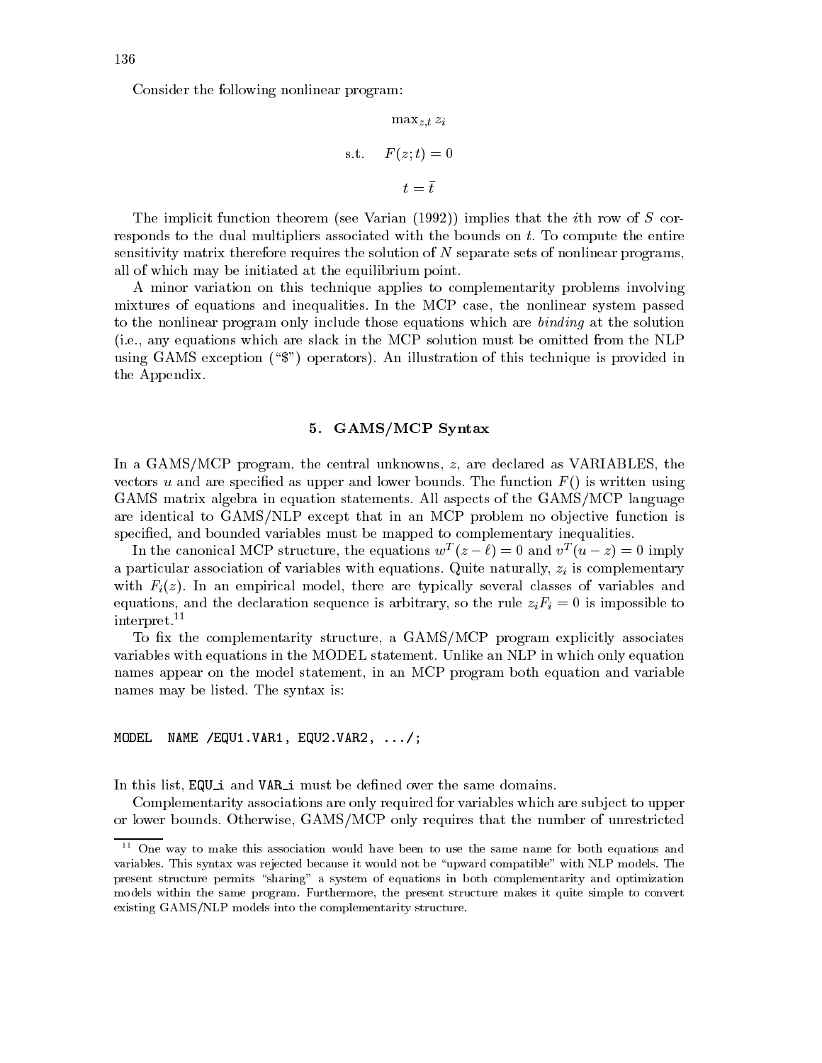Consider the following nonlinear program:

$$\max_{z,t} z_i$$

$$\text{s.t.} \quad F(z;t) = 0$$

$$t = \bar{t}$$

The implicit function theorem (see Varian (1992)) implies that the $i$th row of $S$ corresponds to the dual multipliers associated with the bounds on $t$. To compute the entire sensitivity matrix therefore requires the solution of $N$ separate sets of nonlinear programs, all of which may be initiated at the equilibrium point.

A minor variation on this technique applies to complementarity problems involving mixtures of equations and inequalities. In the MCP case, the nonlinear system passed to the nonlinear program only include those equations which are *binding* at the solution (i.e., any equations which are slack in the MCP solution must be omitted from the NLP using GAMS exception ("$") operators). An illustration of this technique is provided in the Appendix.

## 5. GAMS/MCP Syntax

In a GAMS/MCP program, the central unknowns, $z$, are declared as VARIABLES, the vectors $u$ and are specified as upper and lower bounds. The function $F()$ is written using GAMS matrix algebra in equation statements. All aspects of the GAMS/MCP language are identical to GAMS/NLP except that in an MCP problem no objective function is specified, and bounded variables must be mapped to complementary inequalities.

In the canonical MCP structure, the equations $w^T(z - \ell) = 0$ and $v^T(u - z) = 0$ imply a particular association of variables with equations. Quite naturally, $z_i$ is complementary with $F_i(z)$. In an empirical model, there are typically several classes of variables and equations, and the declaration sequence is arbitrary, so the rule $z_i F_i = 0$ is impossible to interpret.[11]

To fix the complementarity structure, a GAMS/MCP program explicitly associates variables with equations in the MODEL statement. Unlike an NLP in which only equation names appear on the model statement, in an MCP program both equation and variable names may be listed. The syntax is:

```
MODEL  NAME /EQU1.VAR1, EQU2.VAR2, .../;
```

In this list, EQU_i and VAR_i must be defined over the same domains.

Complementarity associations are only required for variables which are subject to upper or lower bounds. Otherwise, GAMS/MCP only requires that the number of unrestricted

[11] One way to make this association would have been to use the same name for both equations and variables. This syntax was rejected because it would not be "upward compatible" with NLP models. The present structure permits "sharing" a system of equations in both complementarity and optimization models within the same program. Furthermore, the present structure makes it quite simple to convert existing GAMS/NLP models into the complementarity structure.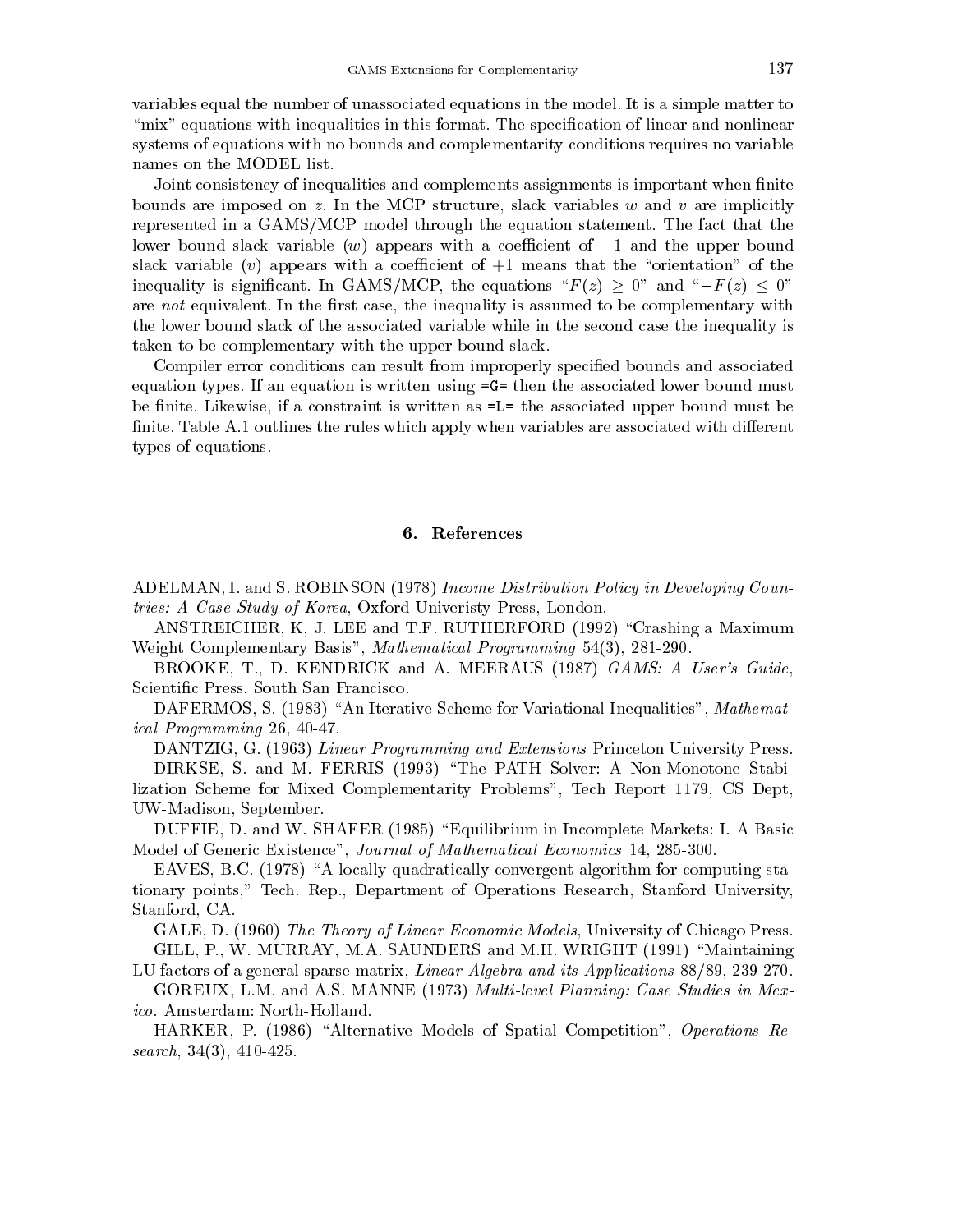variables equal the number of unassociated equations in the model. It is a simple matter to "mix" equations with inequalities in this format. The specification of linear and nonlinear systems of equations with no bounds and complementarity conditions requires no variable names on the MODEL list.

Joint consistency of inequalities and complements assignments is important when finite bounds are imposed on $z$. In the MCP structure, slack variables $w$ and $v$ are implicitly represented in a GAMS/MCP model through the equation statement. The fact that the lower bound slack variable ($w$) appears with a coefficient of $-1$ and the upper bound slack variable ($v$) appears with a coefficient of $+1$ means that the "orientation" of the inequality is significant. In GAMS/MCP, the equations "$F(z) \geq 0$" and "$-F(z) \leq 0$" are *not* equivalent. In the first case, the inequality is assumed to be complementary with the lower bound slack of the associated variable while in the second case the inequality is taken to be complementary with the upper bound slack.

Compiler error conditions can result from improperly specified bounds and associated equation types. If an equation is written using `=G=` then the associated lower bound must be finite. Likewise, if a constraint is written as `=L=` the associated upper bound must be finite. Table A.1 outlines the rules which apply when variables are associated with different types of equations.

## 6. References

ADELMAN, I. and S. ROBINSON (1978) *Income Distribution Policy in Developing Countries: A Case Study of Korea*, Oxford Univeristy Press, London.

ANSTREICHER, K, J. LEE and T.F. RUTHERFORD (1992) "Crashing a Maximum Weight Complementary Basis", *Mathematical Programming* 54(3), 281-290.

BROOKE, T., D. KENDRICK and A. MEERAUS (1987) *GAMS: A User's Guide*, Scientific Press, South San Francisco.

DAFERMOS, S. (1983) "An Iterative Scheme for Variational Inequalities", *Mathematical Programming* 26, 40-47.

DANTZIG, G. (1963) *Linear Programming and Extensions* Princeton University Press.

DIRKSE, S. and M. FERRIS (1993) "The PATH Solver: A Non-Monotone Stabilization Scheme for Mixed Complementarity Problems", Tech Report 1179, CS Dept, UW-Madison, September.

DUFFIE, D. and W. SHAFER (1985) "Equilibrium in Incomplete Markets: I. A Basic Model of Generic Existence", *Journal of Mathematical Economics* 14, 285-300.

EAVES, B.C. (1978) "A locally quadratically convergent algorithm for computing stationary points," Tech. Rep., Department of Operations Research, Stanford University, Stanford, CA.

GALE, D. (1960) *The Theory of Linear Economic Models*, University of Chicago Press.

GILL, P., W. MURRAY, M.A. SAUNDERS and M.H. WRIGHT (1991) "Maintaining LU factors of a general sparse matrix, *Linear Algebra and its Applications* 88/89, 239-270.

GOREUX, L.M. and A.S. MANNE (1973) *Multi-level Planning: Case Studies in Mexico*. Amsterdam: North-Holland.

HARKER, P. (1986) "Alternative Models of Spatial Competition", *Operations Research*, 34(3), 410-425.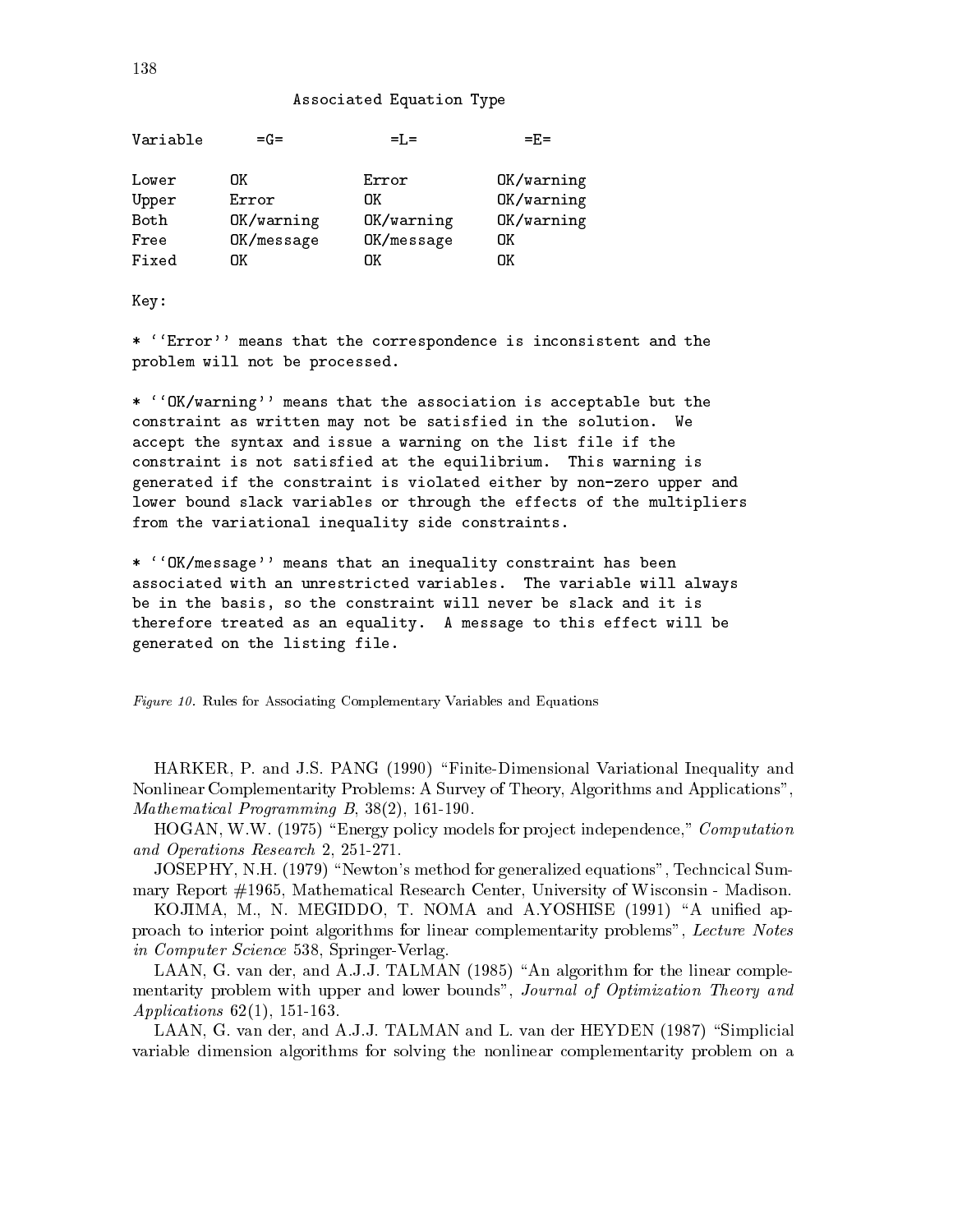Associated Equation Type

| Variable | =G= | =L= | =E= |
|---|---|---|---|
| Lower | OK | Error | OK/warning |
| Upper | Error | OK | OK/warning |
| Both | OK/warning | OK/warning | OK/warning |
| Free | OK/message | OK/message | OK |
| Fixed | OK | OK | OK |

Key:

* ''Error'' means that the correspondence is inconsistent and the problem will not be processed.

* ''OK/warning'' means that the association is acceptable but the constraint as written may not be satisfied in the solution. We accept the syntax and issue a warning on the list file if the constraint is not satisfied at the equilibrium. This warning is generated if the constraint is violated either by non-zero upper and lower bound slack variables or through the effects of the multipliers from the variational inequality side constraints.

* ''OK/message'' means that an inequality constraint has been associated with an unrestricted variables. The variable will always be in the basis, so the constraint will never be slack and it is therefore treated as an equality. A message to this effect will be generated on the listing file.

*Figure 10.* Rules for Associating Complementary Variables and Equations

HARKER, P. and J.S. PANG (1990) "Finite-Dimensional Variational Inequality and Nonlinear Complementarity Problems: A Survey of Theory, Algorithms and Applications", *Mathematical Programming B*, 38(2), 161-190.

HOGAN, W.W. (1975) "Energy policy models for project independence," *Computation and Operations Research* 2, 251-271.

JOSEPHY, N.H. (1979) "Newton's method for generalized equations", Techncical Summary Report #1965, Mathematical Research Center, University of Wisconsin - Madison.

KOJIMA, M., N. MEGIDDO, T. NOMA and A.YOSHISE (1991) "A unified approach to interior point algorithms for linear complementarity problems", *Lecture Notes in Computer Science* 538, Springer-Verlag.

LAAN, G. van der, and A.J.J. TALMAN (1985) "An algorithm for the linear complementarity problem with upper and lower bounds", *Journal of Optimization Theory and Applications* 62(1), 151-163.

LAAN, G. van der, and A.J.J. TALMAN and L. van der HEYDEN (1987) "Simplicial variable dimension algorithms for solving the nonlinear complementarity problem on a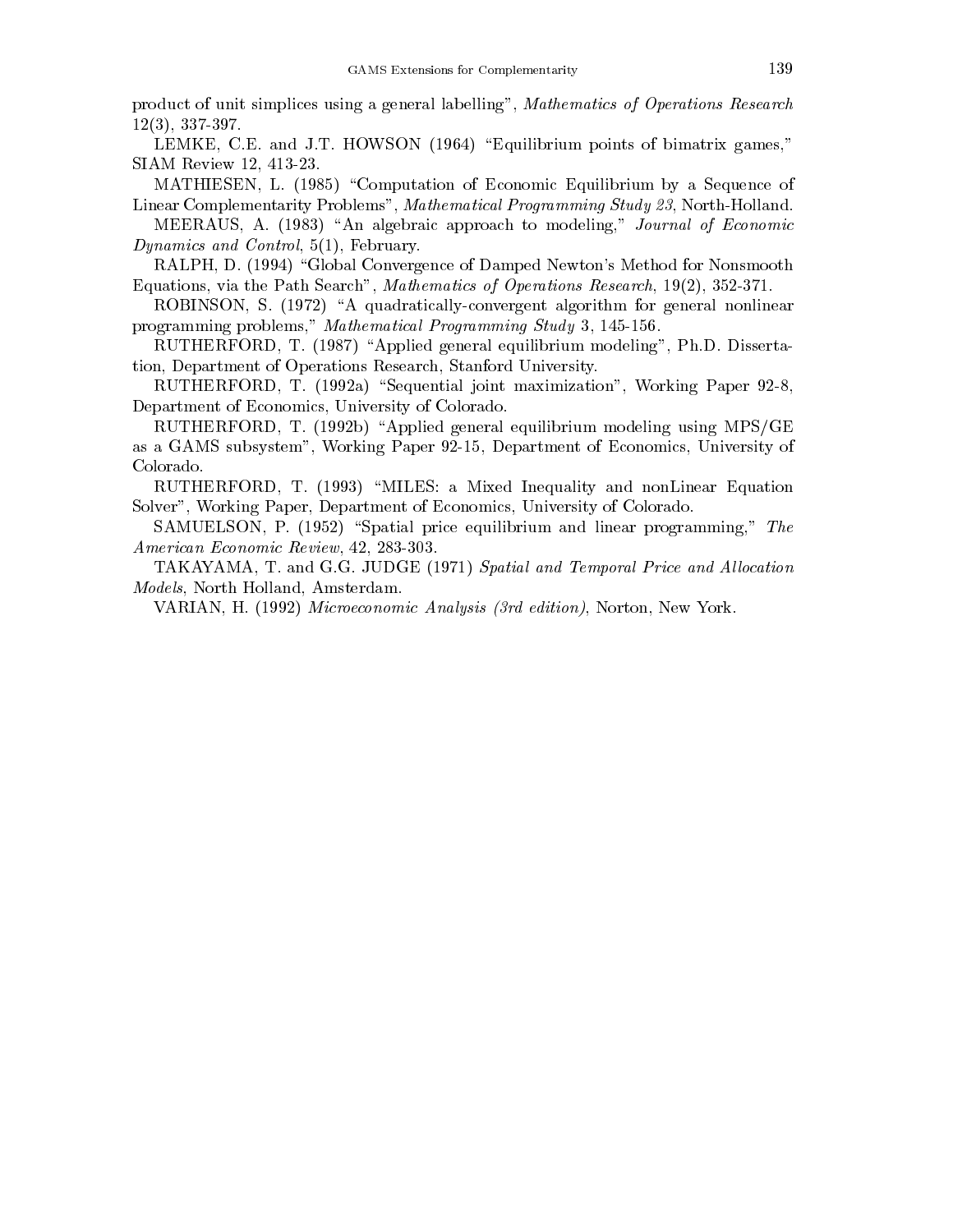product of unit simplices using a general labelling", *Mathematics of Operations Research* 12(3), 337-397.

LEMKE, C.E. and J.T. HOWSON (1964) "Equilibrium points of bimatrix games," SIAM Review 12, 413-23.

MATHIESEN, L. (1985) "Computation of Economic Equilibrium by a Sequence of Linear Complementarity Problems", *Mathematical Programming Study 23*, North-Holland.

MEERAUS, A. (1983) "An algebraic approach to modeling," *Journal of Economic Dynamics and Control*, 5(1), February.

RALPH, D. (1994) "Global Convergence of Damped Newton's Method for Nonsmooth Equations, via the Path Search", *Mathematics of Operations Research*, 19(2), 352-371.

ROBINSON, S. (1972) "A quadratically-convergent algorithm for general nonlinear programming problems," *Mathematical Programming Study* 3, 145-156.

RUTHERFORD, T. (1987) "Applied general equilibrium modeling", Ph.D. Dissertation, Department of Operations Research, Stanford University.

RUTHERFORD, T. (1992a) "Sequential joint maximization", Working Paper 92-8, Department of Economics, University of Colorado.

RUTHERFORD, T. (1992b) "Applied general equilibrium modeling using MPS/GE as a GAMS subsystem", Working Paper 92-15, Department of Economics, University of Colorado.

RUTHERFORD, T. (1993) "MILES: a Mixed Inequality and nonLinear Equation Solver", Working Paper, Department of Economics, University of Colorado.

SAMUELSON, P. (1952) "Spatial price equilibrium and linear programming," *The American Economic Review*, 42, 283-303.

TAKAYAMA, T. and G.G. JUDGE (1971) *Spatial and Temporal Price and Allocation Models*, North Holland, Amsterdam.

VARIAN, H. (1992) *Microeconomic Analysis (3rd edition)*, Norton, New York.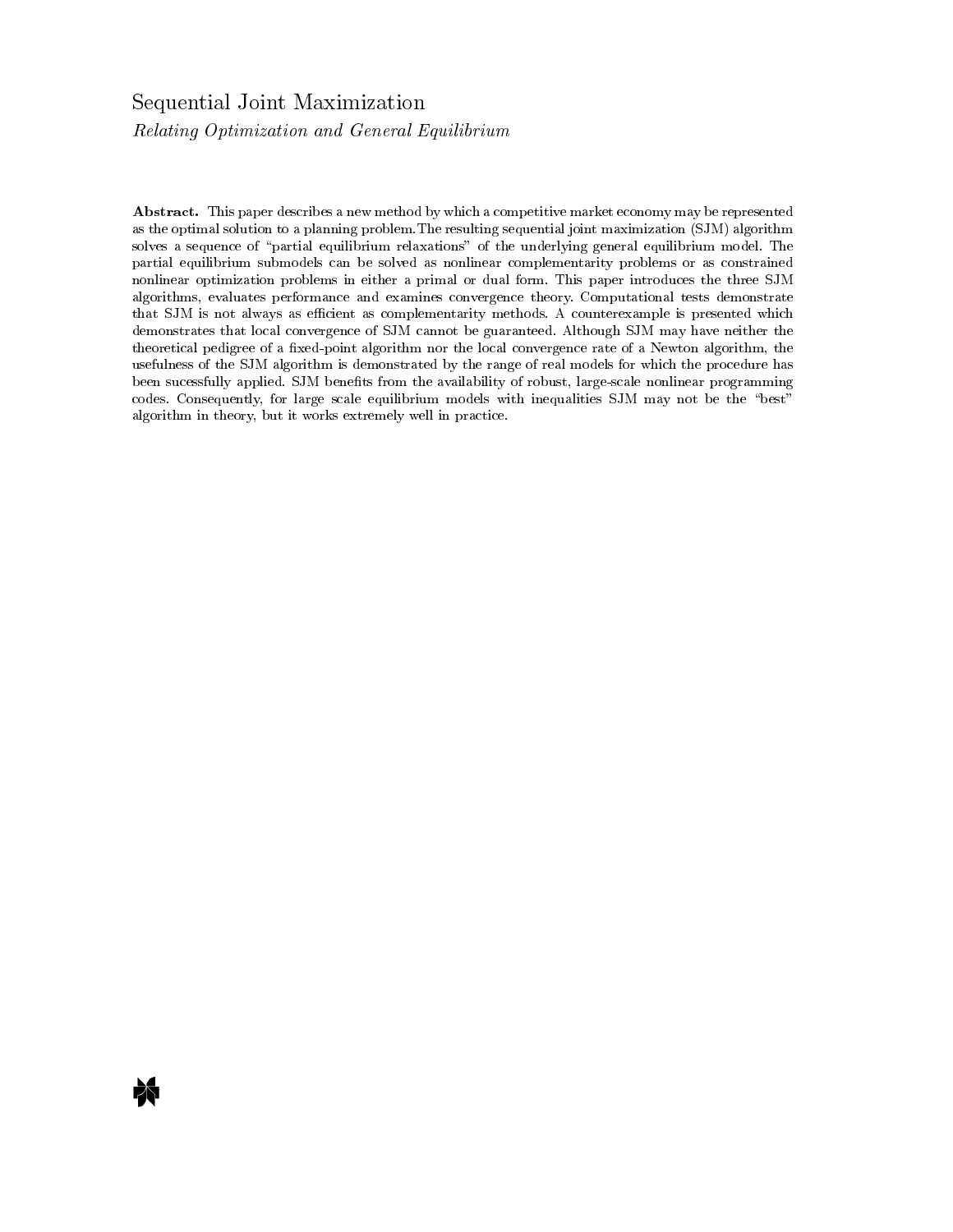# Sequential Joint Maximization

*Relating Optimization and General Equilibrium*

**Abstract.** This paper describes a new method by which a competitive market economy may be represented as the optimal solution to a planning problem. The resulting sequential joint maximization (SJM) algorithm solves a sequence of "partial equilibrium relaxations" of the underlying general equilibrium model. The partial equilibrium submodels can be solved as nonlinear complementarity problems or as constrained nonlinear optimization problems in either a primal or dual form. This paper introduces the three SJM algorithms, evaluates performance and examines convergence theory. Computational tests demonstrate that SJM is not always as efficient as complementarity methods. A counterexample is presented which demonstrates that local convergence of SJM cannot be guaranteed. Although SJM may have neither the theoretical pedigree of a fixed-point algorithm nor the local convergence rate of a Newton algorithm, the usefulness of the SJM algorithm is demonstrated by the range of real models for which the procedure has been sucessfully applied. SJM benefits from the availability of robust, large-scale nonlinear programming codes. Consequently, for large scale equilibrium models with inequalities SJM may not be the "best" algorithm in theory, but it works extremely well in practice.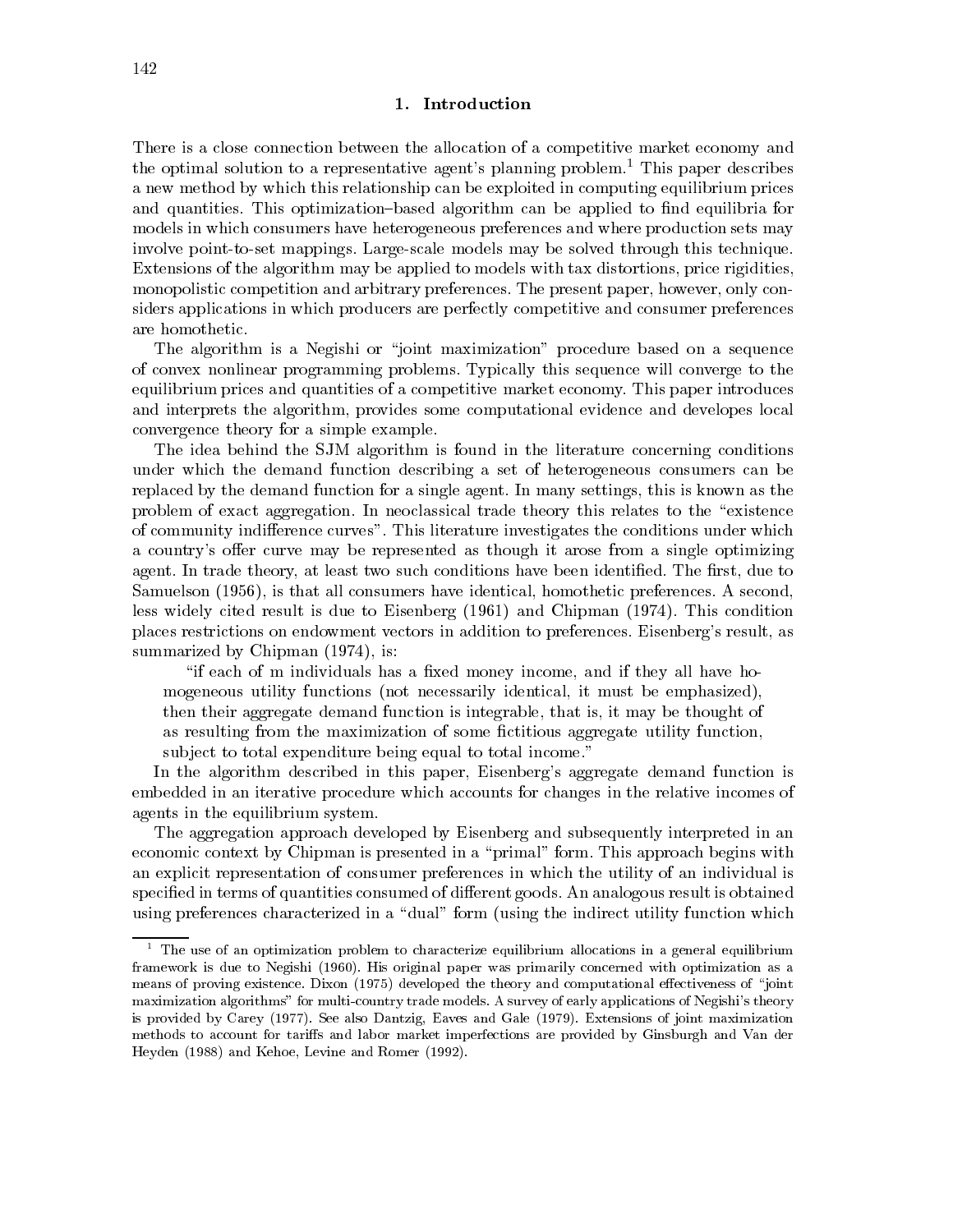## 1. Introduction

There is a close connection between the allocation of a competitive market economy and the optimal solution to a representative agent's planning problem.[1] This paper describes a new method by which this relationship can be exploited in computing equilibrium prices and quantities. This optimization–based algorithm can be applied to find equilibria for models in which consumers have heterogeneous preferences and where production sets may involve point-to-set mappings. Large-scale models may be solved through this technique. Extensions of the algorithm may be applied to models with tax distortions, price rigidities, monopolistic competition and arbitrary preferences. The present paper, however, only considers applications in which producers are perfectly competitive and consumer preferences are homothetic.

The algorithm is a Negishi or "joint maximization" procedure based on a sequence of convex nonlinear programming problems. Typically this sequence will converge to the equilibrium prices and quantities of a competitive market economy. This paper introduces and interprets the algorithm, provides some computational evidence and developes local convergence theory for a simple example.

The idea behind the SJM algorithm is found in the literature concerning conditions under which the demand function describing a set of heterogeneous consumers can be replaced by the demand function for a single agent. In many settings, this is known as the problem of exact aggregation. In neoclassical trade theory this relates to the "existence of community indifference curves". This literature investigates the conditions under which a country's offer curve may be represented as though it arose from a single optimizing agent. In trade theory, at least two such conditions have been identified. The first, due to Samuelson (1956), is that all consumers have identical, homothetic preferences. A second, less widely cited result is due to Eisenberg (1961) and Chipman (1974). This condition places restrictions on endowment vectors in addition to preferences. Eisenberg's result, as summarized by Chipman (1974), is:

> "if each of m individuals has a fixed money income, and if they all have homogeneous utility functions (not necessarily identical, it must be emphasized), then their aggregate demand function is integrable, that is, it may be thought of as resulting from the maximization of some fictitious aggregate utility function, subject to total expenditure being equal to total income."

In the algorithm described in this paper, Eisenberg's aggregate demand function is embedded in an iterative procedure which accounts for changes in the relative incomes of agents in the equilibrium system.

The aggregation approach developed by Eisenberg and subsequently interpreted in an economic context by Chipman is presented in a "primal" form. This approach begins with an explicit representation of consumer preferences in which the utility of an individual is specified in terms of quantities consumed of different goods. An analogous result is obtained using preferences characterized in a "dual" form (using the indirect utility function which

---

[1] The use of an optimization problem to characterize equilibrium allocations in a general equilibrium framework is due to Negishi (1960). His original paper was primarily concerned with optimization as a means of proving existence. Dixon (1975) developed the theory and computational effectiveness of "joint maximization algorithms" for multi-country trade models. A survey of early applications of Negishi's theory is provided by Carey (1977). See also Dantzig, Eaves and Gale (1979). Extensions of joint maximization methods to account for tariffs and labor market imperfections are provided by Ginsburgh and Van der Heyden (1988) and Kehoe, Levine and Romer (1992).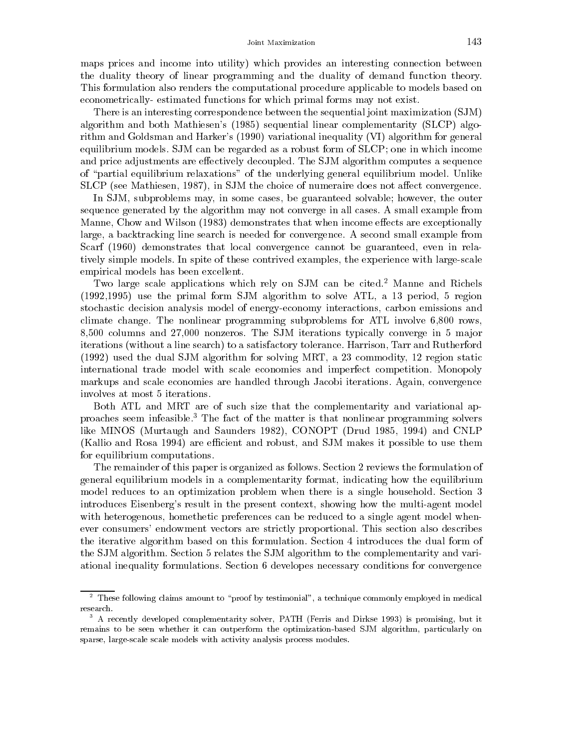maps prices and income into utility) which provides an interesting connection between the duality theory of linear programming and the duality of demand function theory. This formulation also renders the computational procedure applicable to models based on econometrically- estimated functions for which primal forms may not exist.

There is an interesting correspondence between the sequential joint maximization (SJM) algorithm and both Mathiesen's (1985) sequential linear complementarity (SLCP) algorithm and Goldsman and Harker's (1990) variational inequality (VI) algorithm for general equilibrium models. SJM can be regarded as a robust form of SLCP; one in which income and price adjustments are effectively decoupled. The SJM algorithm computes a sequence of "partial equilibrium relaxations" of the underlying general equilibrium model. Unlike SLCP (see Mathiesen, 1987), in SJM the choice of numeraire does not affect convergence.

In SJM, subproblems may, in some cases, be guaranteed solvable; however, the outer sequence generated by the algorithm may not converge in all cases. A small example from Manne, Chow and Wilson (1983) demonstrates that when income effects are exceptionally large, a backtracking line search is needed for convergence. A second small example from Scarf (1960) demonstrates that local convergence cannot be guaranteed, even in relatively simple models. In spite of these contrived examples, the experience with large-scale empirical models has been excellent.

Two large scale applications which rely on SJM can be cited.[2] Manne and Richels (1992,1995) use the primal form SJM algorithm to solve ATL, a 13 period, 5 region stochastic decision analysis model of energy-economy interactions, carbon emissions and climate change. The nonlinear programming subproblems for ATL involve 6,800 rows, 8,500 columns and 27,000 nonzeros. The SJM iterations typically converge in 5 major iterations (without a line search) to a satisfactory tolerance. Harrison, Tarr and Rutherford (1992) used the dual SJM algorithm for solving MRT, a 23 commodity, 12 region static international trade model with scale economies and imperfect competition. Monopoly markups and scale economies are handled through Jacobi iterations. Again, convergence involves at most 5 iterations.

Both ATL and MRT are of such size that the complementarity and variational approaches seem infeasible.[3] The fact of the matter is that nonlinear programming solvers like MINOS (Murtaugh and Saunders 1982), CONOPT (Drud 1985, 1994) and CNLP (Kallio and Rosa 1994) are efficient and robust, and SJM makes it possible to use them for equilibrium computations.

The remainder of this paper is organized as follows. Section 2 reviews the formulation of general equilibrium models in a complementarity format, indicating how the equilibrium model reduces to an optimization problem when there is a single household. Section 3 introduces Eisenberg's result in the present context, showing how the multi-agent model with heterogenous, homethetic preferences can be reduced to a single agent model whenever consumers' endowment vectors are strictly proportional. This section also describes the iterative algorithm based on this formulation. Section 4 introduces the dual form of the SJM algorithm. Section 5 relates the SJM algorithm to the complementarity and variational inequality formulations. Section 6 developes necessary conditions for convergence

[2] These following claims amount to "proof by testimonial", a technique commonly employed in medical research.

[3] A recently developed complementarity solver, PATH (Ferris and Dirkse 1993) is promising, but it remains to be seen whether it can outperform the optimization-based SJM algorithm, particularly on sparse, large-scale scale models with activity analysis process modules.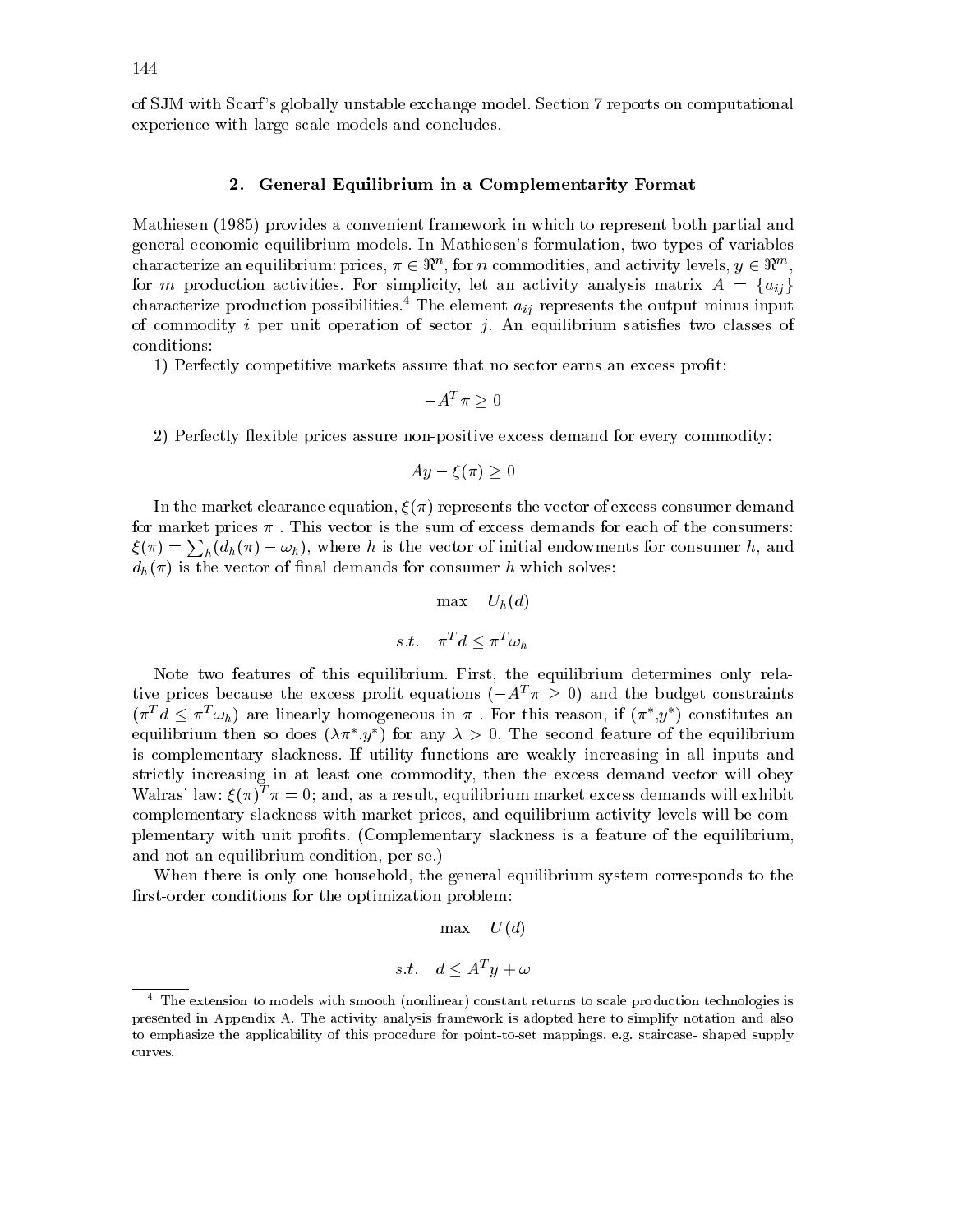of SJM with Scarf's globally unstable exchange model. Section 7 reports on computational experience with large scale models and concludes.

## 2. General Equilibrium in a Complementarity Format

Mathiesen (1985) provides a convenient framework in which to represent both partial and general economic equilibrium models. In Mathiesen's formulation, two types of variables characterize an equilibrium: prices, $\pi \in \Re^n$, for $n$ commodities, and activity levels, $y \in \Re^m$, for $m$ production activities. For simplicity, let an activity analysis matrix $A = \{a_{ij}\}$ characterize production possibilities.[4] The element $a_{ij}$ represents the output minus input of commodity $i$ per unit operation of sector $j$. An equilibrium satisfies two classes of conditions:

1) Perfectly competitive markets assure that no sector earns an excess profit:

$$-A^T \pi \geq 0$$

2) Perfectly flexible prices assure non-positive excess demand for every commodity:

$$Ay - \xi(\pi) \geq 0$$

In the market clearance equation, $\xi(\pi)$ represents the vector of excess consumer demand for market prices $\pi$ . This vector is the sum of excess demands for each of the consumers: $\xi(\pi) = \sum_h (d_h(\pi) - \omega_h)$, where $h$ is the vector of initial endowments for consumer $h$, and $d_h(\pi)$ is the vector of final demands for consumer $h$ which solves:

$$\max \quad U_h(d)$$

$$s.t. \quad \pi^T d \leq \pi^T \omega_h$$

Note two features of this equilibrium. First, the equilibrium determines only relative prices because the excess profit equations ($-A^T\pi \geq 0$) and the budget constraints ($\pi^T d \leq \pi^T \omega_h$) are linearly homogeneous in $\pi$ . For this reason, if ($\pi^*$,$y^*$) constitutes an equilibrium then so does ($\lambda\pi^*$,$y^*$) for any $\lambda > 0$. The second feature of the equilibrium is complementary slackness. If utility functions are weakly increasing in all inputs and strictly increasing in at least one commodity, then the excess demand vector will obey Walras' law: $\xi(\pi)^T \pi = 0$; and, as a result, equilibrium market excess demands will exhibit complementary slackness with market prices, and equilibrium activity levels will be complementary with unit profits. (Complementary slackness is a feature of the equilibrium, and not an equilibrium condition, per se.)

When there is only one household, the general equilibrium system corresponds to the first-order conditions for the optimization problem:

$$\max \quad U(d)$$

$$s.t. \quad d \leq A^T y + \omega$$

[4] The extension to models with smooth (nonlinear) constant returns to scale production technologies is presented in Appendix A. The activity analysis framework is adopted here to simplify notation and also to emphasize the applicability of this procedure for point-to-set mappings, e.g. staircase- shaped supply curves.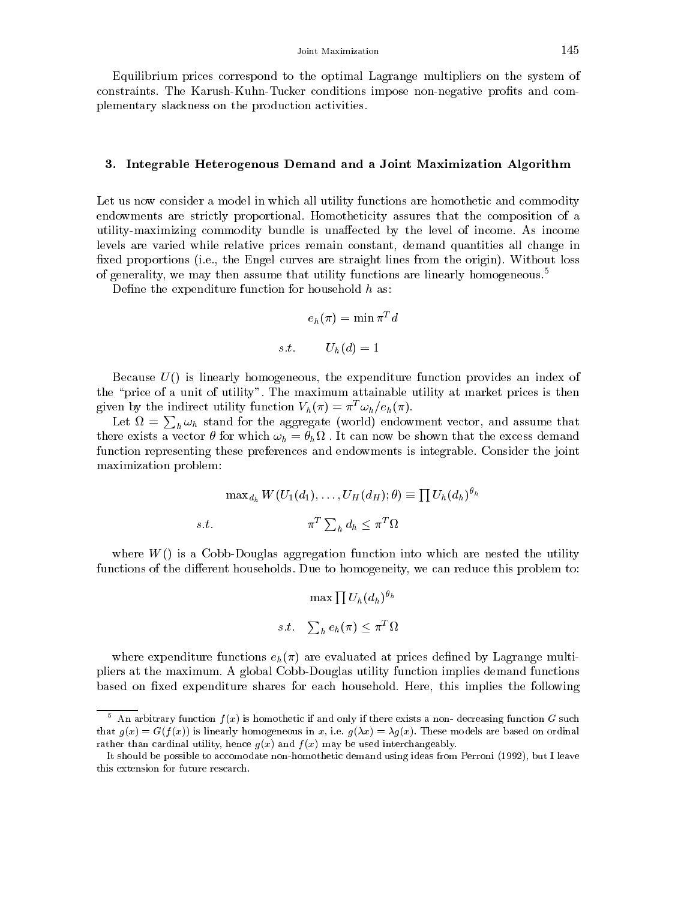Equilibrium prices correspond to the optimal Lagrange multipliers on the system of constraints. The Karush-Kuhn-Tucker conditions impose non-negative profits and complementary slackness on the production activities.

### 3. Integrable Heterogenous Demand and a Joint Maximization Algorithm

Let us now consider a model in which all utility functions are homothetic and commodity endowments are strictly proportional. Homotheticity assures that the composition of a utility-maximizing commodity bundle is unaffected by the level of income. As income levels are varied while relative prices remain constant, demand quantities all change in fixed proportions (i.e., the Engel curves are straight lines from the origin). Without loss of generality, we may then assume that utility functions are linearly homogeneous.[5]

Define the expenditure function for household $h$ as:

$$e_h(\pi) = \min \pi^T d$$

$$s.t. \qquad U_h(d) = 1$$

Because $U()$ is linearly homogeneous, the expenditure function provides an index of the "price of a unit of utility". The maximum attainable utility at market prices is then given by the indirect utility function $V_h(\pi) = \pi^T \omega_h / e_h(\pi)$.

Let $\Omega = \sum_h \omega_h$ stand for the aggregate (world) endowment vector, and assume that there exists a vector $\theta$ for which $\omega_h = \theta_h \Omega$ . It can now be shown that the excess demand function representing these preferences and endowments is integrable. Consider the joint maximization problem:

$$\max_{d_h} W(U_1(d_1), \ldots, U_H(d_H); \theta) \equiv \prod U_h(d_h)^{\theta_h}$$

$$s.t. \qquad \pi^T \sum_h d_h \leq \pi^T \Omega$$

where $W()$ is a Cobb-Douglas aggregation function into which are nested the utility functions of the different households. Due to homogeneity, we can reduce this problem to:

$$\max \prod U_h(d_h)^{\theta_h}$$

$$s.t. \quad \sum_h e_h(\pi) \leq \pi^T \Omega$$

where expenditure functions $e_h(\pi)$ are evaluated at prices defined by Lagrange multipliers at the maximum. A global Cobb-Douglas utility function implies demand functions based on fixed expenditure shares for each household. Here, this implies the following

---

[5] An arbitrary function $f(x)$ is homothetic if and only if there exists a non- decreasing function $G$ such that $g(x) = G(f(x))$ is linearly homogeneous in $x$, i.e. $g(\lambda x) = \lambda g(x)$. These models are based on ordinal rather than cardinal utility, hence $g(x)$ and $f(x)$ may be used interchangeably.

It should be possible to accomodate non-homothetic demand using ideas from Perroni (1992), but I leave this extension for future research.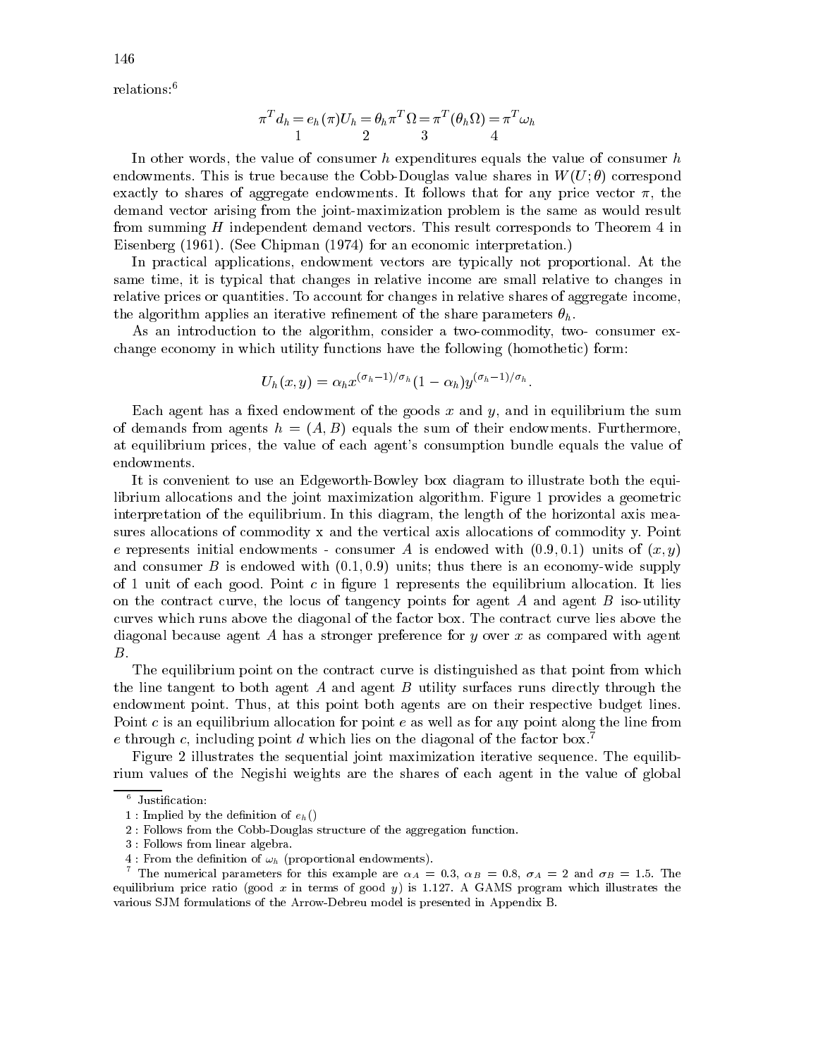relations:[6]

$$\pi^T d_h = e_h(\pi) U_h = \theta_h \pi^T \Omega = \pi^T(\theta_h \Omega) = \pi^T \omega_h$$
$$\quad\quad 1 \quad\quad\quad\quad 2 \quad\quad\quad 3 \quad\quad\quad\quad 4$$

In other words, the value of consumer $h$ expenditures equals the value of consumer $h$ endowments. This is true because the Cobb-Douglas value shares in $W(U;\theta)$ correspond exactly to shares of aggregate endowments. It follows that for any price vector $\pi$, the demand vector arising from the joint-maximization problem is the same as would result from summing $H$ independent demand vectors. This result corresponds to Theorem 4 in Eisenberg (1961). (See Chipman (1974) for an economic interpretation.)

In practical applications, endowment vectors are typically not proportional. At the same time, it is typical that changes in relative income are small relative to changes in relative prices or quantities. To account for changes in relative shares of aggregate income, the algorithm applies an iterative refinement of the share parameters $\theta_h$.

As an introduction to the algorithm, consider a two-commodity, two- consumer exchange economy in which utility functions have the following (homothetic) form:

$$U_h(x,y) = \alpha_h x^{(\sigma_h - 1)/\sigma_h}(1-\alpha_h) y^{(\sigma_h-1)/\sigma_h}.$$

Each agent has a fixed endowment of the goods $x$ and $y$, and in equilibrium the sum of demands from agents $h = (A, B)$ equals the sum of their endowments. Furthermore, at equilibrium prices, the value of each agent's consumption bundle equals the value of endowments.

It is convenient to use an Edgeworth-Bowley box diagram to illustrate both the equilibrium allocations and the joint maximization algorithm. Figure 1 provides a geometric interpretation of the equilibrium. In this diagram, the length of the horizontal axis measures allocations of commodity x and the vertical axis allocations of commodity y. Point $e$ represents initial endowments - consumer $A$ is endowed with $(0.9, 0.1)$ units of $(x, y)$ and consumer $B$ is endowed with $(0.1, 0.9)$ units; thus there is an economy-wide supply of 1 unit of each good. Point $c$ in figure 1 represents the equilibrium allocation. It lies on the contract curve, the locus of tangency points for agent $A$ and agent $B$ iso-utility curves which runs above the diagonal of the factor box. The contract curve lies above the diagonal because agent $A$ has a stronger preference for $y$ over $x$ as compared with agent $B$.

The equilibrium point on the contract curve is distinguished as that point from which the line tangent to both agent $A$ and agent $B$ utility surfaces runs directly through the endowment point. Thus, at this point both agents are on their respective budget lines. Point $c$ is an equilibrium allocation for point $e$ as well as for any point along the line from $e$ through $c$, including point $d$ which lies on the diagonal of the factor box.[7]

Figure 2 illustrates the sequential joint maximization iterative sequence. The equilibrium values of the Negishi weights are the shares of each agent in the value of global

---

[6] Justification:

1 : Implied by the definition of $e_h()$

2 : Follows from the Cobb-Douglas structure of the aggregation function.

3 : Follows from linear algebra.

4 : From the definition of $\omega_h$ (proportional endowments).

[7] The numerical parameters for this example are $\alpha_A = 0.3$, $\alpha_B = 0.8$, $\sigma_A = 2$ and $\sigma_B = 1.5$. The equilibrium price ratio (good $x$ in terms of good $y$) is 1.127. A GAMS program which illustrates the various SJM formulations of the Arrow-Debreu model is presented in Appendix B.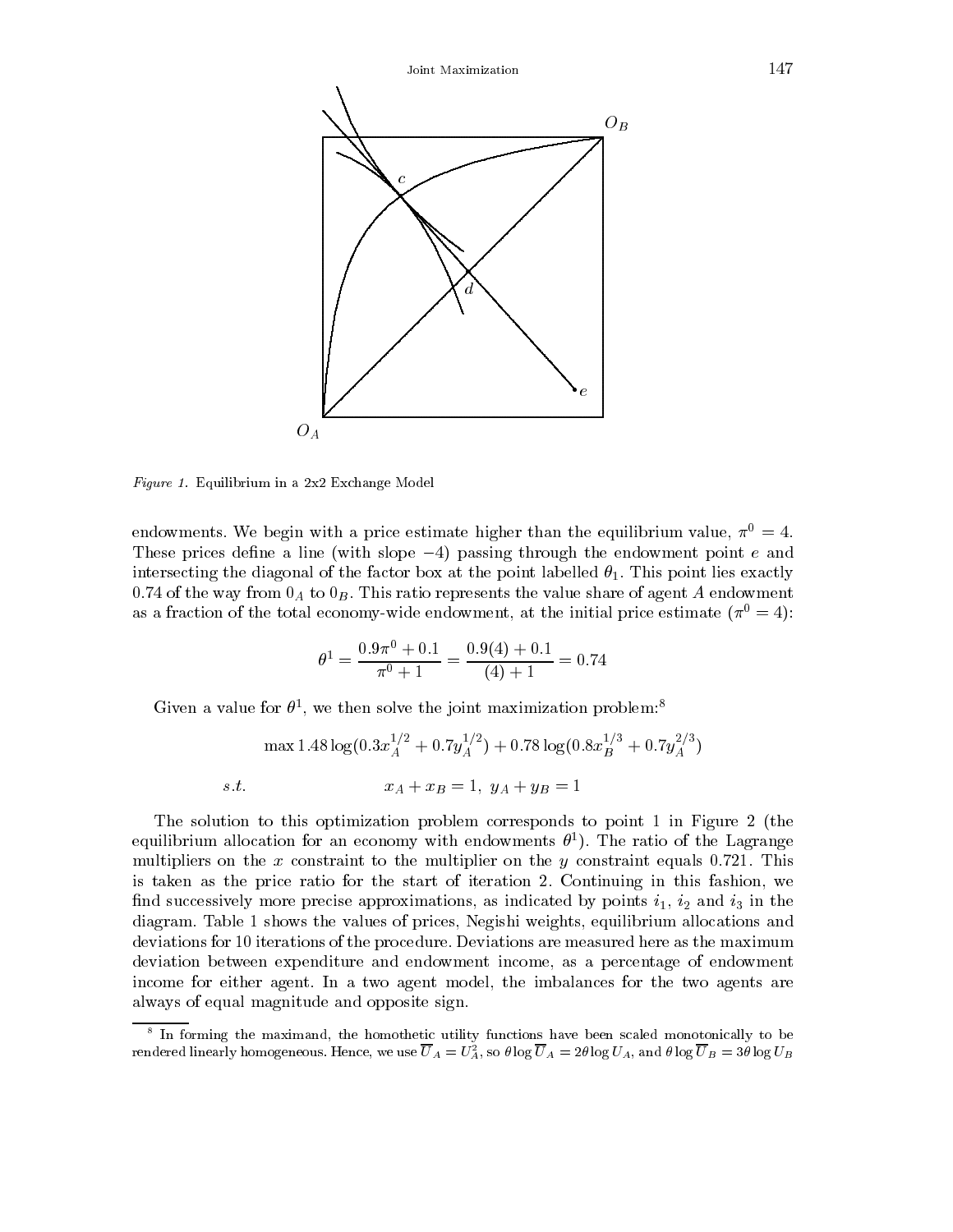Figure 1. Equilibrium in a 2x2 Exchange Model

endowments. We begin with a price estimate higher than the equilibrium value, $\pi^0 = 4$. These prices define a line (with slope $-4$) passing through the endowment point $e$ and intersecting the diagonal of the factor box at the point labelled $\theta_1$. This point lies exactly 0.74 of the way from $0_A$ to $0_B$. This ratio represents the value share of agent $A$ endowment as a fraction of the total economy-wide endowment, at the initial price estimate ($\pi^0 = 4$):

$$\theta^1 = \frac{0.9\pi^0 + 0.1}{\pi^0 + 1} = \frac{0.9(4) + 0.1}{(4) + 1} = 0.74$$

Given a value for $\theta^1$, we then solve the joint maximization problem:[8]

$$\max 1.48 \log(0.3x_A^{1/2} + 0.7y_A^{1/2}) + 0.78 \log(0.8x_B^{1/3} + 0.7y_A^{2/3})$$

$$s.t. \qquad x_A + x_B = 1,\ y_A + y_B = 1$$

The solution to this optimization problem corresponds to point 1 in Figure 2 (the equilibrium allocation for an economy with endowments $\theta^1$). The ratio of the Lagrange multipliers on the $x$ constraint to the multiplier on the $y$ constraint equals 0.721. This is taken as the price ratio for the start of iteration 2. Continuing in this fashion, we find successively more precise approximations, as indicated by points $i_1$, $i_2$ and $i_3$ in the diagram. Table 1 shows the values of prices, Negishi weights, equilibrium allocations and deviations for 10 iterations of the procedure. Deviations are measured here as the maximum deviation between expenditure and endowment income, as a percentage of endowment income for either agent. In a two agent model, the imbalances for the two agents are always of equal magnitude and opposite sign.

[8] In forming the maximand, the homothetic utility functions have been scaled monotonically to be rendered linearly homogeneous. Hence, we use $\overline{U}_A = U_A^2$, so $\theta \log \overline{U}_A = 2\theta \log U_A$, and $\theta \log \overline{U}_B = 3\theta \log U_B$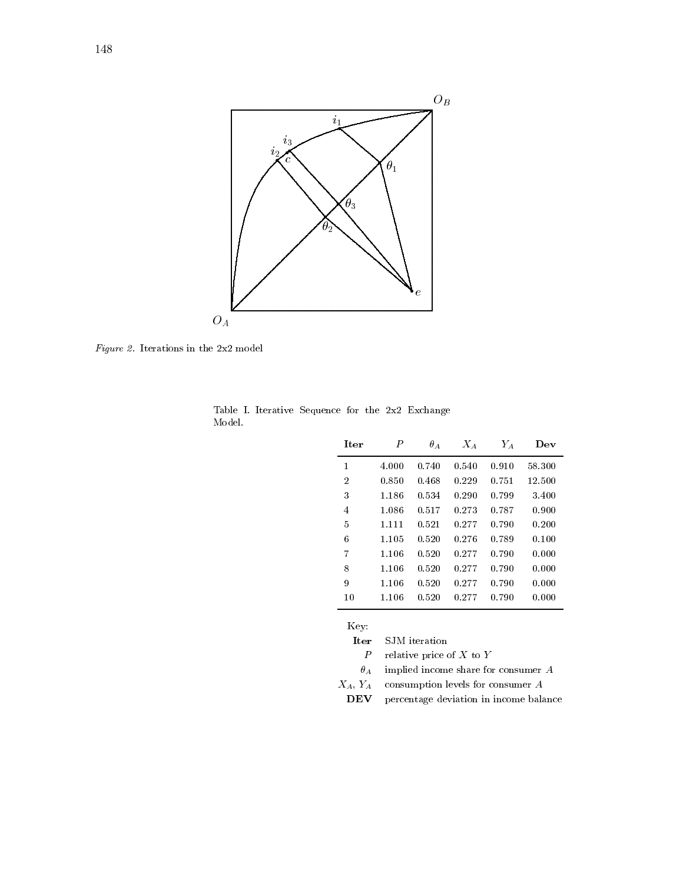*Figure 2.* Iterations in the 2x2 model

Table I. Iterative Sequence for the 2x2 Exchange Model.

| **Iter** | $P$ | $\theta_A$ | $X_A$ | $Y_A$ | **Dev** |
|---|---|---|---|---|---|
| 1 | 4.000 | 0.740 | 0.540 | 0.910 | 58.300 |
| 2 | 0.850 | 0.468 | 0.229 | 0.751 | 12.500 |
| 3 | 1.186 | 0.534 | 0.290 | 0.799 | 3.400 |
| 4 | 1.086 | 0.517 | 0.273 | 0.787 | 0.900 |
| 5 | 1.111 | 0.521 | 0.277 | 0.790 | 0.200 |
| 6 | 1.105 | 0.520 | 0.276 | 0.789 | 0.100 |
| 7 | 1.106 | 0.520 | 0.277 | 0.790 | 0.000 |
| 8 | 1.106 | 0.520 | 0.277 | 0.790 | 0.000 |
| 9 | 1.106 | 0.520 | 0.277 | 0.790 | 0.000 |
| 10 | 1.106 | 0.520 | 0.277 | 0.790 | 0.000 |

Key:

**Iter** SJM iteration  
$P$ relative price of $X$ to $Y$  
$\theta_A$ implied income share for consumer $A$  
$X_A$, $Y_A$ consumption levels for consumer $A$  
**DEV** percentage deviation in income balance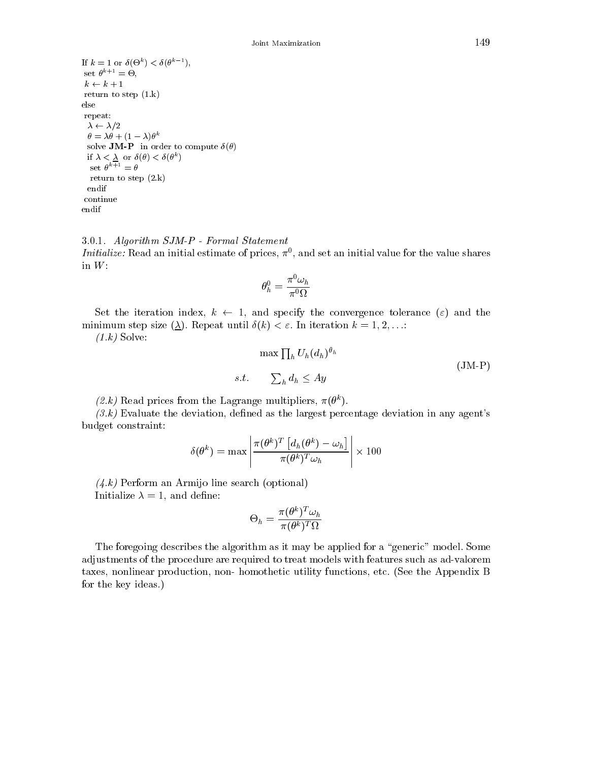```
If k = 1 or δ(Θ^k) < δ(θ^{k-1}),
 set θ^{k+1} = Θ,
 k ← k + 1
 return to step (1.k)
else
 repeat:
  λ ← λ/2
  θ = λθ + (1 − λ)θ^k
  solve JM-P  in order to compute δ(θ)
  if λ < λ̲ or δ(θ) < δ(θ^k)
   set θ^{k+1} = θ
   return to step (2.k)
  endif
 continue
endif
```

#### 3.0.1. *Algorithm SJM-P - Formal Statement*

*Initialize:* Read an initial estimate of prices, $\pi^0$, and set an initial value for the value shares in $W$:

$$\theta_h^0 = \frac{\pi^0 \omega_h}{\pi^0 \Omega}$$

Set the iteration index, $k \leftarrow 1$, and specify the convergence tolerance ($\varepsilon$) and the minimum step size ($\underline{\lambda}$). Repeat until $\delta(k) < \varepsilon$. In iteration $k = 1, 2, \ldots$:

*(1.k)* Solve:

$$\begin{aligned} &\max \textstyle\prod_h U_h(d_h)^{\theta_h} \\ s.t. \qquad &\textstyle\sum_h d_h \leq Ay \end{aligned} \tag{JM-P}$$

*(2.k)* Read prices from the Lagrange multipliers, $\pi(\theta^k)$.

*(3.k)* Evaluate the deviation, defined as the largest percentage deviation in any agent's budget constraint:

$$\delta(\theta^k) = \max \left| \frac{\pi(\theta^k)^T \left[ d_h(\theta^k) - \omega_h \right]}{\pi(\theta^k)^T \omega_h} \right| \times 100$$

*(4.k)* Perform an Armijo line search (optional)

Initialize $\lambda = 1$, and define:

$$\Theta_h = \frac{\pi(\theta^k)^T \omega_h}{\pi(\theta^k)^T \Omega}$$

The foregoing describes the algorithm as it may be applied for a "generic" model. Some adjustments of the procedure are required to treat models with features such as ad-valorem taxes, nonlinear production, non- homothetic utility functions, etc. (See the Appendix B for the key ideas.)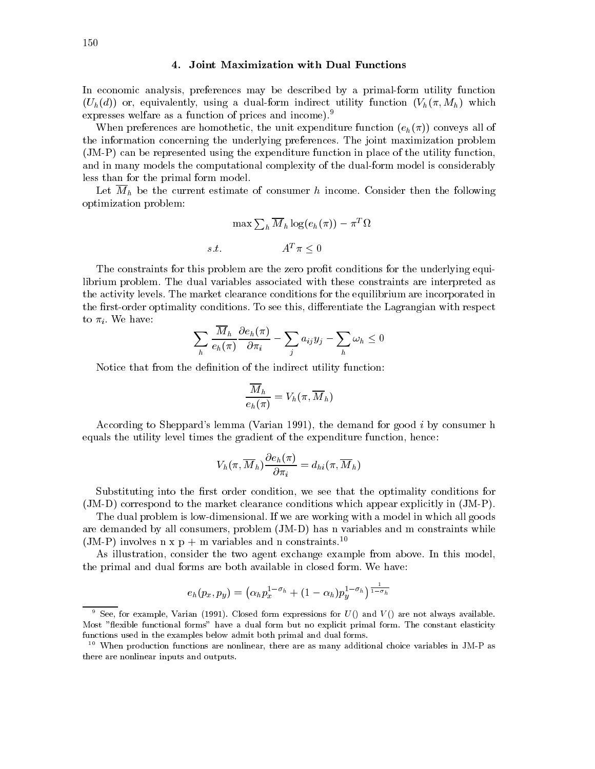## 4. Joint Maximization with Dual Functions

In economic analysis, preferences may be described by a primal-form utility function ($U_h(d)$) or, equivalently, using a dual-form indirect utility function ($V_h(\pi, M_h)$ which expresses welfare as a function of prices and income).[9]

When preferences are homothetic, the unit expenditure function ($e_h(\pi)$) conveys all of the information concerning the underlying preferences. The joint maximization problem (JM-P) can be represented using the expenditure function in place of the utility function, and in many models the computational complexity of the dual-form model is considerably less than for the primal form model.

Let $\overline{M}_h$ be the current estimate of consumer $h$ income. Consider then the following optimization problem:

$$\max \sum_h \overline{M}_h \log(e_h(\pi)) - \pi^T \Omega$$

$$s.t. \qquad A^T \pi \leq 0$$

The constraints for this problem are the zero profit conditions for the underlying equilibrium problem. The dual variables associated with these constraints are interpreted as the activity levels. The market clearance conditions for the equilibrium are incorporated in the first-order optimality conditions. To see this, differentiate the Lagrangian with respect to $\pi_i$. We have:

$$\sum_h \frac{\overline{M}_h}{e_h(\pi)} \frac{\partial e_h(\pi)}{\partial \pi_i} - \sum_j a_{ij} y_j - \sum_h \omega_h \leq 0$$

Notice that from the definition of the indirect utility function:

$$\frac{\overline{M}_h}{e_h(\pi)} = V_h(\pi, \overline{M}_h)$$

According to Sheppard's lemma (Varian 1991), the demand for good $i$ by consumer h equals the utility level times the gradient of the expenditure function, hence:

$$V_h(\pi, \overline{M}_h) \frac{\partial e_h(\pi)}{\partial \pi_i} = d_{hi}(\pi, \overline{M}_h)$$

Substituting into the first order condition, we see that the optimality conditions for (JM-D) correspond to the market clearance conditions which appear explicitly in (JM-P).

The dual problem is low-dimensional. If we are working with a model in which all goods are demanded by all consumers, problem (JM-D) has n variables and m constraints while (JM-P) involves n x p + m variables and n constraints.[10]

As illustration, consider the two agent exchange example from above. In this model, the primal and dual forms are both available in closed form. We have:

$$e_h(p_x, p_y) = \left(\alpha_h p_x^{1-\sigma_h} + (1-\alpha_h) p_y^{1-\sigma_h}\right)^{\frac{1}{1-\sigma_h}}$$

---

[9] See, for example, Varian (1991). Closed form expressions for $U()$ and $V()$ are not always available. Most "flexible functional forms" have a dual form but no explicit primal form. The constant elasticity functions used in the examples below admit both primal and dual forms.

[10] When production functions are nonlinear, there are as many additional choice variables in JM-P as there are nonlinear inputs and outputs.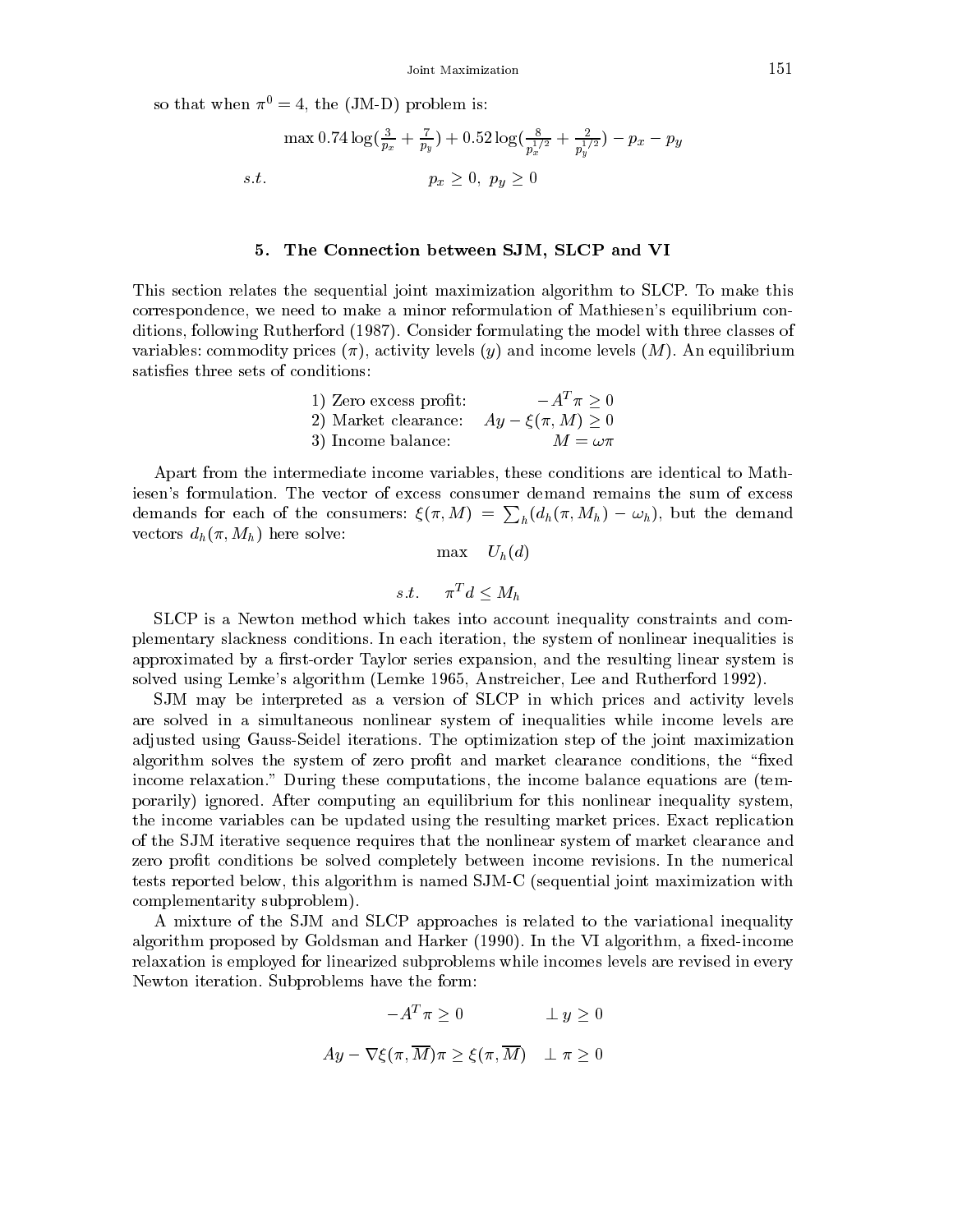so that when $\pi^0 = 4$, the (JM-D) problem is:

$$\max 0.74 \log(\tfrac{3}{p_x} + \tfrac{7}{p_y}) + 0.52 \log(\tfrac{8}{p_x^{1/2}} + \tfrac{2}{p_y^{1/2}}) - p_x - p_y$$

$$s.t. \qquad p_x \geq 0, \; p_y \geq 0$$

## 5. The Connection between SJM, SLCP and VI

This section relates the sequential joint maximization algorithm to SLCP. To make this correspondence, we need to make a minor reformulation of Mathiesen's equilibrium conditions, following Rutherford (1987). Consider formulating the model with three classes of variables: commodity prices ($\pi$), activity levels ($y$) and income levels ($M$). An equilibrium satisfies three sets of conditions:

1) Zero excess profit: $\quad -A^T\pi \geq 0$
2) Market clearance: $\quad Ay - \xi(\pi, M) \geq 0$
3) Income balance: $\quad M = \omega\pi$

Apart from the intermediate income variables, these conditions are identical to Mathiesen's formulation. The vector of excess consumer demand remains the sum of excess demands for each of the consumers: $\xi(\pi, M) = \sum_h (d_h(\pi, M_h) - \omega_h)$, but the demand vectors $d_h(\pi, M_h)$ here solve:

$$\max \quad U_h(d)$$

$$s.t. \quad \pi^T d \leq M_h$$

SLCP is a Newton method which takes into account inequality constraints and complementary slackness conditions. In each iteration, the system of nonlinear inequalities is approximated by a first-order Taylor series expansion, and the resulting linear system is solved using Lemke's algorithm (Lemke 1965, Anstreicher, Lee and Rutherford 1992).

SJM may be interpreted as a version of SLCP in which prices and activity levels are solved in a simultaneous nonlinear system of inequalities while income levels are adjusted using Gauss-Seidel iterations. The optimization step of the joint maximization algorithm solves the system of zero profit and market clearance conditions, the "fixed income relaxation." During these computations, the income balance equations are (temporarily) ignored. After computing an equilibrium for this nonlinear inequality system, the income variables can be updated using the resulting market prices. Exact replication of the SJM iterative sequence requires that the nonlinear system of market clearance and zero profit conditions be solved completely between income revisions. In the numerical tests reported below, this algorithm is named SJM-C (sequential joint maximization with complementarity subproblem).

A mixture of the SJM and SLCP approaches is related to the variational inequality algorithm proposed by Goldsman and Harker (1990). In the VI algorithm, a fixed-income relaxation is employed for linearized subproblems while incomes levels are revised in every Newton iteration. Subproblems have the form:

$$-A^T\pi \geq 0 \qquad \perp y \geq 0$$

$$Ay - \nabla\xi(\pi, \overline{M})\pi \geq \xi(\pi, \overline{M}) \quad \perp \pi \geq 0$$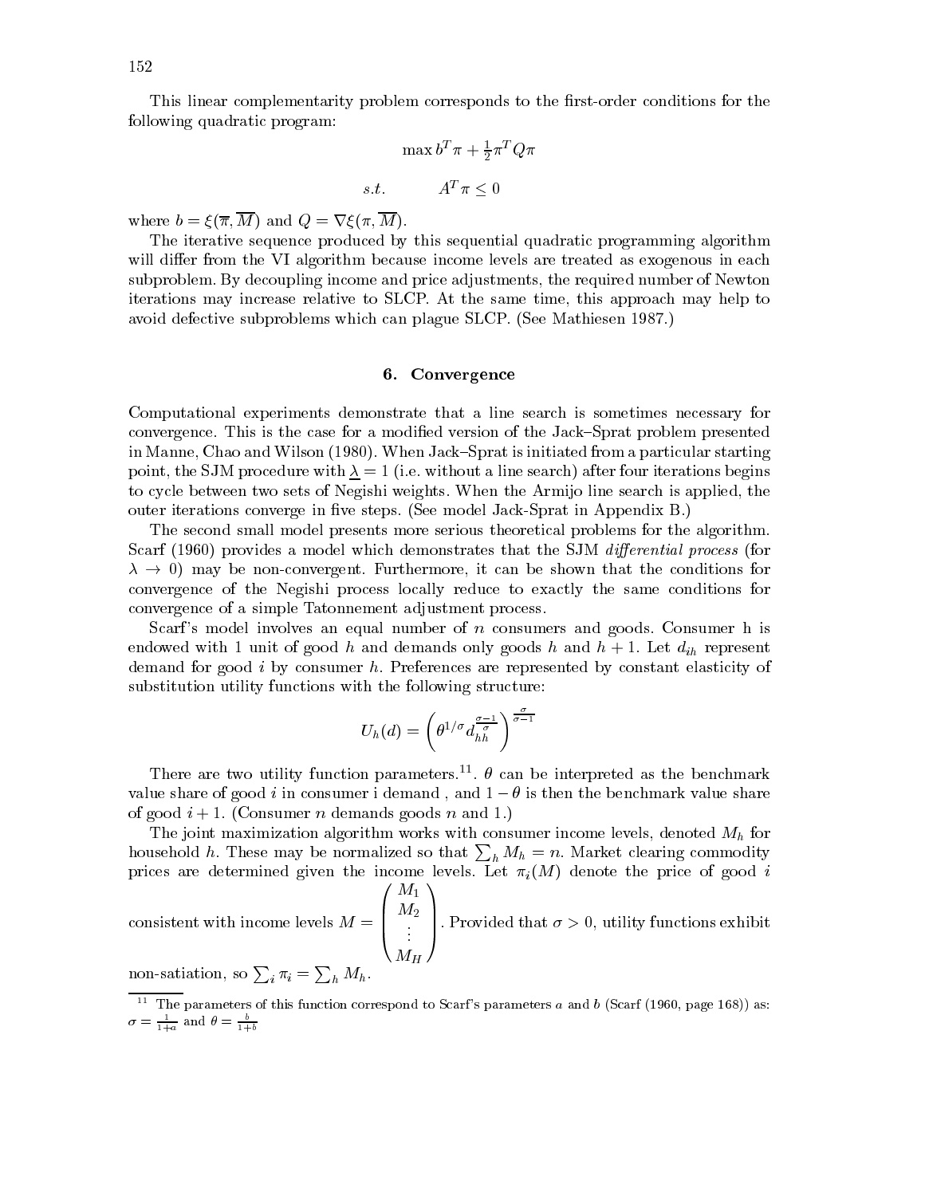This linear complementarity problem corresponds to the first-order conditions for the following quadratic program:

$$\max b^T \pi + \tfrac{1}{2}\pi^T Q \pi$$

$$s.t. \qquad A^T \pi \leq 0$$

where $b = \xi(\overline{\pi}, \overline{M})$ and $Q = \nabla\xi(\pi, \overline{M})$.

The iterative sequence produced by this sequential quadratic programming algorithm will differ from the VI algorithm because income levels are treated as exogenous in each subproblem. By decoupling income and price adjustments, the required number of Newton iterations may increase relative to SLCP. At the same time, this approach may help to avoid defective subproblems which can plague SLCP. (See Mathiesen 1987.)

## 6. Convergence

Computational experiments demonstrate that a line search is sometimes necessary for convergence. This is the case for a modified version of the Jack–Sprat problem presented in Manne, Chao and Wilson (1980). When Jack–Sprat is initiated from a particular starting point, the SJM procedure with $\underline{\lambda} = 1$ (i.e. without a line search) after four iterations begins to cycle between two sets of Negishi weights. When the Armijo line search is applied, the outer iterations converge in five steps. (See model Jack-Sprat in Appendix B.)

The second small model presents more serious theoretical problems for the algorithm. Scarf (1960) provides a model which demonstrates that the SJM *differential process* (for $\lambda \to 0$) may be non-convergent. Furthermore, it can be shown that the conditions for convergence of the Negishi process locally reduce to exactly the same conditions for convergence of a simple Tatonnement adjustment process.

Scarf's model involves an equal number of $n$ consumers and goods. Consumer h is endowed with 1 unit of good $h$ and demands only goods $h$ and $h+1$. Let $d_{ih}$ represent demand for good $i$ by consumer $h$. Preferences are represented by constant elasticity of substitution utility functions with the following structure:

$$U_h(d) = \left(\theta^{1/\sigma} d_{hh}^{\frac{\sigma-1}{\sigma}}\right)^{\frac{\sigma}{\sigma-1}}$$

There are two utility function parameters.[11]. $\theta$ can be interpreted as the benchmark value share of good $i$ in consumer i demand , and $1-\theta$ is then the benchmark value share of good $i+1$. (Consumer $n$ demands goods $n$ and 1.)

The joint maximization algorithm works with consumer income levels, denoted $M_h$ for household $h$. These may be normalized so that $\sum_h M_h = n$. Market clearing commodity prices are determined given the income levels. Let $\pi_i(M)$ denote the price of good $i$ consistent with income levels $M = \begin{pmatrix} M_1 \\ M_2 \\ \vdots \\ M_H \end{pmatrix}$. Provided that $\sigma > 0$, utility functions exhibit non-satiation, so $\sum_i \pi_i = \sum_h M_h$.

[11] The parameters of this function correspond to Scarf's parameters $a$ and $b$ (Scarf (1960, page 168)) as: $\sigma = \frac{1}{1+a}$ and $\theta = \frac{b}{1+b}$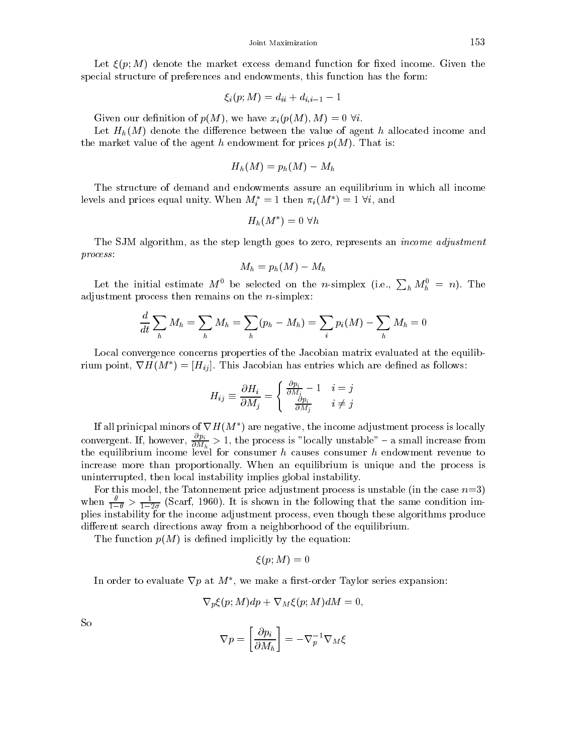Let $\xi(p;M)$ denote the market excess demand function for fixed income. Given the special structure of preferences and endowments, this function has the form:

$$\xi_i(p;M) = d_{ii} + d_{i,i-1} - 1$$

Given our definition of $p(M)$, we have $x_i(p(M), M) = 0 \ \forall i$.

Let $H_h(M)$ denote the difference between the value of agent $h$ allocated income and the market value of the agent $h$ endowment for prices $p(M)$. That is:

$$H_h(M) = p_h(M) - M_h$$

The structure of demand and endowments assure an equilibrium in which all income levels and prices equal unity. When $M_i^* = 1$ then $\pi_i(M^*) = 1 \ \forall i$, and

$$H_h(M^*) = 0 \ \forall h$$

The SJM algorithm, as the step length goes to zero, represents an *income adjustment process*:

$$M_h = p_h(M) - M_h$$

Let the initial estimate $M^0$ be selected on the $n$-simplex (i.e., $\sum_h M_h^0 = n$). The adjustment process then remains on the $n$-simplex:

$$\frac{d}{dt}\sum_h M_h = \sum_h M_h = \sum_h (p_h - M_h) = \sum_i p_i(M) - \sum_h M_h = 0$$

Local convergence concerns properties of the Jacobian matrix evaluated at the equilibrium point, $\nabla H(M^*) = [H_{ij}]$. This Jacobian has entries which are defined as follows:

$$H_{ij} \equiv \frac{\partial H_i}{\partial M_j} = \begin{cases} \frac{\partial p_i}{\partial M_i} - 1 & i = j \\ \frac{\partial p_i}{\partial M_j} & i \neq j \end{cases}$$

If all prinicpal minors of $\nabla H(M^*)$ are negative, the income adjustment process is locally convergent. If, however, $\frac{\partial p_i}{\partial M_h} > 1$, the process is "locally unstable" – a small increase from the equilibrium income level for consumer $h$ causes consumer $h$ endowment revenue to increase more than proportionally. When an equilibrium is unique and the process is uninterrupted, then local instability implies global instability.

For this model, the Tatonnement price adjustment process is unstable (in the case $n$=3) when $\frac{\theta}{1-\theta} > \frac{1}{1-2\sigma}$ (Scarf, 1960). It is shown in the following that the same condition implies instability for the income adjustment process, even though these algorithms produce different search directions away from a neighborhood of the equilibrium.

The function $p(M)$ is defined implicitly by the equation:

$$\xi(p;M) = 0$$

In order to evaluate $\nabla p$ at $M^*$, we make a first-order Taylor series expansion:

$$\nabla_p \xi(p;M)dp + \nabla_M \xi(p;M)dM = 0,$$

So

$$\nabla p = \left[\frac{\partial p_i}{\partial M_h}\right] = -\nabla_p^{-1} \nabla_M \xi$$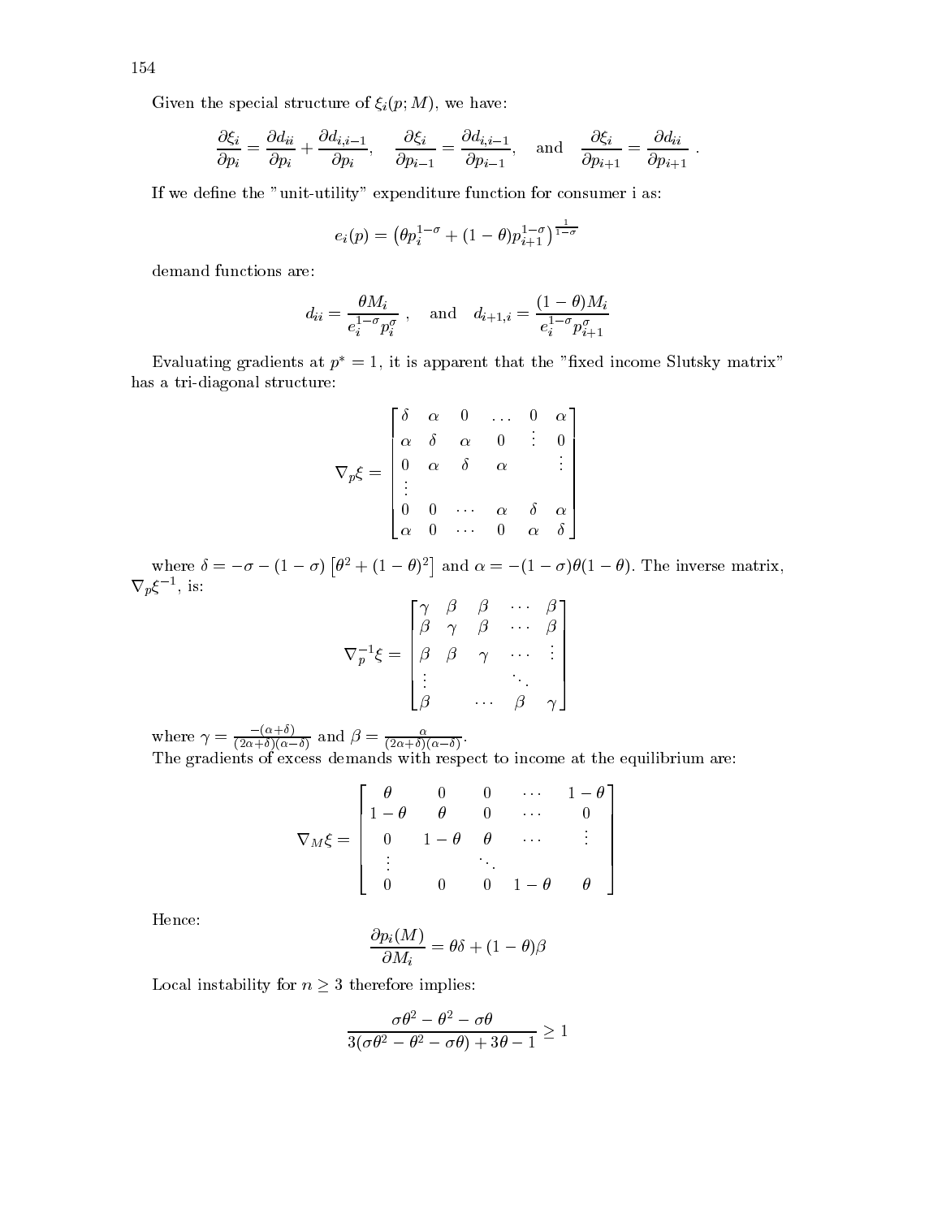Given the special structure of $\xi_i(p; M)$, we have:

$$\frac{\partial \xi_i}{\partial p_i} = \frac{\partial d_{ii}}{\partial p_i} + \frac{\partial d_{i,i-1}}{\partial p_i}, \quad \frac{\partial \xi_i}{\partial p_{i-1}} = \frac{\partial d_{i,i-1}}{\partial p_{i-1}}, \quad \text{and} \quad \frac{\partial \xi_i}{\partial p_{i+1}} = \frac{\partial d_{ii}}{\partial p_{i+1}} \; .$$

If we define the "unit-utility" expenditure function for consumer i as:

$$e_i(p) = \left(\theta p_i^{1-\sigma} + (1-\theta) p_{i+1}^{1-\sigma}\right)^{\frac{1}{1-\sigma}}$$

demand functions are:

$$d_{ii} = \frac{\theta M_i}{e_i^{1-\sigma} p_i^{\sigma}} \; , \quad \text{and} \quad d_{i+1,i} = \frac{(1-\theta) M_i}{e_i^{1-\sigma} p_{i+1}^{\sigma}}$$

Evaluating gradients at $p^* = 1$, it is apparent that the "fixed income Slutsky matrix" has a tri-diagonal structure:

$$\nabla_p \xi = \begin{bmatrix} \delta & \alpha & 0 & \dots & 0 & \alpha \\ \alpha & \delta & \alpha & 0 & \vdots & 0 \\ 0 & \alpha & \delta & \alpha & & \vdots \\ \vdots & & & & & \\ 0 & 0 & \cdots & \alpha & \delta & \alpha \\ \alpha & 0 & \cdots & 0 & \alpha & \delta \end{bmatrix}$$

where $\delta = -\sigma - (1-\sigma)\left[\theta^2 + (1-\theta)^2\right]$ and $\alpha = -(1-\sigma)\theta(1-\theta)$. The inverse matrix, $\nabla_p \xi^{-1}$, is:

$$\nabla_p^{-1} \xi = \begin{bmatrix} \gamma & \beta & \beta & \cdots & \beta \\ \beta & \gamma & \beta & \cdots & \beta \\ \beta & \beta & \gamma & \cdots & \vdots \\ \vdots & & & \ddots & \\ \beta & & \cdots & \beta & \gamma \end{bmatrix}$$

where $\gamma = \frac{-(\alpha+\delta)}{(2\alpha+\delta)(\alpha-\delta)}$ and $\beta = \frac{\alpha}{(2\alpha+\delta)(\alpha-\delta)}$.

The gradients of excess demands with respect to income at the equilibrium are:

$$\nabla_M \xi = \begin{bmatrix} \theta & 0 & 0 & \cdots & 1-\theta \\ 1-\theta & \theta & 0 & \cdots & 0 \\ 0 & 1-\theta & \theta & \cdots & \vdots \\ \vdots & & \ddots & & \\ 0 & 0 & 0 & 1-\theta & \theta \end{bmatrix}$$

Hence:

$$\frac{\partial p_i(M)}{\partial M_i} = \theta\delta + (1-\theta)\beta$$

Local instability for $n \geq 3$ therefore implies:

$$\frac{\sigma\theta^2 - \theta^2 - \sigma\theta}{3(\sigma\theta^2 - \theta^2 - \sigma\theta) + 3\theta - 1} \geq 1$$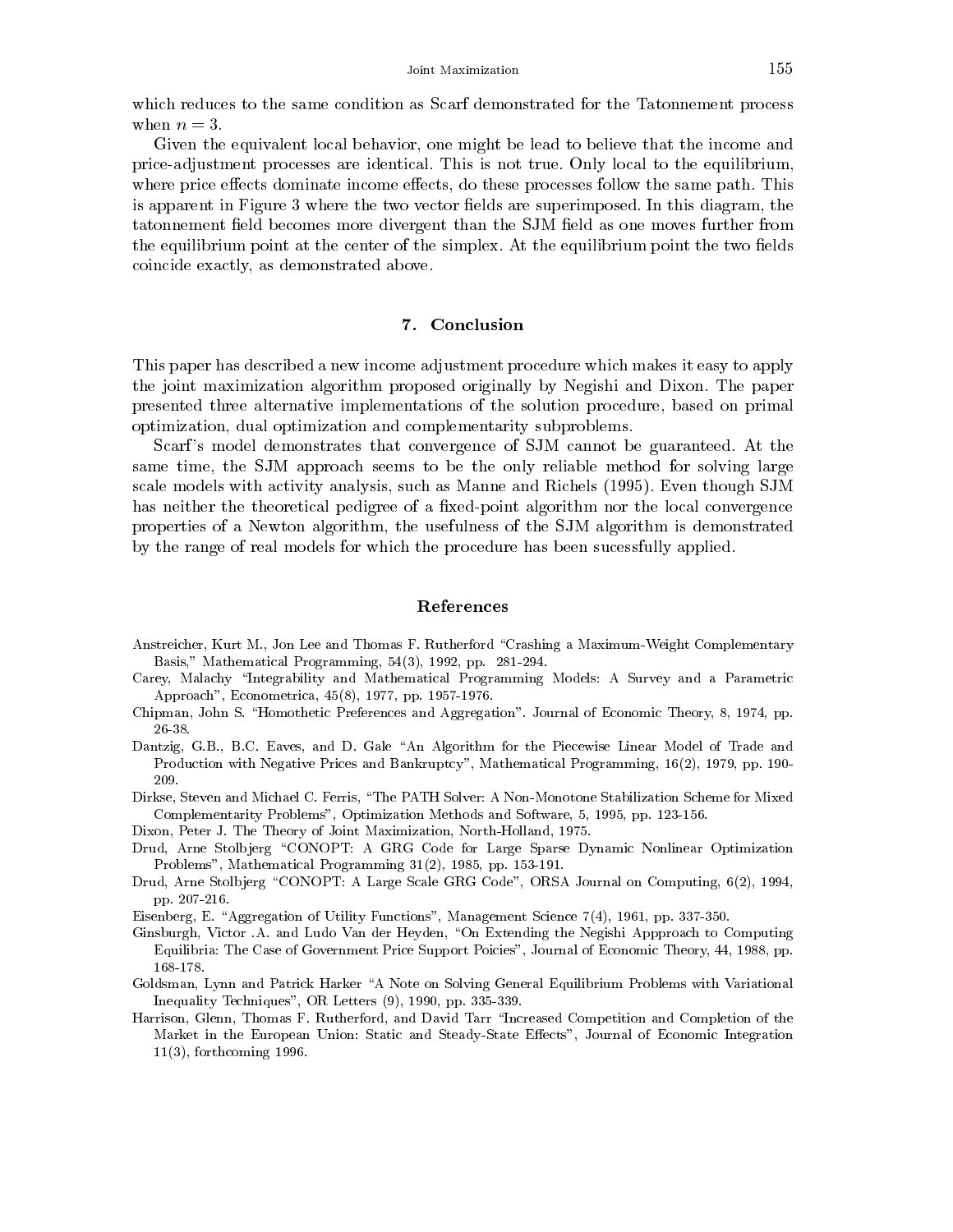which reduces to the same condition as Scarf demonstrated for the Tatonnement process when $n = 3$.

Given the equivalent local behavior, one might be lead to believe that the income and price-adjustment processes are identical. This is not true. Only local to the equilibrium, where price effects dominate income effects, do these processes follow the same path. This is apparent in Figure 3 where the two vector fields are superimposed. In this diagram, the tatonnement field becomes more divergent than the SJM field as one moves further from the equilibrium point at the center of the simplex. At the equilibrium point the two fields coincide exactly, as demonstrated above.

## 7. Conclusion

This paper has described a new income adjustment procedure which makes it easy to apply the joint maximization algorithm proposed originally by Negishi and Dixon. The paper presented three alternative implementations of the solution procedure, based on primal optimization, dual optimization and complementarity subproblems.

Scarf's model demonstrates that convergence of SJM cannot be guaranteed. At the same time, the SJM approach seems to be the only reliable method for solving large scale models with activity analysis, such as Manne and Richels (1995). Even though SJM has neither the theoretical pedigree of a fixed-point algorithm nor the local convergence properties of a Newton algorithm, the usefulness of the SJM algorithm is demonstrated by the range of real models for which the procedure has been sucessfully applied.

## References

Anstreicher, Kurt M., Jon Lee and Thomas F. Rutherford "Crashing a Maximum-Weight Complementary Basis," Mathematical Programming, 54(3), 1992, pp. 281-294.

Carey, Malachy "Integrability and Mathematical Programming Models: A Survey and a Parametric Approach", Econometrica, 45(8), 1977, pp. 1957-1976.

Chipman, John S. "Homothetic Preferences and Aggregation". Journal of Economic Theory, 8, 1974, pp. 26-38.

Dantzig, G.B., B.C. Eaves, and D. Gale "An Algorithm for the Piecewise Linear Model of Trade and Production with Negative Prices and Bankruptcy", Mathematical Programming, 16(2), 1979, pp. 190-209.

Dirkse, Steven and Michael C. Ferris, "The PATH Solver: A Non-Monotone Stabilization Scheme for Mixed Complementarity Problems", Optimization Methods and Software, 5, 1995, pp. 123-156.

Dixon, Peter J. The Theory of Joint Maximization, North-Holland, 1975.

Drud, Arne Stolbjerg "CONOPT: A GRG Code for Large Sparse Dynamic Nonlinear Optimization Problems", Mathematical Programming 31(2), 1985, pp. 153-191.

Drud, Arne Stolbjerg "CONOPT: A Large Scale GRG Code", ORSA Journal on Computing, 6(2), 1994, pp. 207-216.

Eisenberg, E. "Aggregation of Utility Functions", Management Science 7(4), 1961, pp. 337-350.

Ginsburgh, Victor .A. and Ludo Van der Heyden, "On Extending the Negishi Appproach to Computing Equilibria: The Case of Government Price Support Poicies", Journal of Economic Theory, 44, 1988, pp. 168-178.

Goldsman, Lynn and Patrick Harker "A Note on Solving General Equilibrium Problems with Variational Inequality Techniques", OR Letters (9), 1990, pp. 335-339.

Harrison, Glenn, Thomas F. Rutherford, and David Tarr "Increased Competition and Completion of the Market in the European Union: Static and Steady-State Effects", Journal of Economic Integration 11(3), forthcoming 1996.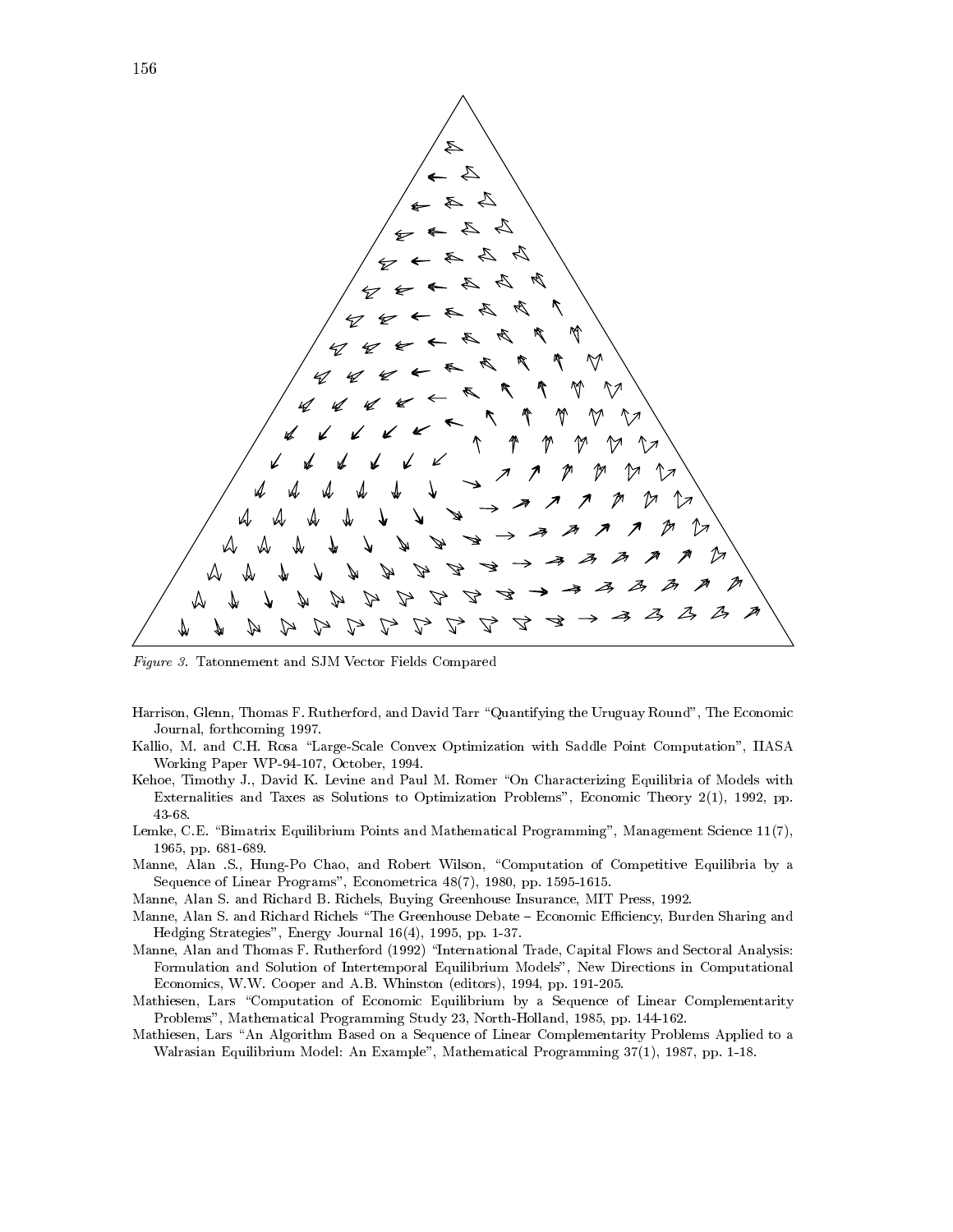*Figure 3.* Tatonnement and SJM Vector Fields Compared

Harrison, Glenn, Thomas F. Rutherford, and David Tarr "Quantifying the Uruguay Round", The Economic Journal, forthcoming 1997.

Kallio, M. and C.H. Rosa "Large-Scale Convex Optimization with Saddle Point Computation", IIASA Working Paper WP-94-107, October, 1994.

Kehoe, Timothy J., David K. Levine and Paul M. Romer "On Characterizing Equilibria of Models with Externalities and Taxes as Solutions to Optimization Problems", Economic Theory 2(1), 1992, pp. 43-68.

Lemke, C.E. "Bimatrix Equilibrium Points and Mathematical Programming", Management Science 11(7), 1965, pp. 681-689.

Manne, Alan .S., Hung-Po Chao, and Robert Wilson, "Computation of Competitive Equilibria by a Sequence of Linear Programs", Econometrica 48(7), 1980, pp. 1595-1615.

Manne, Alan S. and Richard B. Richels, Buying Greenhouse Insurance, MIT Press, 1992.

Manne, Alan S. and Richard Richels "The Greenhouse Debate – Economic Efficiency, Burden Sharing and Hedging Strategies", Energy Journal 16(4), 1995, pp. 1-37.

Manne, Alan and Thomas F. Rutherford (1992) "International Trade, Capital Flows and Sectoral Analysis: Formulation and Solution of Intertemporal Equilibrium Models", New Directions in Computational Economics, W.W. Cooper and A.B. Whinston (editors), 1994, pp. 191-205.

Mathiesen, Lars "Computation of Economic Equilibrium by a Sequence of Linear Complementarity Problems", Mathematical Programming Study 23, North-Holland, 1985, pp. 144-162.

Mathiesen, Lars "An Algorithm Based on a Sequence of Linear Complementarity Problems Applied to a Walrasian Equilibrium Model: An Example", Mathematical Programming 37(1), 1987, pp. 1-18.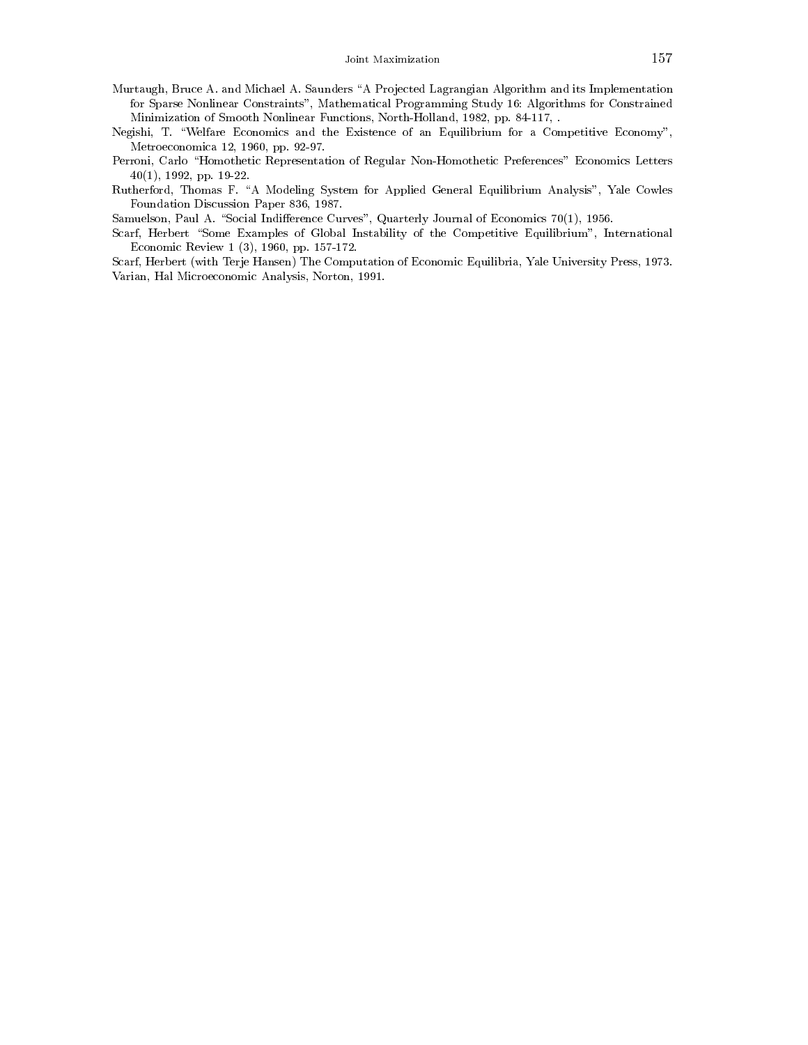Murtaugh, Bruce A. and Michael A. Saunders "A Projected Lagrangian Algorithm and its Implementation for Sparse Nonlinear Constraints", Mathematical Programming Study 16: Algorithms for Constrained Minimization of Smooth Nonlinear Functions, North-Holland, 1982, pp. 84-117, .

Negishi, T. "Welfare Economics and the Existence of an Equilibrium for a Competitive Economy", Metroeconomica 12, 1960, pp. 92-97.

Perroni, Carlo "Homothetic Representation of Regular Non-Homothetic Preferences" Economics Letters 40(1), 1992, pp. 19-22.

Rutherford, Thomas F. "A Modeling System for Applied General Equilibrium Analysis", Yale Cowles Foundation Discussion Paper 836, 1987.

Samuelson, Paul A. "Social Indifference Curves", Quarterly Journal of Economics 70(1), 1956.

Scarf, Herbert "Some Examples of Global Instability of the Competitive Equilibrium", International Economic Review 1 (3), 1960, pp. 157-172.

Scarf, Herbert (with Terje Hansen) The Computation of Economic Equilibria, Yale University Press, 1973.

Varian, Hal Microeconomic Analysis, Norton, 1991.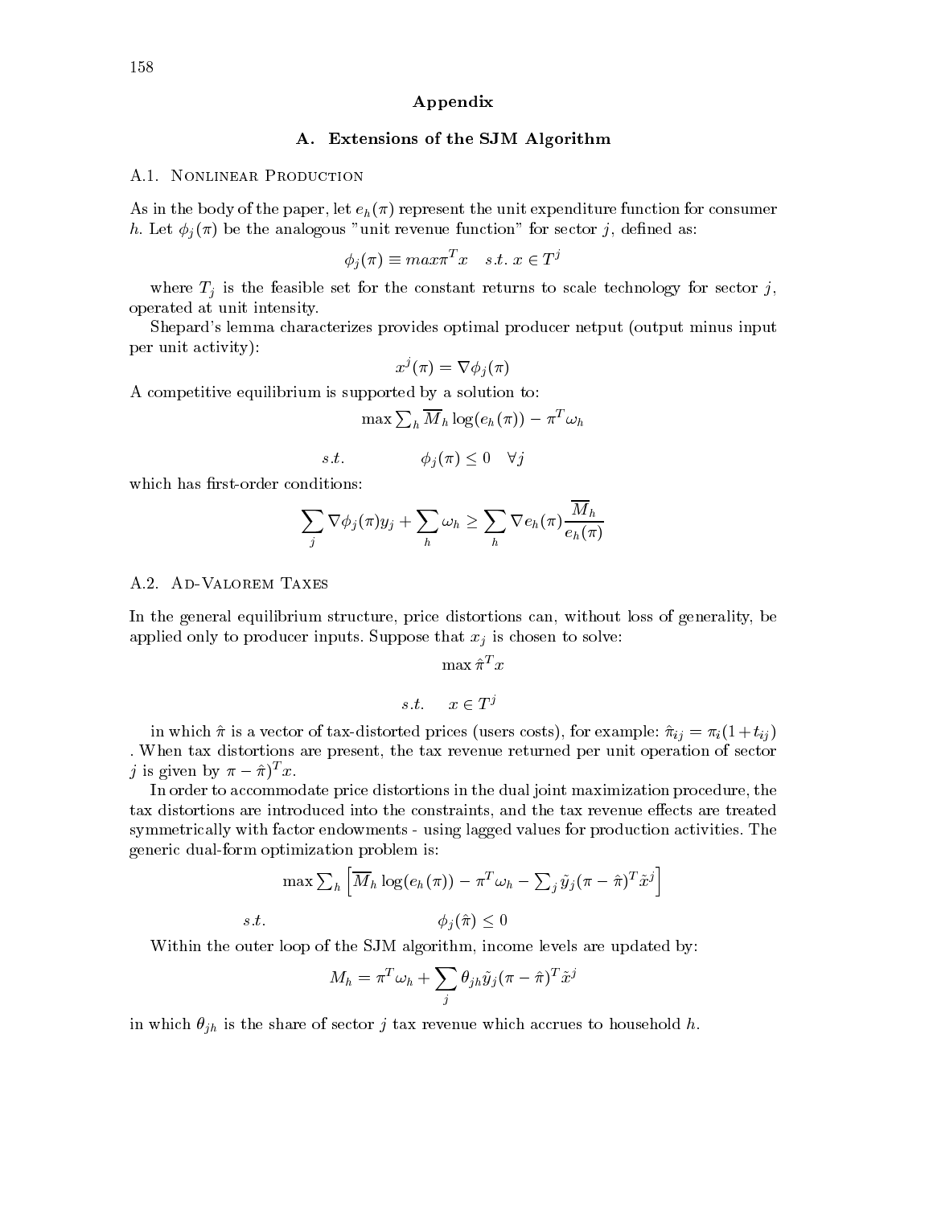# Appendix

## A. Extensions of the SJM Algorithm

### A.1. Nonlinear Production

As in the body of the paper, let $e_h(\pi)$ represent the unit expenditure function for consumer $h$. Let $\phi_j(\pi)$ be the analogous "unit revenue function" for sector $j$, defined as:

$$\phi_j(\pi) \equiv max \pi^T x \quad s.t. \; x \in T^j$$

where $T_j$ is the feasible set for the constant returns to scale technology for sector $j$, operated at unit intensity.

Shepard's lemma characterizes provides optimal producer netput (output minus input per unit activity):

$$x^j(\pi) = \nabla \phi_j(\pi)$$

A competitive equilibrium is supported by a solution to:

$$\max \textstyle\sum_h \overline{M}_h \log(e_h(\pi)) - \pi^T \omega_h$$

$$s.t. \qquad \phi_j(\pi) \leq 0 \quad \forall j$$

which has first-order conditions:

$$\sum_j \nabla \phi_j(\pi) y_j + \sum_h \omega_h \geq \sum_h \nabla e_h(\pi) \frac{\overline{M}_h}{e_h(\pi)}$$

### A.2. Ad-Valorem Taxes

In the general equilibrium structure, price distortions can, without loss of generality, be applied only to producer inputs. Suppose that $x_j$ is chosen to solve:

$$\max \hat{\pi}^T x$$

$$s.t. \quad x \in T^j$$

in which $\hat{\pi}$ is a vector of tax-distorted prices (users costs), for example: $\hat{\pi}_{ij} = \pi_i(1+t_{ij})$ . When tax distortions are present, the tax revenue returned per unit operation of sector $j$ is given by $\pi - \hat{\pi})^T x$.

In order to accommodate price distortions in the dual joint maximization procedure, the tax distortions are introduced into the constraints, and the tax revenue effects are treated symmetrically with factor endowments - using lagged values for production activities. The generic dual-form optimization problem is:

$$\max \textstyle\sum_h \left[ \overline{M}_h \log(e_h(\pi)) - \pi^T \omega_h - \sum_j \tilde{y}_j (\pi - \hat{\pi})^T \tilde{x}^j \right]$$

$$s.t. \qquad \phi_j(\hat{\pi}) \leq 0$$

Within the outer loop of the SJM algorithm, income levels are updated by:

$$M_h = \pi^T \omega_h + \sum_j \theta_{jh} \tilde{y}_j (\pi - \hat{\pi})^T \tilde{x}^j$$

in which $\theta_{jh}$ is the share of sector $j$ tax revenue which accrues to household $h$.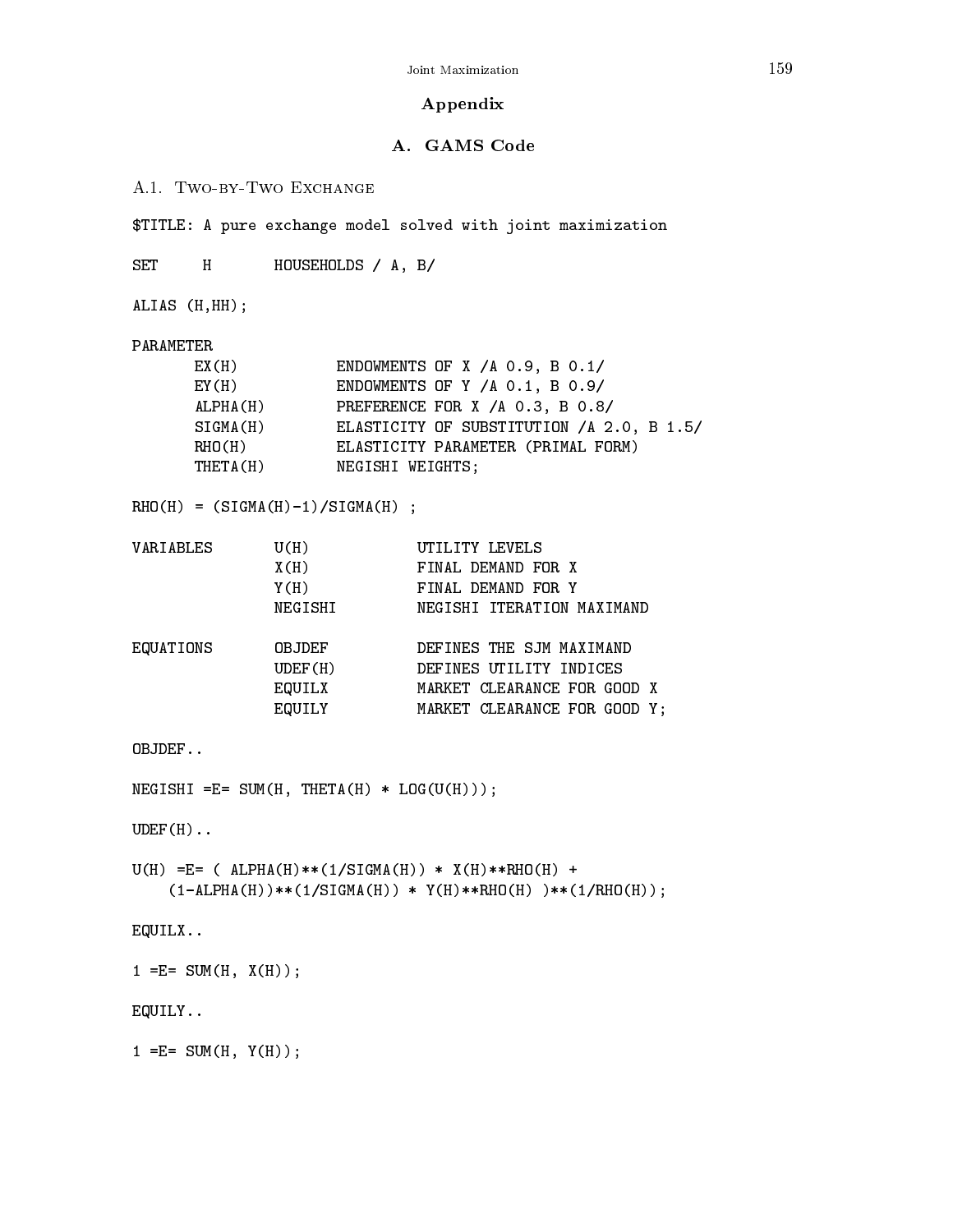## Appendix

### A. GAMS Code

#### A.1. Two-by-Two Exchange

```
$TITLE: A pure exchange model solved with joint maximization

SET     H       HOUSEHOLDS / A, B/

ALIAS (H,HH);

PARAMETER
      EX(H)           ENDOWMENTS OF X /A 0.9, B 0.1/
      EY(H)           ENDOWMENTS OF Y /A 0.1, B 0.9/
      ALPHA(H)        PREFERENCE FOR X /A 0.3, B 0.8/
      SIGMA(H)        ELASTICITY OF SUBSTITUTION /A 2.0, B 1.5/
      RHO(H)          ELASTICITY PARAMETER (PRIMAL FORM)
      THETA(H)        NEGISHI WEIGHTS;

RHO(H) = (SIGMA(H)-1)/SIGMA(H) ;

VARIABLES       U(H)            UTILITY LEVELS
                X(H)            FINAL DEMAND FOR X
                Y(H)            FINAL DEMAND FOR Y
                NEGISHI         NEGISHI ITERATION MAXIMAND

EQUATIONS       OBJDEF          DEFINES THE SJM MAXIMAND
                UDEF(H)         DEFINES UTILITY INDICES
                EQUILX          MARKET CLEARANCE FOR GOOD X
                EQUILY          MARKET CLEARANCE FOR GOOD Y;

OBJDEF..

NEGISHI =E= SUM(H, THETA(H) * LOG(U(H)));

UDEF(H)..

U(H) =E= ( ALPHA(H)**(1/SIGMA(H)) * X(H)**RHO(H) +
    (1-ALPHA(H))**(1/SIGMA(H)) * Y(H)**RHO(H) )**(1/RHO(H));

EQUILX..

1 =E= SUM(H, X(H));

EQUILY..

1 =E= SUM(H, Y(H));
```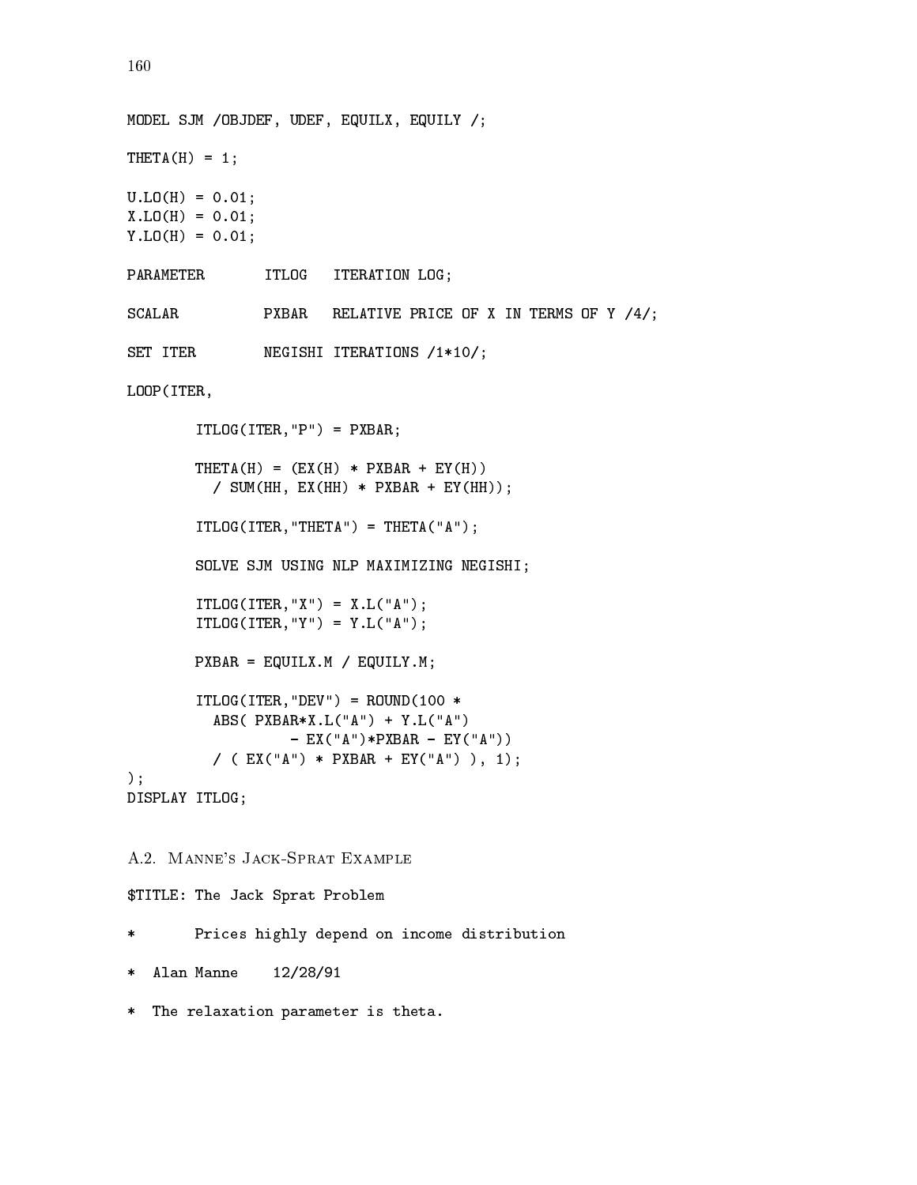```
MODEL SJM /OBJDEF, UDEF, EQUILX, EQUILY /;

THETA(H) = 1;

U.LO(H) = 0.01;
X.LO(H) = 0.01;
Y.LO(H) = 0.01;

PARAMETER       ITLOG   ITERATION LOG;

SCALAR          PXBAR   RELATIVE PRICE OF X IN TERMS OF Y /4/;

SET ITER        NEGISHI ITERATIONS /1*10/;

LOOP(ITER,

        ITLOG(ITER,"P") = PXBAR;

        THETA(H) = (EX(H) * PXBAR + EY(H))
          / SUM(HH, EX(HH) * PXBAR + EY(HH));

        ITLOG(ITER,"THETA") = THETA("A");

        SOLVE SJM USING NLP MAXIMIZING NEGISHI;

        ITLOG(ITER,"X") = X.L("A");
        ITLOG(ITER,"Y") = Y.L("A");

        PXBAR = EQUILX.M / EQUILY.M;

        ITLOG(ITER,"DEV") = ROUND(100 *
          ABS( PXBAR*X.L("A") + Y.L("A")
                    - EX("A")*PXBAR - EY("A"))
          / ( EX("A") * PXBAR + EY("A") ), 1);
);
DISPLAY ITLOG;
```

## A.2. Manne's Jack-Sprat Example

```
$TITLE: The Jack Sprat Problem

*       Prices highly depend on income distribution

*  Alan Manne    12/28/91

*  The relaxation parameter is theta.
```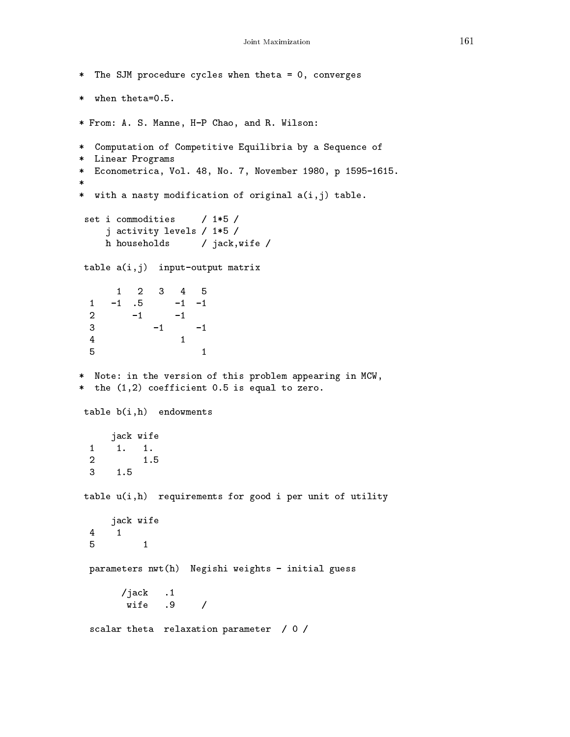```
*  The SJM procedure cycles when theta = 0, converges

*  when theta=0.5.

* From: A. S. Manne, H-P Chao, and R. Wilson:

*  Computation of Competitive Equilibria by a Sequence of
*  Linear Programs
*  Econometrica, Vol. 48, No. 7, November 1980, p 1595-1615.
*
*  with a nasty modification of original a(i,j) table.

 set i commodities     / 1*5 /
     j activity levels / 1*5 /
     h households      / jack,wife /

 table a(i,j)  input-output matrix

       1   2   3   4   5
  1   -1  .5      -1  -1
  2       -1      -1
  3           -1      -1
  4                1
  5                    1

*  Note: in the version of this problem appearing in MCW,
*  the (1,2) coefficient 0.5 is equal to zero.

 table b(i,h)  endowments

      jack wife
  1    1.   1.
  2         1.5
  3    1.5

 table u(i,h)  requirements for good i per unit of utility

      jack wife
  4    1
  5         1

  parameters nwt(h)  Negishi weights - initial guess

        /jack   .1
         wife   .9     /

  scalar theta  relaxation parameter  / 0 /
```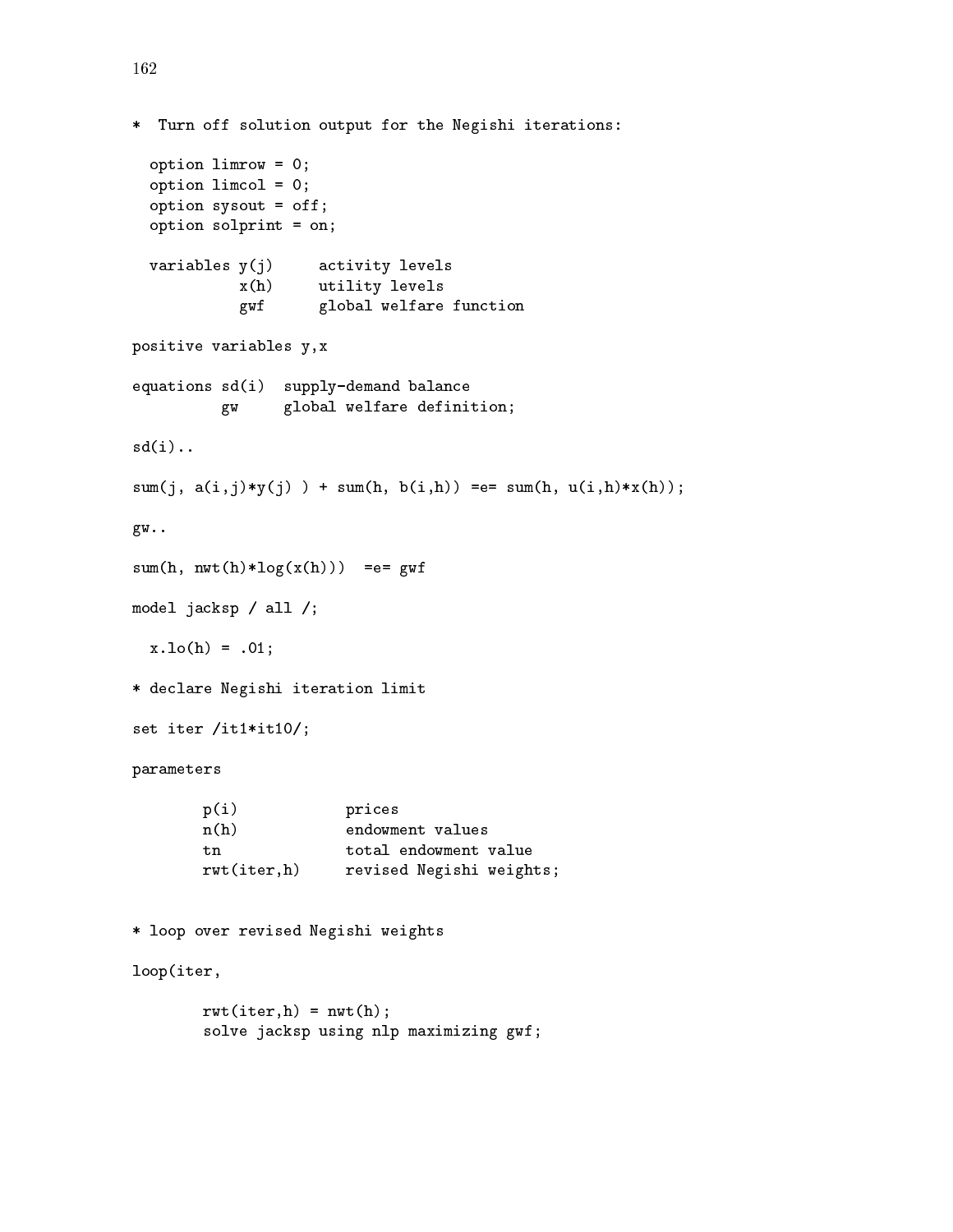```
*  Turn off solution output for the Negishi iterations:

  option limrow = 0;
  option limcol = 0;
  option sysout = off;
  option solprint = on;

  variables y(j)     activity levels
            x(h)     utility levels
            gwf      global welfare function

positive variables y,x

equations sd(i)  supply-demand balance
          gw     global welfare definition;

sd(i)..

sum(j, a(i,j)*y(j) ) + sum(h, b(i,h)) =e= sum(h, u(i,h)*x(h));

gw..

sum(h, nwt(h)*log(x(h)))  =e= gwf

model jacksp / all /;

  x.lo(h) = .01;

* declare Negishi iteration limit

set iter /it1*it10/;

parameters

        p(i)            prices
        n(h)            endowment values
        tn              total endowment value
        rwt(iter,h)     revised Negishi weights;


* loop over revised Negishi weights

loop(iter,

        rwt(iter,h) = nwt(h);
        solve jacksp using nlp maximizing gwf;
```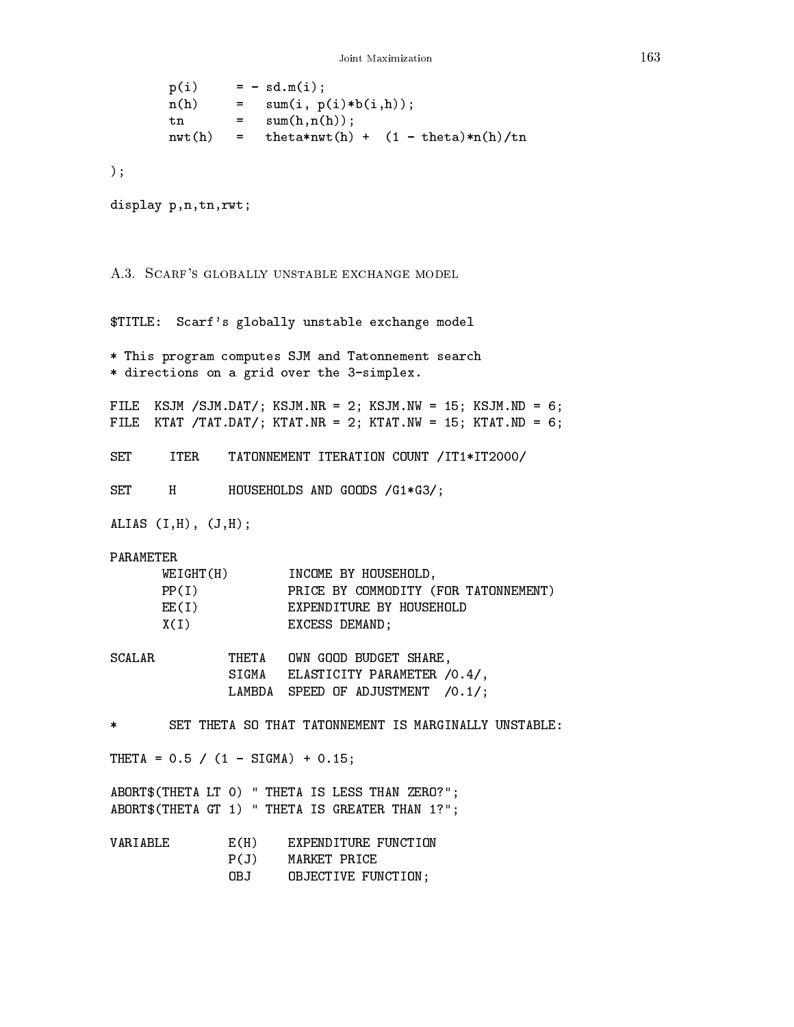```
        p(i)     = - sd.m(i);
        n(h)     =   sum(i, p(i)*b(i,h));
        tn       =   sum(h,n(h));
        nwt(h)   =   theta*nwt(h) +  (1 - theta)*n(h)/tn

);

display p,n,tn,rwt;
```

## A.3. Scarf's globally unstable exchange model

```
$TITLE:  Scarf's globally unstable exchange model

* This program computes SJM and Tatonnement search
* directions on a grid over the 3-simplex.

FILE  KSJM /SJM.DAT/; KSJM.NR = 2; KSJM.NW = 15; KSJM.ND = 6;
FILE  KTAT /TAT.DAT/; KTAT.NR = 2; KTAT.NW = 15; KTAT.ND = 6;

SET     ITER    TATONNEMENT ITERATION COUNT /IT1*IT2000/

SET     H       HOUSEHOLDS AND GOODS /G1*G3/;

ALIAS (I,H), (J,H);

PARAMETER
      WEIGHT(H)        INCOME BY HOUSEHOLD,
      PP(I)            PRICE BY COMMODITY (FOR TATONNEMENT)
      EE(I)            EXPENDITURE BY HOUSEHOLD
      X(I)             EXCESS DEMAND;

SCALAR          THETA   OWN GOOD BUDGET SHARE,
                SIGMA   ELASTICITY PARAMETER /0.4/,
                LAMBDA  SPEED OF ADJUSTMENT  /0.1/;

*       SET THETA SO THAT TATONNEMENT IS MARGINALLY UNSTABLE:

THETA = 0.5 / (1 - SIGMA) + 0.15;

ABORT$(THETA LT 0) " THETA IS LESS THAN ZERO?";
ABORT$(THETA GT 1) " THETA IS GREATER THAN 1?";

VARIABLE        E(H)    EXPENDITURE FUNCTION
                P(J)    MARKET PRICE
                OBJ     OBJECTIVE FUNCTION;
```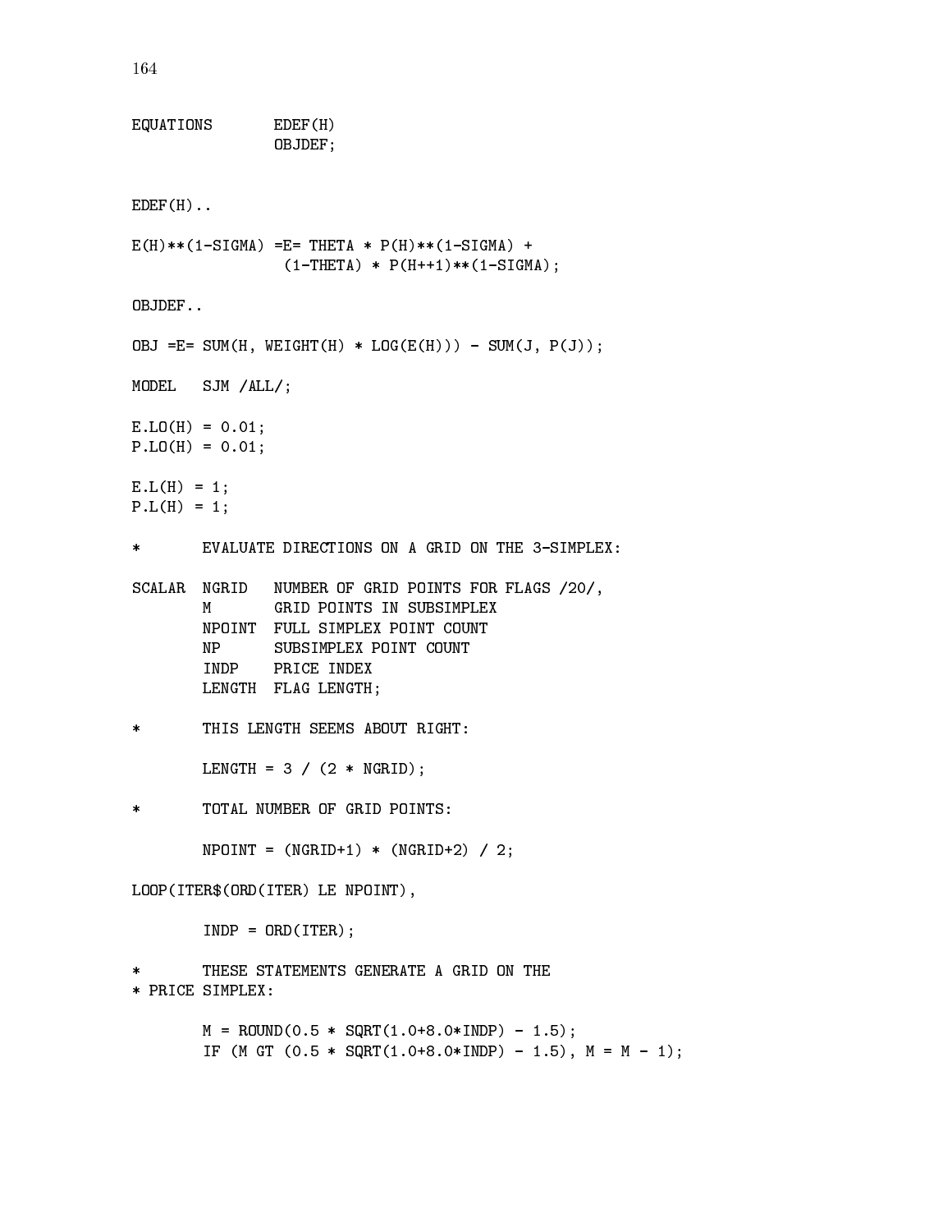```
EQUATIONS       EDEF(H)
                OBJDEF;


EDEF(H)..

E(H)**(1-SIGMA) =E= THETA * P(H)**(1-SIGMA) +
                 (1-THETA) * P(H++1)**(1-SIGMA);

OBJDEF..

OBJ =E= SUM(H, WEIGHT(H) * LOG(E(H))) - SUM(J, P(J));

MODEL   SJM /ALL/;

E.LO(H) = 0.01;
P.LO(H) = 0.01;

E.L(H) = 1;
P.L(H) = 1;

*       EVALUATE DIRECTIONS ON A GRID ON THE 3-SIMPLEX:

SCALAR  NGRID   NUMBER OF GRID POINTS FOR FLAGS /20/,
        M       GRID POINTS IN SUBSIMPLEX
        NPOINT  FULL SIMPLEX POINT COUNT
        NP      SUBSIMPLEX POINT COUNT
        INDP    PRICE INDEX
        LENGTH  FLAG LENGTH;

*       THIS LENGTH SEEMS ABOUT RIGHT:

        LENGTH = 3 / (2 * NGRID);

*       TOTAL NUMBER OF GRID POINTS:

        NPOINT = (NGRID+1) * (NGRID+2) / 2;

LOOP(ITER$(ORD(ITER) LE NPOINT),

        INDP = ORD(ITER);

*       THESE STATEMENTS GENERATE A GRID ON THE
* PRICE SIMPLEX:

        M = ROUND(0.5 * SQRT(1.0+8.0*INDP) - 1.5);
        IF (M GT (0.5 * SQRT(1.0+8.0*INDP) - 1.5), M = M - 1);
```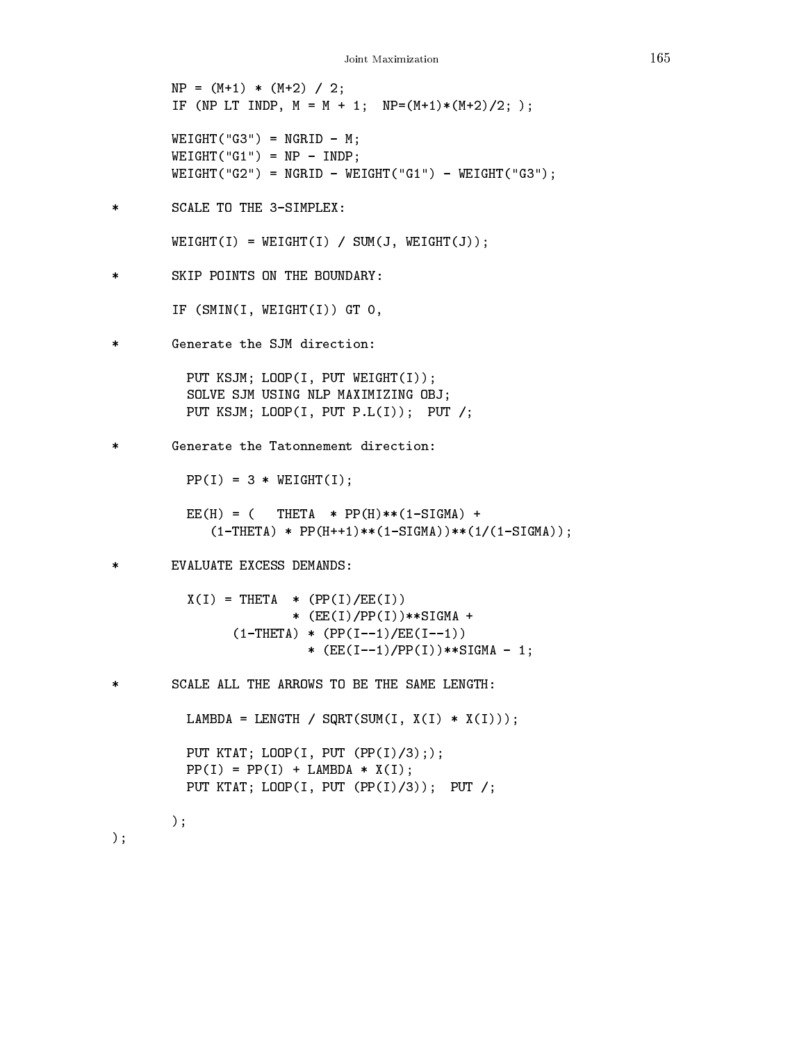```
       NP = (M+1) * (M+2) / 2;
       IF (NP LT INDP, M = M + 1;  NP=(M+1)*(M+2)/2; );

       WEIGHT("G3") = NGRID - M;
       WEIGHT("G1") = NP - INDP;
       WEIGHT("G2") = NGRID - WEIGHT("G1") - WEIGHT("G3");

*      SCALE TO THE 3-SIMPLEX:

       WEIGHT(I) = WEIGHT(I) / SUM(J, WEIGHT(J));

*      SKIP POINTS ON THE BOUNDARY:

       IF (SMIN(I, WEIGHT(I)) GT 0,

*      Generate the SJM direction:

         PUT KSJM; LOOP(I, PUT WEIGHT(I));
         SOLVE SJM USING NLP MAXIMIZING OBJ;
         PUT KSJM; LOOP(I, PUT P.L(I));  PUT /;

*      Generate the Tatonnement direction:

         PP(I) = 3 * WEIGHT(I);

         EE(H) = (   THETA  * PP(H)**(1-SIGMA) +
            (1-THETA) * PP(H++1)**(1-SIGMA))**(1/(1-SIGMA));

*      EVALUATE EXCESS DEMANDS:

         X(I) = THETA  * (PP(I)/EE(I))
                       * (EE(I)/PP(I))**SIGMA +
               (1-THETA) * (PP(I--1)/EE(I--1))
                         * (EE(I--1)/PP(I))**SIGMA - 1;

*      SCALE ALL THE ARROWS TO BE THE SAME LENGTH:

         LAMBDA = LENGTH / SQRT(SUM(I, X(I) * X(I)));

         PUT KTAT; LOOP(I, PUT (PP(I)/3););
         PP(I) = PP(I) + LAMBDA * X(I);
         PUT KTAT; LOOP(I, PUT (PP(I)/3));  PUT /;

       );
);
```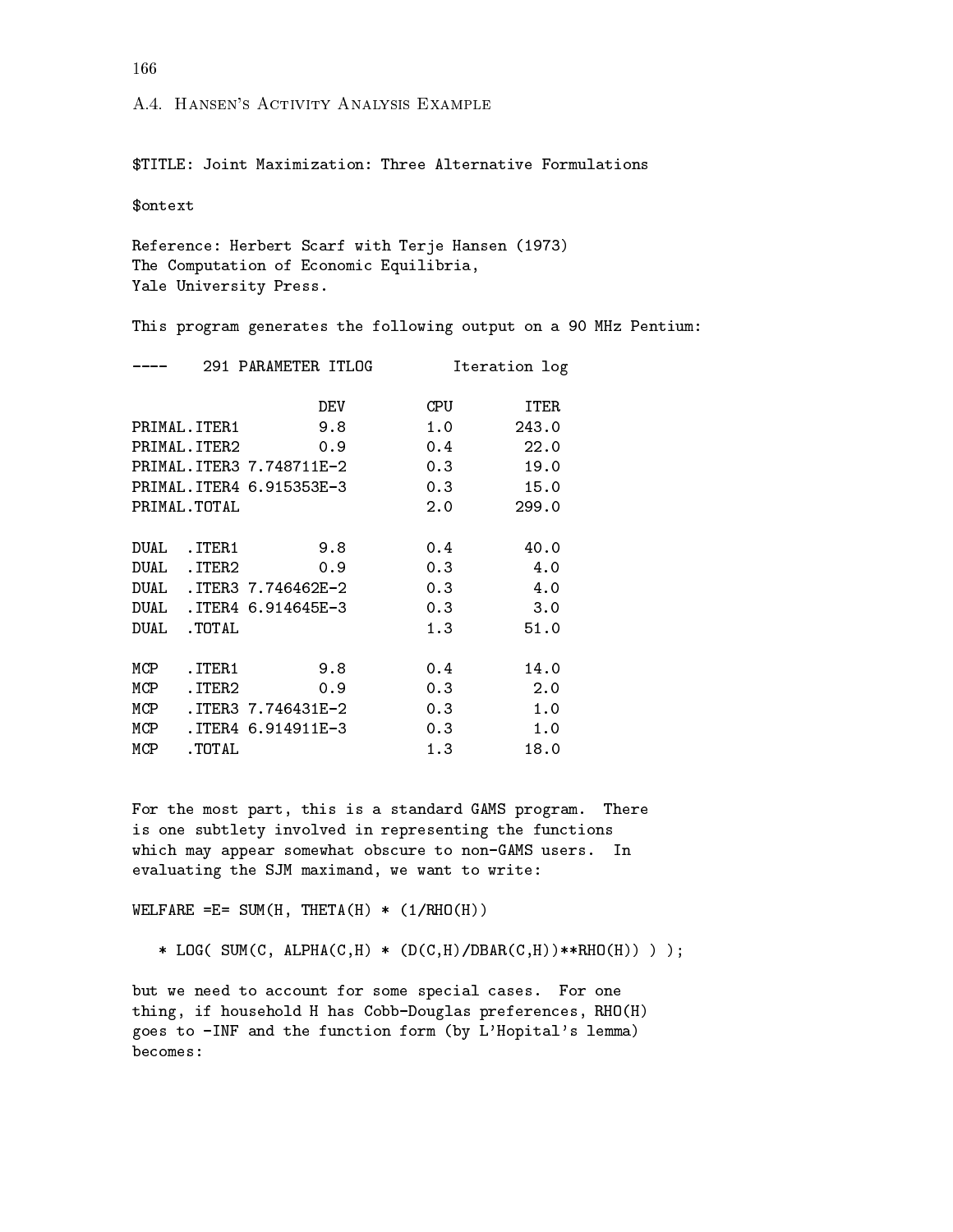## A.4. Hansen's Activity Analysis Example

```
$TITLE: Joint Maximization: Three Alternative Formulations

$ontext

Reference: Herbert Scarf with Terje Hansen (1973)
The Computation of Economic Equilibria,
Yale University Press.

This program generates the following output on a 90 MHz Pentium:

----    291 PARAMETER ITLOG         Iteration log

                      DEV         CPU        ITER
PRIMAL.ITER1          9.8         1.0       243.0
PRIMAL.ITER2          0.9         0.4        22.0
PRIMAL.ITER3 7.748711E-2          0.3        19.0
PRIMAL.ITER4 6.915353E-3          0.3        15.0
PRIMAL.TOTAL                      2.0       299.0

DUAL  .ITER1          9.8         0.4        40.0
DUAL  .ITER2          0.9         0.3         4.0
DUAL  .ITER3 7.746462E-2          0.3         4.0
DUAL  .ITER4 6.914645E-3          0.3         3.0
DUAL  .TOTAL                      1.3        51.0

MCP   .ITER1          9.8         0.4        14.0
MCP   .ITER2          0.9         0.3         2.0
MCP   .ITER3 7.746431E-2          0.3         1.0
MCP   .ITER4 6.914911E-3          0.3         1.0
MCP   .TOTAL                      1.3        18.0


For the most part, this is a standard GAMS program.  There
is one subtlety involved in representing the functions
which may appear somewhat obscure to non-GAMS users.  In
evaluating the SJM maximand, we want to write:

WELFARE =E= SUM(H, THETA(H) * (1/RHO(H))

   * LOG( SUM(C, ALPHA(C,H) * (D(C,H)/DBAR(C,H))**RHO(H)) ) );

but we need to account for some special cases.  For one
thing, if household H has Cobb-Douglas preferences, RHO(H)
goes to -INF and the function form (by L'Hopital's lemma)
becomes:
```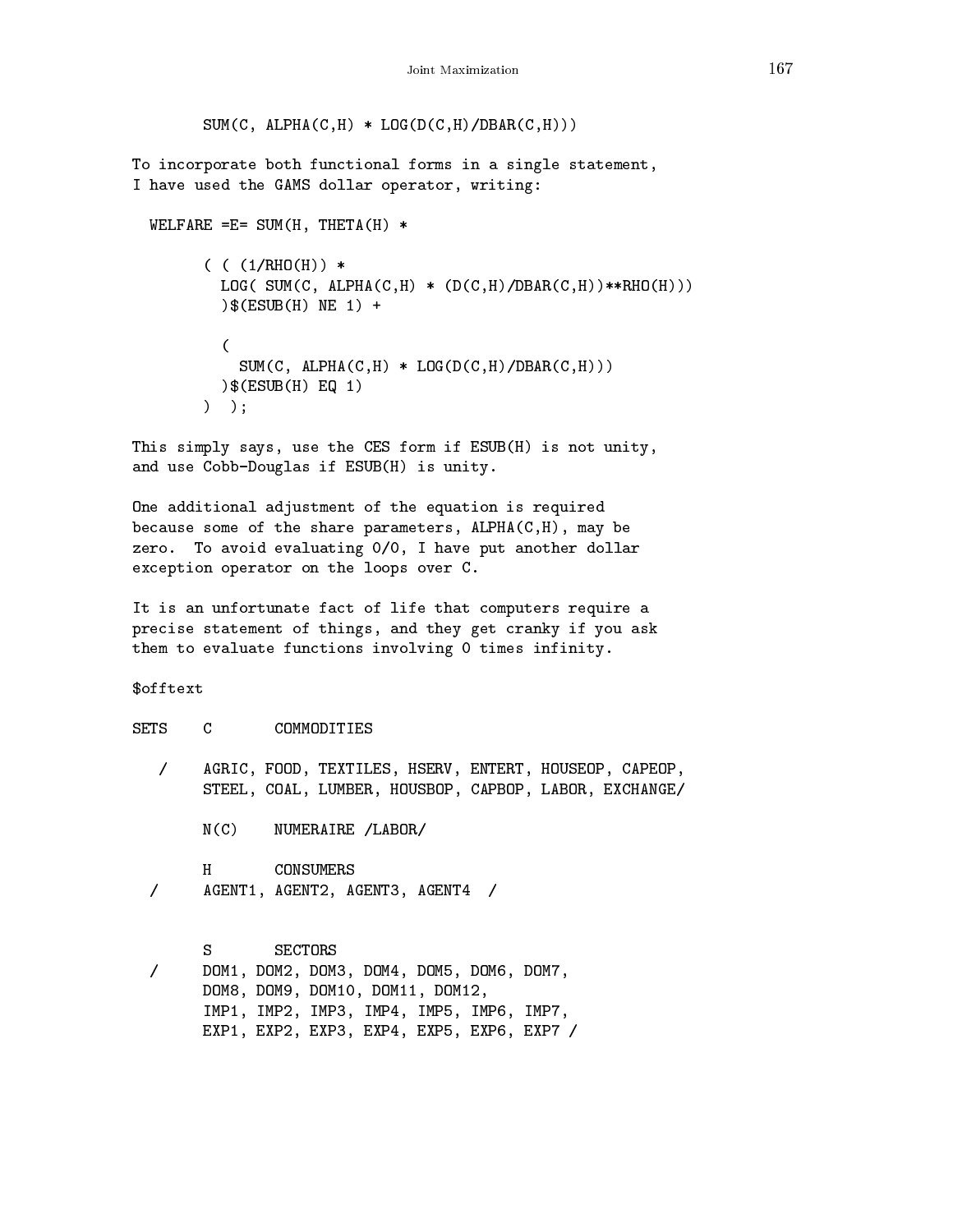```
       SUM(C, ALPHA(C,H) * LOG(D(C,H)/DBAR(C,H)))
```

To incorporate both functional forms in a single statement, I have used the GAMS dollar operator, writing:

```
  WELFARE =E= SUM(H, THETA(H) *

        ( ( (1/RHO(H)) *
          LOG( SUM(C, ALPHA(C,H) * (D(C,H)/DBAR(C,H))**RHO(H)))
          )$(ESUB(H) NE 1) +

          (
            SUM(C, ALPHA(C,H) * LOG(D(C,H)/DBAR(C,H)))
          )$(ESUB(H) EQ 1)
        )  );
```

This simply says, use the CES form if ESUB(H) is not unity, and use Cobb-Douglas if ESUB(H) is unity.

One additional adjustment of the equation is required because some of the share parameters, ALPHA(C,H), may be zero. To avoid evaluating 0/0, I have put another dollar exception operator on the loops over C.

It is an unfortunate fact of life that computers require a precise statement of things, and they get cranky if you ask them to evaluate functions involving 0 times infinity.

```
$offtext

SETS    C       COMMODITIES

   /    AGRIC, FOOD, TEXTILES, HSERV, ENTERT, HOUSEOP, CAPEOP,
        STEEL, COAL, LUMBER, HOUSBOP, CAPBOP, LABOR, EXCHANGE/

        N(C)    NUMERAIRE /LABOR/

        H       CONSUMERS
  /     AGENT1, AGENT2, AGENT3, AGENT4  /


        S       SECTORS
  /     DOM1, DOM2, DOM3, DOM4, DOM5, DOM6, DOM7,
        DOM8, DOM9, DOM10, DOM11, DOM12,
        IMP1, IMP2, IMP3, IMP4, IMP5, IMP6, IMP7,
        EXP1, EXP2, EXP3, EXP4, EXP5, EXP6, EXP7 /
```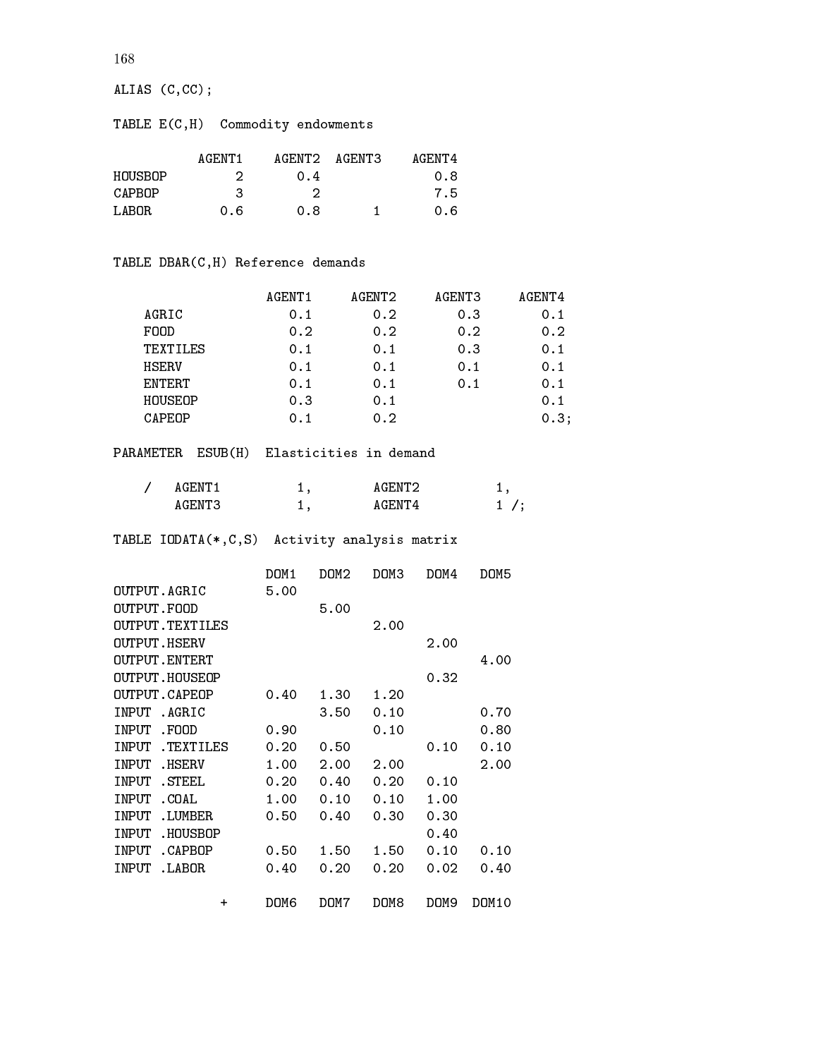```
ALIAS (C,CC);

TABLE E(C,H)  Commodity endowments

          AGENT1    AGENT2  AGENT3    AGENT4
HOUSBOP      2        0.4              0.8
CAPBOP       3          2              7.5
LABOR      0.6        0.8       1      0.6


TABLE DBAR(C,H) Reference demands

                 AGENT1      AGENT2      AGENT3      AGENT4
   AGRIC            0.1         0.2         0.3         0.1
   FOOD             0.2         0.2         0.2         0.2
   TEXTILES         0.1         0.1         0.3         0.1
   HSERV            0.1         0.1         0.1         0.1
   ENTERT           0.1         0.1         0.1         0.1
   HOUSEOP          0.3         0.1                     0.1
   CAPEOP           0.1         0.2                     0.3;

PARAMETER  ESUB(H)  Elasticities in demand

   /   AGENT1          1,        AGENT2          1,
       AGENT3          1,        AGENT4          1 /;

TABLE IODATA(*,C,S)  Activity analysis matrix

                   DOM1   DOM2   DOM3   DOM4   DOM5
OUTPUT.AGRIC       5.00
OUTPUT.FOOD               5.00
OUTPUT.TEXTILES                  2.00
OUTPUT.HSERV                            2.00
OUTPUT.ENTERT                                  4.00
OUTPUT.HOUSEOP                          0.32
OUTPUT.CAPEOP      0.40   1.30   1.20
INPUT .AGRIC              3.50   0.10          0.70
INPUT .FOOD        0.90          0.10          0.80
INPUT .TEXTILES    0.20   0.50          0.10   0.10
INPUT .HSERV       1.00   2.00   2.00          2.00
INPUT .STEEL       0.20   0.40   0.20   0.10
INPUT .COAL        1.00   0.10   0.10   1.00
INPUT .LUMBER      0.50   0.40   0.30   0.30
INPUT .HOUSBOP                          0.40
INPUT .CAPBOP      0.50   1.50   1.50   0.10   0.10
INPUT .LABOR       0.40   0.20   0.20   0.02   0.40

             +     DOM6   DOM7   DOM8   DOM9  DOM10
```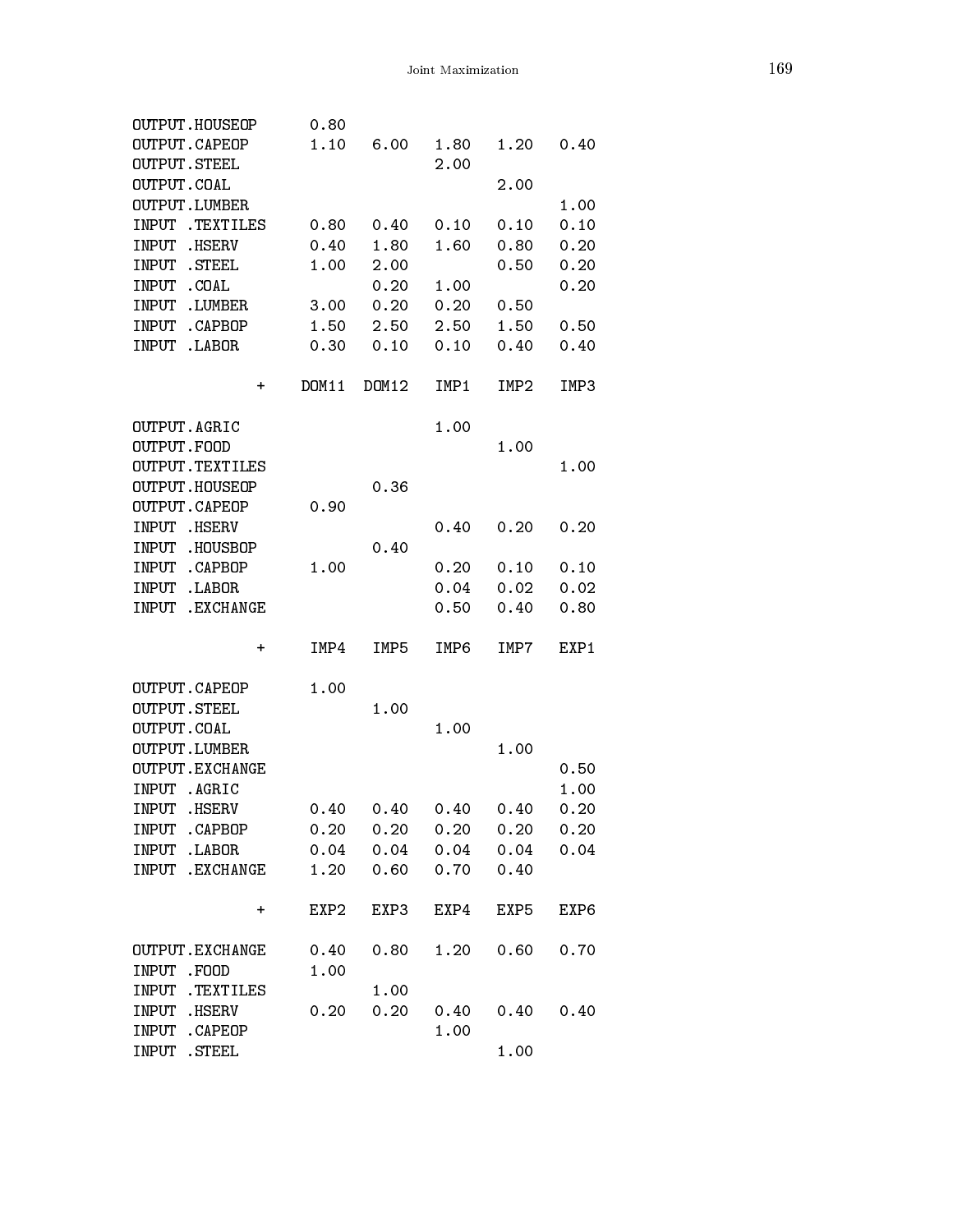```
OUTPUT.HOUSEOP      0.80
OUTPUT.CAPEOP       1.10   6.00   1.80   1.20   0.40
OUTPUT.STEEL                      2.00
OUTPUT.COAL                              2.00
OUTPUT.LUMBER                                   1.00
INPUT .TEXTILES     0.80   0.40   0.10   0.10   0.10
INPUT .HSERV        0.40   1.80   1.60   0.80   0.20
INPUT .STEEL        1.00   2.00          0.50   0.20
INPUT .COAL                0.20   1.00          0.20
INPUT .LUMBER       3.00   0.20   0.20   0.50
INPUT .CAPBOP       1.50   2.50   2.50   1.50   0.50
INPUT .LABOR        0.30   0.10   0.10   0.40   0.40

            +      DOM11  DOM12   IMP1   IMP2   IMP3

OUTPUT.AGRIC                      1.00
OUTPUT.FOOD                              1.00
OUTPUT.TEXTILES                                 1.00
OUTPUT.HOUSEOP             0.36
OUTPUT.CAPEOP       0.90
INPUT .HSERV                      0.40   0.20   0.20
INPUT .HOUSBOP             0.40
INPUT .CAPBOP       1.00          0.20   0.10   0.10
INPUT .LABOR                      0.04   0.02   0.02
INPUT .EXCHANGE                   0.50   0.40   0.80

            +       IMP4   IMP5   IMP6   IMP7   EXP1

OUTPUT.CAPEOP       1.00
OUTPUT.STEEL               1.00
OUTPUT.COAL                       1.00
OUTPUT.LUMBER                            1.00
OUTPUT.EXCHANGE                                 0.50
INPUT .AGRIC                                    1.00
INPUT .HSERV        0.40   0.40   0.40   0.40   0.20
INPUT .CAPBOP       0.20   0.20   0.20   0.20   0.20
INPUT .LABOR        0.04   0.04   0.04   0.04   0.04
INPUT .EXCHANGE     1.20   0.60   0.70   0.40

            +       EXP2   EXP3   EXP4   EXP5   EXP6

OUTPUT.EXCHANGE     0.40   0.80   1.20   0.60   0.70
INPUT .FOOD         1.00
INPUT .TEXTILES            1.00
INPUT .HSERV        0.20   0.20   0.40   0.40   0.40
INPUT .CAPEOP                     1.00
INPUT .STEEL                             1.00
```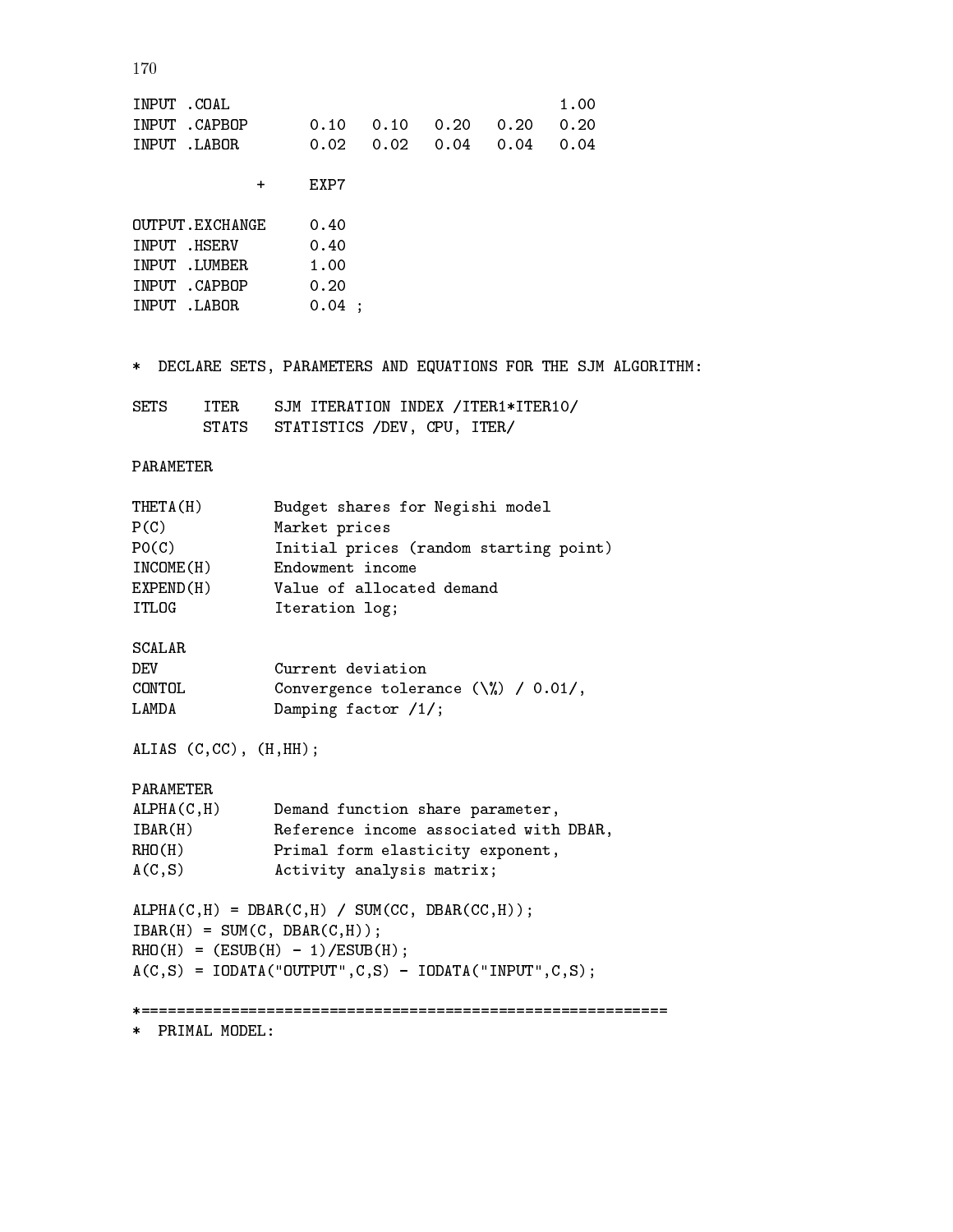```
INPUT .COAL                                          1.00
INPUT .CAPBOP       0.10   0.10   0.20   0.20   0.20
INPUT .LABOR        0.02   0.02   0.04   0.04   0.04

            +      EXP7

OUTPUT.EXCHANGE     0.40
INPUT .HSERV        0.40
INPUT .LUMBER       1.00
INPUT .CAPBOP       0.20
INPUT .LABOR        0.04 ;


*  DECLARE SETS, PARAMETERS AND EQUATIONS FOR THE SJM ALGORITHM:

SETS    ITER    SJM ITERATION INDEX /ITER1*ITER10/
        STATS   STATISTICS /DEV, CPU, ITER/

PARAMETER

THETA(H)        Budget shares for Negishi model
P(C)            Market prices
P0(C)           Initial prices (random starting point)
INCOME(H)       Endowment income
EXPEND(H)       Value of allocated demand
ITLOG           Iteration log;

SCALAR
DEV             Current deviation
CONTOL          Convergence tolerance (\%) / 0.01/,
LAMDA           Damping factor /1/;

ALIAS (C,CC), (H,HH);

PARAMETER
ALPHA(C,H)      Demand function share parameter,
IBAR(H)         Reference income associated with DBAR,
RHO(H)          Primal form elasticity exponent,
A(C,S)          Activity analysis matrix;

ALPHA(C,H) = DBAR(C,H) / SUM(CC, DBAR(CC,H));
IBAR(H) = SUM(C, DBAR(C,H));
RHO(H) = (ESUB(H) - 1)/ESUB(H);
A(C,S) = IODATA("OUTPUT",C,S) - IODATA("INPUT",C,S);

*==========================================================
*  PRIMAL MODEL:
```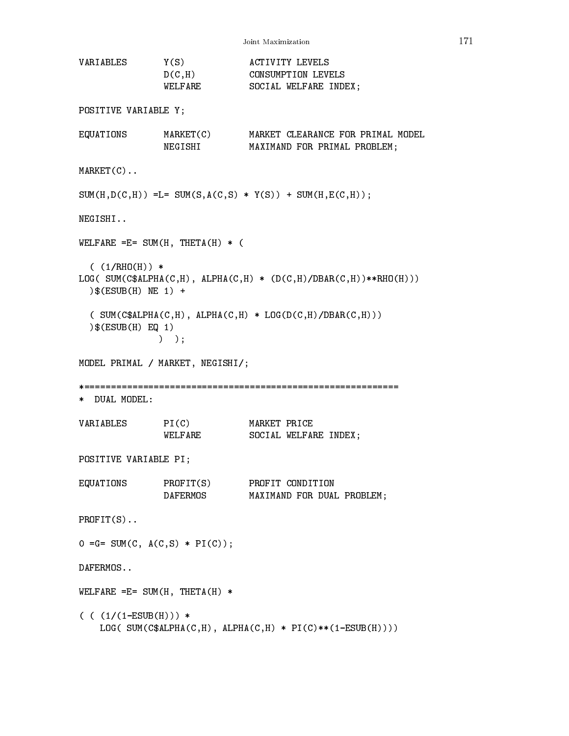```
VARIABLES       Y(S)            ACTIVITY LEVELS
                D(C,H)          CONSUMPTION LEVELS
                WELFARE         SOCIAL WELFARE INDEX;

POSITIVE VARIABLE Y;

EQUATIONS       MARKET(C)       MARKET CLEARANCE FOR PRIMAL MODEL
                NEGISHI         MAXIMAND FOR PRIMAL PROBLEM;

MARKET(C)..

SUM(H,D(C,H)) =L= SUM(S,A(C,S) * Y(S)) + SUM(H,E(C,H));

NEGISHI..

WELFARE =E= SUM(H, THETA(H) * (

  ( (1/RHO(H)) *
LOG( SUM(C$ALPHA(C,H), ALPHA(C,H) * (D(C,H)/DBAR(C,H))**RHO(H)))
  )$(ESUB(H) NE 1) +

  ( SUM(C$ALPHA(C,H), ALPHA(C,H) * LOG(D(C,H)/DBAR(C,H)))
  )$(ESUB(H) EQ 1)
               )  );

MODEL PRIMAL / MARKET, NEGISHI/;

*==========================================================
*  DUAL MODEL:

VARIABLES       PI(C)           MARKET PRICE
                WELFARE         SOCIAL WELFARE INDEX;

POSITIVE VARIABLE PI;

EQUATIONS       PROFIT(S)       PROFIT CONDITION
                DAFERMOS        MAXIMAND FOR DUAL PROBLEM;

PROFIT(S)..

0 =G= SUM(C, A(C,S) * PI(C));

DAFERMOS..

WELFARE =E= SUM(H, THETA(H) *

( ( (1/(1-ESUB(H))) *
    LOG( SUM(C$ALPHA(C,H), ALPHA(C,H) * PI(C)**(1-ESUB(H))))
```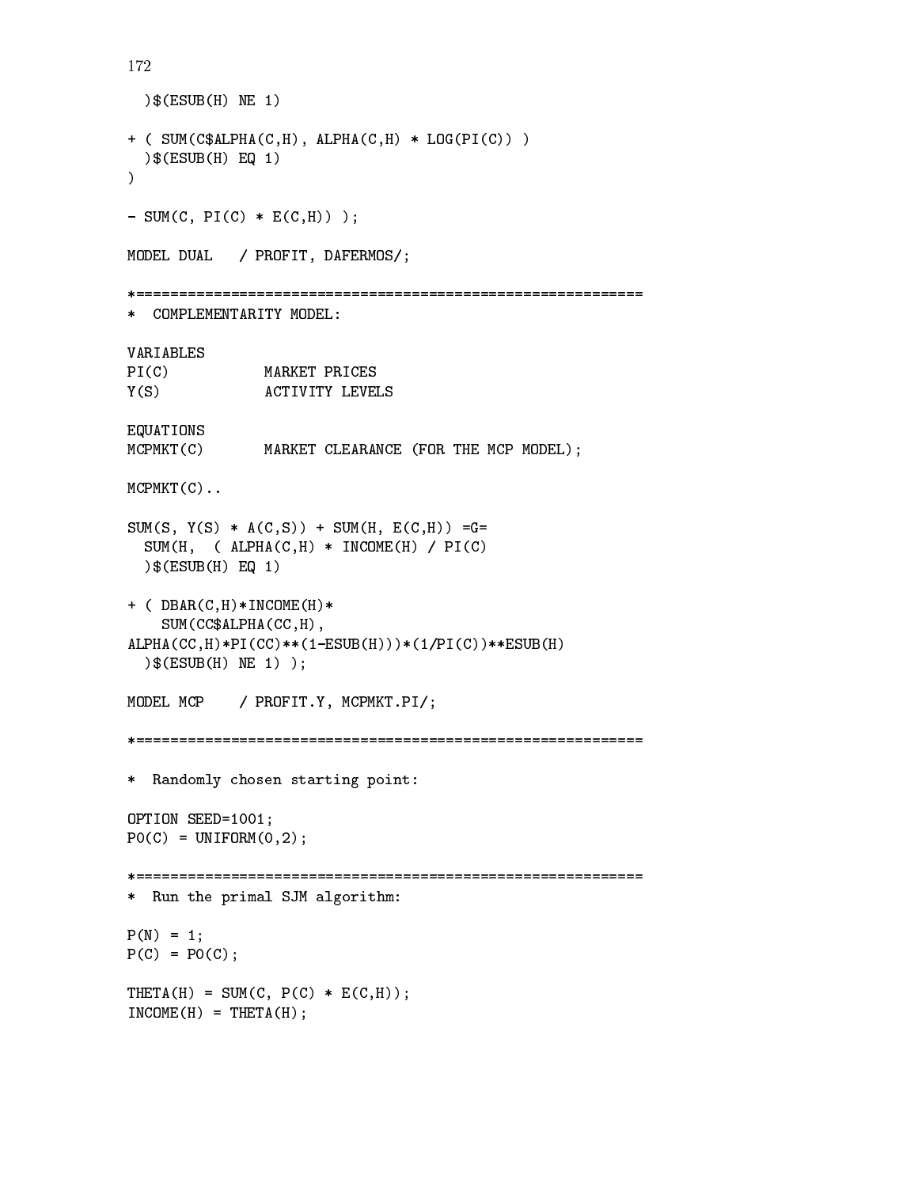```
  )$(ESUB(H) NE 1)

+ ( SUM(C$ALPHA(C,H), ALPHA(C,H) * LOG(PI(C)) )
  )$(ESUB(H) EQ 1)
)

- SUM(C, PI(C) * E(C,H)) );

MODEL DUAL   / PROFIT, DAFERMOS/;

*============================================================
*  COMPLEMENTARITY MODEL:

VARIABLES
PI(C)           MARKET PRICES
Y(S)            ACTIVITY LEVELS

EQUATIONS
MCPMKT(C)       MARKET CLEARANCE (FOR THE MCP MODEL);

MCPMKT(C)..

SUM(S, Y(S) * A(C,S)) + SUM(H, E(C,H)) =G=
  SUM(H,  ( ALPHA(C,H) * INCOME(H) / PI(C)
  )$(ESUB(H) EQ 1)

+ ( DBAR(C,H)*INCOME(H)*
    SUM(CC$ALPHA(CC,H),
ALPHA(CC,H)*PI(CC)**(1-ESUB(H)))*(1/PI(C))**ESUB(H)
  )$(ESUB(H) NE 1) );

MODEL MCP    / PROFIT.Y, MCPMKT.PI/;

*============================================================

*  Randomly chosen starting point:

OPTION SEED=1001;
P0(C) = UNIFORM(0,2);

*============================================================
*  Run the primal SJM algorithm:

P(N) = 1;
P(C) = P0(C);

THETA(H) = SUM(C, P(C) * E(C,H));
INCOME(H) = THETA(H);
```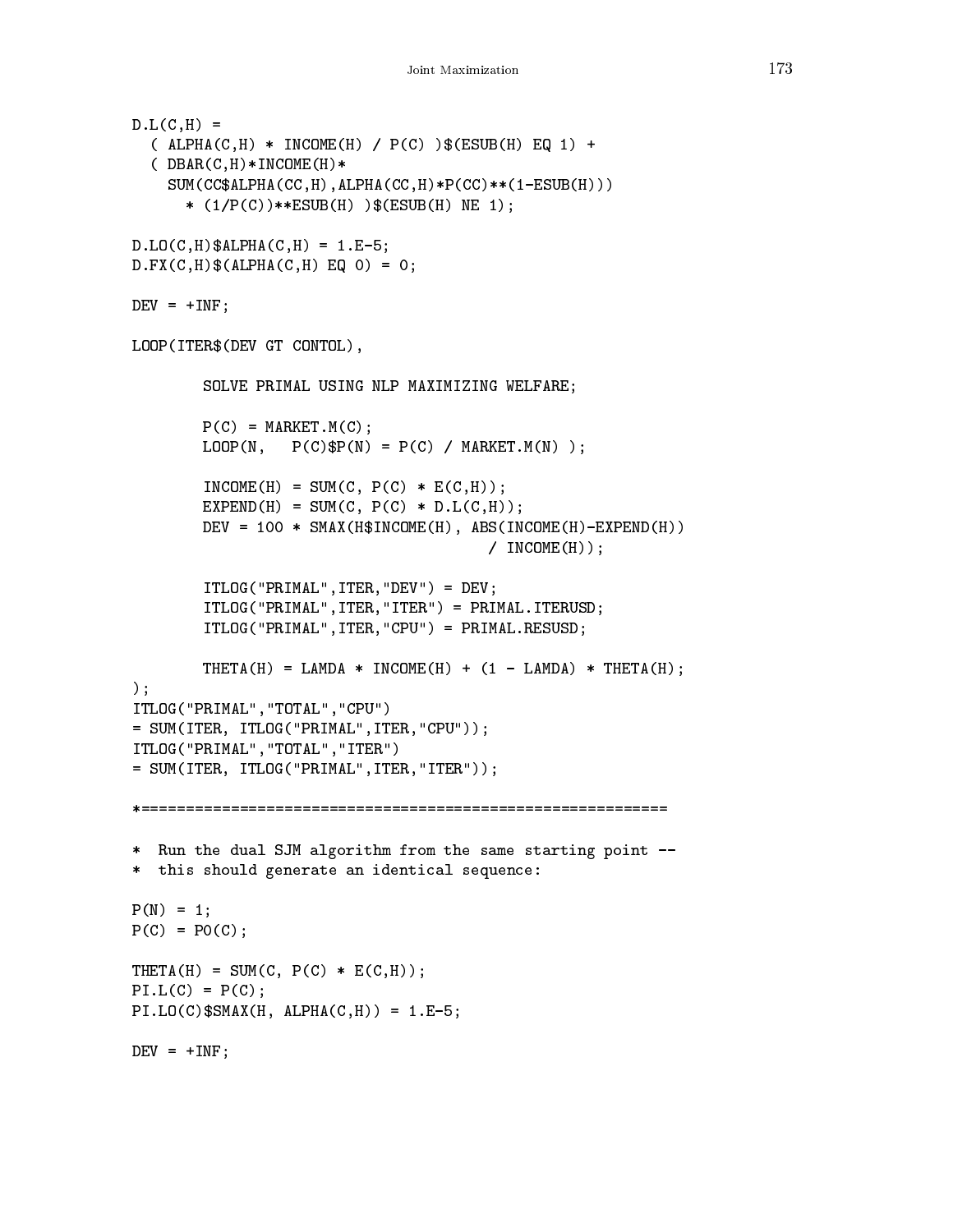```
D.L(C,H) =
  ( ALPHA(C,H) * INCOME(H) / P(C) )$(ESUB(H) EQ 1) +
  ( DBAR(C,H)*INCOME(H)*
    SUM(CC$ALPHA(CC,H),ALPHA(CC,H)*P(CC)**(1-ESUB(H)))
      * (1/P(C))**ESUB(H) )$(ESUB(H) NE 1);

D.LO(C,H)$ALPHA(C,H) = 1.E-5;
D.FX(C,H)$(ALPHA(C,H) EQ 0) = 0;

DEV = +INF;

LOOP(ITER$(DEV GT CONTOL),

        SOLVE PRIMAL USING NLP MAXIMIZING WELFARE;

        P(C) = MARKET.M(C);
        LOOP(N,   P(C)$P(N) = P(C) / MARKET.M(N) );

        INCOME(H) = SUM(C, P(C) * E(C,H));
        EXPEND(H) = SUM(C, P(C) * D.L(C,H));
        DEV = 100 * SMAX(H$INCOME(H), ABS(INCOME(H)-EXPEND(H))
                                      / INCOME(H));

        ITLOG("PRIMAL",ITER,"DEV") = DEV;
        ITLOG("PRIMAL",ITER,"ITER") = PRIMAL.ITERUSD;
        ITLOG("PRIMAL",ITER,"CPU") = PRIMAL.RESUSD;

        THETA(H) = LAMDA * INCOME(H) + (1 - LAMDA) * THETA(H);
);
ITLOG("PRIMAL","TOTAL","CPU")
= SUM(ITER, ITLOG("PRIMAL",ITER,"CPU"));
ITLOG("PRIMAL","TOTAL","ITER")
= SUM(ITER, ITLOG("PRIMAL",ITER,"ITER"));

*===========================================================

*  Run the dual SJM algorithm from the same starting point --
*  this should generate an identical sequence:

P(N) = 1;
P(C) = P0(C);

THETA(H) = SUM(C, P(C) * E(C,H));
PI.L(C) = P(C);
PI.LO(C)$SMAX(H, ALPHA(C,H)) = 1.E-5;

DEV = +INF;
```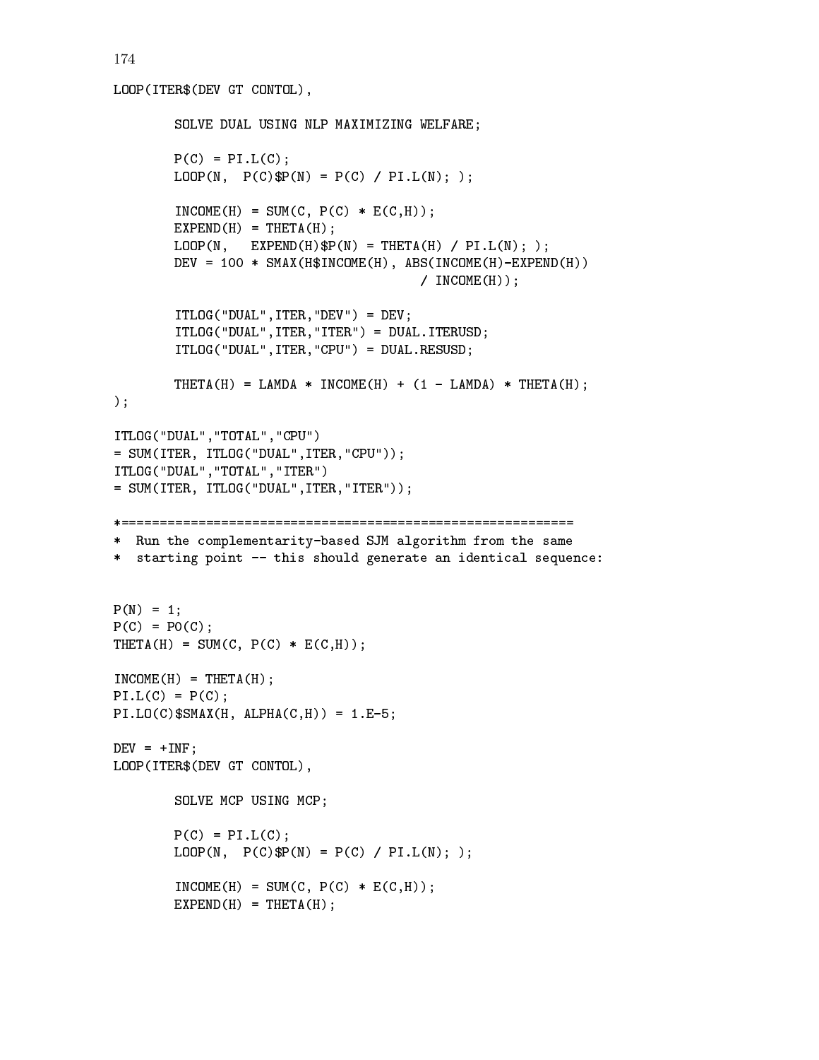```
LOOP(ITER$(DEV GT CONTOL),

        SOLVE DUAL USING NLP MAXIMIZING WELFARE;

        P(C) = PI.L(C);
        LOOP(N,  P(C)$P(N) = P(C) / PI.L(N); );

        INCOME(H) = SUM(C, P(C) * E(C,H));
        EXPEND(H) = THETA(H);
        LOOP(N,   EXPEND(H)$P(N) = THETA(H) / PI.L(N); );
        DEV = 100 * SMAX(H$INCOME(H), ABS(INCOME(H)-EXPEND(H))
                                        / INCOME(H));

        ITLOG("DUAL",ITER,"DEV") = DEV;
        ITLOG("DUAL",ITER,"ITER") = DUAL.ITERUSD;
        ITLOG("DUAL",ITER,"CPU") = DUAL.RESUSD;

        THETA(H) = LAMDA * INCOME(H) + (1 - LAMDA) * THETA(H);
);

ITLOG("DUAL","TOTAL","CPU")
= SUM(ITER, ITLOG("DUAL",ITER,"CPU"));
ITLOG("DUAL","TOTAL","ITER")
= SUM(ITER, ITLOG("DUAL",ITER,"ITER"));

*============================================================
*  Run the complementarity-based SJM algorithm from the same
*  starting point -- this should generate an identical sequence:


P(N) = 1;
P(C) = P0(C);
THETA(H) = SUM(C, P(C) * E(C,H));

INCOME(H) = THETA(H);
PI.L(C) = P(C);
PI.LO(C)$SMAX(H, ALPHA(C,H)) = 1.E-5;

DEV = +INF;
LOOP(ITER$(DEV GT CONTOL),

        SOLVE MCP USING MCP;

        P(C) = PI.L(C);
        LOOP(N,  P(C)$P(N) = P(C) / PI.L(N); );

        INCOME(H) = SUM(C, P(C) * E(C,H));
        EXPEND(H) = THETA(H);
```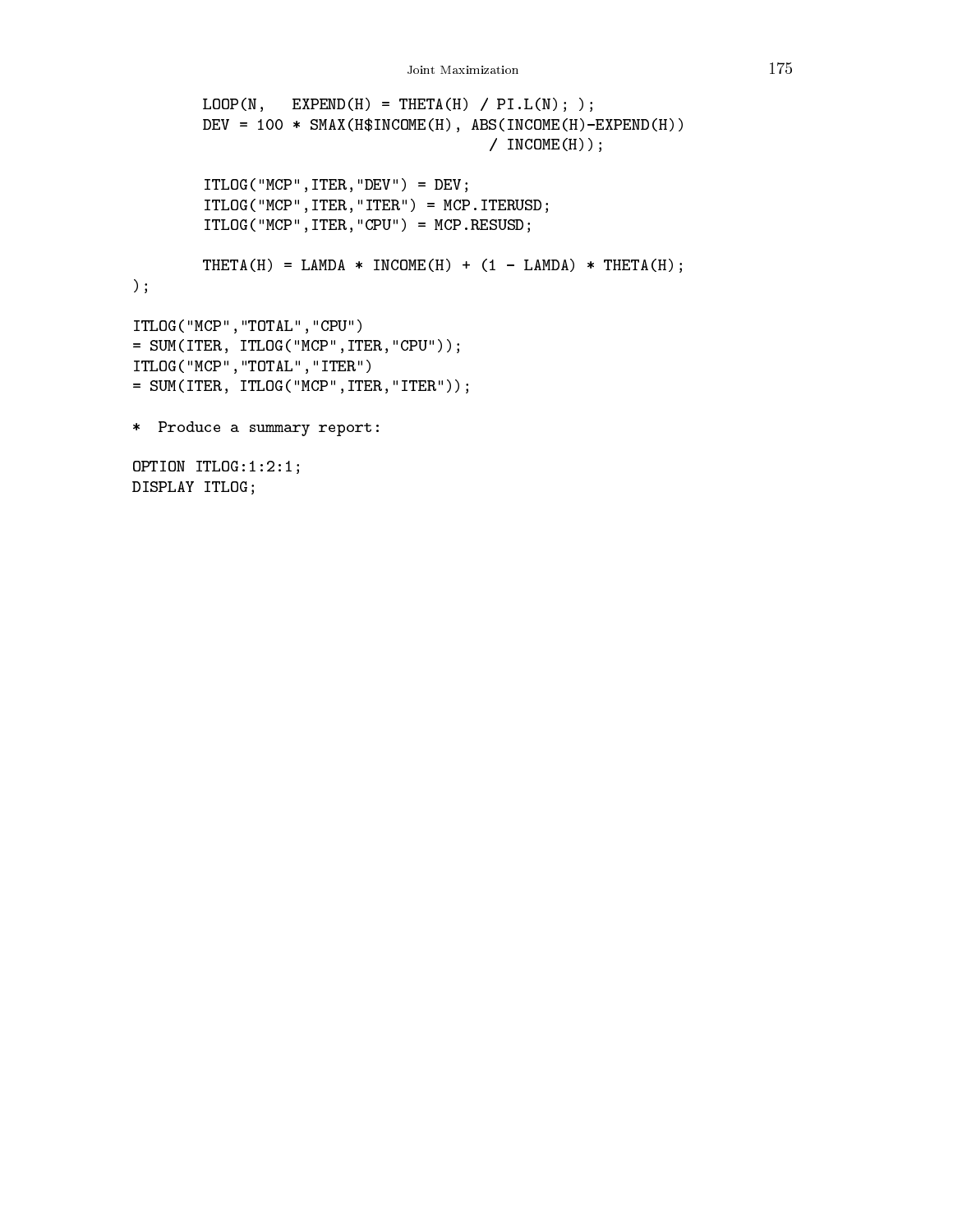```
        LOOP(N,   EXPEND(H) = THETA(H) / PI.L(N); );
        DEV = 100 * SMAX(H$INCOME(H), ABS(INCOME(H)-EXPEND(H))
                                      / INCOME(H));

        ITLOG("MCP",ITER,"DEV") = DEV;
        ITLOG("MCP",ITER,"ITER") = MCP.ITERUSD;
        ITLOG("MCP",ITER,"CPU") = MCP.RESUSD;

        THETA(H) = LAMDA * INCOME(H) + (1 - LAMDA) * THETA(H);
);

ITLOG("MCP","TOTAL","CPU")
= SUM(ITER, ITLOG("MCP",ITER,"CPU"));
ITLOG("MCP","TOTAL","ITER")
= SUM(ITER, ITLOG("MCP",ITER,"ITER"));

*  Produce a summary report:

OPTION ITLOG:1:2:1;
DISPLAY ITLOG;
```